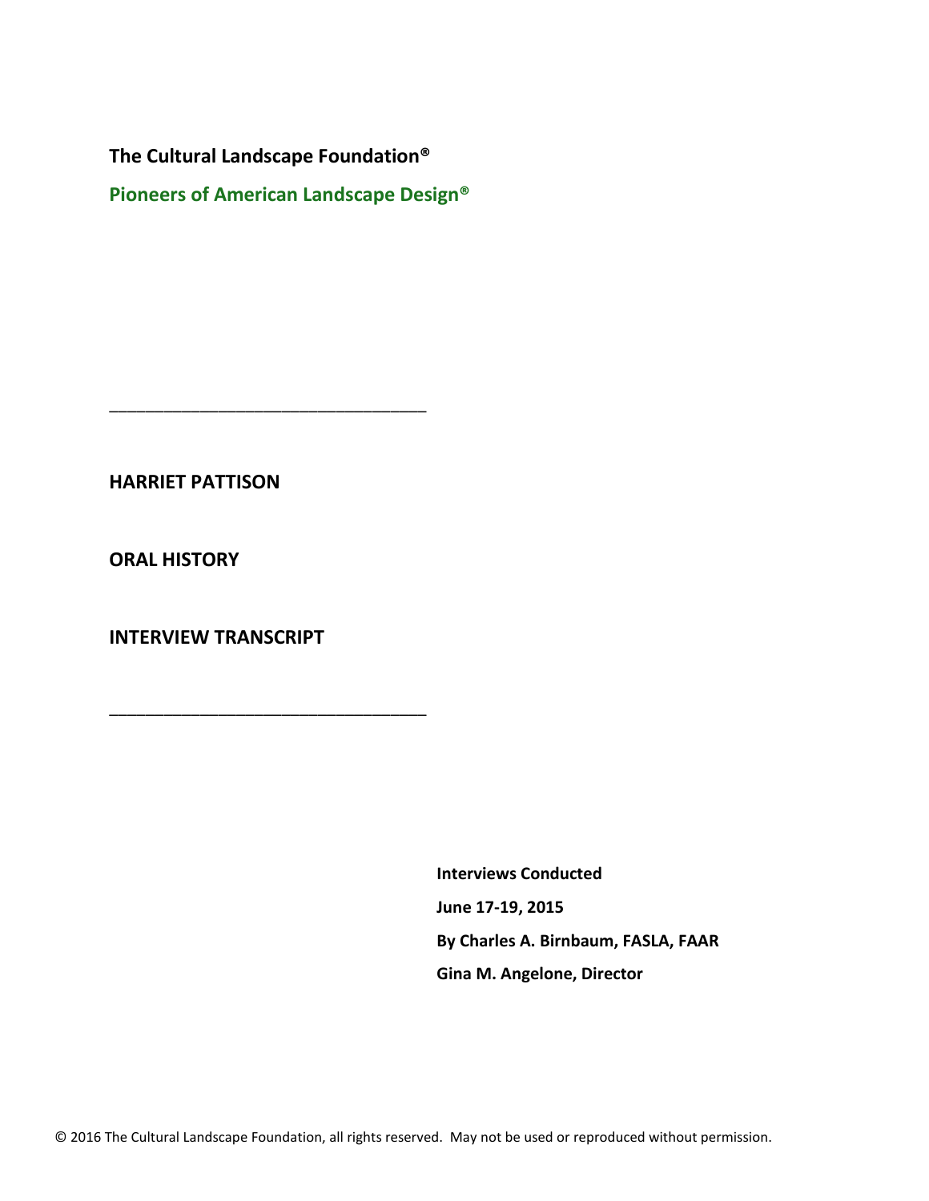**The Cultural Landscape Foundation®**

**Pioneers of American Landscape Design®**

---

# HARRIET PATTISON

# ORAL HISTORY

# INTERVIEW TRANSCRIPT

---

**Interviews Conducted**

**June 17-19, 2015**

**By Charles A. Birnbaum, FASLA, FAAR**

**Gina M. Angelone, Director**

© 2016 The Cultural Landscape Foundation, all rights reserved. May not be used or reproduced without permission.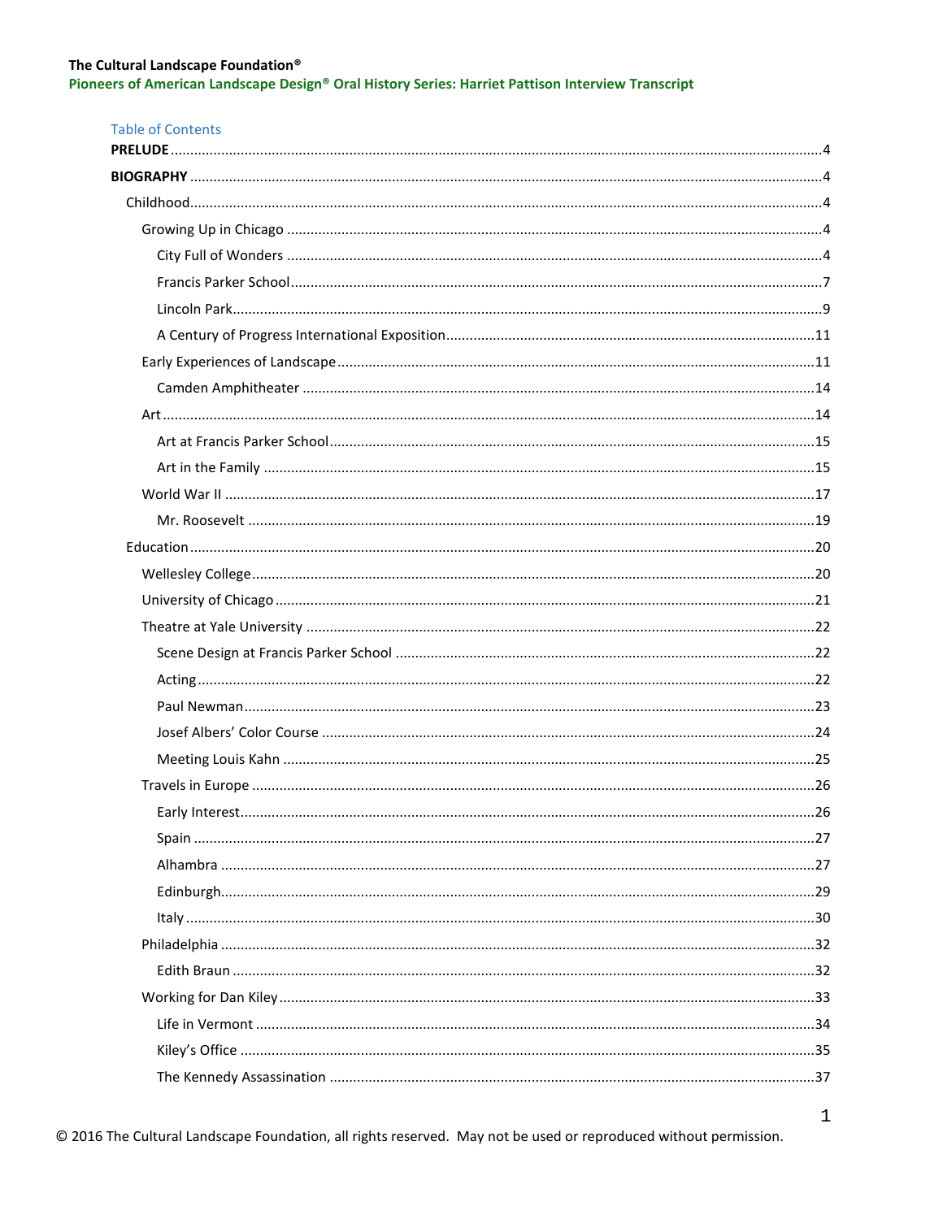Table of Contents

**PRELUDE** ..... 4

**BIOGRAPHY** ..... 4

- Childhood ..... 4
  - Growing Up in Chicago ..... 4
    - City Full of Wonders ..... 4
    - Francis Parker School ..... 7
    - Lincoln Park ..... 9
    - A Century of Progress International Exposition ..... 11
  - Early Experiences of Landscape ..... 11
    - Camden Amphitheater ..... 14
  - Art ..... 14
    - Art at Francis Parker School ..... 15
    - Art in the Family ..... 15
  - World War II ..... 17
    - Mr. Roosevelt ..... 19
- Education ..... 20
  - Wellesley College ..... 20
  - University of Chicago ..... 21
  - Theatre at Yale University ..... 22
    - Scene Design at Francis Parker School ..... 22
    - Acting ..... 22
    - Paul Newman ..... 23
    - Josef Albers' Color Course ..... 24
    - Meeting Louis Kahn ..... 25
  - Travels in Europe ..... 26
    - Early Interest ..... 26
    - Spain ..... 27
    - Alhambra ..... 27
    - Edinburgh ..... 29
    - Italy ..... 30
  - Philadelphia ..... 32
    - Edith Braun ..... 32
  - Working for Dan Kiley ..... 33
    - Life in Vermont ..... 34
    - Kiley's Office ..... 35
    - The Kennedy Assassination ..... 37

© 2016 The Cultural Landscape Foundation, all rights reserved. May not be used or reproduced without permission.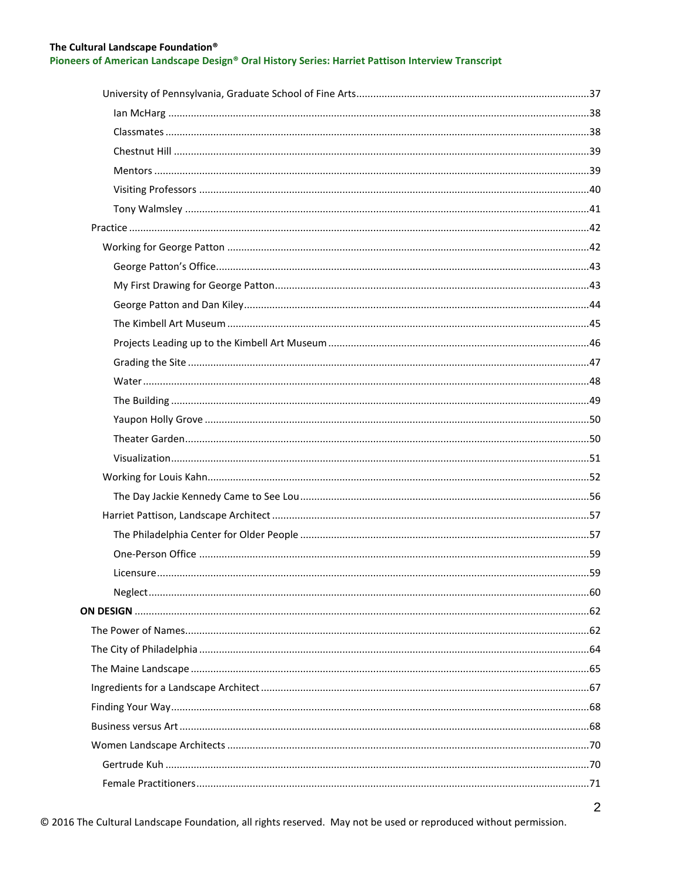- University of Pennsylvania, Graduate School of Fine Arts .....37
  - Ian McHarg .....38
  - Classmates .....38
  - Chestnut Hill .....39
  - Mentors .....39
  - Visiting Professors .....40
  - Tony Walmsley .....41
- Practice .....42
  - Working for George Patton .....42
    - George Patton's Office .....43
    - My First Drawing for George Patton .....43
    - George Patton and Dan Kiley .....44
    - The Kimbell Art Museum .....45
    - Projects Leading up to the Kimbell Art Museum .....46
    - Grading the Site .....47
    - Water .....48
    - The Building .....49
    - Yaupon Holly Grove .....50
    - Theater Garden .....50
    - Visualization .....51
  - Working for Louis Kahn .....52
    - The Day Jackie Kennedy Came to See Lou .....56
  - Harriet Pattison, Landscape Architect .....57
    - The Philadelphia Center for Older People .....57
    - One-Person Office .....59
    - Licensure .....59
    - Neglect .....60

**ON DESIGN** .....62

- The Power of Names .....62
- The City of Philadelphia .....64
- The Maine Landscape .....65
- Ingredients for a Landscape Architect .....67
- Finding Your Way .....68
- Business versus Art .....68
- Women Landscape Architects .....70
  - Gertrude Kuh .....70
  - Female Practitioners .....71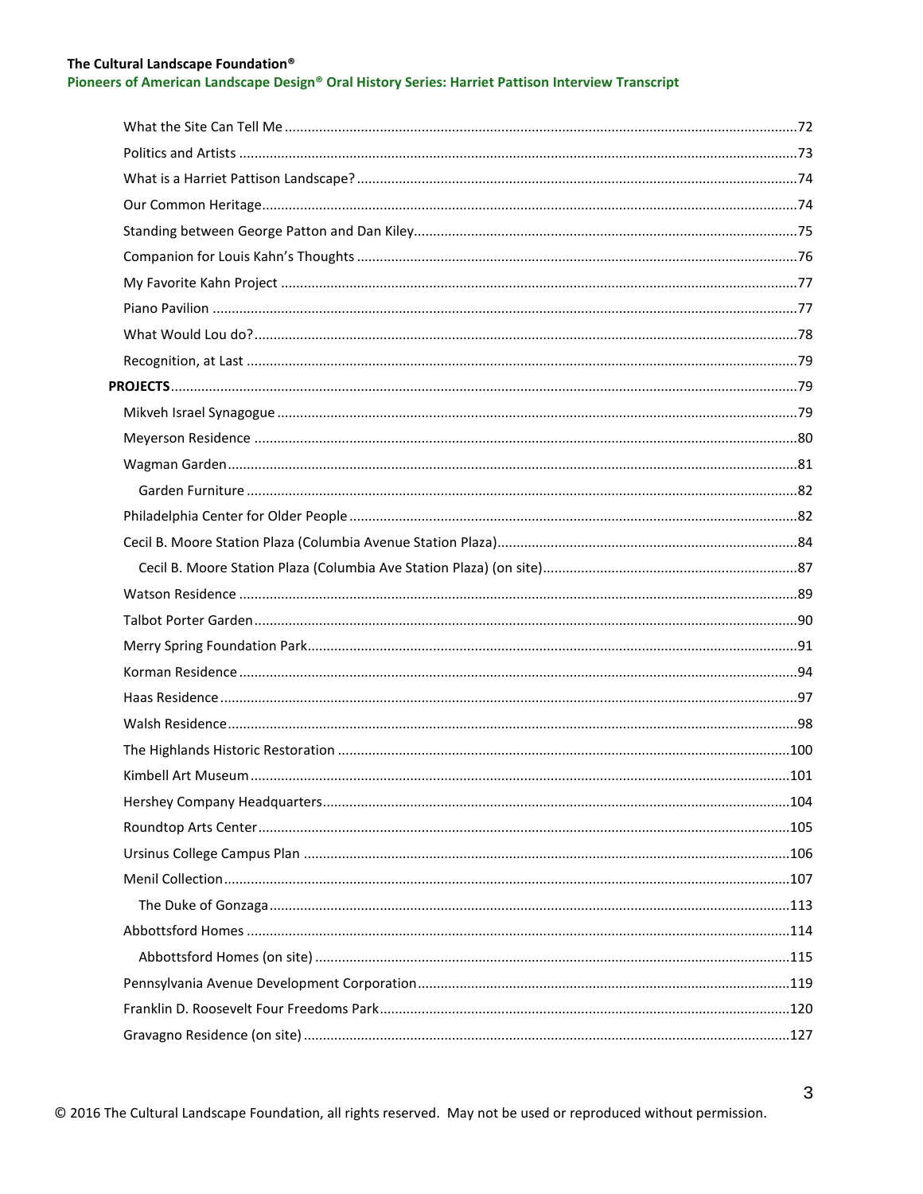- What the Site Can Tell Me ..... 72
- Politics and Artists ..... 73
- What is a Harriet Pattison Landscape? ..... 74
- Our Common Heritage ..... 74
- Standing between George Patton and Dan Kiley ..... 75
- Companion for Louis Kahn's Thoughts ..... 76
- My Favorite Kahn Project ..... 77
- Piano Pavilion ..... 77
- What Would Lou do? ..... 78
- Recognition, at Last ..... 79

**PROJECTS** ..... 79

- Mikveh Israel Synagogue ..... 79
- Meyerson Residence ..... 80
- Wagman Garden ..... 81
  - Garden Furniture ..... 82
- Philadelphia Center for Older People ..... 82
- Cecil B. Moore Station Plaza (Columbia Avenue Station Plaza) ..... 84
  - Cecil B. Moore Station Plaza (Columbia Ave Station Plaza) (on site) ..... 87
- Watson Residence ..... 89
- Talbot Porter Garden ..... 90
- Merry Spring Foundation Park ..... 91
- Korman Residence ..... 94
- Haas Residence ..... 97
- Walsh Residence ..... 98
- The Highlands Historic Restoration ..... 100
- Kimbell Art Museum ..... 101
- Hershey Company Headquarters ..... 104
- Roundtop Arts Center ..... 105
- Ursinus College Campus Plan ..... 106
- Menil Collection ..... 107
  - The Duke of Gonzaga ..... 113
- Abbottsford Homes ..... 114
  - Abbottsford Homes (on site) ..... 115
- Pennsylvania Avenue Development Corporation ..... 119
- Franklin D. Roosevelt Four Freedoms Park ..... 120
- Gravagno Residence (on site) ..... 127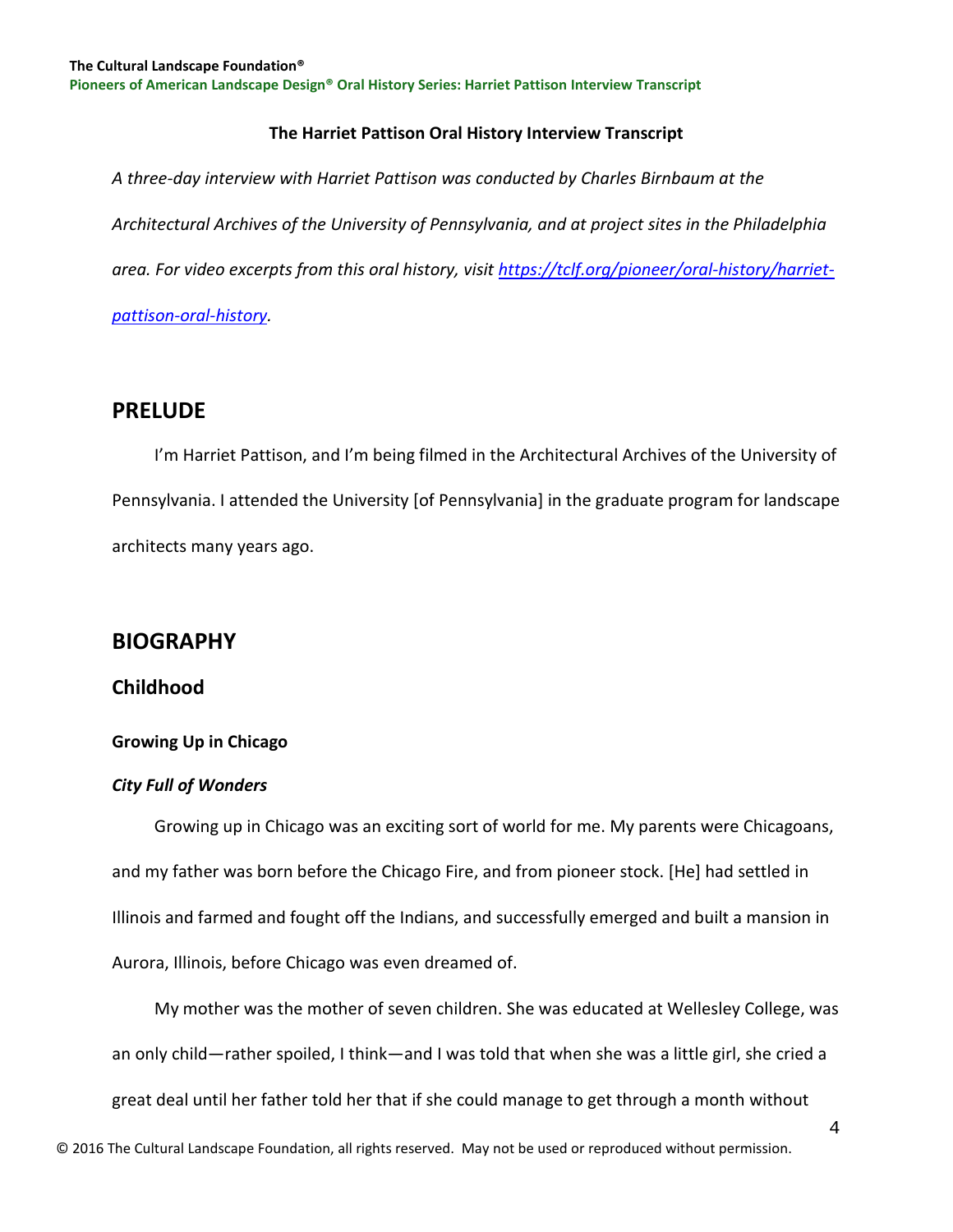**The Harriet Pattison Oral History Interview Transcript**

*A three-day interview with Harriet Pattison was conducted by Charles Birnbaum at the Architectural Archives of the University of Pennsylvania, and at project sites in the Philadelphia area. For video excerpts from this oral history, visit [https://tclf.org/pioneer/oral-history/harriet-pattison-oral-history](https://tclf.org/pioneer/oral-history/harriet-pattison-oral-history).*

## PRELUDE

I'm Harriet Pattison, and I'm being filmed in the Architectural Archives of the University of Pennsylvania. I attended the University [of Pennsylvania] in the graduate program for landscape architects many years ago.

## BIOGRAPHY

### Childhood

#### Growing Up in Chicago

##### *City Full of Wonders*

Growing up in Chicago was an exciting sort of world for me. My parents were Chicagoans, and my father was born before the Chicago Fire, and from pioneer stock. [He] had settled in Illinois and farmed and fought off the Indians, and successfully emerged and built a mansion in Aurora, Illinois, before Chicago was even dreamed of.

My mother was the mother of seven children. She was educated at Wellesley College, was an only child—rather spoiled, I think—and I was told that when she was a little girl, she cried a great deal until her father told her that if she could manage to get through a month without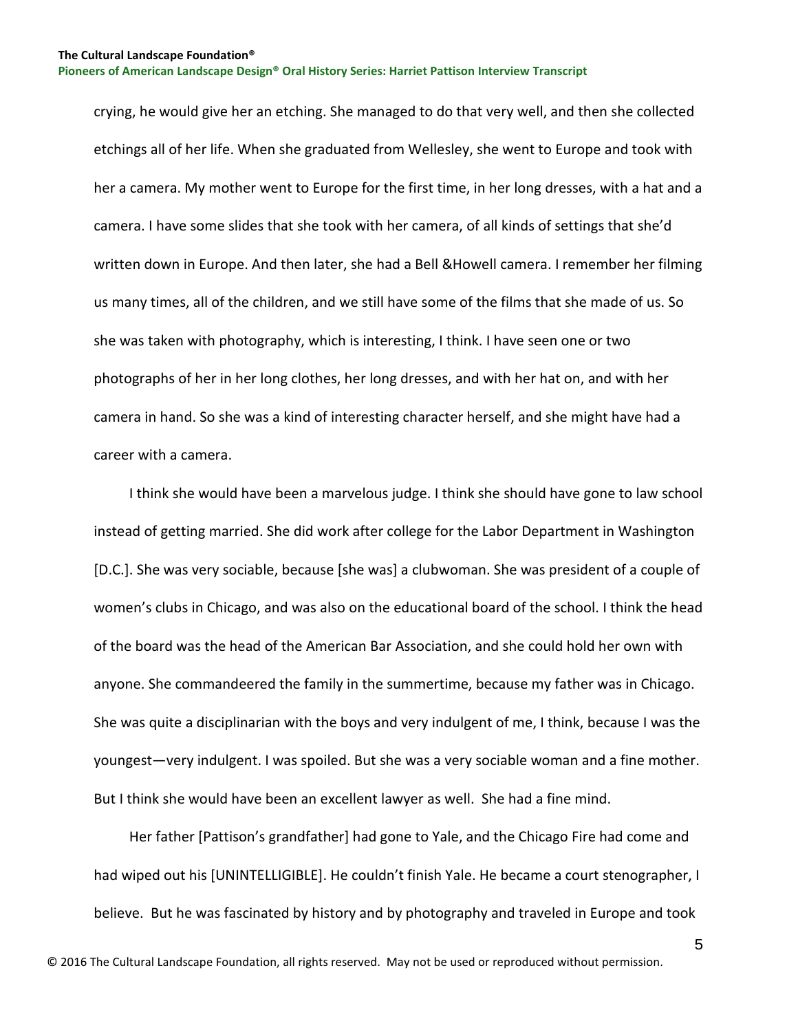crying, he would give her an etching. She managed to do that very well, and then she collected etchings all of her life. When she graduated from Wellesley, she went to Europe and took with her a camera. My mother went to Europe for the first time, in her long dresses, with a hat and a camera. I have some slides that she took with her camera, of all kinds of settings that she'd written down in Europe. And then later, she had a Bell &Howell camera. I remember her filming us many times, all of the children, and we still have some of the films that she made of us. So she was taken with photography, which is interesting, I think. I have seen one or two photographs of her in her long clothes, her long dresses, and with her hat on, and with her camera in hand. So she was a kind of interesting character herself, and she might have had a career with a camera.

I think she would have been a marvelous judge. I think she should have gone to law school instead of getting married. She did work after college for the Labor Department in Washington [D.C.]. She was very sociable, because [she was] a clubwoman. She was president of a couple of women's clubs in Chicago, and was also on the educational board of the school. I think the head of the board was the head of the American Bar Association, and she could hold her own with anyone. She commandeered the family in the summertime, because my father was in Chicago. She was quite a disciplinarian with the boys and very indulgent of me, I think, because I was the youngest—very indulgent. I was spoiled. But she was a very sociable woman and a fine mother. But I think she would have been an excellent lawyer as well. She had a fine mind.

Her father [Pattison's grandfather] had gone to Yale, and the Chicago Fire had come and had wiped out his [UNINTELLIGIBLE]. He couldn't finish Yale. He became a court stenographer, I believe. But he was fascinated by history and by photography and traveled in Europe and took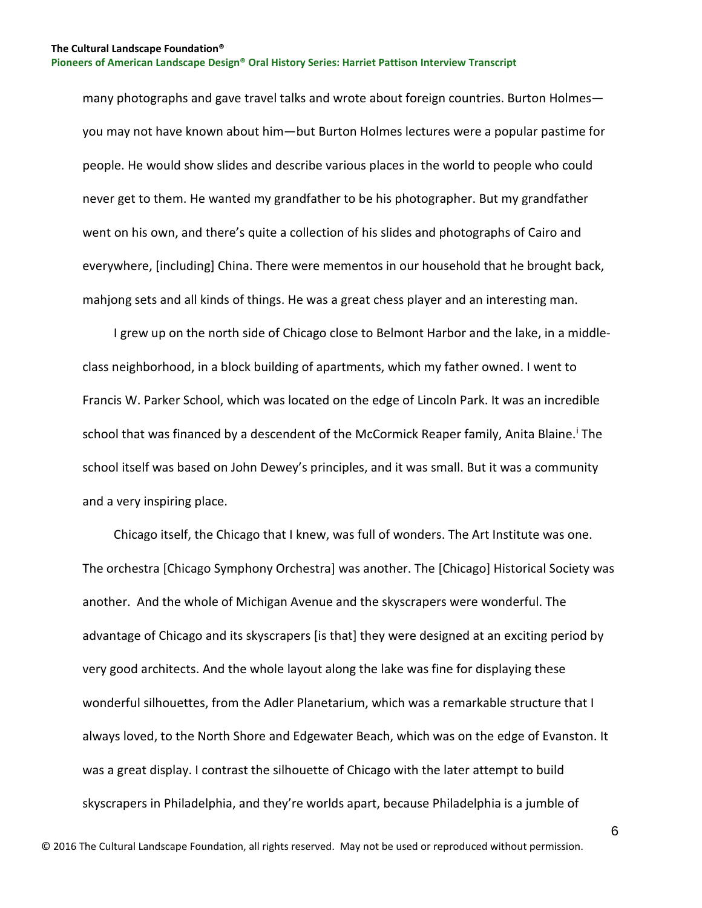many photographs and gave travel talks and wrote about foreign countries. Burton Holmes—you may not have known about him—but Burton Holmes lectures were a popular pastime for people. He would show slides and describe various places in the world to people who could never get to them. He wanted my grandfather to be his photographer. But my grandfather went on his own, and there's quite a collection of his slides and photographs of Cairo and everywhere, [including] China. There were mementos in our household that he brought back, mahjong sets and all kinds of things. He was a great chess player and an interesting man.

I grew up on the north side of Chicago close to Belmont Harbor and the lake, in a middle-class neighborhood, in a block building of apartments, which my father owned. I went to Francis W. Parker School, which was located on the edge of Lincoln Park. It was an incredible school that was financed by a descendent of the McCormick Reaper family, Anita Blaine.[i] The school itself was based on John Dewey's principles, and it was small. But it was a community and a very inspiring place.

Chicago itself, the Chicago that I knew, was full of wonders. The Art Institute was one. The orchestra [Chicago Symphony Orchestra] was another. The [Chicago] Historical Society was another. And the whole of Michigan Avenue and the skyscrapers were wonderful. The advantage of Chicago and its skyscrapers [is that] they were designed at an exciting period by very good architects. And the whole layout along the lake was fine for displaying these wonderful silhouettes, from the Adler Planetarium, which was a remarkable structure that I always loved, to the North Shore and Edgewater Beach, which was on the edge of Evanston. It was a great display. I contrast the silhouette of Chicago with the later attempt to build skyscrapers in Philadelphia, and they're worlds apart, because Philadelphia is a jumble of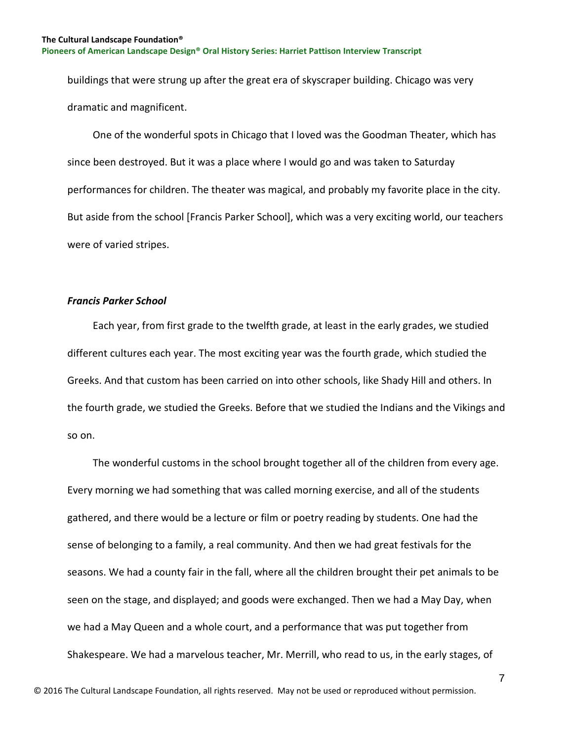buildings that were strung up after the great era of skyscraper building. Chicago was very dramatic and magnificent.

One of the wonderful spots in Chicago that I loved was the Goodman Theater, which has since been destroyed. But it was a place where I would go and was taken to Saturday performances for children. The theater was magical, and probably my favorite place in the city. But aside from the school [Francis Parker School], which was a very exciting world, our teachers were of varied stripes.

### *Francis Parker School*

Each year, from first grade to the twelfth grade, at least in the early grades, we studied different cultures each year. The most exciting year was the fourth grade, which studied the Greeks. And that custom has been carried on into other schools, like Shady Hill and others. In the fourth grade, we studied the Greeks. Before that we studied the Indians and the Vikings and so on.

The wonderful customs in the school brought together all of the children from every age. Every morning we had something that was called morning exercise, and all of the students gathered, and there would be a lecture or film or poetry reading by students. One had the sense of belonging to a family, a real community. And then we had great festivals for the seasons. We had a county fair in the fall, where all the children brought their pet animals to be seen on the stage, and displayed; and goods were exchanged. Then we had a May Day, when we had a May Queen and a whole court, and a performance that was put together from Shakespeare. We had a marvelous teacher, Mr. Merrill, who read to us, in the early stages, of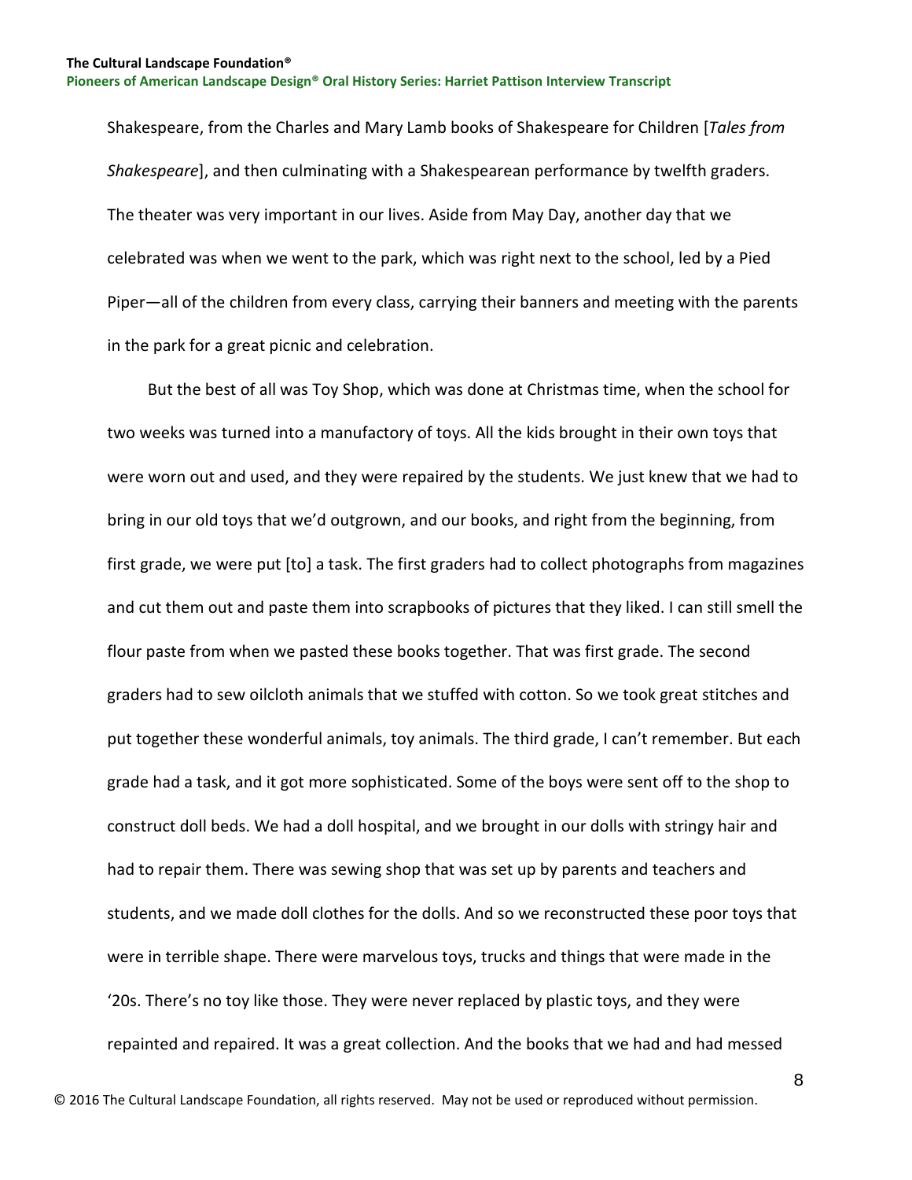Shakespeare, from the Charles and Mary Lamb books of Shakespeare for Children [*Tales from Shakespeare*], and then culminating with a Shakespearean performance by twelfth graders. The theater was very important in our lives. Aside from May Day, another day that we celebrated was when we went to the park, which was right next to the school, led by a Pied Piper—all of the children from every class, carrying their banners and meeting with the parents in the park for a great picnic and celebration.

But the best of all was Toy Shop, which was done at Christmas time, when the school for two weeks was turned into a manufactory of toys. All the kids brought in their own toys that were worn out and used, and they were repaired by the students. We just knew that we had to bring in our old toys that we'd outgrown, and our books, and right from the beginning, from first grade, we were put [to] a task. The first graders had to collect photographs from magazines and cut them out and paste them into scrapbooks of pictures that they liked. I can still smell the flour paste from when we pasted these books together. That was first grade. The second graders had to sew oilcloth animals that we stuffed with cotton. So we took great stitches and put together these wonderful animals, toy animals. The third grade, I can't remember. But each grade had a task, and it got more sophisticated. Some of the boys were sent off to the shop to construct doll beds. We had a doll hospital, and we brought in our dolls with stringy hair and had to repair them. There was sewing shop that was set up by parents and teachers and students, and we made doll clothes for the dolls. And so we reconstructed these poor toys that were in terrible shape. There were marvelous toys, trucks and things that were made in the '20s. There's no toy like those. They were never replaced by plastic toys, and they were repainted and repaired. It was a great collection. And the books that we had and had messed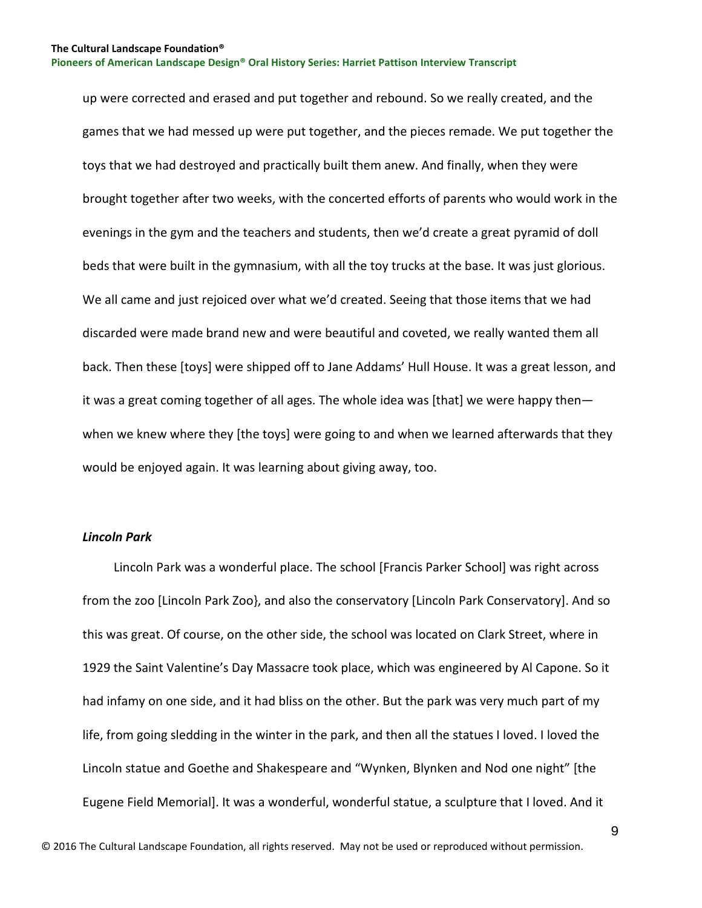up were corrected and erased and put together and rebound. So we really created, and the games that we had messed up were put together, and the pieces remade. We put together the toys that we had destroyed and practically built them anew. And finally, when they were brought together after two weeks, with the concerted efforts of parents who would work in the evenings in the gym and the teachers and students, then we'd create a great pyramid of doll beds that were built in the gymnasium, with all the toy trucks at the base. It was just glorious. We all came and just rejoiced over what we'd created. Seeing that those items that we had discarded were made brand new and were beautiful and coveted, we really wanted them all back. Then these [toys] were shipped off to Jane Addams' Hull House. It was a great lesson, and it was a great coming together of all ages. The whole idea was [that] we were happy then—when we knew where they [the toys] were going to and when we learned afterwards that they would be enjoyed again. It was learning about giving away, too.

### *Lincoln Park*

Lincoln Park was a wonderful place. The school [Francis Parker School] was right across from the zoo [Lincoln Park Zoo}, and also the conservatory [Lincoln Park Conservatory]. And so this was great. Of course, on the other side, the school was located on Clark Street, where in 1929 the Saint Valentine's Day Massacre took place, which was engineered by Al Capone. So it had infamy on one side, and it had bliss on the other. But the park was very much part of my life, from going sledding in the winter in the park, and then all the statues I loved. I loved the Lincoln statue and Goethe and Shakespeare and "Wynken, Blynken and Nod one night" [the Eugene Field Memorial]. It was a wonderful, wonderful statue, a sculpture that I loved. And it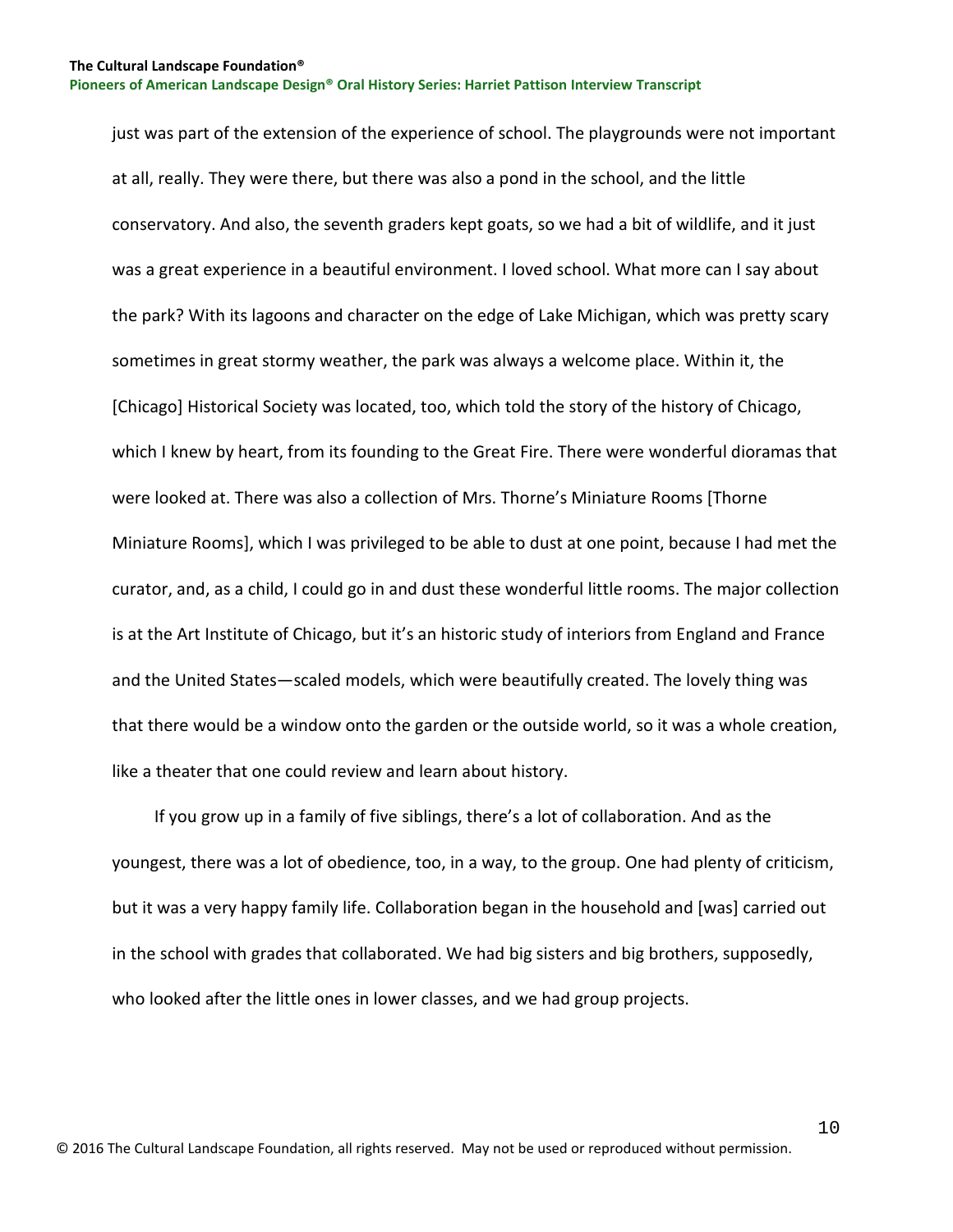just was part of the extension of the experience of school. The playgrounds were not important at all, really. They were there, but there was also a pond in the school, and the little conservatory. And also, the seventh graders kept goats, so we had a bit of wildlife, and it just was a great experience in a beautiful environment. I loved school. What more can I say about the park? With its lagoons and character on the edge of Lake Michigan, which was pretty scary sometimes in great stormy weather, the park was always a welcome place. Within it, the [Chicago] Historical Society was located, too, which told the story of the history of Chicago, which I knew by heart, from its founding to the Great Fire. There were wonderful dioramas that were looked at. There was also a collection of Mrs. Thorne's Miniature Rooms [Thorne Miniature Rooms], which I was privileged to be able to dust at one point, because I had met the curator, and, as a child, I could go in and dust these wonderful little rooms. The major collection is at the Art Institute of Chicago, but it's an historic study of interiors from England and France and the United States—scaled models, which were beautifully created. The lovely thing was that there would be a window onto the garden or the outside world, so it was a whole creation, like a theater that one could review and learn about history.

If you grow up in a family of five siblings, there's a lot of collaboration. And as the youngest, there was a lot of obedience, too, in a way, to the group. One had plenty of criticism, but it was a very happy family life. Collaboration began in the household and [was] carried out in the school with grades that collaborated. We had big sisters and big brothers, supposedly, who looked after the little ones in lower classes, and we had group projects.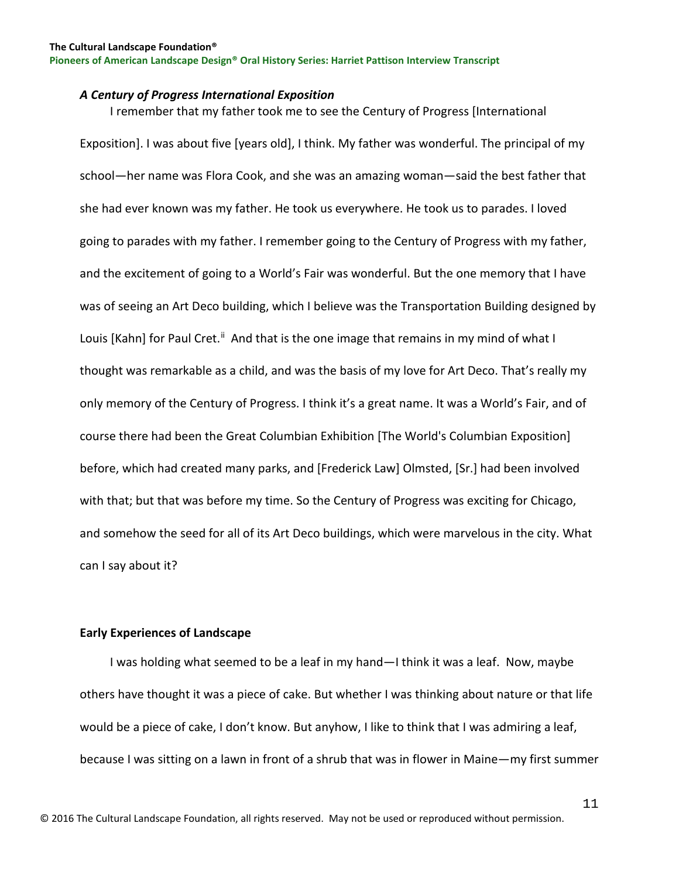### *A Century of Progress International Exposition*

I remember that my father took me to see the Century of Progress [International Exposition]. I was about five [years old], I think. My father was wonderful. The principal of my school—her name was Flora Cook, and she was an amazing woman—said the best father that she had ever known was my father. He took us everywhere. He took us to parades. I loved going to parades with my father. I remember going to the Century of Progress with my father, and the excitement of going to a World's Fair was wonderful. But the one memory that I have was of seeing an Art Deco building, which I believe was the Transportation Building designed by Louis [Kahn] for Paul Cret.[ii] And that is the one image that remains in my mind of what I thought was remarkable as a child, and was the basis of my love for Art Deco. That's really my only memory of the Century of Progress. I think it's a great name. It was a World's Fair, and of course there had been the Great Columbian Exhibition [The World's Columbian Exposition] before, which had created many parks, and [Frederick Law] Olmsted, [Sr.] had been involved with that; but that was before my time. So the Century of Progress was exciting for Chicago, and somehow the seed for all of its Art Deco buildings, which were marvelous in the city. What can I say about it?

### **Early Experiences of Landscape**

I was holding what seemed to be a leaf in my hand—I think it was a leaf. Now, maybe others have thought it was a piece of cake. But whether I was thinking about nature or that life would be a piece of cake, I don't know. But anyhow, I like to think that I was admiring a leaf, because I was sitting on a lawn in front of a shrub that was in flower in Maine—my first summer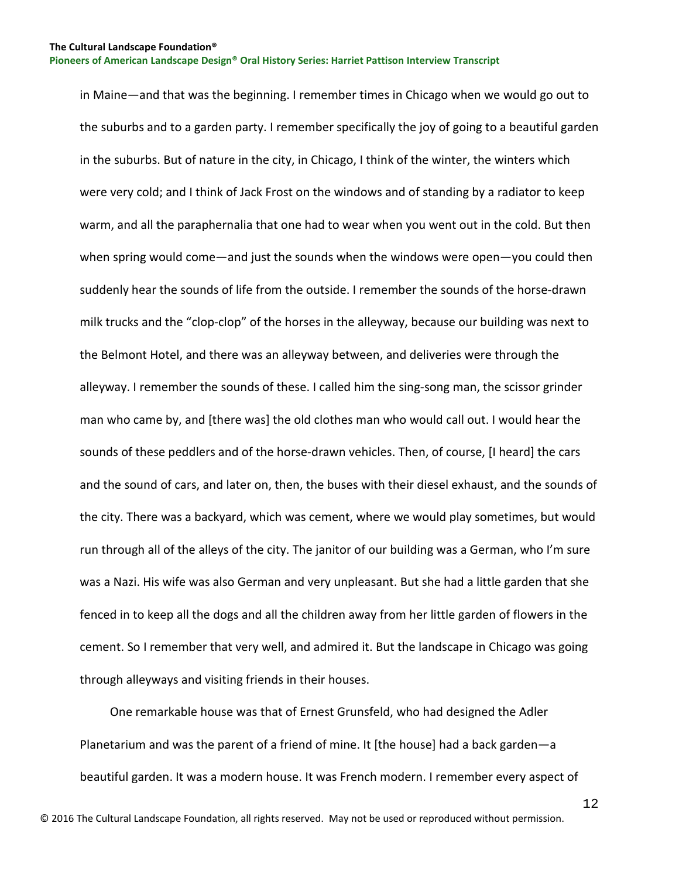in Maine—and that was the beginning. I remember times in Chicago when we would go out to the suburbs and to a garden party. I remember specifically the joy of going to a beautiful garden in the suburbs. But of nature in the city, in Chicago, I think of the winter, the winters which were very cold; and I think of Jack Frost on the windows and of standing by a radiator to keep warm, and all the paraphernalia that one had to wear when you went out in the cold. But then when spring would come—and just the sounds when the windows were open—you could then suddenly hear the sounds of life from the outside. I remember the sounds of the horse-drawn milk trucks and the "clop-clop" of the horses in the alleyway, because our building was next to the Belmont Hotel, and there was an alleyway between, and deliveries were through the alleyway. I remember the sounds of these. I called him the sing-song man, the scissor grinder man who came by, and [there was] the old clothes man who would call out. I would hear the sounds of these peddlers and of the horse-drawn vehicles. Then, of course, [I heard] the cars and the sound of cars, and later on, then, the buses with their diesel exhaust, and the sounds of the city. There was a backyard, which was cement, where we would play sometimes, but would run through all of the alleys of the city. The janitor of our building was a German, who I'm sure was a Nazi. His wife was also German and very unpleasant. But she had a little garden that she fenced in to keep all the dogs and all the children away from her little garden of flowers in the cement. So I remember that very well, and admired it. But the landscape in Chicago was going through alleyways and visiting friends in their houses.

One remarkable house was that of Ernest Grunsfeld, who had designed the Adler Planetarium and was the parent of a friend of mine. It [the house] had a back garden—a beautiful garden. It was a modern house. It was French modern. I remember every aspect of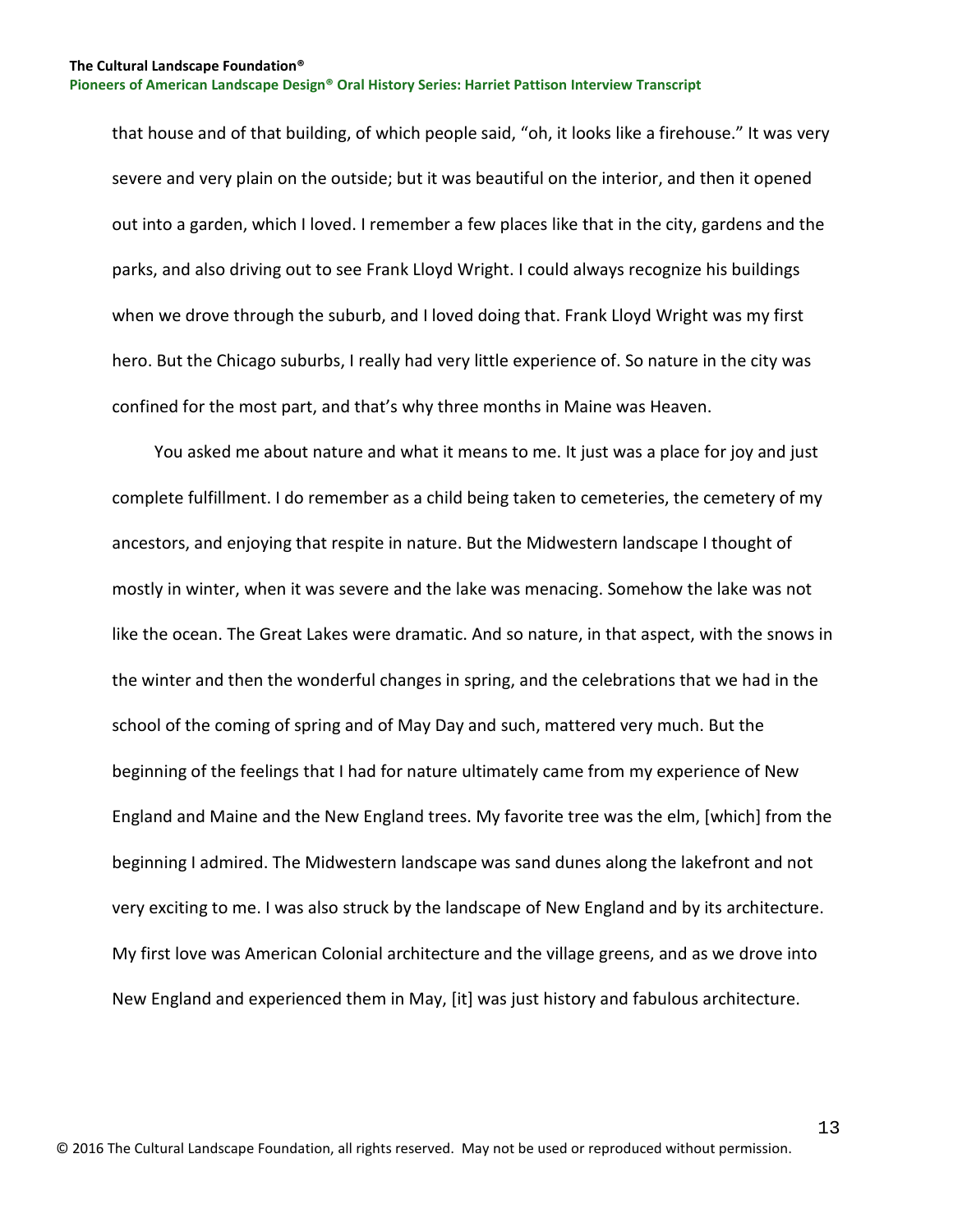that house and of that building, of which people said, "oh, it looks like a firehouse." It was very severe and very plain on the outside; but it was beautiful on the interior, and then it opened out into a garden, which I loved. I remember a few places like that in the city, gardens and the parks, and also driving out to see Frank Lloyd Wright. I could always recognize his buildings when we drove through the suburb, and I loved doing that. Frank Lloyd Wright was my first hero. But the Chicago suburbs, I really had very little experience of. So nature in the city was confined for the most part, and that's why three months in Maine was Heaven.

You asked me about nature and what it means to me. It just was a place for joy and just complete fulfillment. I do remember as a child being taken to cemeteries, the cemetery of my ancestors, and enjoying that respite in nature. But the Midwestern landscape I thought of mostly in winter, when it was severe and the lake was menacing. Somehow the lake was not like the ocean. The Great Lakes were dramatic. And so nature, in that aspect, with the snows in the winter and then the wonderful changes in spring, and the celebrations that we had in the school of the coming of spring and of May Day and such, mattered very much. But the beginning of the feelings that I had for nature ultimately came from my experience of New England and Maine and the New England trees. My favorite tree was the elm, [which] from the beginning I admired. The Midwestern landscape was sand dunes along the lakefront and not very exciting to me. I was also struck by the landscape of New England and by its architecture. My first love was American Colonial architecture and the village greens, and as we drove into New England and experienced them in May, [it] was just history and fabulous architecture.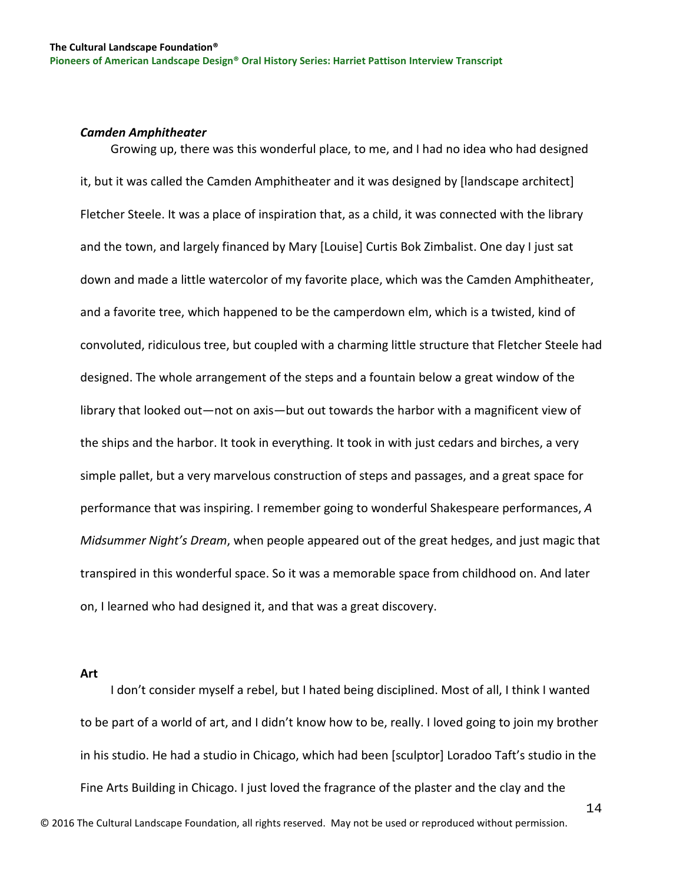### *Camden Amphitheater*

Growing up, there was this wonderful place, to me, and I had no idea who had designed it, but it was called the Camden Amphitheater and it was designed by [landscape architect] Fletcher Steele. It was a place of inspiration that, as a child, it was connected with the library and the town, and largely financed by Mary [Louise] Curtis Bok Zimbalist. One day I just sat down and made a little watercolor of my favorite place, which was the Camden Amphitheater, and a favorite tree, which happened to be the camperdown elm, which is a twisted, kind of convoluted, ridiculous tree, but coupled with a charming little structure that Fletcher Steele had designed. The whole arrangement of the steps and a fountain below a great window of the library that looked out—not on axis—but out towards the harbor with a magnificent view of the ships and the harbor. It took in everything. It took in with just cedars and birches, a very simple pallet, but a very marvelous construction of steps and passages, and a great space for performance that was inspiring. I remember going to wonderful Shakespeare performances, *A Midsummer Night's Dream*, when people appeared out of the great hedges, and just magic that transpired in this wonderful space. So it was a memorable space from childhood on. And later on, I learned who had designed it, and that was a great discovery.

### Art

I don't consider myself a rebel, but I hated being disciplined. Most of all, I think I wanted to be part of a world of art, and I didn't know how to be, really. I loved going to join my brother in his studio. He had a studio in Chicago, which had been [sculptor] Loradoo Taft's studio in the Fine Arts Building in Chicago. I just loved the fragrance of the plaster and the clay and the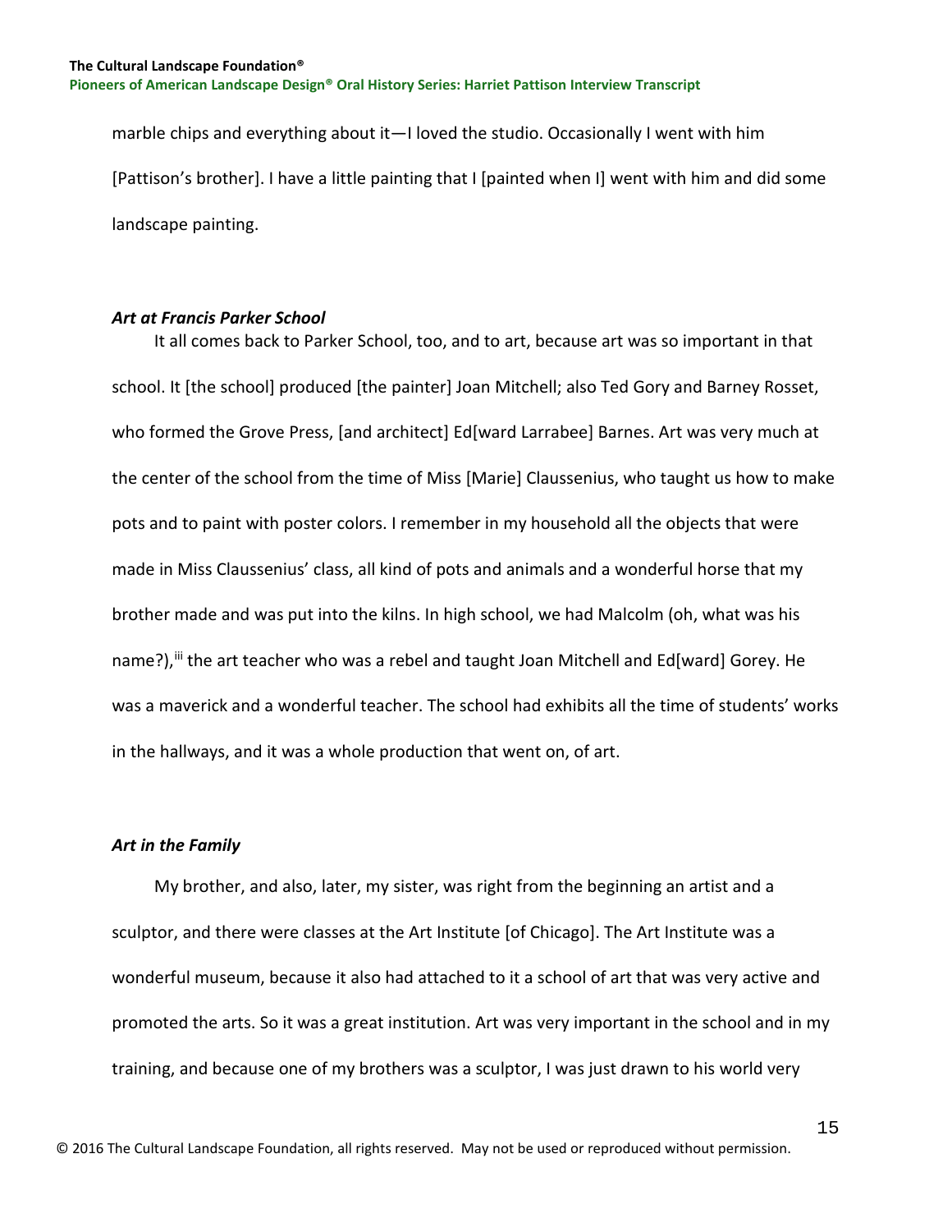marble chips and everything about it—I loved the studio. Occasionally I went with him [Pattison's brother]. I have a little painting that I [painted when I] went with him and did some landscape painting.

### *Art at Francis Parker School*

It all comes back to Parker School, too, and to art, because art was so important in that school. It [the school] produced [the painter] Joan Mitchell; also Ted Gory and Barney Rosset, who formed the Grove Press, [and architect] Ed[ward Larrabee] Barnes. Art was very much at the center of the school from the time of Miss [Marie] Claussenius, who taught us how to make pots and to paint with poster colors. I remember in my household all the objects that were made in Miss Claussenius' class, all kind of pots and animals and a wonderful horse that my brother made and was put into the kilns. In high school, we had Malcolm (oh, what was his name?),[iii] the art teacher who was a rebel and taught Joan Mitchell and Ed[ward] Gorey. He was a maverick and a wonderful teacher. The school had exhibits all the time of students' works in the hallways, and it was a whole production that went on, of art.

### *Art in the Family*

My brother, and also, later, my sister, was right from the beginning an artist and a sculptor, and there were classes at the Art Institute [of Chicago]. The Art Institute was a wonderful museum, because it also had attached to it a school of art that was very active and promoted the arts. So it was a great institution. Art was very important in the school and in my training, and because one of my brothers was a sculptor, I was just drawn to his world very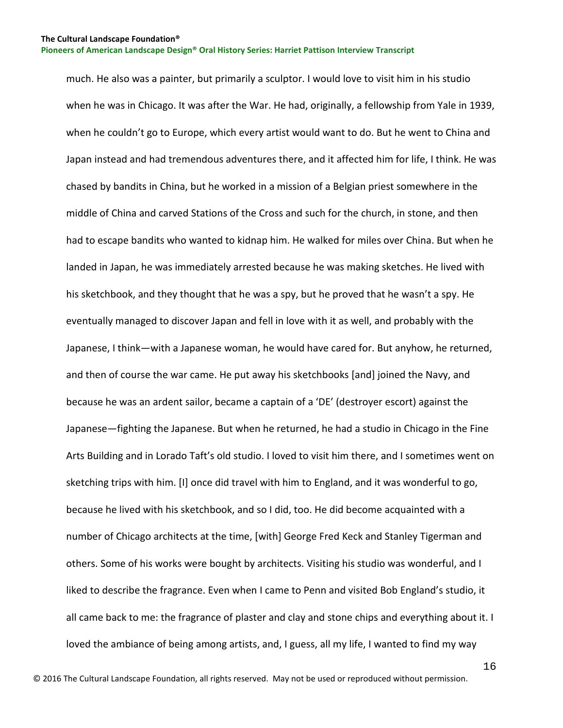much. He also was a painter, but primarily a sculptor. I would love to visit him in his studio when he was in Chicago. It was after the War. He had, originally, a fellowship from Yale in 1939, when he couldn't go to Europe, which every artist would want to do. But he went to China and Japan instead and had tremendous adventures there, and it affected him for life, I think. He was chased by bandits in China, but he worked in a mission of a Belgian priest somewhere in the middle of China and carved Stations of the Cross and such for the church, in stone, and then had to escape bandits who wanted to kidnap him. He walked for miles over China. But when he landed in Japan, he was immediately arrested because he was making sketches. He lived with his sketchbook, and they thought that he was a spy, but he proved that he wasn't a spy. He eventually managed to discover Japan and fell in love with it as well, and probably with the Japanese, I think—with a Japanese woman, he would have cared for. But anyhow, he returned, and then of course the war came. He put away his sketchbooks [and] joined the Navy, and because he was an ardent sailor, became a captain of a 'DE' (destroyer escort) against the Japanese—fighting the Japanese. But when he returned, he had a studio in Chicago in the Fine Arts Building and in Lorado Taft's old studio. I loved to visit him there, and I sometimes went on sketching trips with him. [I] once did travel with him to England, and it was wonderful to go, because he lived with his sketchbook, and so I did, too. He did become acquainted with a number of Chicago architects at the time, [with] George Fred Keck and Stanley Tigerman and others. Some of his works were bought by architects. Visiting his studio was wonderful, and I liked to describe the fragrance. Even when I came to Penn and visited Bob England's studio, it all came back to me: the fragrance of plaster and clay and stone chips and everything about it. I loved the ambiance of being among artists, and, I guess, all my life, I wanted to find my way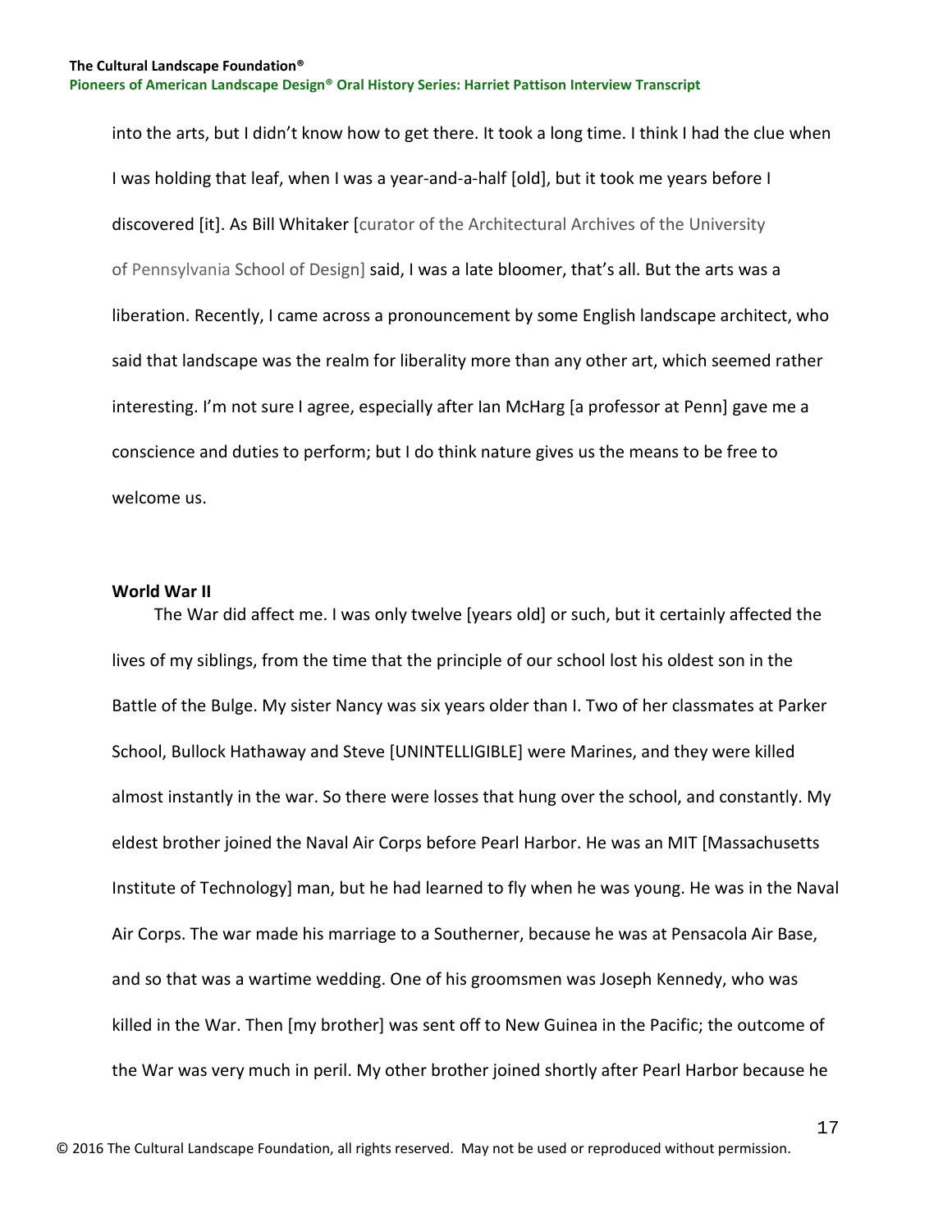into the arts, but I didn't know how to get there. It took a long time. I think I had the clue when I was holding that leaf, when I was a year-and-a-half [old], but it took me years before I discovered [it]. As Bill Whitaker [curator of the Architectural Archives of the University of Pennsylvania School of Design] said, I was a late bloomer, that's all. But the arts was a liberation. Recently, I came across a pronouncement by some English landscape architect, who said that landscape was the realm for liberality more than any other art, which seemed rather interesting. I'm not sure I agree, especially after Ian McHarg [a professor at Penn] gave me a conscience and duties to perform; but I do think nature gives us the means to be free to welcome us.

**World War II**

The War did affect me. I was only twelve [years old] or such, but it certainly affected the lives of my siblings, from the time that the principle of our school lost his oldest son in the Battle of the Bulge. My sister Nancy was six years older than I. Two of her classmates at Parker School, Bullock Hathaway and Steve [UNINTELLIGIBLE] were Marines, and they were killed almost instantly in the war. So there were losses that hung over the school, and constantly. My eldest brother joined the Naval Air Corps before Pearl Harbor. He was an MIT [Massachusetts Institute of Technology] man, but he had learned to fly when he was young. He was in the Naval Air Corps. The war made his marriage to a Southerner, because he was at Pensacola Air Base, and so that was a wartime wedding. One of his groomsmen was Joseph Kennedy, who was killed in the War. Then [my brother] was sent off to New Guinea in the Pacific; the outcome of the War was very much in peril. My other brother joined shortly after Pearl Harbor because he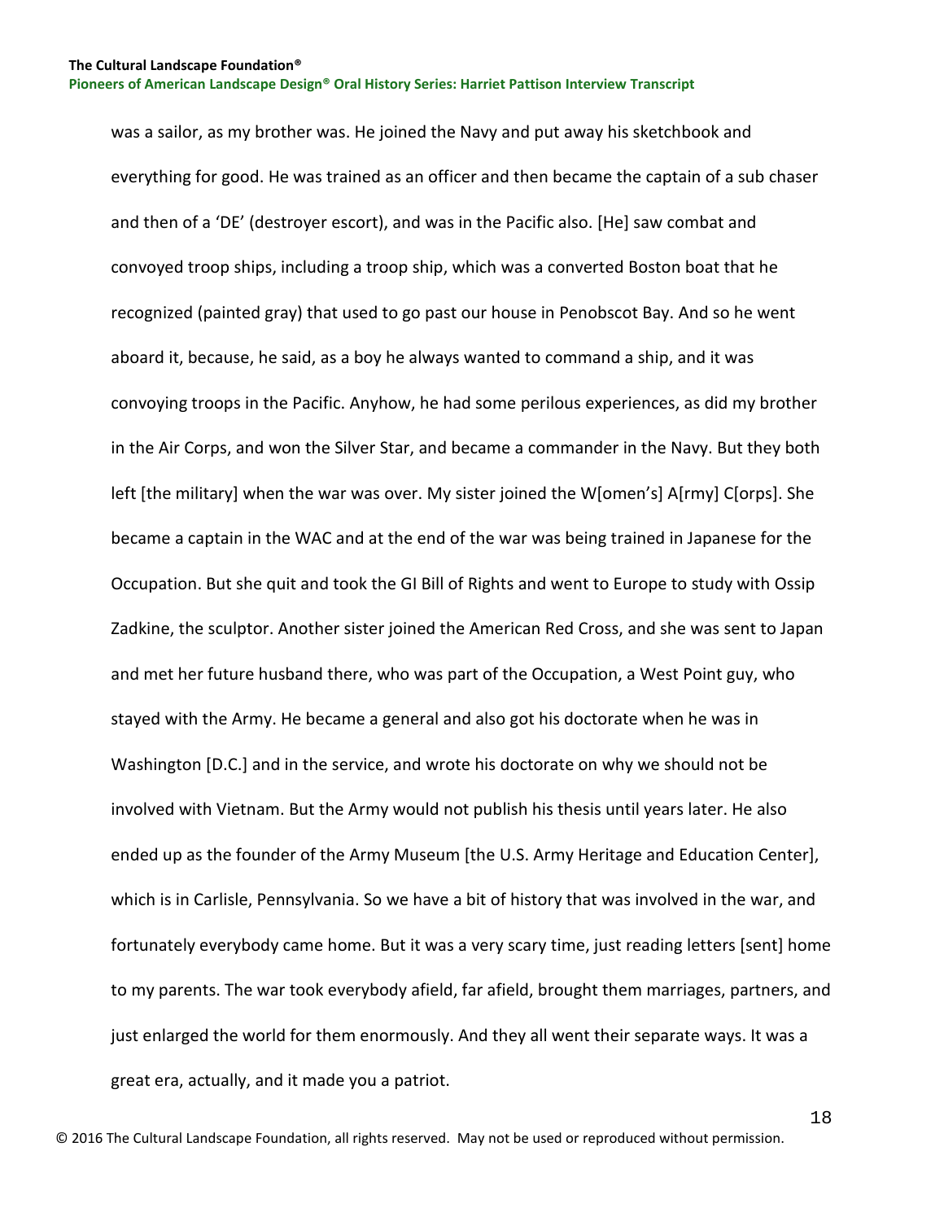was a sailor, as my brother was. He joined the Navy and put away his sketchbook and everything for good. He was trained as an officer and then became the captain of a sub chaser and then of a 'DE' (destroyer escort), and was in the Pacific also. [He] saw combat and convoyed troop ships, including a troop ship, which was a converted Boston boat that he recognized (painted gray) that used to go past our house in Penobscot Bay. And so he went aboard it, because, he said, as a boy he always wanted to command a ship, and it was convoying troops in the Pacific. Anyhow, he had some perilous experiences, as did my brother in the Air Corps, and won the Silver Star, and became a commander in the Navy. But they both left [the military] when the war was over. My sister joined the W[omen's] A[rmy] C[orps]. She became a captain in the WAC and at the end of the war was being trained in Japanese for the Occupation. But she quit and took the GI Bill of Rights and went to Europe to study with Ossip Zadkine, the sculptor. Another sister joined the American Red Cross, and she was sent to Japan and met her future husband there, who was part of the Occupation, a West Point guy, who stayed with the Army. He became a general and also got his doctorate when he was in Washington [D.C.] and in the service, and wrote his doctorate on why we should not be involved with Vietnam. But the Army would not publish his thesis until years later. He also ended up as the founder of the Army Museum [the U.S. Army Heritage and Education Center], which is in Carlisle, Pennsylvania. So we have a bit of history that was involved in the war, and fortunately everybody came home. But it was a very scary time, just reading letters [sent] home to my parents. The war took everybody afield, far afield, brought them marriages, partners, and just enlarged the world for them enormously. And they all went their separate ways. It was a great era, actually, and it made you a patriot.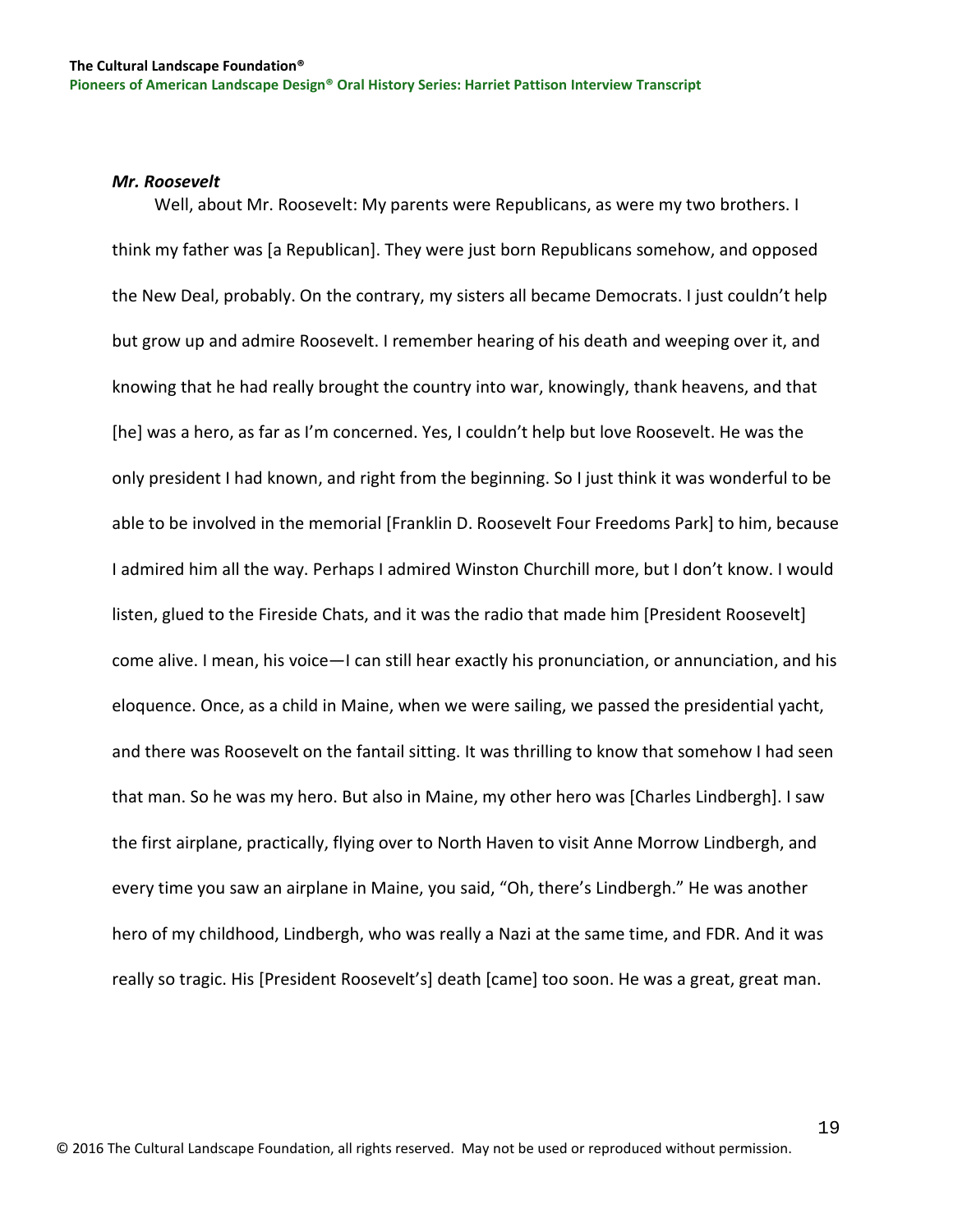### *Mr. Roosevelt*

Well, about Mr. Roosevelt: My parents were Republicans, as were my two brothers. I think my father was [a Republican]. They were just born Republicans somehow, and opposed the New Deal, probably. On the contrary, my sisters all became Democrats. I just couldn't help but grow up and admire Roosevelt. I remember hearing of his death and weeping over it, and knowing that he had really brought the country into war, knowingly, thank heavens, and that [he] was a hero, as far as I'm concerned. Yes, I couldn't help but love Roosevelt. He was the only president I had known, and right from the beginning. So I just think it was wonderful to be able to be involved in the memorial [Franklin D. Roosevelt Four Freedoms Park] to him, because I admired him all the way. Perhaps I admired Winston Churchill more, but I don't know. I would listen, glued to the Fireside Chats, and it was the radio that made him [President Roosevelt] come alive. I mean, his voice—I can still hear exactly his pronunciation, or annunciation, and his eloquence. Once, as a child in Maine, when we were sailing, we passed the presidential yacht, and there was Roosevelt on the fantail sitting. It was thrilling to know that somehow I had seen that man. So he was my hero. But also in Maine, my other hero was [Charles Lindbergh]. I saw the first airplane, practically, flying over to North Haven to visit Anne Morrow Lindbergh, and every time you saw an airplane in Maine, you said, "Oh, there's Lindbergh." He was another hero of my childhood, Lindbergh, who was really a Nazi at the same time, and FDR. And it was really so tragic. His [President Roosevelt's] death [came] too soon. He was a great, great man.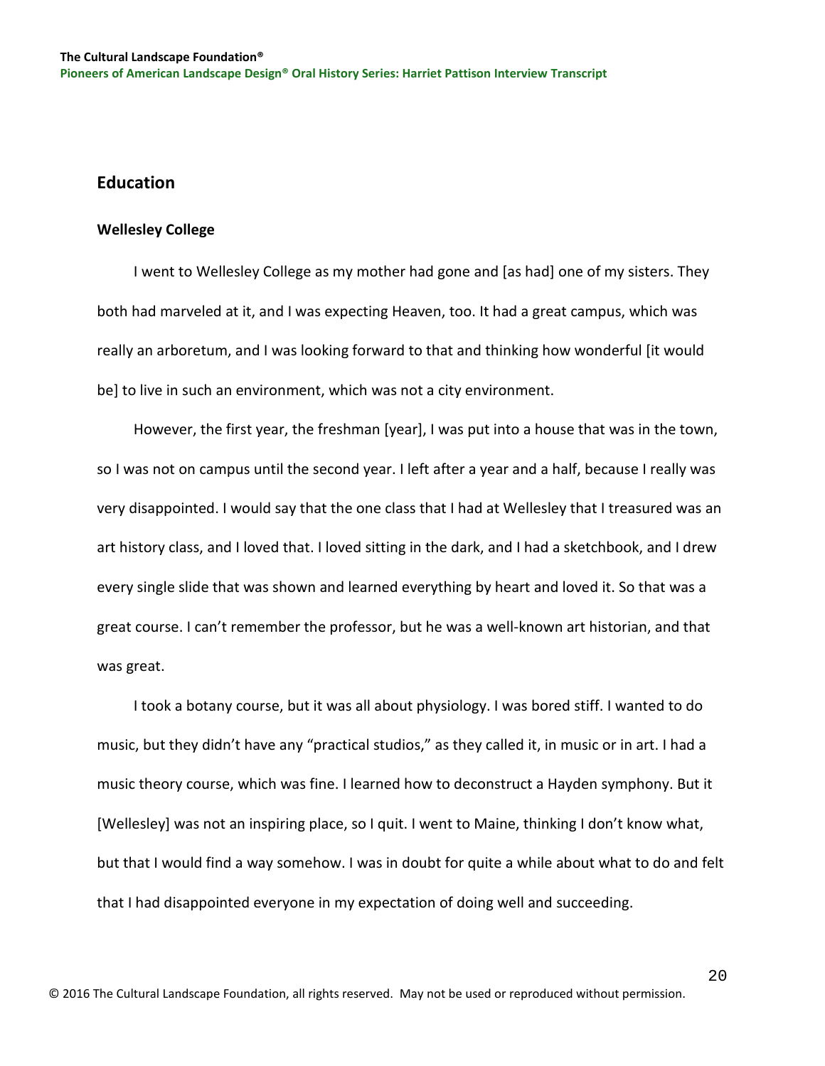## Education

### Wellesley College

I went to Wellesley College as my mother had gone and [as had] one of my sisters. They both had marveled at it, and I was expecting Heaven, too. It had a great campus, which was really an arboretum, and I was looking forward to that and thinking how wonderful [it would be] to live in such an environment, which was not a city environment.

However, the first year, the freshman [year], I was put into a house that was in the town, so I was not on campus until the second year. I left after a year and a half, because I really was very disappointed. I would say that the one class that I had at Wellesley that I treasured was an art history class, and I loved that. I loved sitting in the dark, and I had a sketchbook, and I drew every single slide that was shown and learned everything by heart and loved it. So that was a great course. I can't remember the professor, but he was a well-known art historian, and that was great.

I took a botany course, but it was all about physiology. I was bored stiff. I wanted to do music, but they didn't have any "practical studios," as they called it, in music or in art. I had a music theory course, which was fine. I learned how to deconstruct a Hayden symphony. But it [Wellesley] was not an inspiring place, so I quit. I went to Maine, thinking I don't know what, but that I would find a way somehow. I was in doubt for quite a while about what to do and felt that I had disappointed everyone in my expectation of doing well and succeeding.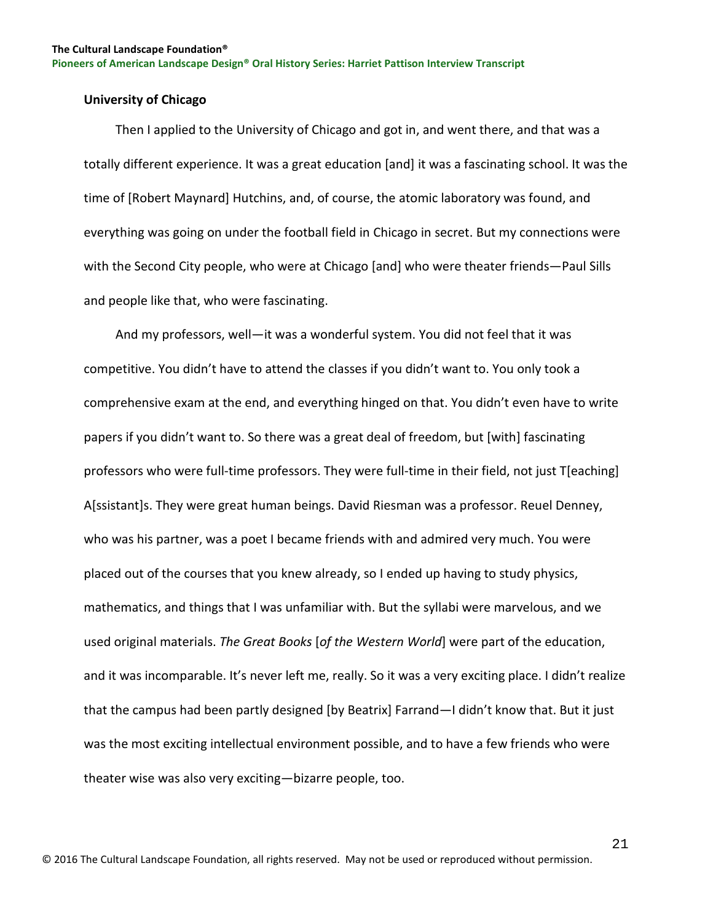### University of Chicago

Then I applied to the University of Chicago and got in, and went there, and that was a totally different experience. It was a great education [and] it was a fascinating school. It was the time of [Robert Maynard] Hutchins, and, of course, the atomic laboratory was found, and everything was going on under the football field in Chicago in secret. But my connections were with the Second City people, who were at Chicago [and] who were theater friends—Paul Sills and people like that, who were fascinating.

And my professors, well—it was a wonderful system. You did not feel that it was competitive. You didn't have to attend the classes if you didn't want to. You only took a comprehensive exam at the end, and everything hinged on that. You didn't even have to write papers if you didn't want to. So there was a great deal of freedom, but [with] fascinating professors who were full-time professors. They were full-time in their field, not just T[eaching] A[ssistant]s. They were great human beings. David Riesman was a professor. Reuel Denney, who was his partner, was a poet I became friends with and admired very much. You were placed out of the courses that you knew already, so I ended up having to study physics, mathematics, and things that I was unfamiliar with. But the syllabi were marvelous, and we used original materials. *The Great Books* [*of the Western World*] were part of the education, and it was incomparable. It's never left me, really. So it was a very exciting place. I didn't realize that the campus had been partly designed [by Beatrix] Farrand—I didn't know that. But it just was the most exciting intellectual environment possible, and to have a few friends who were theater wise was also very exciting—bizarre people, too.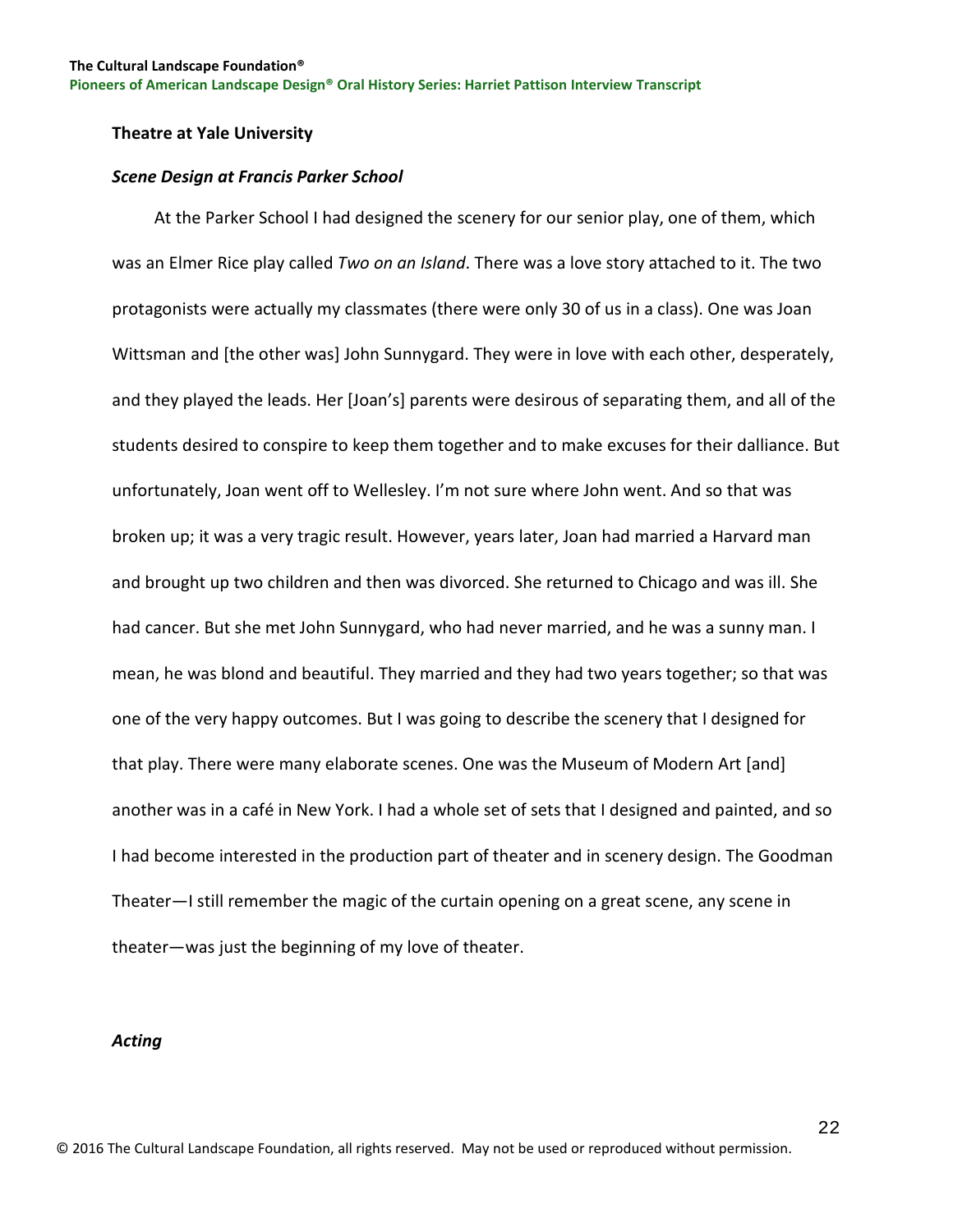## Theatre at Yale University

### *Scene Design at Francis Parker School*

At the Parker School I had designed the scenery for our senior play, one of them, which was an Elmer Rice play called *Two on an Island*. There was a love story attached to it. The two protagonists were actually my classmates (there were only 30 of us in a class). One was Joan Wittsman and [the other was] John Sunnygard. They were in love with each other, desperately, and they played the leads. Her [Joan's] parents were desirous of separating them, and all of the students desired to conspire to keep them together and to make excuses for their dalliance. But unfortunately, Joan went off to Wellesley. I'm not sure where John went. And so that was broken up; it was a very tragic result. However, years later, Joan had married a Harvard man and brought up two children and then was divorced. She returned to Chicago and was ill. She had cancer. But she met John Sunnygard, who had never married, and he was a sunny man. I mean, he was blond and beautiful. They married and they had two years together; so that was one of the very happy outcomes. But I was going to describe the scenery that I designed for that play. There were many elaborate scenes. One was the Museum of Modern Art [and] another was in a café in New York. I had a whole set of sets that I designed and painted, and so I had become interested in the production part of theater and in scenery design. The Goodman Theater—I still remember the magic of the curtain opening on a great scene, any scene in theater—was just the beginning of my love of theater.

### *Acting*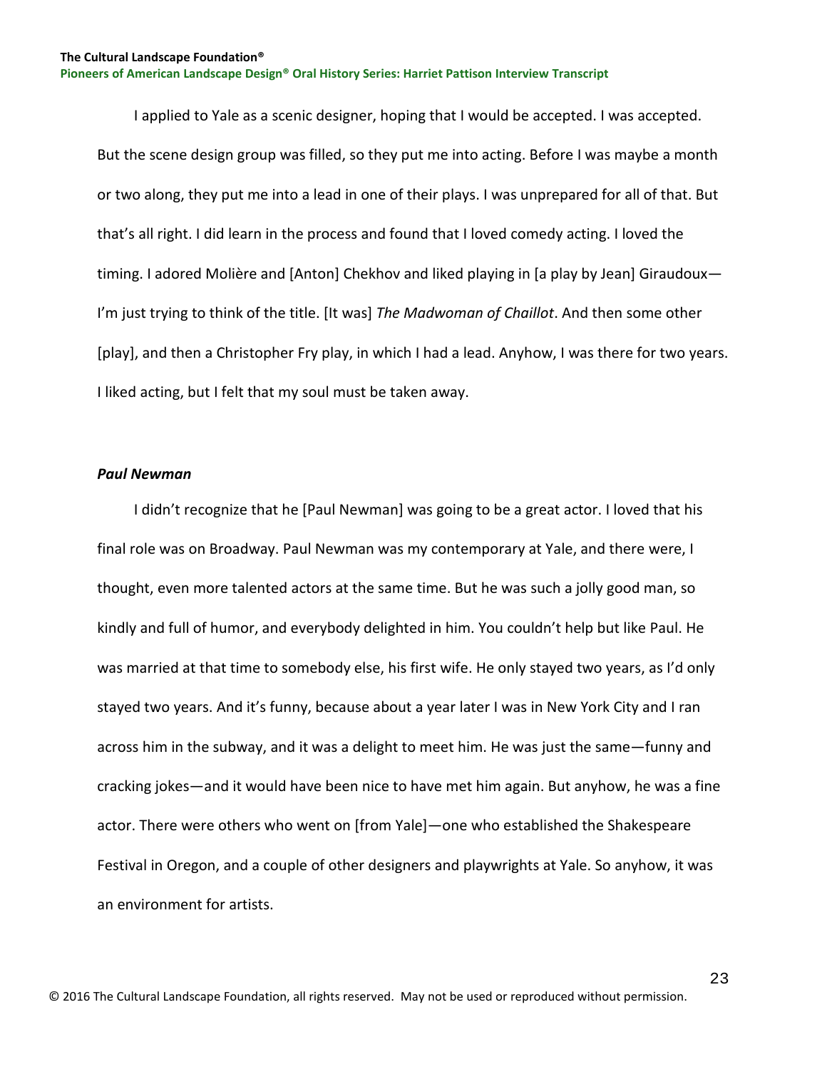I applied to Yale as a scenic designer, hoping that I would be accepted. I was accepted. But the scene design group was filled, so they put me into acting. Before I was maybe a month or two along, they put me into a lead in one of their plays. I was unprepared for all of that. But that's all right. I did learn in the process and found that I loved comedy acting. I loved the timing. I adored Molière and [Anton] Chekhov and liked playing in [a play by Jean] Giraudoux—I'm just trying to think of the title. [It was] *The Madwoman of Chaillot*. And then some other [play], and then a Christopher Fry play, in which I had a lead. Anyhow, I was there for two years. I liked acting, but I felt that my soul must be taken away.

### *Paul Newman*

I didn't recognize that he [Paul Newman] was going to be a great actor. I loved that his final role was on Broadway. Paul Newman was my contemporary at Yale, and there were, I thought, even more talented actors at the same time. But he was such a jolly good man, so kindly and full of humor, and everybody delighted in him. You couldn't help but like Paul. He was married at that time to somebody else, his first wife. He only stayed two years, as I'd only stayed two years. And it's funny, because about a year later I was in New York City and I ran across him in the subway, and it was a delight to meet him. He was just the same—funny and cracking jokes—and it would have been nice to have met him again. But anyhow, he was a fine actor. There were others who went on [from Yale]—one who established the Shakespeare Festival in Oregon, and a couple of other designers and playwrights at Yale. So anyhow, it was an environment for artists.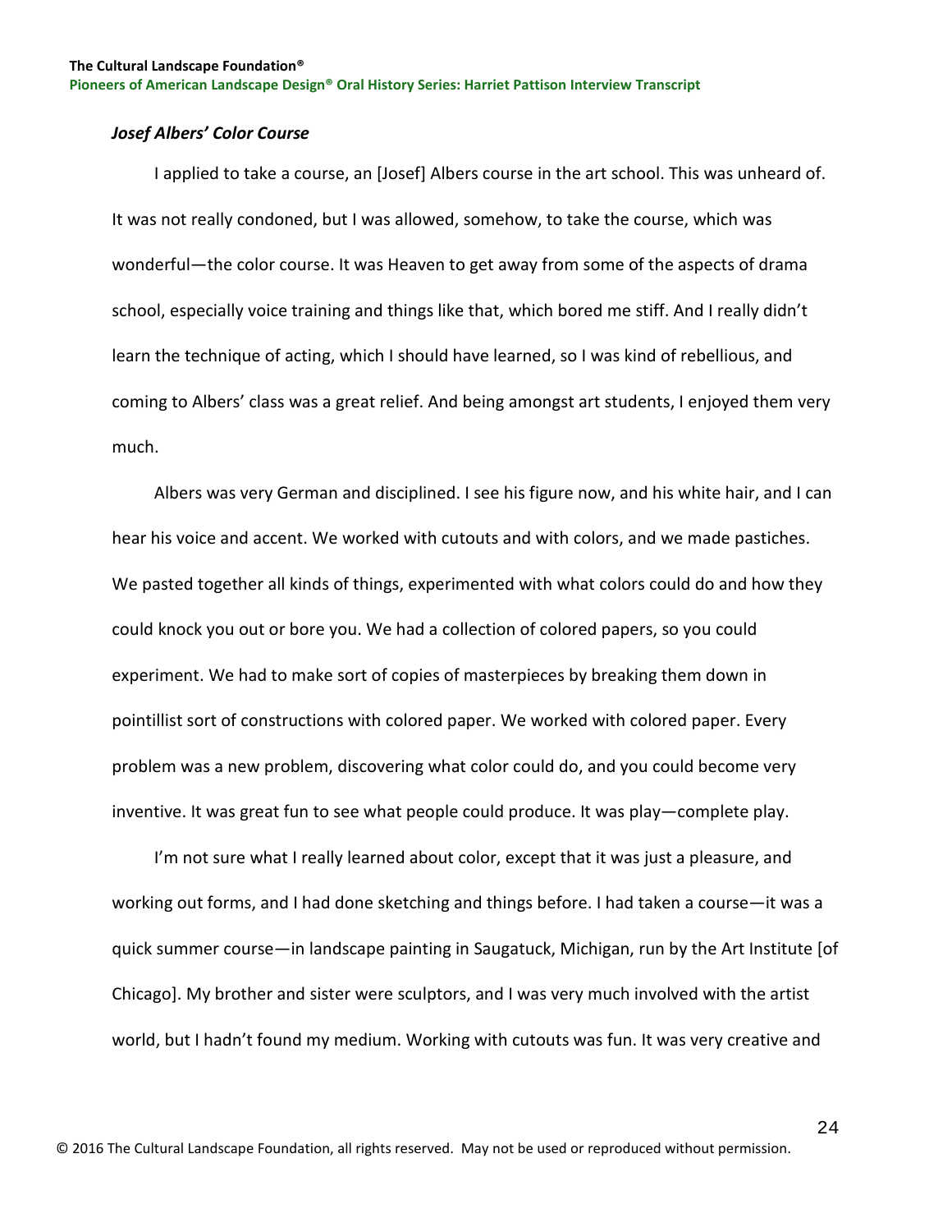### *Josef Albers' Color Course*

I applied to take a course, an [Josef] Albers course in the art school. This was unheard of. It was not really condoned, but I was allowed, somehow, to take the course, which was wonderful—the color course. It was Heaven to get away from some of the aspects of drama school, especially voice training and things like that, which bored me stiff. And I really didn't learn the technique of acting, which I should have learned, so I was kind of rebellious, and coming to Albers' class was a great relief. And being amongst art students, I enjoyed them very much.

Albers was very German and disciplined. I see his figure now, and his white hair, and I can hear his voice and accent. We worked with cutouts and with colors, and we made pastiches. We pasted together all kinds of things, experimented with what colors could do and how they could knock you out or bore you. We had a collection of colored papers, so you could experiment. We had to make sort of copies of masterpieces by breaking them down in pointillist sort of constructions with colored paper. We worked with colored paper. Every problem was a new problem, discovering what color could do, and you could become very inventive. It was great fun to see what people could produce. It was play—complete play.

I'm not sure what I really learned about color, except that it was just a pleasure, and working out forms, and I had done sketching and things before. I had taken a course—it was a quick summer course—in landscape painting in Saugatuck, Michigan, run by the Art Institute [of Chicago]. My brother and sister were sculptors, and I was very much involved with the artist world, but I hadn't found my medium. Working with cutouts was fun. It was very creative and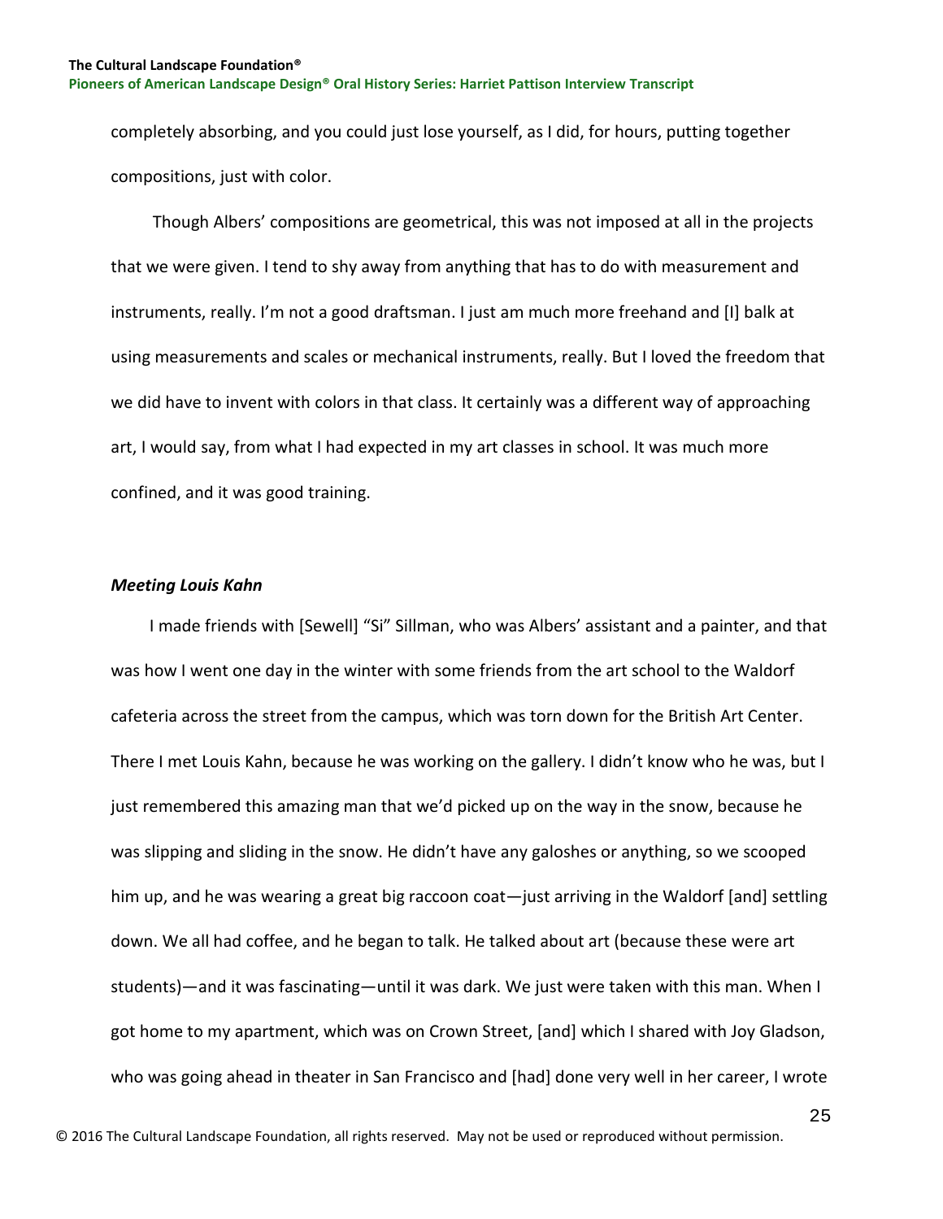completely absorbing, and you could just lose yourself, as I did, for hours, putting together compositions, just with color.

Though Albers' compositions are geometrical, this was not imposed at all in the projects that we were given. I tend to shy away from anything that has to do with measurement and instruments, really. I'm not a good draftsman. I just am much more freehand and [I] balk at using measurements and scales or mechanical instruments, really. But I loved the freedom that we did have to invent with colors in that class. It certainly was a different way of approaching art, I would say, from what I had expected in my art classes in school. It was much more confined, and it was good training.

### *Meeting Louis Kahn*

I made friends with [Sewell] "Si" Sillman, who was Albers' assistant and a painter, and that was how I went one day in the winter with some friends from the art school to the Waldorf cafeteria across the street from the campus, which was torn down for the British Art Center. There I met Louis Kahn, because he was working on the gallery. I didn't know who he was, but I just remembered this amazing man that we'd picked up on the way in the snow, because he was slipping and sliding in the snow. He didn't have any galoshes or anything, so we scooped him up, and he was wearing a great big raccoon coat—just arriving in the Waldorf [and] settling down. We all had coffee, and he began to talk. He talked about art (because these were art students)—and it was fascinating—until it was dark. We just were taken with this man. When I got home to my apartment, which was on Crown Street, [and] which I shared with Joy Gladson, who was going ahead in theater in San Francisco and [had] done very well in her career, I wrote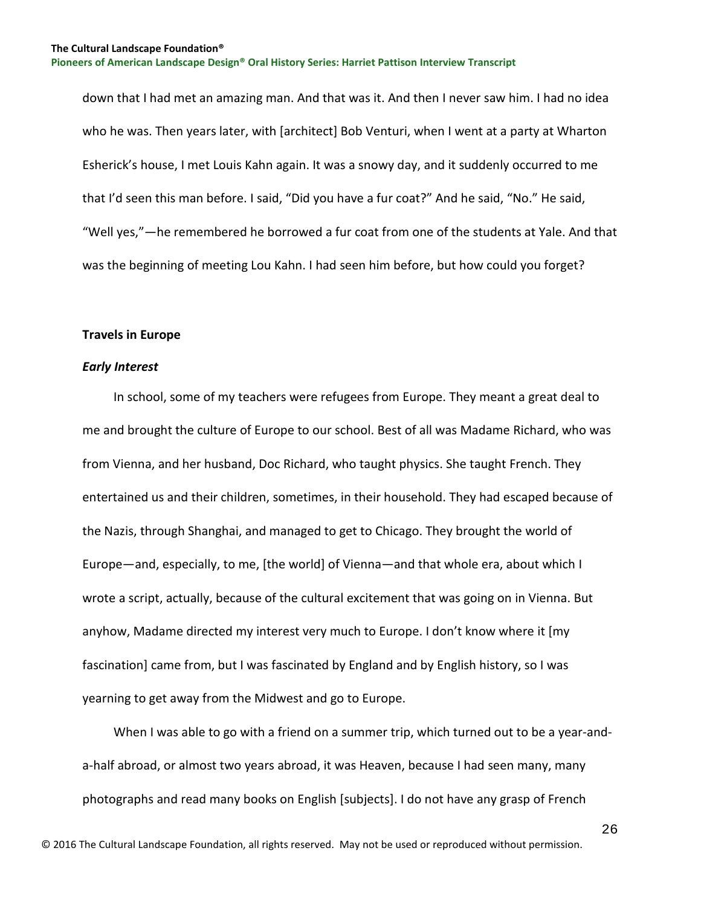down that I had met an amazing man. And that was it. And then I never saw him. I had no idea who he was. Then years later, with [architect] Bob Venturi, when I went at a party at Wharton Esherick's house, I met Louis Kahn again. It was a snowy day, and it suddenly occurred to me that I'd seen this man before. I said, "Did you have a fur coat?" And he said, "No." He said, "Well yes,"—he remembered he borrowed a fur coat from one of the students at Yale. And that was the beginning of meeting Lou Kahn. I had seen him before, but how could you forget?

## Travels in Europe

### *Early Interest*

In school, some of my teachers were refugees from Europe. They meant a great deal to me and brought the culture of Europe to our school. Best of all was Madame Richard, who was from Vienna, and her husband, Doc Richard, who taught physics. She taught French. They entertained us and their children, sometimes, in their household. They had escaped because of the Nazis, through Shanghai, and managed to get to Chicago. They brought the world of Europe—and, especially, to me, [the world] of Vienna—and that whole era, about which I wrote a script, actually, because of the cultural excitement that was going on in Vienna. But anyhow, Madame directed my interest very much to Europe. I don't know where it [my fascination] came from, but I was fascinated by England and by English history, so I was yearning to get away from the Midwest and go to Europe.

When I was able to go with a friend on a summer trip, which turned out to be a year-and-a-half abroad, or almost two years abroad, it was Heaven, because I had seen many, many photographs and read many books on English [subjects]. I do not have any grasp of French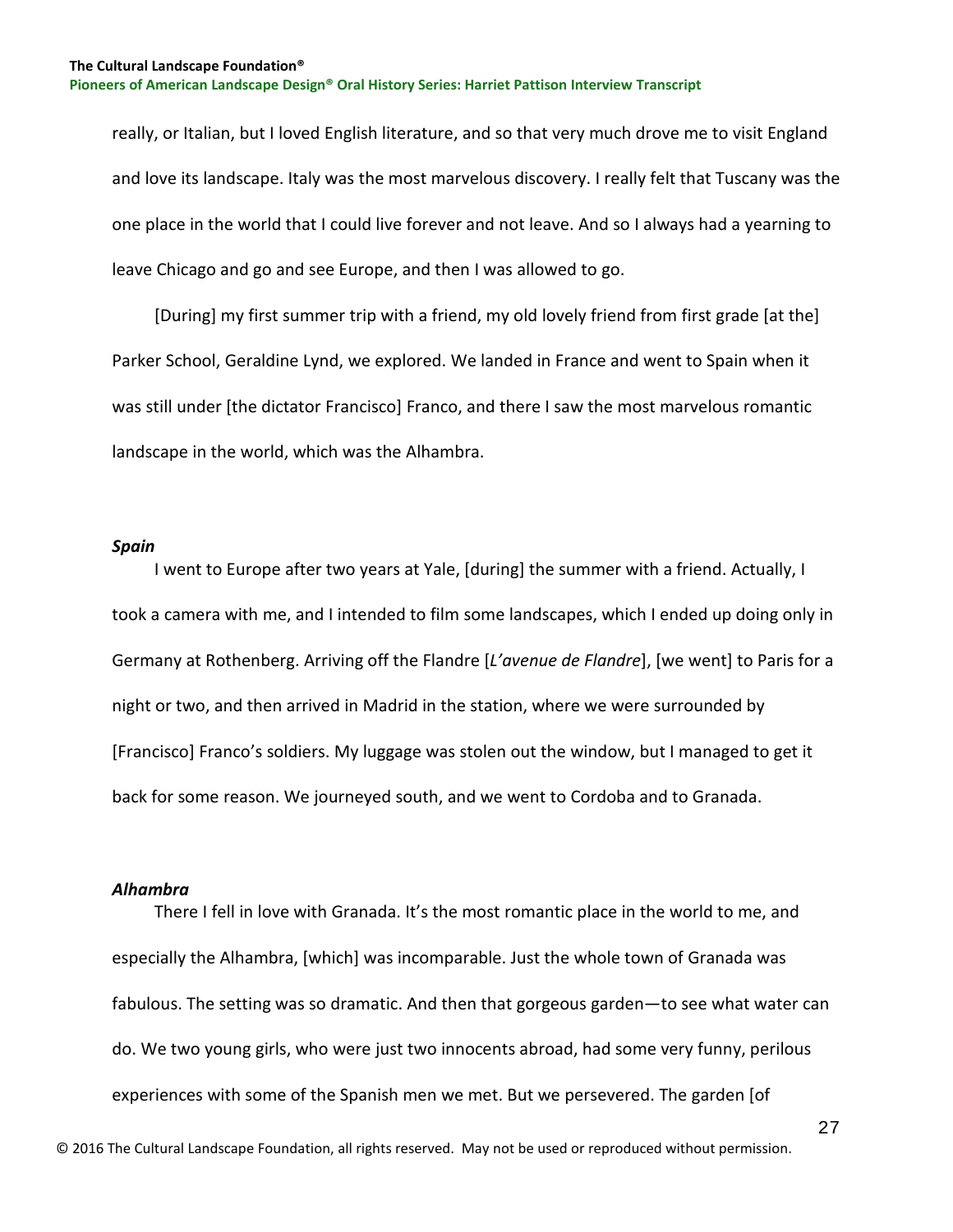really, or Italian, but I loved English literature, and so that very much drove me to visit England and love its landscape. Italy was the most marvelous discovery. I really felt that Tuscany was the one place in the world that I could live forever and not leave. And so I always had a yearning to leave Chicago and go and see Europe, and then I was allowed to go.

[During] my first summer trip with a friend, my old lovely friend from first grade [at the] Parker School, Geraldine Lynd, we explored. We landed in France and went to Spain when it was still under [the dictator Francisco] Franco, and there I saw the most marvelous romantic landscape in the world, which was the Alhambra.

***Spain***

I went to Europe after two years at Yale, [during] the summer with a friend. Actually, I took a camera with me, and I intended to film some landscapes, which I ended up doing only in Germany at Rothenberg. Arriving off the Flandre [*L'avenue de Flandre*], [we went] to Paris for a night or two, and then arrived in Madrid in the station, where we were surrounded by [Francisco] Franco's soldiers. My luggage was stolen out the window, but I managed to get it back for some reason. We journeyed south, and we went to Cordoba and to Granada.

***Alhambra***

There I fell in love with Granada. It's the most romantic place in the world to me, and especially the Alhambra, [which] was incomparable. Just the whole town of Granada was fabulous. The setting was so dramatic. And then that gorgeous garden—to see what water can do. We two young girls, who were just two innocents abroad, had some very funny, perilous experiences with some of the Spanish men we met. But we persevered. The garden [of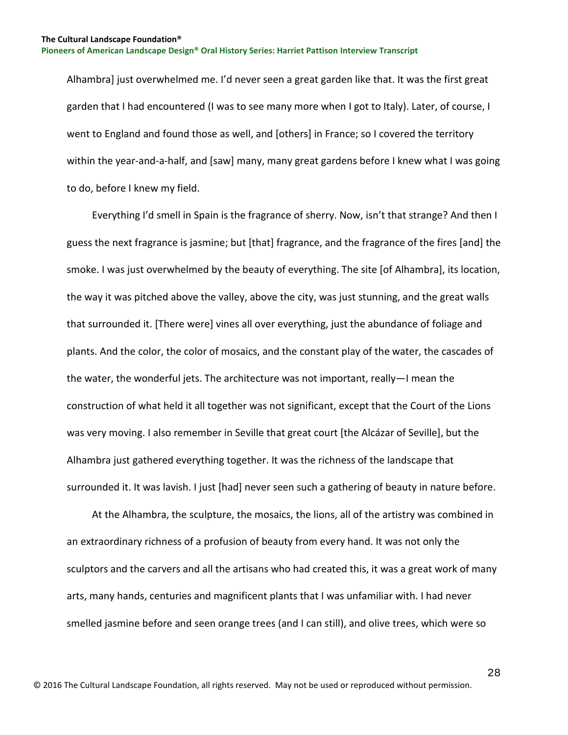Alhambra] just overwhelmed me. I'd never seen a great garden like that. It was the first great garden that I had encountered (I was to see many more when I got to Italy). Later, of course, I went to England and found those as well, and [others] in France; so I covered the territory within the year-and-a-half, and [saw] many, many great gardens before I knew what I was going to do, before I knew my field.

Everything I'd smell in Spain is the fragrance of sherry. Now, isn't that strange? And then I guess the next fragrance is jasmine; but [that] fragrance, and the fragrance of the fires [and] the smoke. I was just overwhelmed by the beauty of everything. The site [of Alhambra], its location, the way it was pitched above the valley, above the city, was just stunning, and the great walls that surrounded it. [There were] vines all over everything, just the abundance of foliage and plants. And the color, the color of mosaics, and the constant play of the water, the cascades of the water, the wonderful jets. The architecture was not important, really—I mean the construction of what held it all together was not significant, except that the Court of the Lions was very moving. I also remember in Seville that great court [the Alcázar of Seville], but the Alhambra just gathered everything together. It was the richness of the landscape that surrounded it. It was lavish. I just [had] never seen such a gathering of beauty in nature before.

At the Alhambra, the sculpture, the mosaics, the lions, all of the artistry was combined in an extraordinary richness of a profusion of beauty from every hand. It was not only the sculptors and the carvers and all the artisans who had created this, it was a great work of many arts, many hands, centuries and magnificent plants that I was unfamiliar with. I had never smelled jasmine before and seen orange trees (and I can still), and olive trees, which were so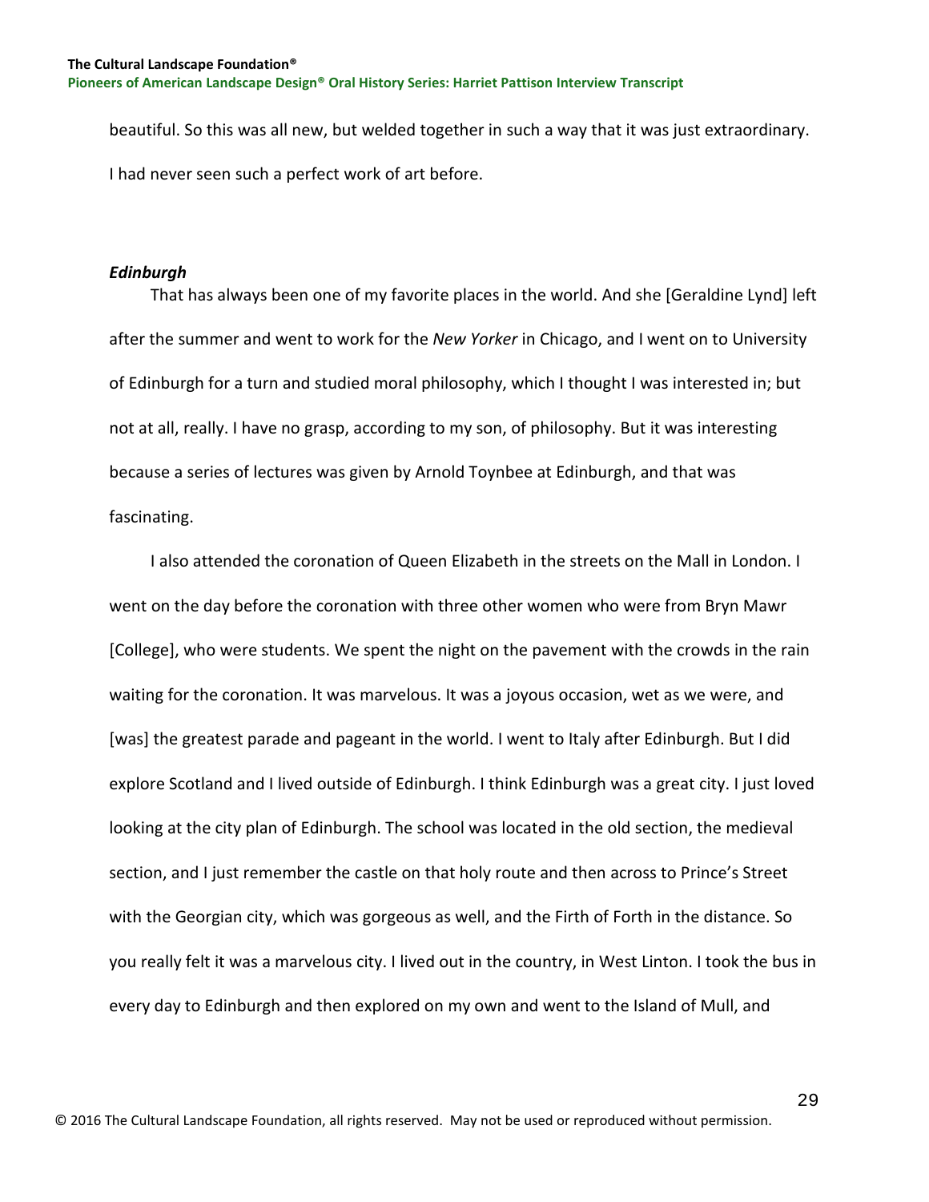beautiful. So this was all new, but welded together in such a way that it was just extraordinary. I had never seen such a perfect work of art before.

### *Edinburgh*

That has always been one of my favorite places in the world. And she [Geraldine Lynd] left after the summer and went to work for the *New Yorker* in Chicago, and I went on to University of Edinburgh for a turn and studied moral philosophy, which I thought I was interested in; but not at all, really. I have no grasp, according to my son, of philosophy. But it was interesting because a series of lectures was given by Arnold Toynbee at Edinburgh, and that was fascinating.

I also attended the coronation of Queen Elizabeth in the streets on the Mall in London. I went on the day before the coronation with three other women who were from Bryn Mawr [College], who were students. We spent the night on the pavement with the crowds in the rain waiting for the coronation. It was marvelous. It was a joyous occasion, wet as we were, and [was] the greatest parade and pageant in the world. I went to Italy after Edinburgh. But I did explore Scotland and I lived outside of Edinburgh. I think Edinburgh was a great city. I just loved looking at the city plan of Edinburgh. The school was located in the old section, the medieval section, and I just remember the castle on that holy route and then across to Prince's Street with the Georgian city, which was gorgeous as well, and the Firth of Forth in the distance. So you really felt it was a marvelous city. I lived out in the country, in West Linton. I took the bus in every day to Edinburgh and then explored on my own and went to the Island of Mull, and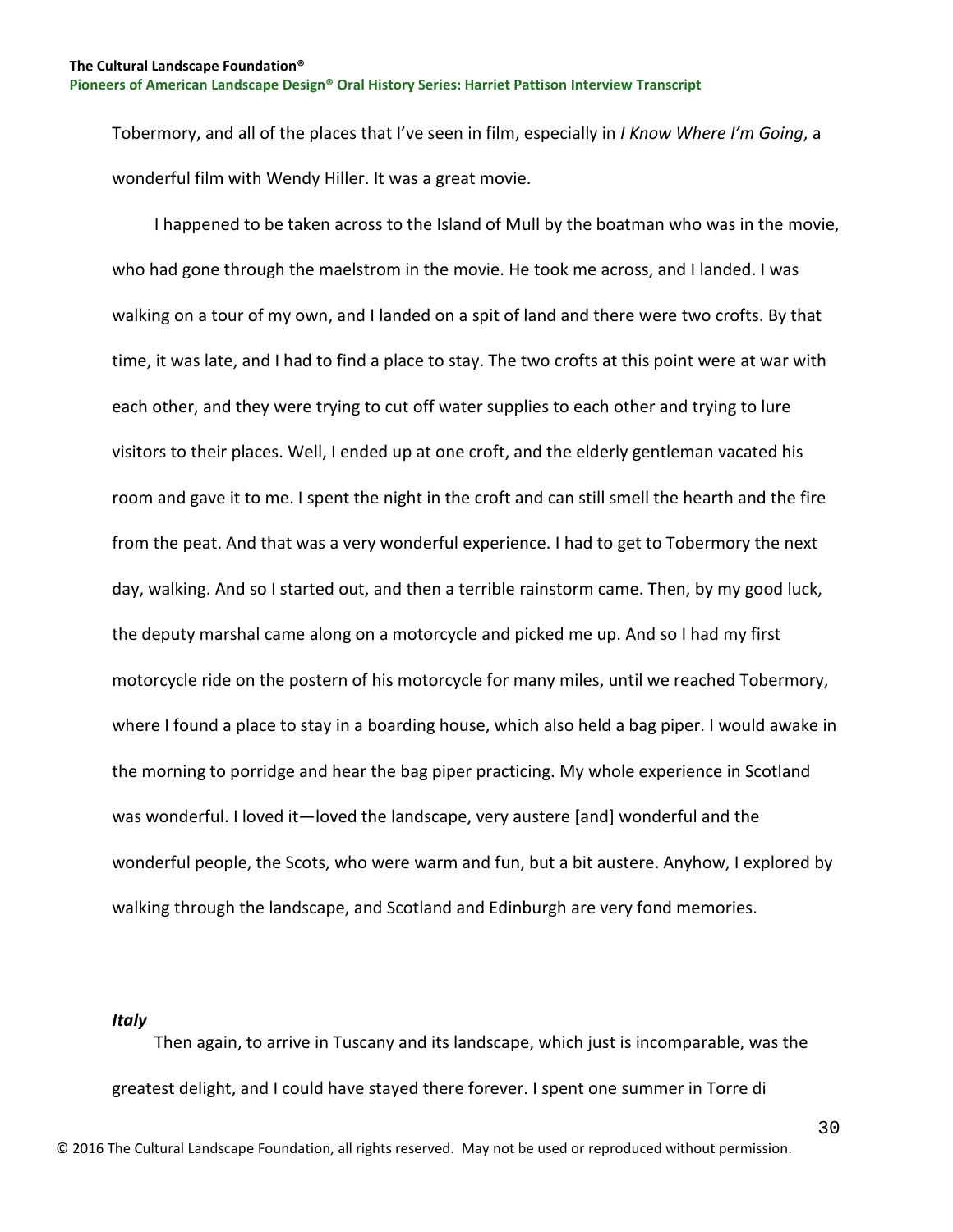Tobermory, and all of the places that I've seen in film, especially in *I Know Where I'm Going*, a wonderful film with Wendy Hiller. It was a great movie.

I happened to be taken across to the Island of Mull by the boatman who was in the movie, who had gone through the maelstrom in the movie. He took me across, and I landed. I was walking on a tour of my own, and I landed on a spit of land and there were two crofts. By that time, it was late, and I had to find a place to stay. The two crofts at this point were at war with each other, and they were trying to cut off water supplies to each other and trying to lure visitors to their places. Well, I ended up at one croft, and the elderly gentleman vacated his room and gave it to me. I spent the night in the croft and can still smell the hearth and the fire from the peat. And that was a very wonderful experience. I had to get to Tobermory the next day, walking. And so I started out, and then a terrible rainstorm came. Then, by my good luck, the deputy marshal came along on a motorcycle and picked me up. And so I had my first motorcycle ride on the postern of his motorcycle for many miles, until we reached Tobermory, where I found a place to stay in a boarding house, which also held a bag piper. I would awake in the morning to porridge and hear the bag piper practicing. My whole experience in Scotland was wonderful. I loved it—loved the landscape, very austere [and] wonderful and the wonderful people, the Scots, who were warm and fun, but a bit austere. Anyhow, I explored by walking through the landscape, and Scotland and Edinburgh are very fond memories.

***Italy***

Then again, to arrive in Tuscany and its landscape, which just is incomparable, was the greatest delight, and I could have stayed there forever. I spent one summer in Torre di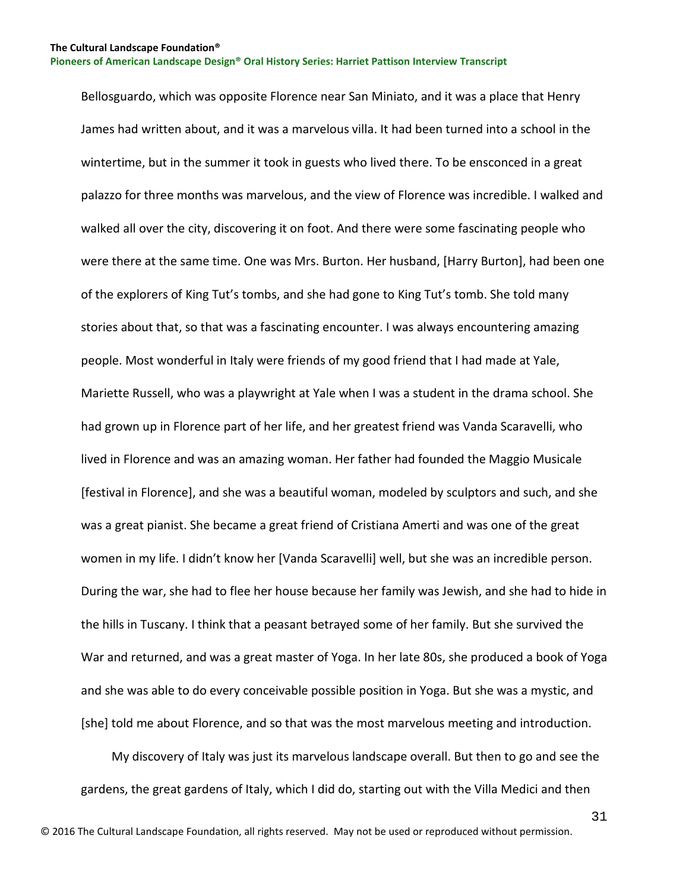Bellosguardo, which was opposite Florence near San Miniato, and it was a place that Henry James had written about, and it was a marvelous villa. It had been turned into a school in the wintertime, but in the summer it took in guests who lived there. To be ensconced in a great palazzo for three months was marvelous, and the view of Florence was incredible. I walked and walked all over the city, discovering it on foot. And there were some fascinating people who were there at the same time. One was Mrs. Burton. Her husband, [Harry Burton], had been one of the explorers of King Tut's tombs, and she had gone to King Tut's tomb. She told many stories about that, so that was a fascinating encounter. I was always encountering amazing people. Most wonderful in Italy were friends of my good friend that I had made at Yale, Mariette Russell, who was a playwright at Yale when I was a student in the drama school. She had grown up in Florence part of her life, and her greatest friend was Vanda Scaravelli, who lived in Florence and was an amazing woman. Her father had founded the Maggio Musicale [festival in Florence], and she was a beautiful woman, modeled by sculptors and such, and she was a great pianist. She became a great friend of Cristiana Amerti and was one of the great women in my life. I didn't know her [Vanda Scaravelli] well, but she was an incredible person. During the war, she had to flee her house because her family was Jewish, and she had to hide in the hills in Tuscany. I think that a peasant betrayed some of her family. But she survived the War and returned, and was a great master of Yoga. In her late 80s, she produced a book of Yoga and she was able to do every conceivable possible position in Yoga. But she was a mystic, and [she] told me about Florence, and so that was the most marvelous meeting and introduction.

My discovery of Italy was just its marvelous landscape overall. But then to go and see the gardens, the great gardens of Italy, which I did do, starting out with the Villa Medici and then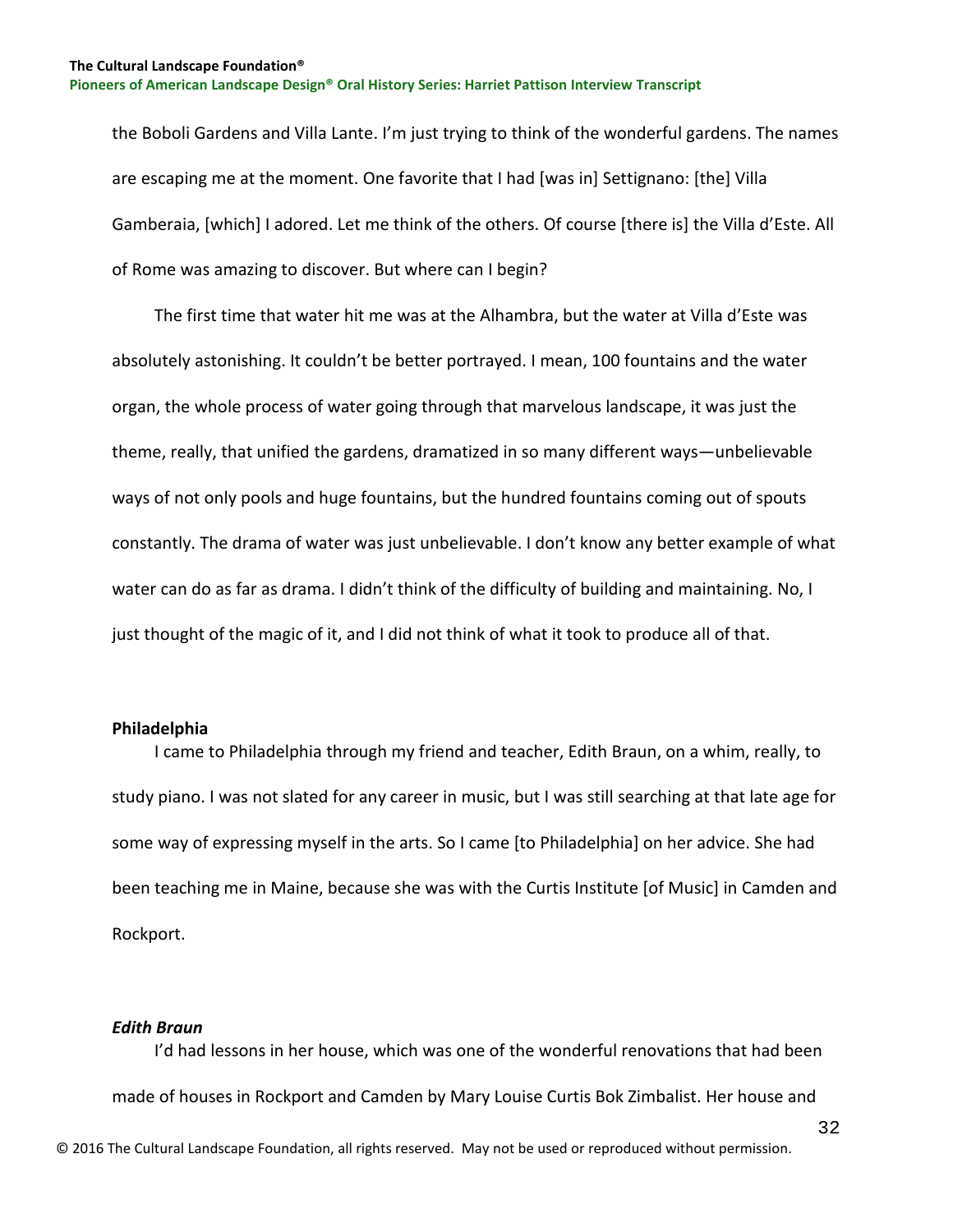the Boboli Gardens and Villa Lante. I'm just trying to think of the wonderful gardens. The names are escaping me at the moment. One favorite that I had [was in] Settignano: [the] Villa Gamberaia, [which] I adored. Let me think of the others. Of course [there is] the Villa d'Este. All of Rome was amazing to discover. But where can I begin?

The first time that water hit me was at the Alhambra, but the water at Villa d'Este was absolutely astonishing. It couldn't be better portrayed. I mean, 100 fountains and the water organ, the whole process of water going through that marvelous landscape, it was just the theme, really, that unified the gardens, dramatized in so many different ways—unbelievable ways of not only pools and huge fountains, but the hundred fountains coming out of spouts constantly. The drama of water was just unbelievable. I don't know any better example of what water can do as far as drama. I didn't think of the difficulty of building and maintaining. No, I just thought of the magic of it, and I did not think of what it took to produce all of that.

**Philadelphia**

I came to Philadelphia through my friend and teacher, Edith Braun, on a whim, really, to study piano. I was not slated for any career in music, but I was still searching at that late age for some way of expressing myself in the arts. So I came [to Philadelphia] on her advice. She had been teaching me in Maine, because she was with the Curtis Institute [of Music] in Camden and Rockport.

***Edith Braun***

I'd had lessons in her house, which was one of the wonderful renovations that had been made of houses in Rockport and Camden by Mary Louise Curtis Bok Zimbalist. Her house and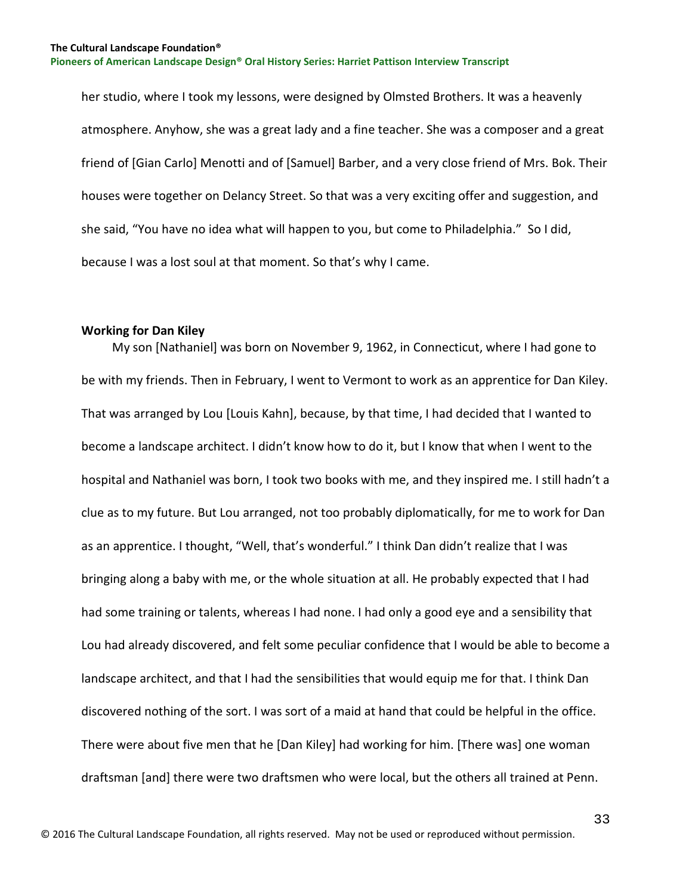her studio, where I took my lessons, were designed by Olmsted Brothers. It was a heavenly atmosphere. Anyhow, she was a great lady and a fine teacher. She was a composer and a great friend of [Gian Carlo] Menotti and of [Samuel] Barber, and a very close friend of Mrs. Bok. Their houses were together on Delancy Street. So that was a very exciting offer and suggestion, and she said, "You have no idea what will happen to you, but come to Philadelphia." So I did, because I was a lost soul at that moment. So that's why I came.

### Working for Dan Kiley

My son [Nathaniel] was born on November 9, 1962, in Connecticut, where I had gone to be with my friends. Then in February, I went to Vermont to work as an apprentice for Dan Kiley. That was arranged by Lou [Louis Kahn], because, by that time, I had decided that I wanted to become a landscape architect. I didn't know how to do it, but I know that when I went to the hospital and Nathaniel was born, I took two books with me, and they inspired me. I still hadn't a clue as to my future. But Lou arranged, not too probably diplomatically, for me to work for Dan as an apprentice. I thought, "Well, that's wonderful." I think Dan didn't realize that I was bringing along a baby with me, or the whole situation at all. He probably expected that I had had some training or talents, whereas I had none. I had only a good eye and a sensibility that Lou had already discovered, and felt some peculiar confidence that I would be able to become a landscape architect, and that I had the sensibilities that would equip me for that. I think Dan discovered nothing of the sort. I was sort of a maid at hand that could be helpful in the office. There were about five men that he [Dan Kiley] had working for him. [There was] one woman draftsman [and] there were two draftsmen who were local, but the others all trained at Penn.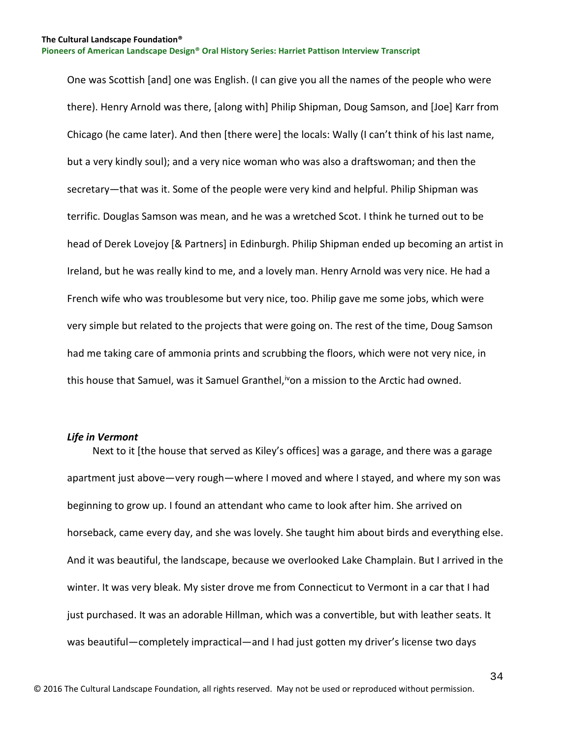One was Scottish [and] one was English. (I can give you all the names of the people who were there). Henry Arnold was there, [along with] Philip Shipman, Doug Samson, and [Joe] Karr from Chicago (he came later). And then [there were] the locals: Wally (I can't think of his last name, but a very kindly soul); and a very nice woman who was also a draftswoman; and then the secretary—that was it. Some of the people were very kind and helpful. Philip Shipman was terrific. Douglas Samson was mean, and he was a wretched Scot. I think he turned out to be head of Derek Lovejoy [& Partners] in Edinburgh. Philip Shipman ended up becoming an artist in Ireland, but he was really kind to me, and a lovely man. Henry Arnold was very nice. He had a French wife who was troublesome but very nice, too. Philip gave me some jobs, which were very simple but related to the projects that were going on. The rest of the time, Doug Samson had me taking care of ammonia prints and scrubbing the floors, which were not very nice, in this house that Samuel, was it Samuel Granthel,[iv] on a mission to the Arctic had owned.

### *Life in Vermont*

Next to it [the house that served as Kiley's offices] was a garage, and there was a garage apartment just above—very rough—where I moved and where I stayed, and where my son was beginning to grow up. I found an attendant who came to look after him. She arrived on horseback, came every day, and she was lovely. She taught him about birds and everything else. And it was beautiful, the landscape, because we overlooked Lake Champlain. But I arrived in the winter. It was very bleak. My sister drove me from Connecticut to Vermont in a car that I had just purchased. It was an adorable Hillman, which was a convertible, but with leather seats. It was beautiful—completely impractical—and I had just gotten my driver's license two days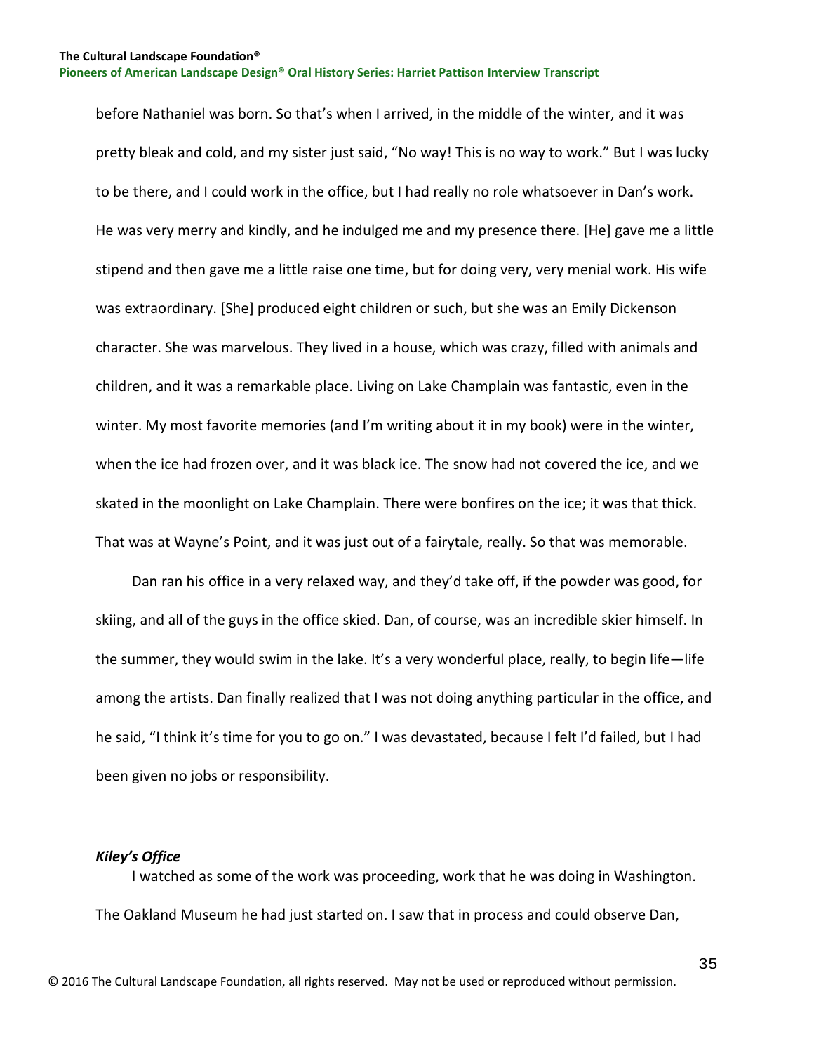before Nathaniel was born. So that's when I arrived, in the middle of the winter, and it was pretty bleak and cold, and my sister just said, "No way! This is no way to work." But I was lucky to be there, and I could work in the office, but I had really no role whatsoever in Dan's work. He was very merry and kindly, and he indulged me and my presence there. [He] gave me a little stipend and then gave me a little raise one time, but for doing very, very menial work. His wife was extraordinary. [She] produced eight children or such, but she was an Emily Dickenson character. She was marvelous. They lived in a house, which was crazy, filled with animals and children, and it was a remarkable place. Living on Lake Champlain was fantastic, even in the winter. My most favorite memories (and I'm writing about it in my book) were in the winter, when the ice had frozen over, and it was black ice. The snow had not covered the ice, and we skated in the moonlight on Lake Champlain. There were bonfires on the ice; it was that thick. That was at Wayne's Point, and it was just out of a fairytale, really. So that was memorable.

Dan ran his office in a very relaxed way, and they'd take off, if the powder was good, for skiing, and all of the guys in the office skied. Dan, of course, was an incredible skier himself. In the summer, they would swim in the lake. It's a very wonderful place, really, to begin life—life among the artists. Dan finally realized that I was not doing anything particular in the office, and he said, "I think it's time for you to go on." I was devastated, because I felt I'd failed, but I had been given no jobs or responsibility.

### *Kiley's Office*

I watched as some of the work was proceeding, work that he was doing in Washington. The Oakland Museum he had just started on. I saw that in process and could observe Dan,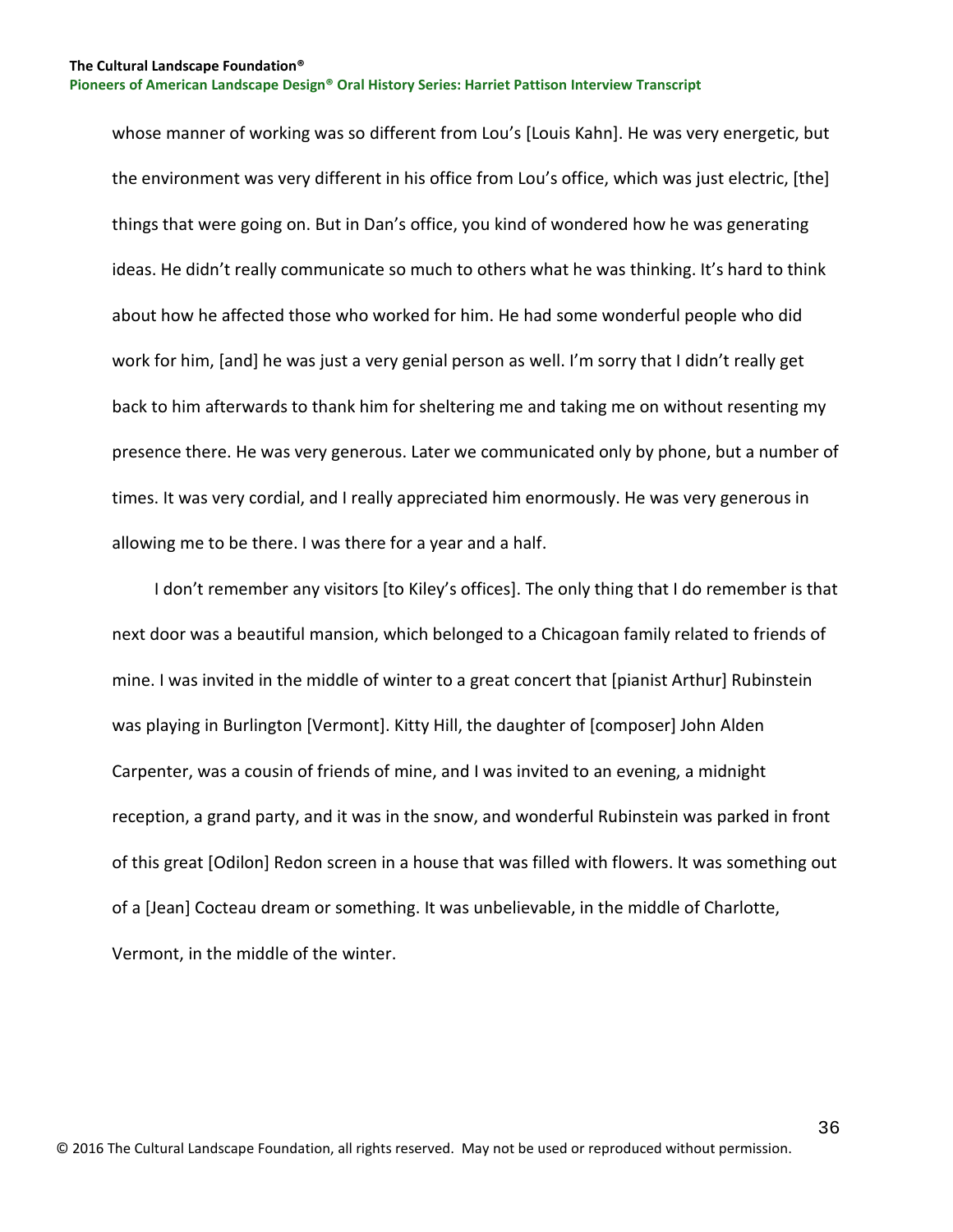whose manner of working was so different from Lou's [Louis Kahn]. He was very energetic, but the environment was very different in his office from Lou's office, which was just electric, [the] things that were going on. But in Dan's office, you kind of wondered how he was generating ideas. He didn't really communicate so much to others what he was thinking. It's hard to think about how he affected those who worked for him. He had some wonderful people who did work for him, [and] he was just a very genial person as well. I'm sorry that I didn't really get back to him afterwards to thank him for sheltering me and taking me on without resenting my presence there. He was very generous. Later we communicated only by phone, but a number of times. It was very cordial, and I really appreciated him enormously. He was very generous in allowing me to be there. I was there for a year and a half.

I don't remember any visitors [to Kiley's offices]. The only thing that I do remember is that next door was a beautiful mansion, which belonged to a Chicagoan family related to friends of mine. I was invited in the middle of winter to a great concert that [pianist Arthur] Rubinstein was playing in Burlington [Vermont]. Kitty Hill, the daughter of [composer] John Alden Carpenter, was a cousin of friends of mine, and I was invited to an evening, a midnight reception, a grand party, and it was in the snow, and wonderful Rubinstein was parked in front of this great [Odilon] Redon screen in a house that was filled with flowers. It was something out of a [Jean] Cocteau dream or something. It was unbelievable, in the middle of Charlotte, Vermont, in the middle of the winter.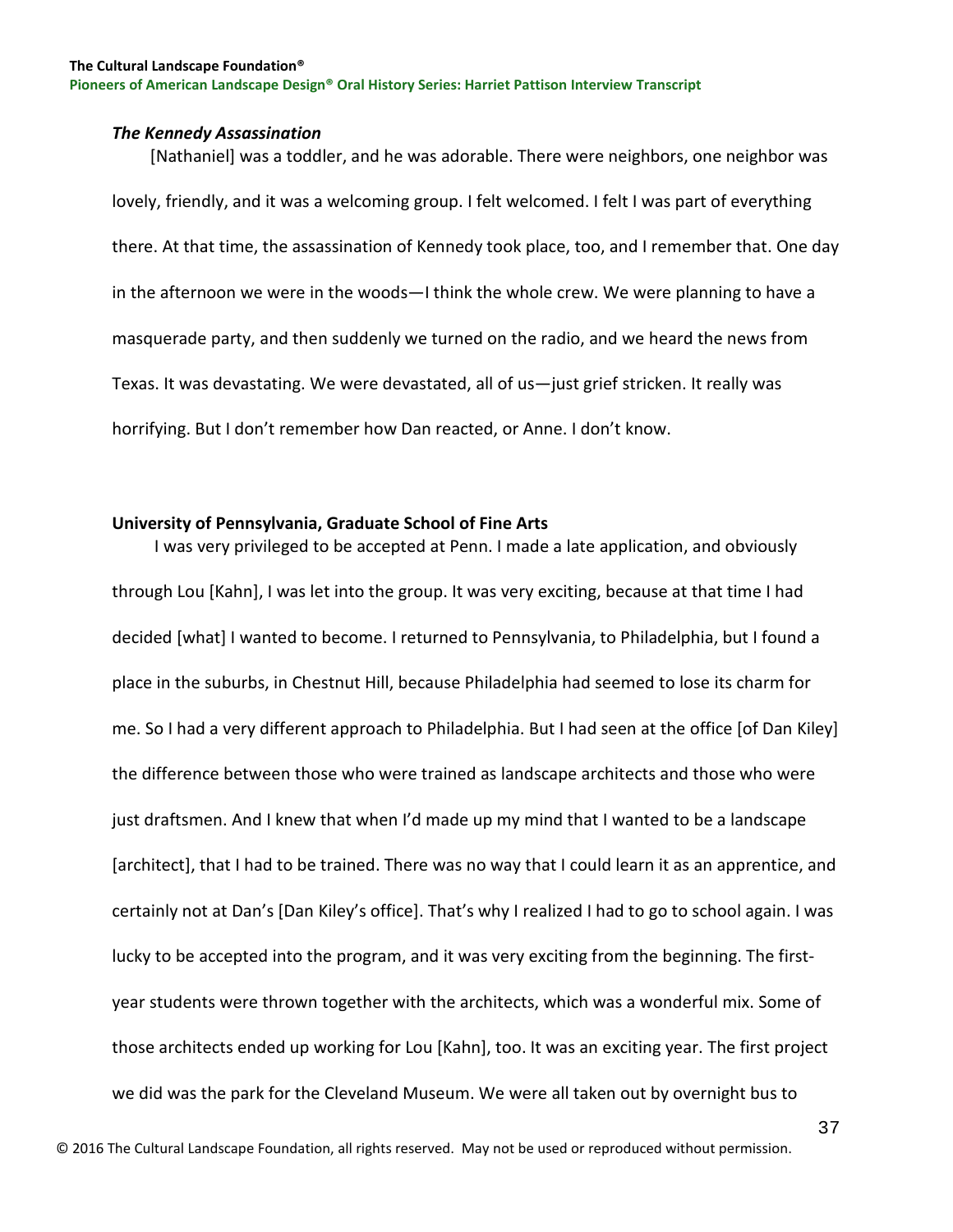### *The Kennedy Assassination*

[Nathaniel] was a toddler, and he was adorable. There were neighbors, one neighbor was lovely, friendly, and it was a welcoming group. I felt welcomed. I felt I was part of everything there. At that time, the assassination of Kennedy took place, too, and I remember that. One day in the afternoon we were in the woods—I think the whole crew. We were planning to have a masquerade party, and then suddenly we turned on the radio, and we heard the news from Texas. It was devastating. We were devastated, all of us—just grief stricken. It really was horrifying. But I don't remember how Dan reacted, or Anne. I don't know.

### University of Pennsylvania, Graduate School of Fine Arts

I was very privileged to be accepted at Penn. I made a late application, and obviously through Lou [Kahn], I was let into the group. It was very exciting, because at that time I had decided [what] I wanted to become. I returned to Pennsylvania, to Philadelphia, but I found a place in the suburbs, in Chestnut Hill, because Philadelphia had seemed to lose its charm for me. So I had a very different approach to Philadelphia. But I had seen at the office [of Dan Kiley] the difference between those who were trained as landscape architects and those who were just draftsmen. And I knew that when I'd made up my mind that I wanted to be a landscape [architect], that I had to be trained. There was no way that I could learn it as an apprentice, and certainly not at Dan's [Dan Kiley's office]. That's why I realized I had to go to school again. I was lucky to be accepted into the program, and it was very exciting from the beginning. The first-year students were thrown together with the architects, which was a wonderful mix. Some of those architects ended up working for Lou [Kahn], too. It was an exciting year. The first project we did was the park for the Cleveland Museum. We were all taken out by overnight bus to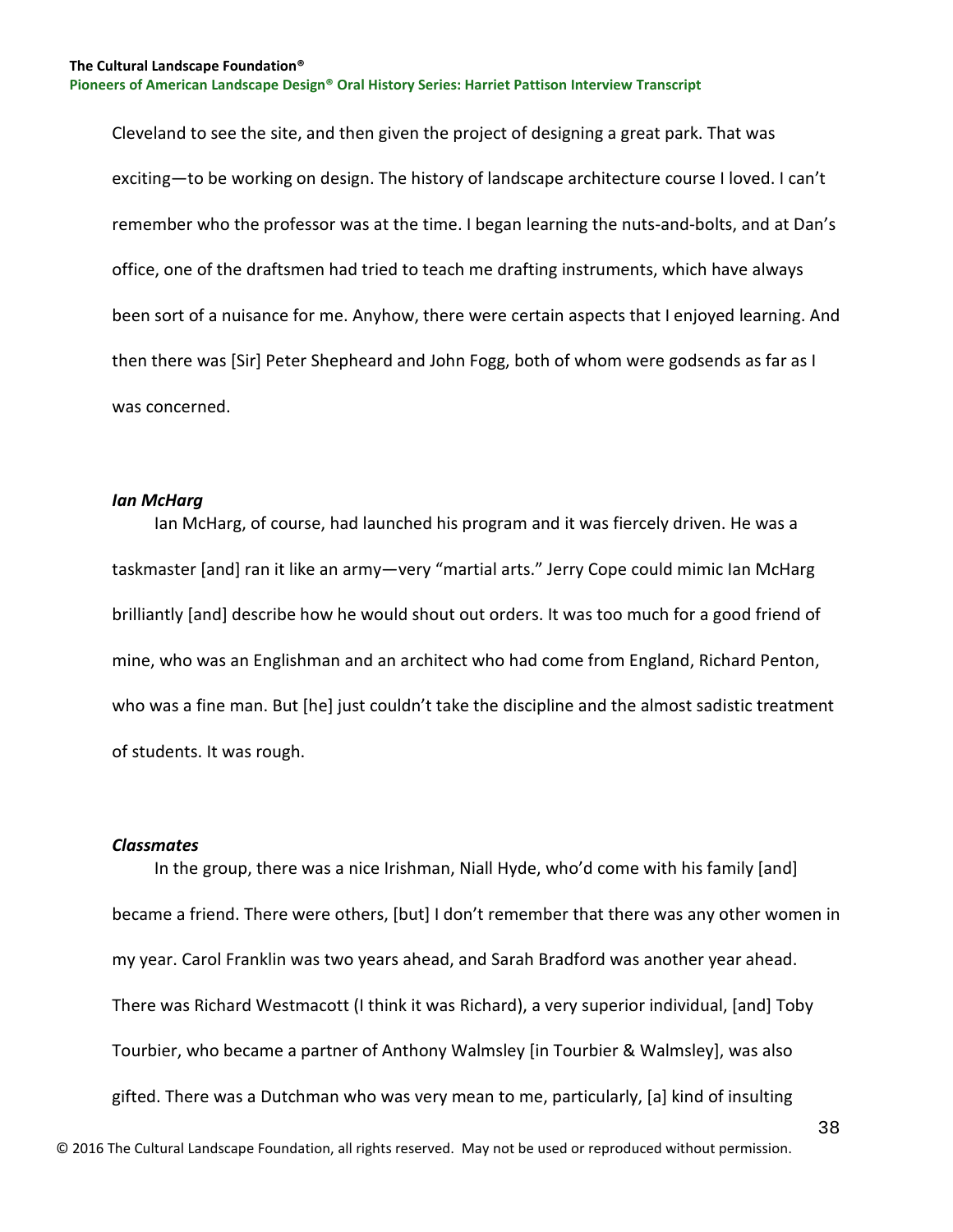Cleveland to see the site, and then given the project of designing a great park. That was exciting—to be working on design. The history of landscape architecture course I loved. I can't remember who the professor was at the time. I began learning the nuts-and-bolts, and at Dan's office, one of the draftsmen had tried to teach me drafting instruments, which have always been sort of a nuisance for me. Anyhow, there were certain aspects that I enjoyed learning. And then there was [Sir] Peter Shepheard and John Fogg, both of whom were godsends as far as I was concerned.

### *Ian McHarg*

Ian McHarg, of course, had launched his program and it was fiercely driven. He was a taskmaster [and] ran it like an army—very "martial arts." Jerry Cope could mimic Ian McHarg brilliantly [and] describe how he would shout out orders. It was too much for a good friend of mine, who was an Englishman and an architect who had come from England, Richard Penton, who was a fine man. But [he] just couldn't take the discipline and the almost sadistic treatment of students. It was rough.

### *Classmates*

In the group, there was a nice Irishman, Niall Hyde, who'd come with his family [and] became a friend. There were others, [but] I don't remember that there was any other women in my year. Carol Franklin was two years ahead, and Sarah Bradford was another year ahead. There was Richard Westmacott (I think it was Richard), a very superior individual, [and] Toby Tourbier, who became a partner of Anthony Walmsley [in Tourbier & Walmsley], was also gifted. There was a Dutchman who was very mean to me, particularly, [a] kind of insulting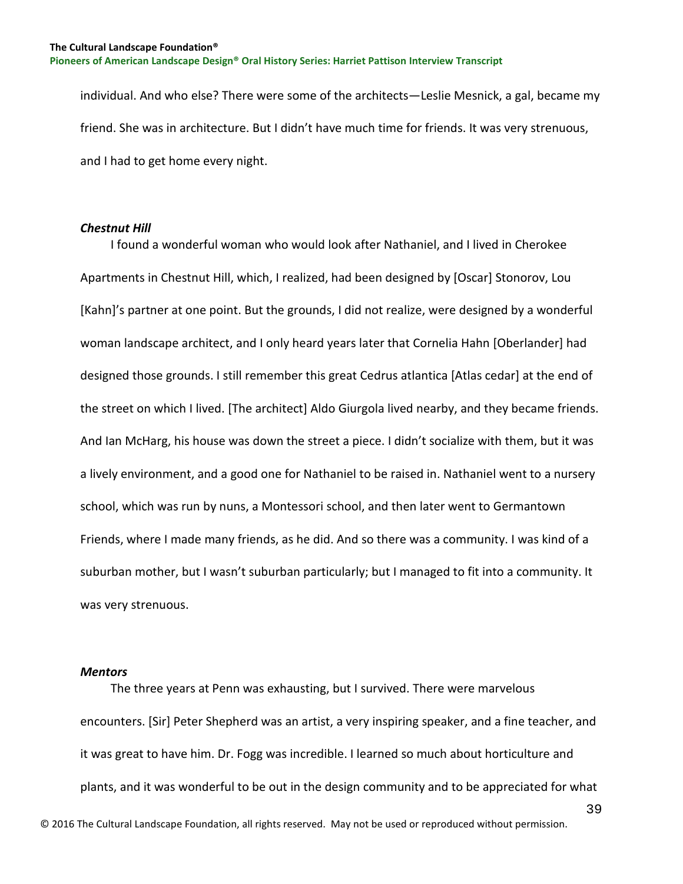individual. And who else? There were some of the architects—Leslie Mesnick, a gal, became my friend. She was in architecture. But I didn't have much time for friends. It was very strenuous, and I had to get home every night.

### *Chestnut Hill*

I found a wonderful woman who would look after Nathaniel, and I lived in Cherokee Apartments in Chestnut Hill, which, I realized, had been designed by [Oscar] Stonorov, Lou [Kahn]'s partner at one point. But the grounds, I did not realize, were designed by a wonderful woman landscape architect, and I only heard years later that Cornelia Hahn [Oberlander] had designed those grounds. I still remember this great Cedrus atlantica [Atlas cedar] at the end of the street on which I lived. [The architect] Aldo Giurgola lived nearby, and they became friends. And Ian McHarg, his house was down the street a piece. I didn't socialize with them, but it was a lively environment, and a good one for Nathaniel to be raised in. Nathaniel went to a nursery school, which was run by nuns, a Montessori school, and then later went to Germantown Friends, where I made many friends, as he did. And so there was a community. I was kind of a suburban mother, but I wasn't suburban particularly; but I managed to fit into a community. It was very strenuous.

### *Mentors*

The three years at Penn was exhausting, but I survived. There were marvelous encounters. [Sir] Peter Shepherd was an artist, a very inspiring speaker, and a fine teacher, and it was great to have him. Dr. Fogg was incredible. I learned so much about horticulture and plants, and it was wonderful to be out in the design community and to be appreciated for what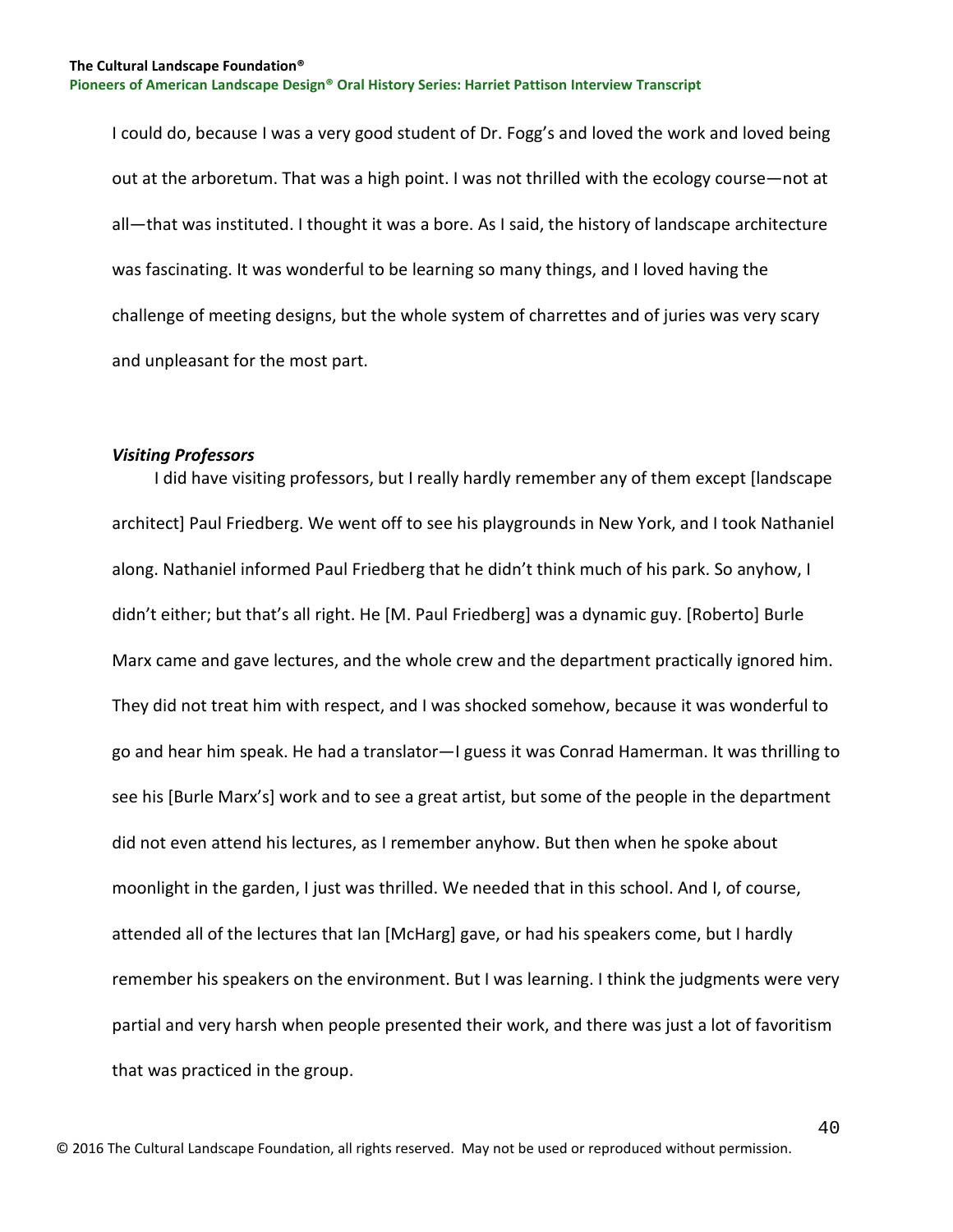I could do, because I was a very good student of Dr. Fogg's and loved the work and loved being out at the arboretum. That was a high point. I was not thrilled with the ecology course—not at all—that was instituted. I thought it was a bore. As I said, the history of landscape architecture was fascinating. It was wonderful to be learning so many things, and I loved having the challenge of meeting designs, but the whole system of charrettes and of juries was very scary and unpleasant for the most part.

### *Visiting Professors*

I did have visiting professors, but I really hardly remember any of them except [landscape architect] Paul Friedberg. We went off to see his playgrounds in New York, and I took Nathaniel along. Nathaniel informed Paul Friedberg that he didn't think much of his park. So anyhow, I didn't either; but that's all right. He [M. Paul Friedberg] was a dynamic guy. [Roberto] Burle Marx came and gave lectures, and the whole crew and the department practically ignored him. They did not treat him with respect, and I was shocked somehow, because it was wonderful to go and hear him speak. He had a translator—I guess it was Conrad Hamerman. It was thrilling to see his [Burle Marx's] work and to see a great artist, but some of the people in the department did not even attend his lectures, as I remember anyhow. But then when he spoke about moonlight in the garden, I just was thrilled. We needed that in this school. And I, of course, attended all of the lectures that Ian [McHarg] gave, or had his speakers come, but I hardly remember his speakers on the environment. But I was learning. I think the judgments were very partial and very harsh when people presented their work, and there was just a lot of favoritism that was practiced in the group.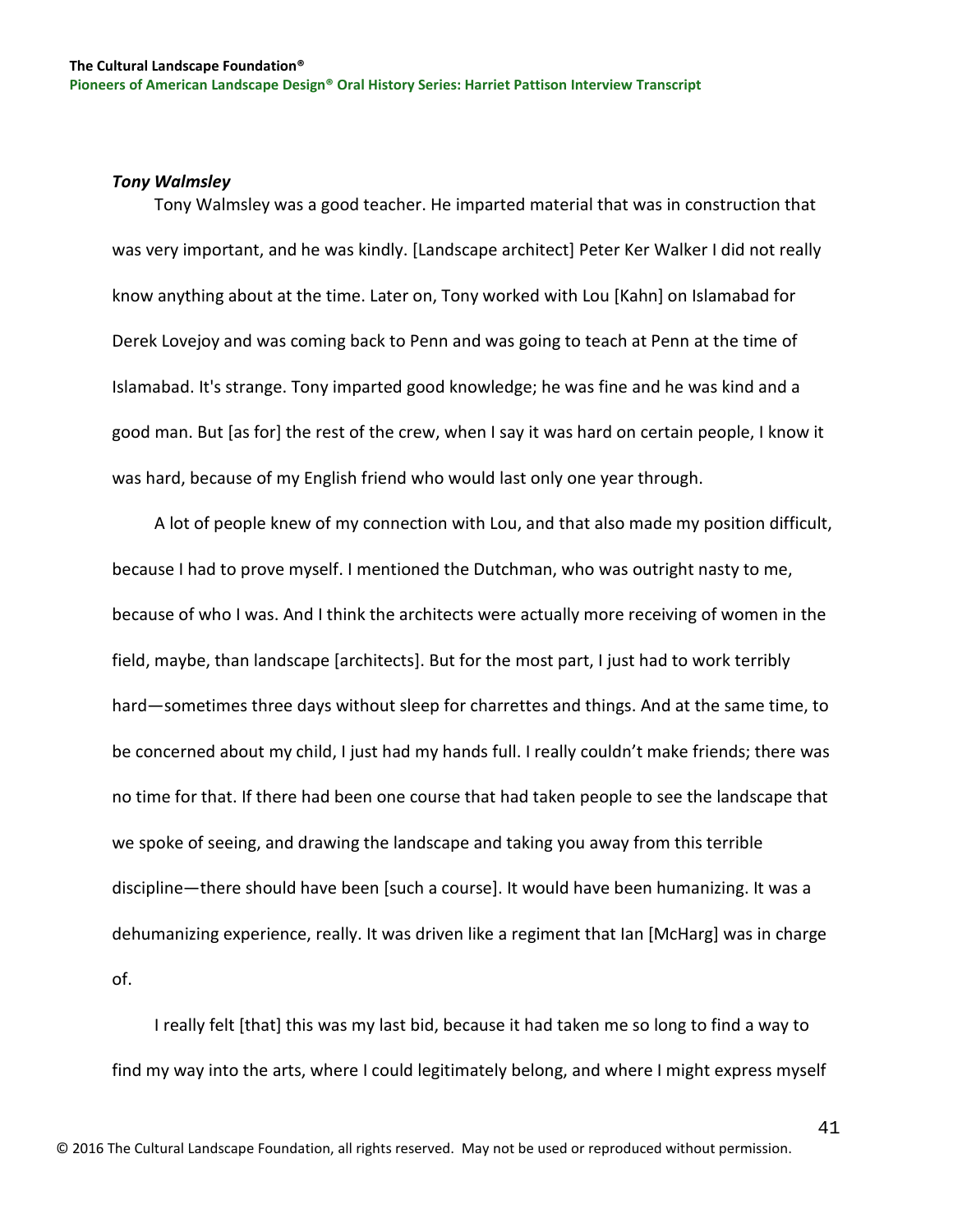### *Tony Walmsley*

Tony Walmsley was a good teacher. He imparted material that was in construction that was very important, and he was kindly. [Landscape architect] Peter Ker Walker I did not really know anything about at the time. Later on, Tony worked with Lou [Kahn] on Islamabad for Derek Lovejoy and was coming back to Penn and was going to teach at Penn at the time of Islamabad. It's strange. Tony imparted good knowledge; he was fine and he was kind and a good man. But [as for] the rest of the crew, when I say it was hard on certain people, I know it was hard, because of my English friend who would last only one year through.

A lot of people knew of my connection with Lou, and that also made my position difficult, because I had to prove myself. I mentioned the Dutchman, who was outright nasty to me, because of who I was. And I think the architects were actually more receiving of women in the field, maybe, than landscape [architects]. But for the most part, I just had to work terribly hard—sometimes three days without sleep for charrettes and things. And at the same time, to be concerned about my child, I just had my hands full. I really couldn't make friends; there was no time for that. If there had been one course that had taken people to see the landscape that we spoke of seeing, and drawing the landscape and taking you away from this terrible discipline—there should have been [such a course]. It would have been humanizing. It was a dehumanizing experience, really. It was driven like a regiment that Ian [McHarg] was in charge of.

I really felt [that] this was my last bid, because it had taken me so long to find a way to find my way into the arts, where I could legitimately belong, and where I might express myself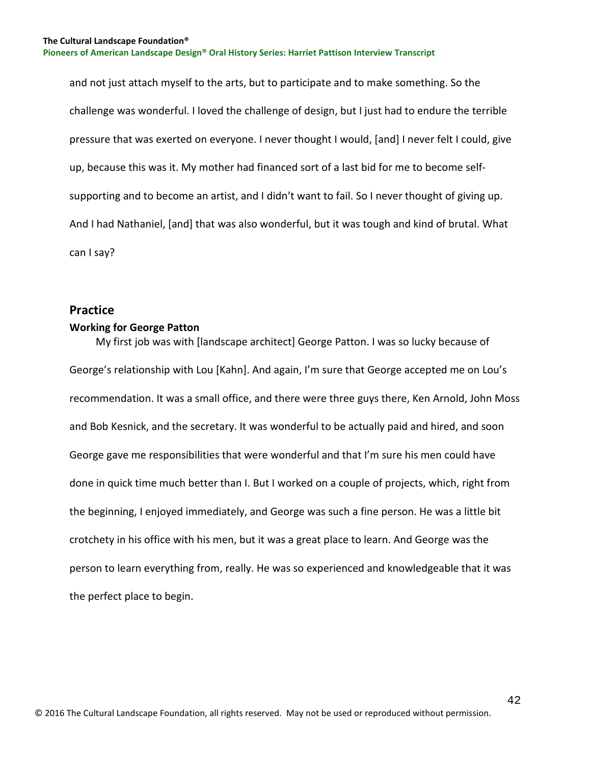and not just attach myself to the arts, but to participate and to make something. So the challenge was wonderful. I loved the challenge of design, but I just had to endure the terrible pressure that was exerted on everyone. I never thought I would, [and] I never felt I could, give up, because this was it. My mother had financed sort of a last bid for me to become self-supporting and to become an artist, and I didn't want to fail. So I never thought of giving up. And I had Nathaniel, [and] that was also wonderful, but it was tough and kind of brutal. What can I say?

## Practice

### Working for George Patton

My first job was with [landscape architect] George Patton. I was so lucky because of George's relationship with Lou [Kahn]. And again, I'm sure that George accepted me on Lou's recommendation. It was a small office, and there were three guys there, Ken Arnold, John Moss and Bob Kesnick, and the secretary. It was wonderful to be actually paid and hired, and soon George gave me responsibilities that were wonderful and that I'm sure his men could have done in quick time much better than I. But I worked on a couple of projects, which, right from the beginning, I enjoyed immediately, and George was such a fine person. He was a little bit crotchety in his office with his men, but it was a great place to learn. And George was the person to learn everything from, really. He was so experienced and knowledgeable that it was the perfect place to begin.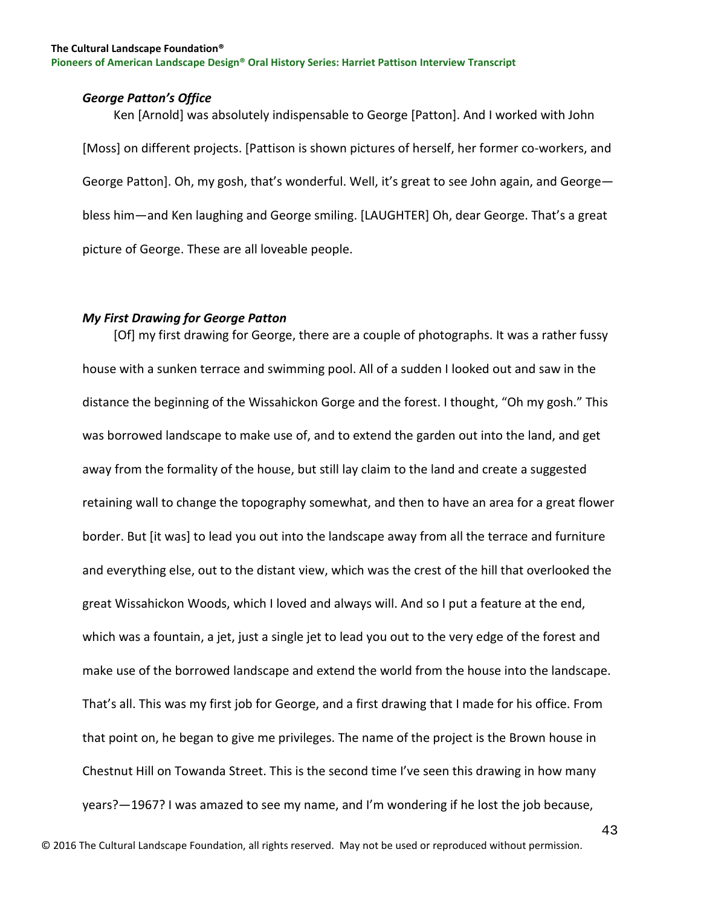### *George Patton's Office*

Ken [Arnold] was absolutely indispensable to George [Patton]. And I worked with John [Moss] on different projects. [Pattison is shown pictures of herself, her former co-workers, and George Patton]. Oh, my gosh, that's wonderful. Well, it's great to see John again, and George—bless him—and Ken laughing and George smiling. [LAUGHTER] Oh, dear George. That's a great picture of George. These are all loveable people.

### *My First Drawing for George Patton*

[Of] my first drawing for George, there are a couple of photographs. It was a rather fussy house with a sunken terrace and swimming pool. All of a sudden I looked out and saw in the distance the beginning of the Wissahickon Gorge and the forest. I thought, "Oh my gosh." This was borrowed landscape to make use of, and to extend the garden out into the land, and get away from the formality of the house, but still lay claim to the land and create a suggested retaining wall to change the topography somewhat, and then to have an area for a great flower border. But [it was] to lead you out into the landscape away from all the terrace and furniture and everything else, out to the distant view, which was the crest of the hill that overlooked the great Wissahickon Woods, which I loved and always will. And so I put a feature at the end, which was a fountain, a jet, just a single jet to lead you out to the very edge of the forest and make use of the borrowed landscape and extend the world from the house into the landscape. That's all. This was my first job for George, and a first drawing that I made for his office. From that point on, he began to give me privileges. The name of the project is the Brown house in Chestnut Hill on Towanda Street. This is the second time I've seen this drawing in how many years?—1967? I was amazed to see my name, and I'm wondering if he lost the job because,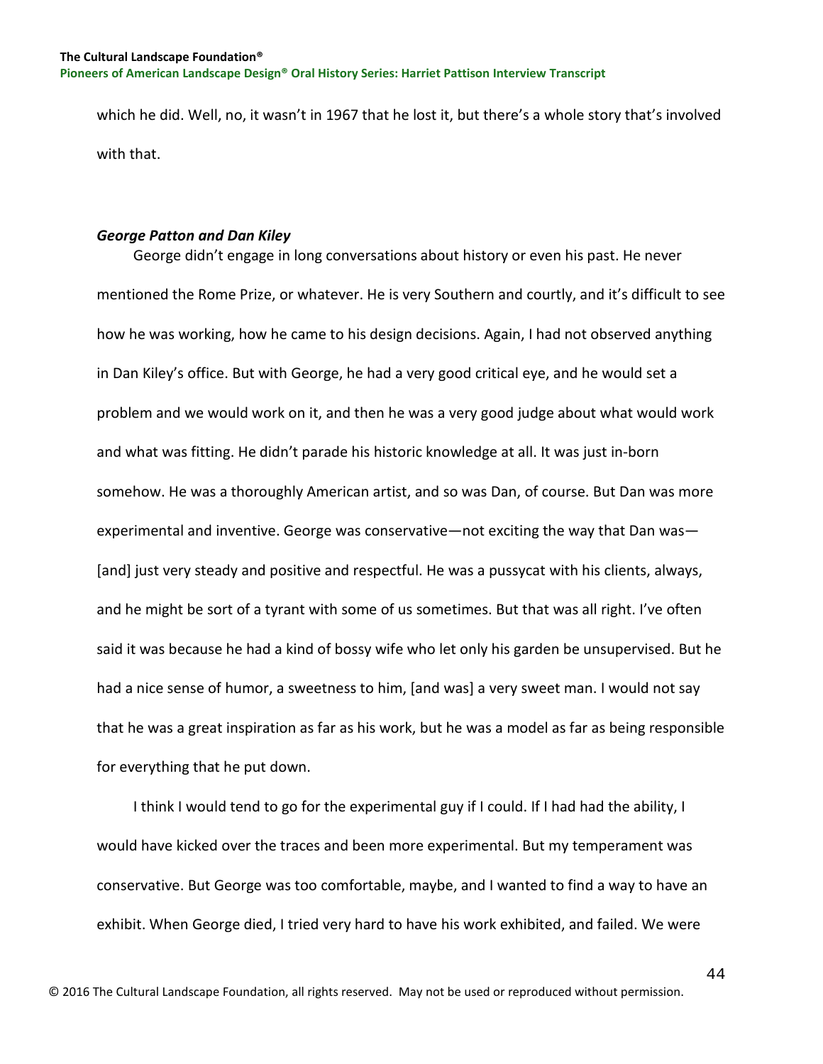which he did. Well, no, it wasn't in 1967 that he lost it, but there's a whole story that's involved with that.

### *George Patton and Dan Kiley*

George didn't engage in long conversations about history or even his past. He never mentioned the Rome Prize, or whatever. He is very Southern and courtly, and it's difficult to see how he was working, how he came to his design decisions. Again, I had not observed anything in Dan Kiley's office. But with George, he had a very good critical eye, and he would set a problem and we would work on it, and then he was a very good judge about what would work and what was fitting. He didn't parade his historic knowledge at all. It was just in-born somehow. He was a thoroughly American artist, and so was Dan, of course. But Dan was more experimental and inventive. George was conservative—not exciting the way that Dan was—[and] just very steady and positive and respectful. He was a pussycat with his clients, always, and he might be sort of a tyrant with some of us sometimes. But that was all right. I've often said it was because he had a kind of bossy wife who let only his garden be unsupervised. But he had a nice sense of humor, a sweetness to him, [and was] a very sweet man. I would not say that he was a great inspiration as far as his work, but he was a model as far as being responsible for everything that he put down.

I think I would tend to go for the experimental guy if I could. If I had had the ability, I would have kicked over the traces and been more experimental. But my temperament was conservative. But George was too comfortable, maybe, and I wanted to find a way to have an exhibit. When George died, I tried very hard to have his work exhibited, and failed. We were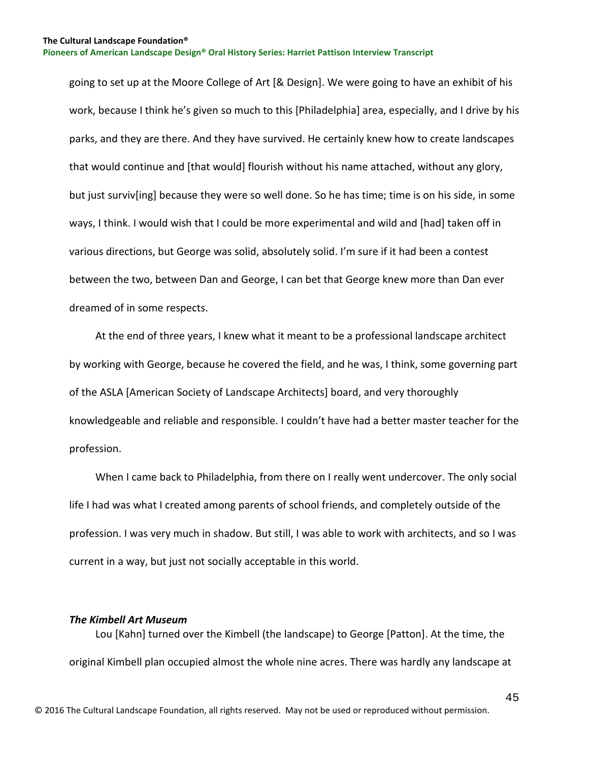going to set up at the Moore College of Art [& Design]. We were going to have an exhibit of his work, because I think he's given so much to this [Philadelphia] area, especially, and I drive by his parks, and they are there. And they have survived. He certainly knew how to create landscapes that would continue and [that would] flourish without his name attached, without any glory, but just surviv[ing] because they were so well done. So he has time; time is on his side, in some ways, I think. I would wish that I could be more experimental and wild and [had] taken off in various directions, but George was solid, absolutely solid. I'm sure if it had been a contest between the two, between Dan and George, I can bet that George knew more than Dan ever dreamed of in some respects.

At the end of three years, I knew what it meant to be a professional landscape architect by working with George, because he covered the field, and he was, I think, some governing part of the ASLA [American Society of Landscape Architects] board, and very thoroughly knowledgeable and reliable and responsible. I couldn't have had a better master teacher for the profession.

When I came back to Philadelphia, from there on I really went undercover. The only social life I had was what I created among parents of school friends, and completely outside of the profession. I was very much in shadow. But still, I was able to work with architects, and so I was current in a way, but just not socially acceptable in this world.

### *The Kimbell Art Museum*

Lou [Kahn] turned over the Kimbell (the landscape) to George [Patton]. At the time, the original Kimbell plan occupied almost the whole nine acres. There was hardly any landscape at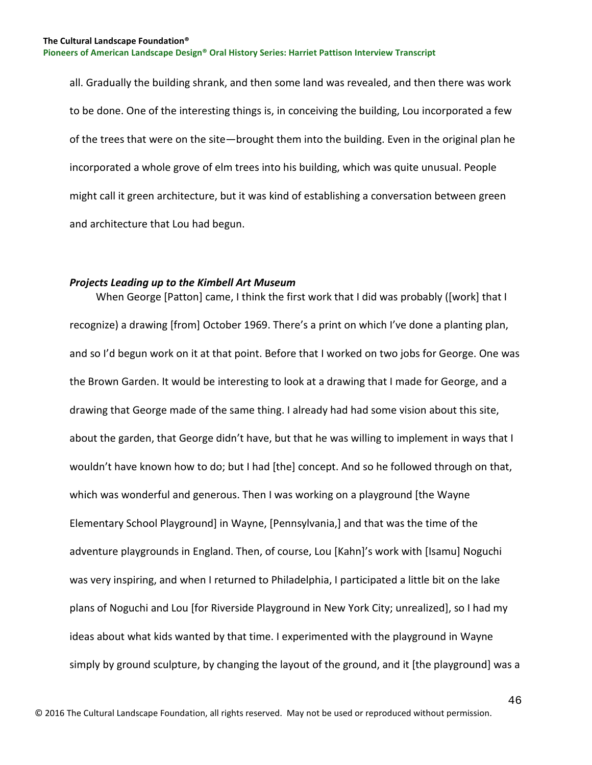all. Gradually the building shrank, and then some land was revealed, and then there was work to be done. One of the interesting things is, in conceiving the building, Lou incorporated a few of the trees that were on the site—brought them into the building. Even in the original plan he incorporated a whole grove of elm trees into his building, which was quite unusual. People might call it green architecture, but it was kind of establishing a conversation between green and architecture that Lou had begun.

### *Projects Leading up to the Kimbell Art Museum*

When George [Patton] came, I think the first work that I did was probably ([work] that I recognize) a drawing [from] October 1969. There's a print on which I've done a planting plan, and so I'd begun work on it at that point. Before that I worked on two jobs for George. One was the Brown Garden. It would be interesting to look at a drawing that I made for George, and a drawing that George made of the same thing. I already had had some vision about this site, about the garden, that George didn't have, but that he was willing to implement in ways that I wouldn't have known how to do; but I had [the] concept. And so he followed through on that, which was wonderful and generous. Then I was working on a playground [the Wayne Elementary School Playground] in Wayne, [Pennsylvania,] and that was the time of the adventure playgrounds in England. Then, of course, Lou [Kahn]'s work with [Isamu] Noguchi was very inspiring, and when I returned to Philadelphia, I participated a little bit on the lake plans of Noguchi and Lou [for Riverside Playground in New York City; unrealized], so I had my ideas about what kids wanted by that time. I experimented with the playground in Wayne simply by ground sculpture, by changing the layout of the ground, and it [the playground] was a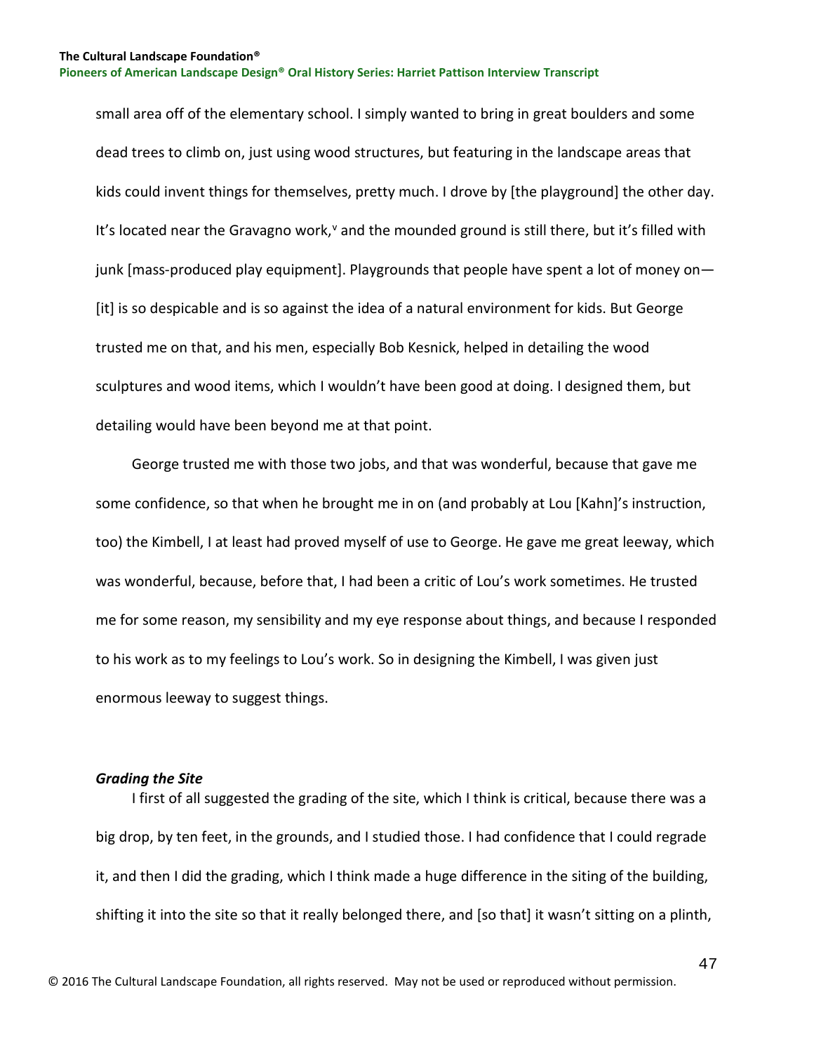small area off of the elementary school. I simply wanted to bring in great boulders and some dead trees to climb on, just using wood structures, but featuring in the landscape areas that kids could invent things for themselves, pretty much. I drove by [the playground] the other day. It's located near the Gravagno work,[v] and the mounded ground is still there, but it's filled with junk [mass-produced play equipment]. Playgrounds that people have spent a lot of money on—[it] is so despicable and is so against the idea of a natural environment for kids. But George trusted me on that, and his men, especially Bob Kesnick, helped in detailing the wood sculptures and wood items, which I wouldn't have been good at doing. I designed them, but detailing would have been beyond me at that point.

George trusted me with those two jobs, and that was wonderful, because that gave me some confidence, so that when he brought me in on (and probably at Lou [Kahn]'s instruction, too) the Kimbell, I at least had proved myself of use to George. He gave me great leeway, which was wonderful, because, before that, I had been a critic of Lou's work sometimes. He trusted me for some reason, my sensibility and my eye response about things, and because I responded to his work as to my feelings to Lou's work. So in designing the Kimbell, I was given just enormous leeway to suggest things.

### *Grading the Site*

I first of all suggested the grading of the site, which I think is critical, because there was a big drop, by ten feet, in the grounds, and I studied those. I had confidence that I could regrade it, and then I did the grading, which I think made a huge difference in the siting of the building, shifting it into the site so that it really belonged there, and [so that] it wasn't sitting on a plinth,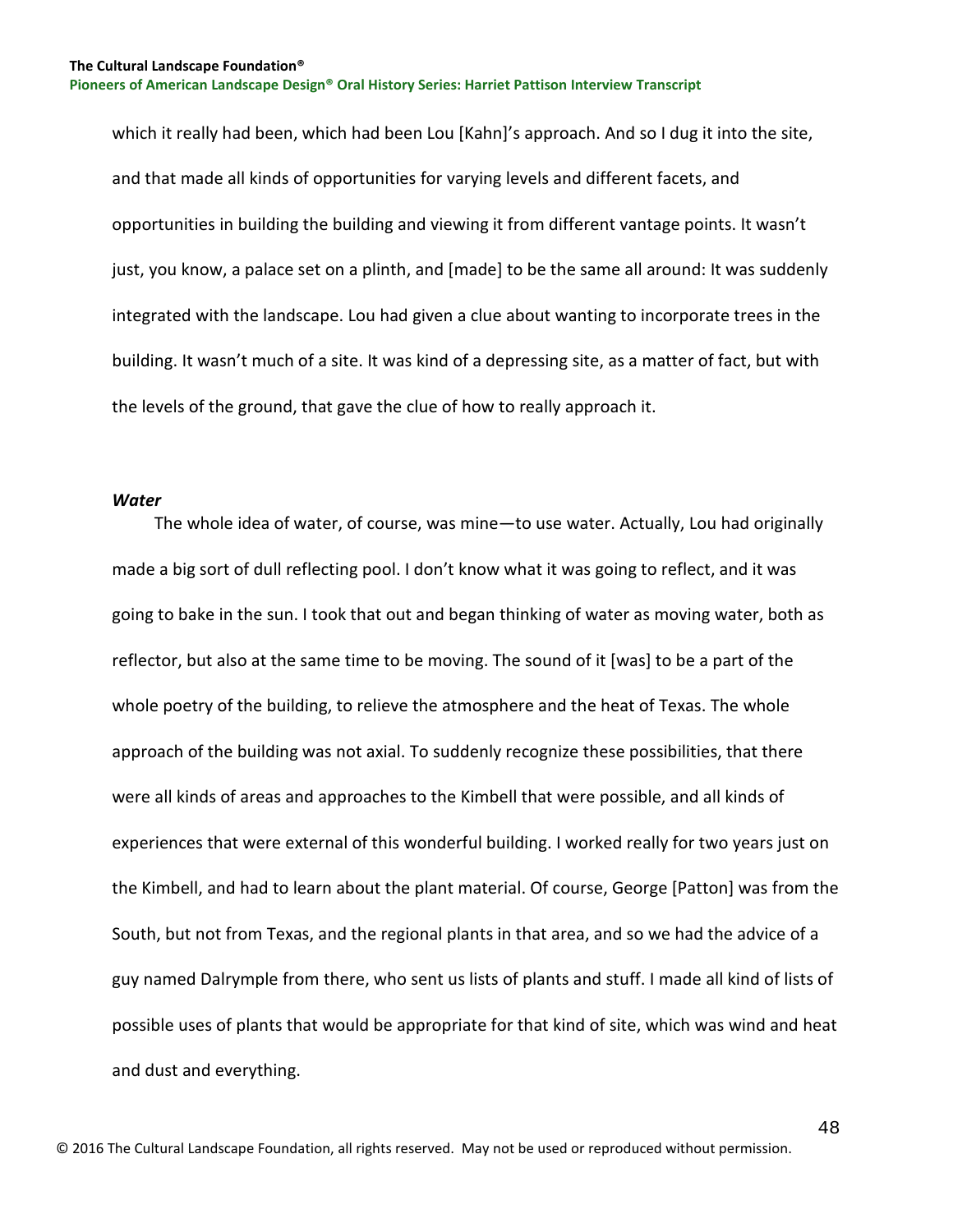which it really had been, which had been Lou [Kahn]'s approach. And so I dug it into the site, and that made all kinds of opportunities for varying levels and different facets, and opportunities in building the building and viewing it from different vantage points. It wasn't just, you know, a palace set on a plinth, and [made] to be the same all around: It was suddenly integrated with the landscape. Lou had given a clue about wanting to incorporate trees in the building. It wasn't much of a site. It was kind of a depressing site, as a matter of fact, but with the levels of the ground, that gave the clue of how to really approach it.

***Water***

The whole idea of water, of course, was mine—to use water. Actually, Lou had originally made a big sort of dull reflecting pool. I don't know what it was going to reflect, and it was going to bake in the sun. I took that out and began thinking of water as moving water, both as reflector, but also at the same time to be moving. The sound of it [was] to be a part of the whole poetry of the building, to relieve the atmosphere and the heat of Texas. The whole approach of the building was not axial. To suddenly recognize these possibilities, that there were all kinds of areas and approaches to the Kimbell that were possible, and all kinds of experiences that were external of this wonderful building. I worked really for two years just on the Kimbell, and had to learn about the plant material. Of course, George [Patton] was from the South, but not from Texas, and the regional plants in that area, and so we had the advice of a guy named Dalrymple from there, who sent us lists of plants and stuff. I made all kind of lists of possible uses of plants that would be appropriate for that kind of site, which was wind and heat and dust and everything.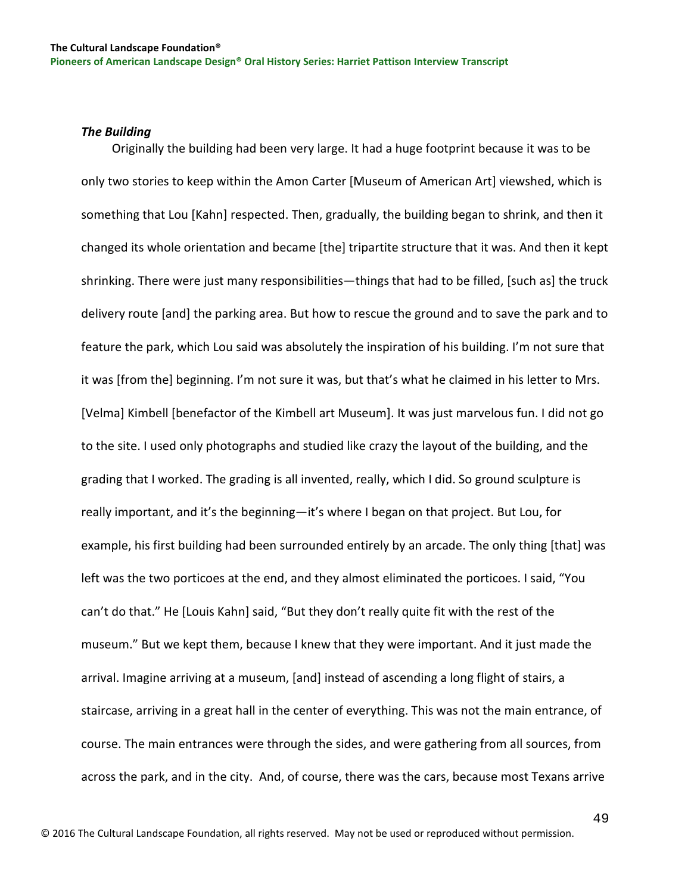### *The Building*

Originally the building had been very large. It had a huge footprint because it was to be only two stories to keep within the Amon Carter [Museum of American Art] viewshed, which is something that Lou [Kahn] respected. Then, gradually, the building began to shrink, and then it changed its whole orientation and became [the] tripartite structure that it was. And then it kept shrinking. There were just many responsibilities—things that had to be filled, [such as] the truck delivery route [and] the parking area. But how to rescue the ground and to save the park and to feature the park, which Lou said was absolutely the inspiration of his building. I'm not sure that it was [from the] beginning. I'm not sure it was, but that's what he claimed in his letter to Mrs. [Velma] Kimbell [benefactor of the Kimbell art Museum]. It was just marvelous fun. I did not go to the site. I used only photographs and studied like crazy the layout of the building, and the grading that I worked. The grading is all invented, really, which I did. So ground sculpture is really important, and it's the beginning—it's where I began on that project. But Lou, for example, his first building had been surrounded entirely by an arcade. The only thing [that] was left was the two porticoes at the end, and they almost eliminated the porticoes. I said, "You can't do that." He [Louis Kahn] said, "But they don't really quite fit with the rest of the museum." But we kept them, because I knew that they were important. And it just made the arrival. Imagine arriving at a museum, [and] instead of ascending a long flight of stairs, a staircase, arriving in a great hall in the center of everything. This was not the main entrance, of course. The main entrances were through the sides, and were gathering from all sources, from across the park, and in the city. And, of course, there was the cars, because most Texans arrive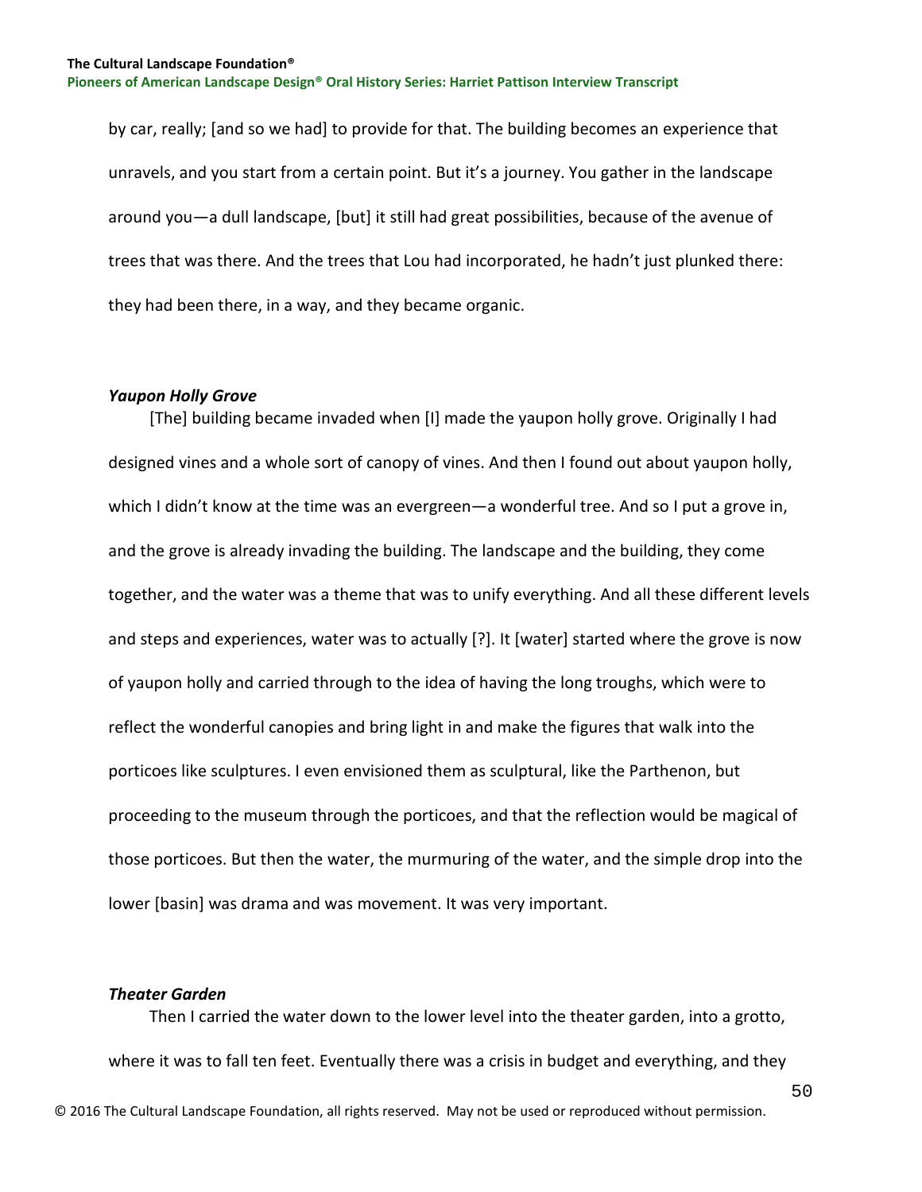by car, really; [and so we had] to provide for that. The building becomes an experience that unravels, and you start from a certain point. But it's a journey. You gather in the landscape around you—a dull landscape, [but] it still had great possibilities, because of the avenue of trees that was there. And the trees that Lou had incorporated, he hadn't just plunked there: they had been there, in a way, and they became organic.

### *Yaupon Holly Grove*

[The] building became invaded when [I] made the yaupon holly grove. Originally I had designed vines and a whole sort of canopy of vines. And then I found out about yaupon holly, which I didn't know at the time was an evergreen—a wonderful tree. And so I put a grove in, and the grove is already invading the building. The landscape and the building, they come together, and the water was a theme that was to unify everything. And all these different levels and steps and experiences, water was to actually [?]. It [water] started where the grove is now of yaupon holly and carried through to the idea of having the long troughs, which were to reflect the wonderful canopies and bring light in and make the figures that walk into the porticoes like sculptures. I even envisioned them as sculptural, like the Parthenon, but proceeding to the museum through the porticoes, and that the reflection would be magical of those porticoes. But then the water, the murmuring of the water, and the simple drop into the lower [basin] was drama and was movement. It was very important.

### *Theater Garden*

Then I carried the water down to the lower level into the theater garden, into a grotto, where it was to fall ten feet. Eventually there was a crisis in budget and everything, and they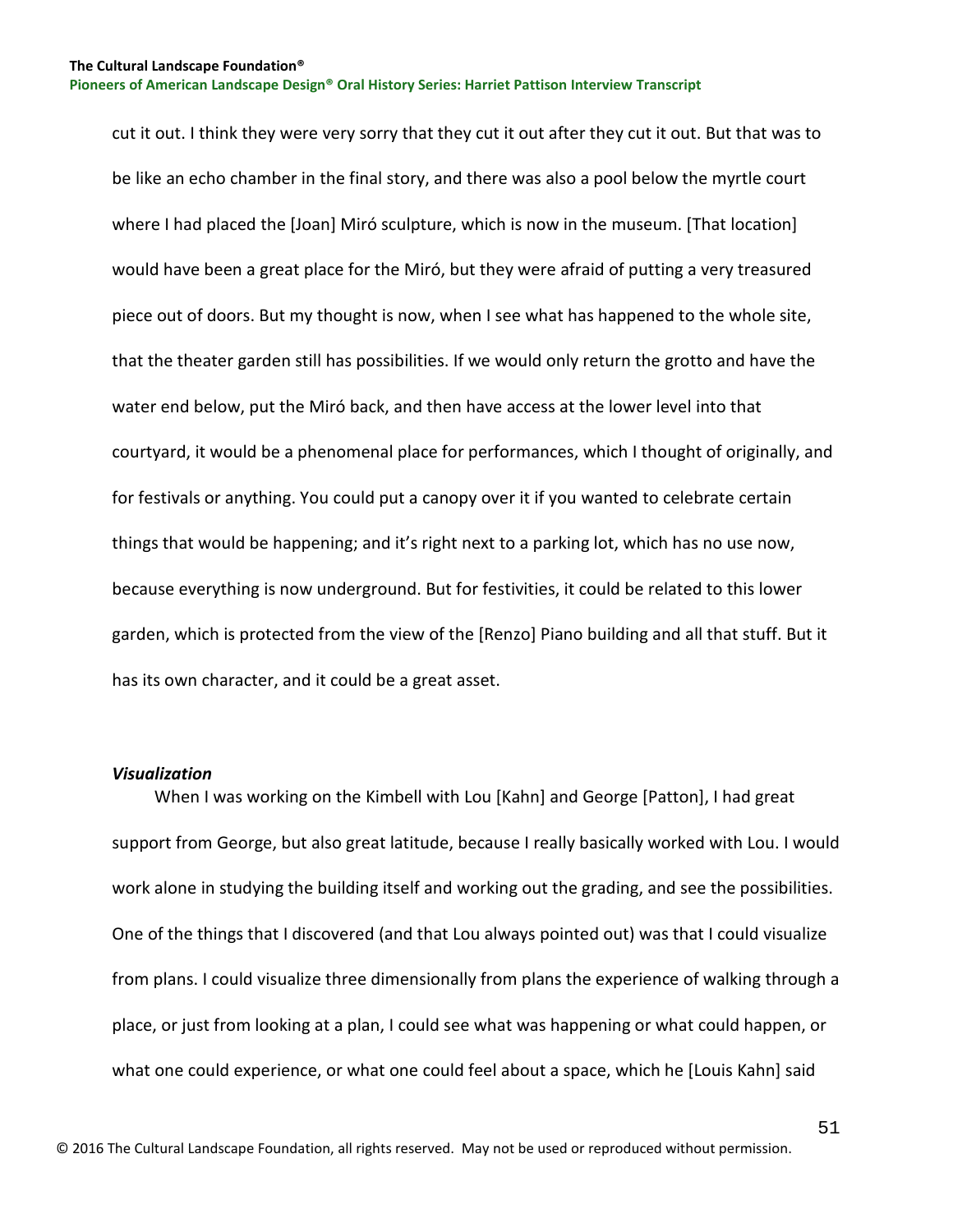cut it out. I think they were very sorry that they cut it out after they cut it out. But that was to be like an echo chamber in the final story, and there was also a pool below the myrtle court where I had placed the [Joan] Miró sculpture, which is now in the museum. [That location] would have been a great place for the Miró, but they were afraid of putting a very treasured piece out of doors. But my thought is now, when I see what has happened to the whole site, that the theater garden still has possibilities. If we would only return the grotto and have the water end below, put the Miró back, and then have access at the lower level into that courtyard, it would be a phenomenal place for performances, which I thought of originally, and for festivals or anything. You could put a canopy over it if you wanted to celebrate certain things that would be happening; and it's right next to a parking lot, which has no use now, because everything is now underground. But for festivities, it could be related to this lower garden, which is protected from the view of the [Renzo] Piano building and all that stuff. But it has its own character, and it could be a great asset.

### *Visualization*

When I was working on the Kimbell with Lou [Kahn] and George [Patton], I had great support from George, but also great latitude, because I really basically worked with Lou. I would work alone in studying the building itself and working out the grading, and see the possibilities. One of the things that I discovered (and that Lou always pointed out) was that I could visualize from plans. I could visualize three dimensionally from plans the experience of walking through a place, or just from looking at a plan, I could see what was happening or what could happen, or what one could experience, or what one could feel about a space, which he [Louis Kahn] said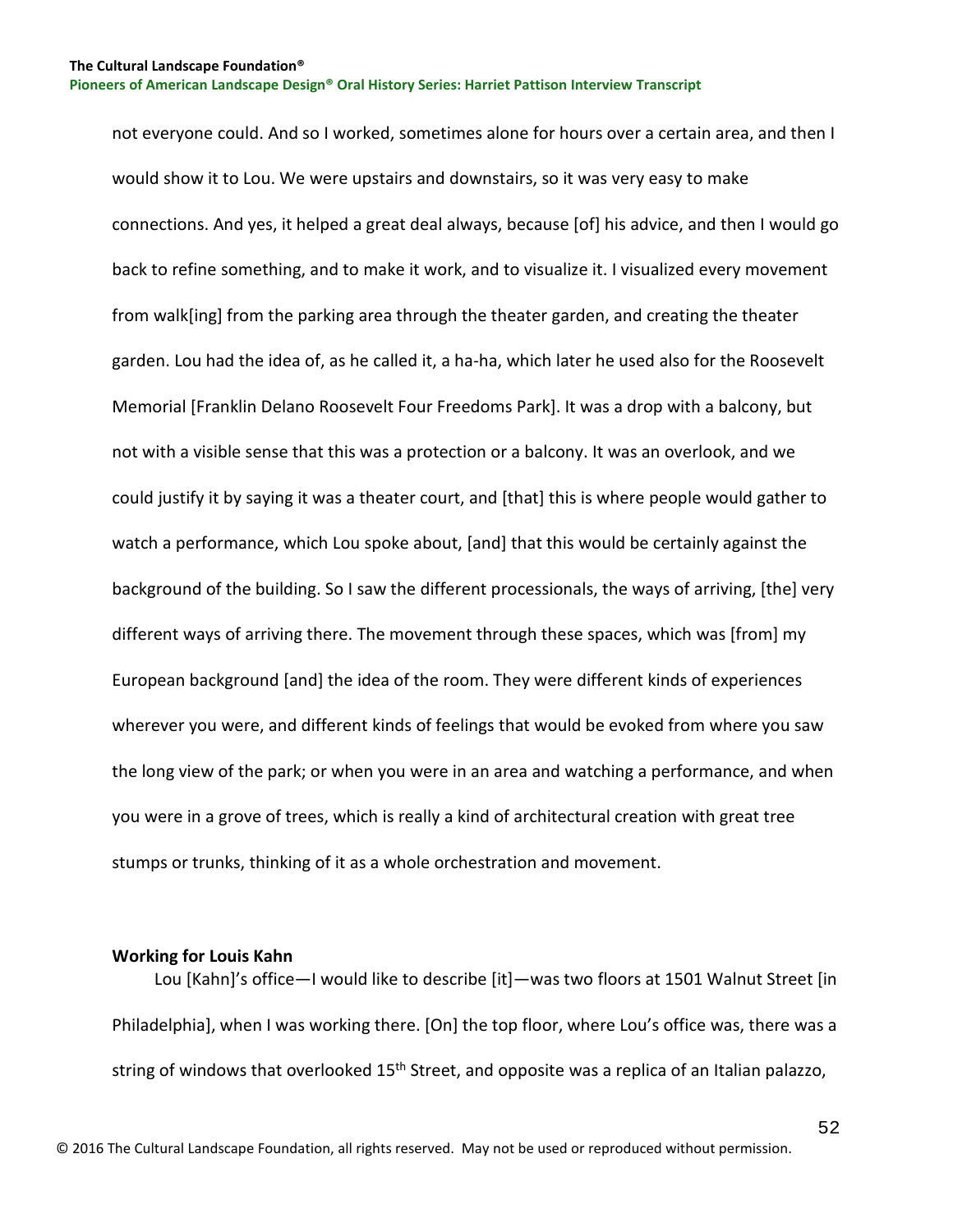not everyone could. And so I worked, sometimes alone for hours over a certain area, and then I would show it to Lou. We were upstairs and downstairs, so it was very easy to make connections. And yes, it helped a great deal always, because [of] his advice, and then I would go back to refine something, and to make it work, and to visualize it. I visualized every movement from walk[ing] from the parking area through the theater garden, and creating the theater garden. Lou had the idea of, as he called it, a ha-ha, which later he used also for the Roosevelt Memorial [Franklin Delano Roosevelt Four Freedoms Park]. It was a drop with a balcony, but not with a visible sense that this was a protection or a balcony. It was an overlook, and we could justify it by saying it was a theater court, and [that] this is where people would gather to watch a performance, which Lou spoke about, [and] that this would be certainly against the background of the building. So I saw the different processionals, the ways of arriving, [the] very different ways of arriving there. The movement through these spaces, which was [from] my European background [and] the idea of the room. They were different kinds of experiences wherever you were, and different kinds of feelings that would be evoked from where you saw the long view of the park; or when you were in an area and watching a performance, and when you were in a grove of trees, which is really a kind of architectural creation with great tree stumps or trunks, thinking of it as a whole orchestration and movement.

### Working for Louis Kahn

Lou [Kahn]'s office—I would like to describe [it]—was two floors at 1501 Walnut Street [in Philadelphia], when I was working there. [On] the top floor, where Lou's office was, there was a string of windows that overlooked 15th Street, and opposite was a replica of an Italian palazzo,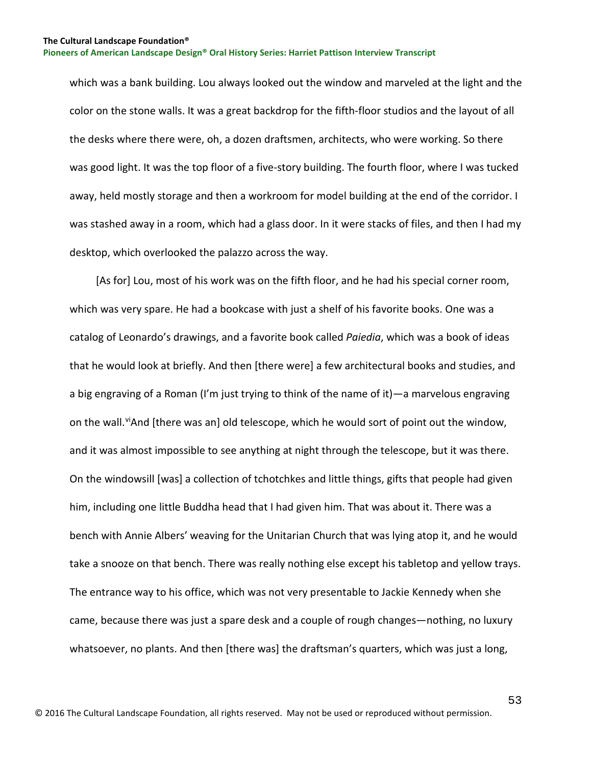which was a bank building. Lou always looked out the window and marveled at the light and the color on the stone walls. It was a great backdrop for the fifth-floor studios and the layout of all the desks where there were, oh, a dozen draftsmen, architects, who were working. So there was good light. It was the top floor of a five-story building. The fourth floor, where I was tucked away, held mostly storage and then a workroom for model building at the end of the corridor. I was stashed away in a room, which had a glass door. In it were stacks of files, and then I had my desktop, which overlooked the palazzo across the way.

[As for] Lou, most of his work was on the fifth floor, and he had his special corner room, which was very spare. He had a bookcase with just a shelf of his favorite books. One was a catalog of Leonardo's drawings, and a favorite book called *Paiedia*, which was a book of ideas that he would look at briefly. And then [there were] a few architectural books and studies, and a big engraving of a Roman (I'm just trying to think of the name of it)—a marvelous engraving on the wall.[vi] And [there was an] old telescope, which he would sort of point out the window, and it was almost impossible to see anything at night through the telescope, but it was there. On the windowsill [was] a collection of tchotchkes and little things, gifts that people had given him, including one little Buddha head that I had given him. That was about it. There was a bench with Annie Albers' weaving for the Unitarian Church that was lying atop it, and he would take a snooze on that bench. There was really nothing else except his tabletop and yellow trays. The entrance way to his office, which was not very presentable to Jackie Kennedy when she came, because there was just a spare desk and a couple of rough changes—nothing, no luxury whatsoever, no plants. And then [there was] the draftsman's quarters, which was just a long,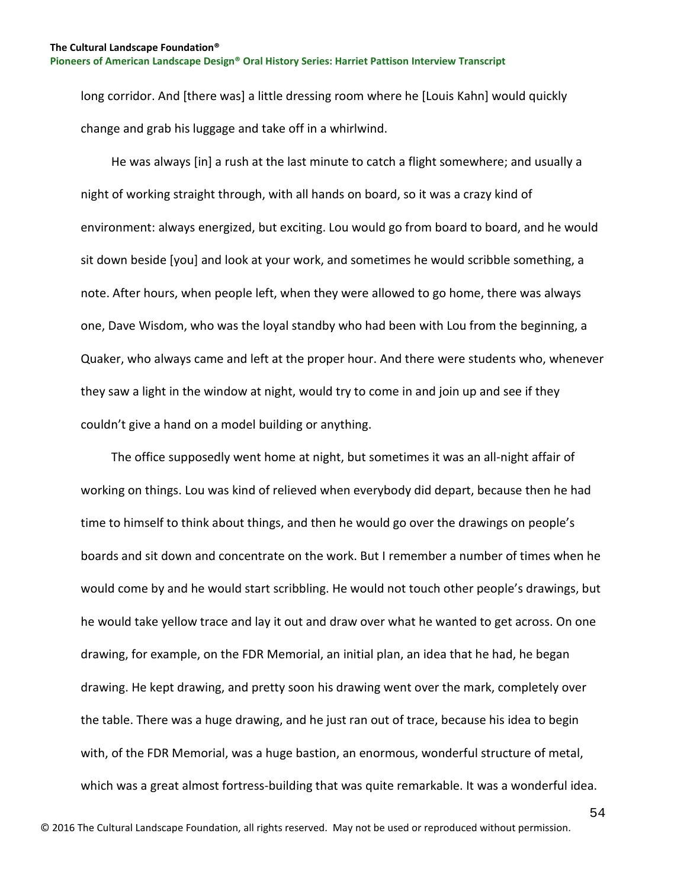long corridor. And [there was] a little dressing room where he [Louis Kahn] would quickly change and grab his luggage and take off in a whirlwind.

He was always [in] a rush at the last minute to catch a flight somewhere; and usually a night of working straight through, with all hands on board, so it was a crazy kind of environment: always energized, but exciting. Lou would go from board to board, and he would sit down beside [you] and look at your work, and sometimes he would scribble something, a note. After hours, when people left, when they were allowed to go home, there was always one, Dave Wisdom, who was the loyal standby who had been with Lou from the beginning, a Quaker, who always came and left at the proper hour. And there were students who, whenever they saw a light in the window at night, would try to come in and join up and see if they couldn't give a hand on a model building or anything.

The office supposedly went home at night, but sometimes it was an all-night affair of working on things. Lou was kind of relieved when everybody did depart, because then he had time to himself to think about things, and then he would go over the drawings on people's boards and sit down and concentrate on the work. But I remember a number of times when he would come by and he would start scribbling. He would not touch other people's drawings, but he would take yellow trace and lay it out and draw over what he wanted to get across. On one drawing, for example, on the FDR Memorial, an initial plan, an idea that he had, he began drawing. He kept drawing, and pretty soon his drawing went over the mark, completely over the table. There was a huge drawing, and he just ran out of trace, because his idea to begin with, of the FDR Memorial, was a huge bastion, an enormous, wonderful structure of metal, which was a great almost fortress-building that was quite remarkable. It was a wonderful idea.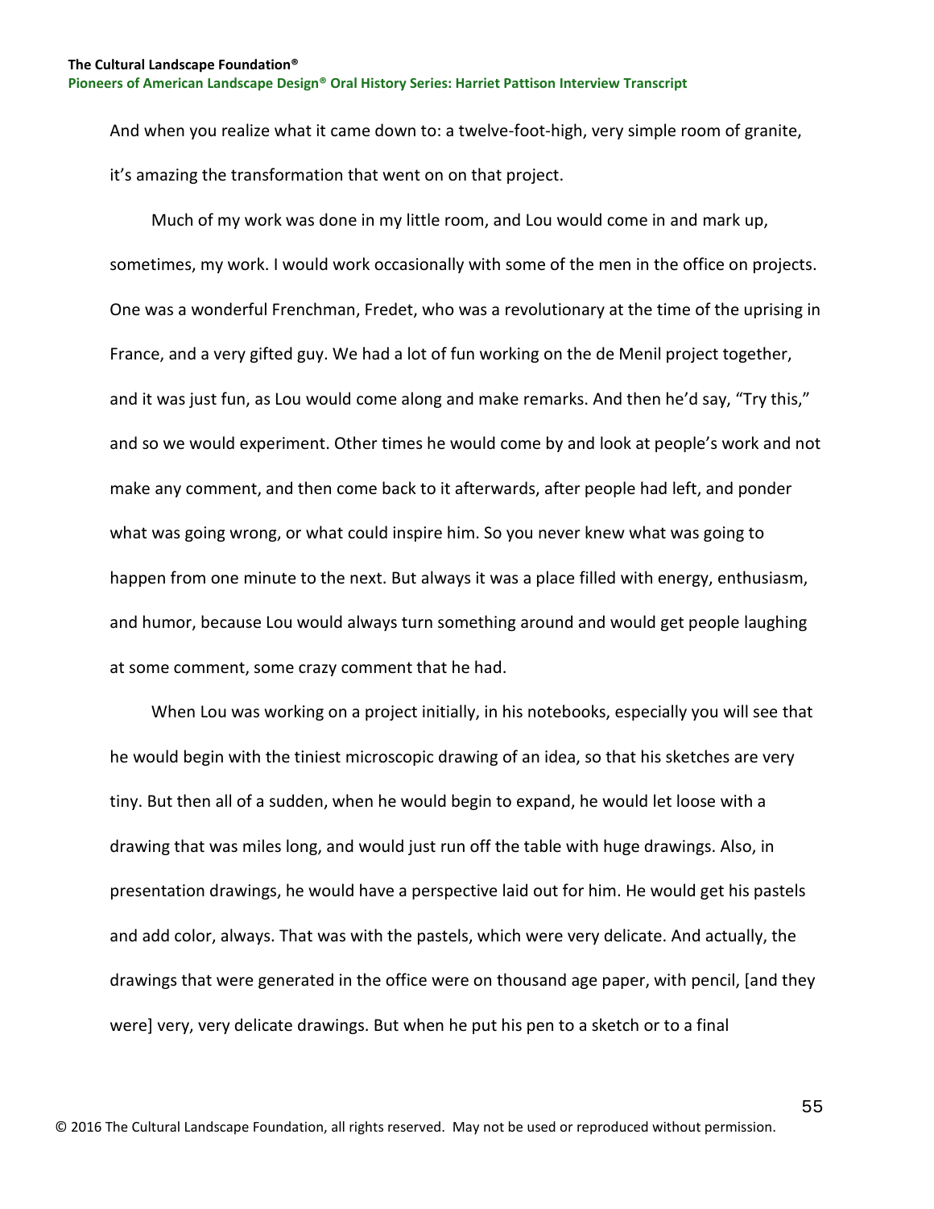And when you realize what it came down to: a twelve-foot-high, very simple room of granite, it's amazing the transformation that went on on that project.

Much of my work was done in my little room, and Lou would come in and mark up, sometimes, my work. I would work occasionally with some of the men in the office on projects. One was a wonderful Frenchman, Fredet, who was a revolutionary at the time of the uprising in France, and a very gifted guy. We had a lot of fun working on the de Menil project together, and it was just fun, as Lou would come along and make remarks. And then he'd say, "Try this," and so we would experiment. Other times he would come by and look at people's work and not make any comment, and then come back to it afterwards, after people had left, and ponder what was going wrong, or what could inspire him. So you never knew what was going to happen from one minute to the next. But always it was a place filled with energy, enthusiasm, and humor, because Lou would always turn something around and would get people laughing at some comment, some crazy comment that he had.

When Lou was working on a project initially, in his notebooks, especially you will see that he would begin with the tiniest microscopic drawing of an idea, so that his sketches are very tiny. But then all of a sudden, when he would begin to expand, he would let loose with a drawing that was miles long, and would just run off the table with huge drawings. Also, in presentation drawings, he would have a perspective laid out for him. He would get his pastels and add color, always. That was with the pastels, which were very delicate. And actually, the drawings that were generated in the office were on thousand age paper, with pencil, [and they were] very, very delicate drawings. But when he put his pen to a sketch or to a final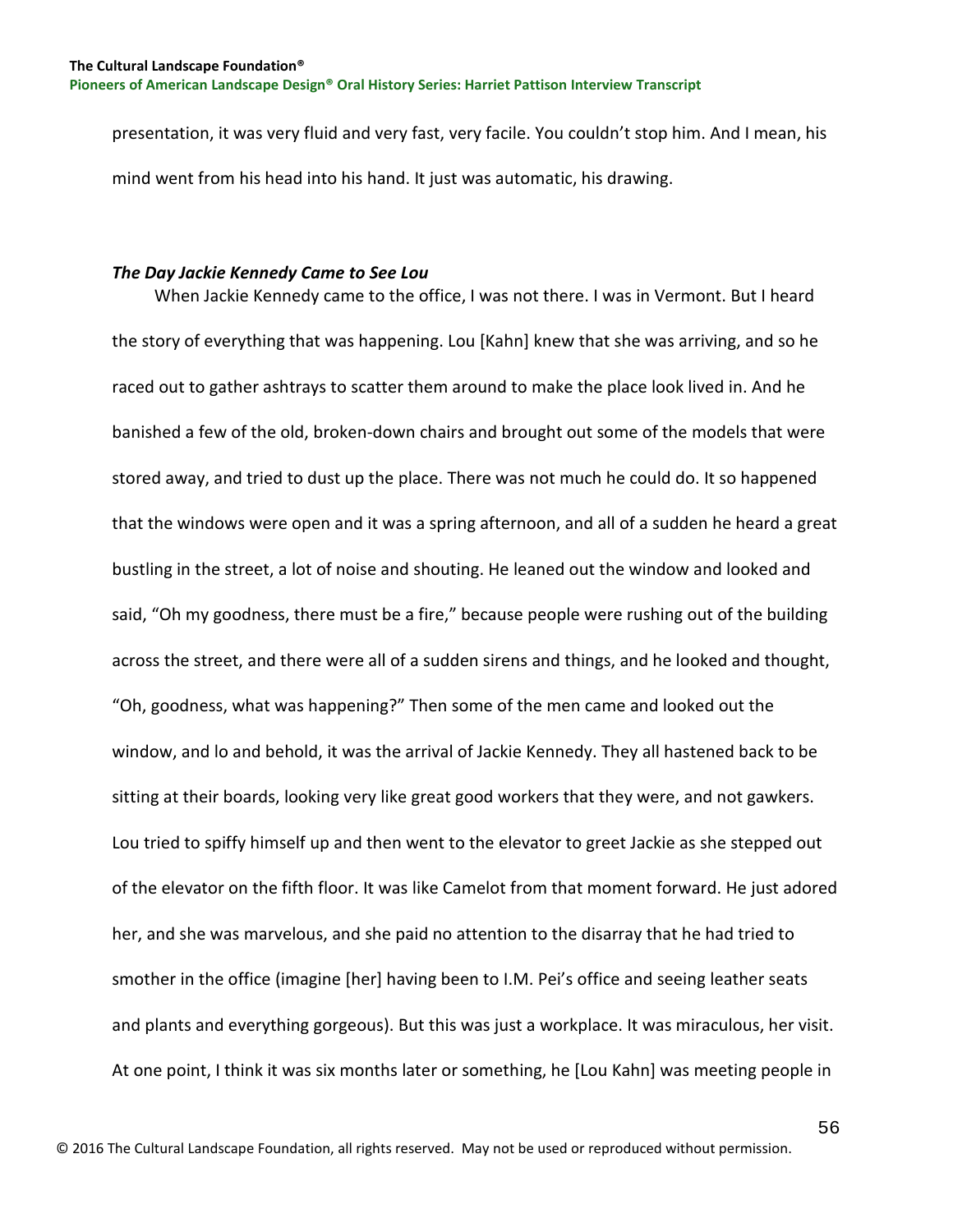presentation, it was very fluid and very fast, very facile. You couldn't stop him. And I mean, his mind went from his head into his hand. It just was automatic, his drawing.

### *The Day Jackie Kennedy Came to See Lou*

When Jackie Kennedy came to the office, I was not there. I was in Vermont. But I heard the story of everything that was happening. Lou [Kahn] knew that she was arriving, and so he raced out to gather ashtrays to scatter them around to make the place look lived in. And he banished a few of the old, broken-down chairs and brought out some of the models that were stored away, and tried to dust up the place. There was not much he could do. It so happened that the windows were open and it was a spring afternoon, and all of a sudden he heard a great bustling in the street, a lot of noise and shouting. He leaned out the window and looked and said, "Oh my goodness, there must be a fire," because people were rushing out of the building across the street, and there were all of a sudden sirens and things, and he looked and thought, "Oh, goodness, what was happening?" Then some of the men came and looked out the window, and lo and behold, it was the arrival of Jackie Kennedy. They all hastened back to be sitting at their boards, looking very like great good workers that they were, and not gawkers. Lou tried to spiffy himself up and then went to the elevator to greet Jackie as she stepped out of the elevator on the fifth floor. It was like Camelot from that moment forward. He just adored her, and she was marvelous, and she paid no attention to the disarray that he had tried to smother in the office (imagine [her] having been to I.M. Pei's office and seeing leather seats and plants and everything gorgeous). But this was just a workplace. It was miraculous, her visit. At one point, I think it was six months later or something, he [Lou Kahn] was meeting people in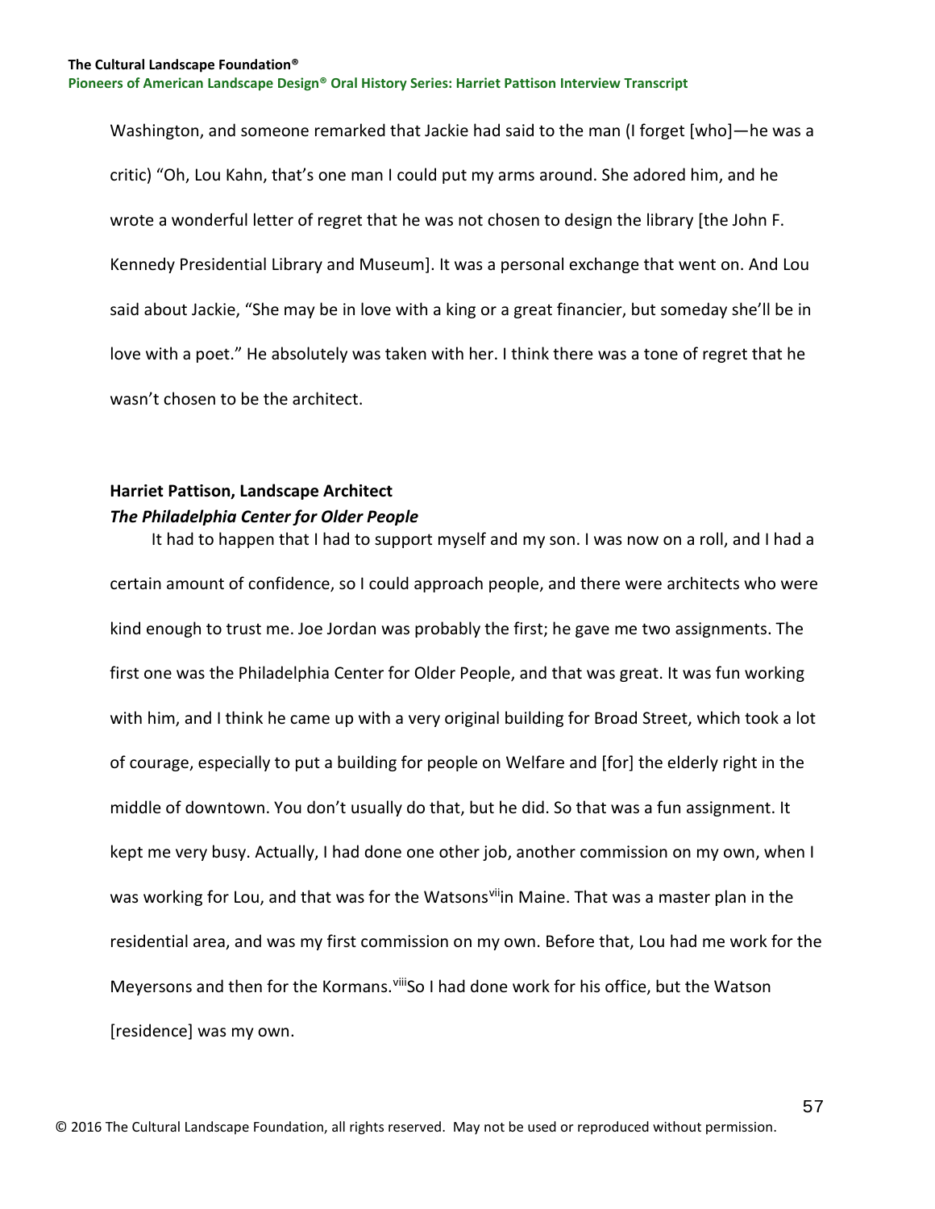Washington, and someone remarked that Jackie had said to the man (I forget [who]—he was a critic) "Oh, Lou Kahn, that's one man I could put my arms around. She adored him, and he wrote a wonderful letter of regret that he was not chosen to design the library [the John F. Kennedy Presidential Library and Museum]. It was a personal exchange that went on. And Lou said about Jackie, "She may be in love with a king or a great financier, but someday she'll be in love with a poet." He absolutely was taken with her. I think there was a tone of regret that he wasn't chosen to be the architect.

**Harriet Pattison, Landscape Architect**
***The Philadelphia Center for Older People***

It had to happen that I had to support myself and my son. I was now on a roll, and I had a certain amount of confidence, so I could approach people, and there were architects who were kind enough to trust me. Joe Jordan was probably the first; he gave me two assignments. The first one was the Philadelphia Center for Older People, and that was great. It was fun working with him, and I think he came up with a very original building for Broad Street, which took a lot of courage, especially to put a building for people on Welfare and [for] the elderly right in the middle of downtown. You don't usually do that, but he did. So that was a fun assignment. It kept me very busy. Actually, I had done one other job, another commission on my own, when I was working for Lou, and that was for the Watsons[vii] in Maine. That was a master plan in the residential area, and was my first commission on my own. Before that, Lou had me work for the Meyersons and then for the Kormans.[viii] So I had done work for his office, but the Watson [residence] was my own.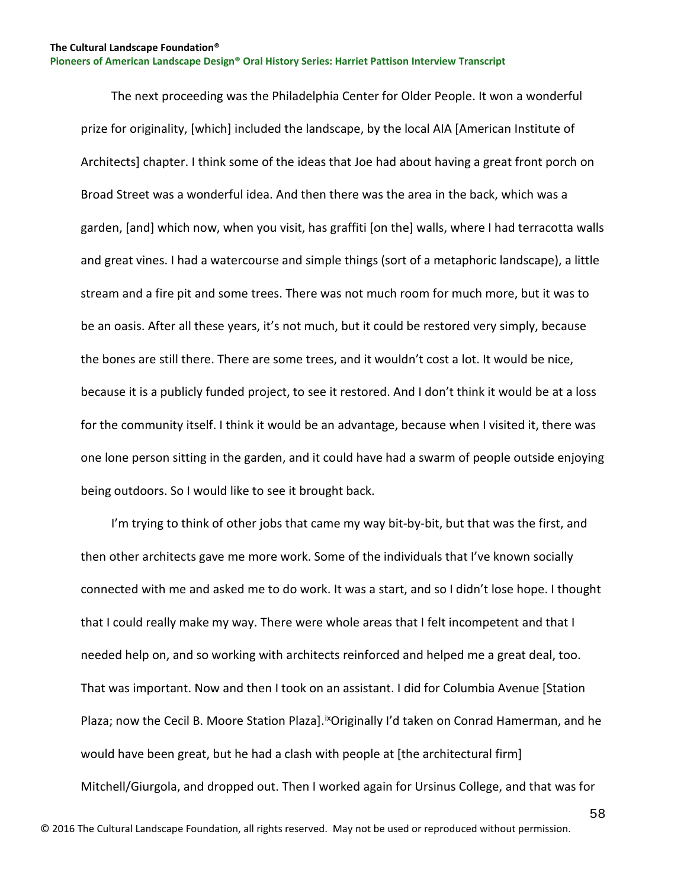The next proceeding was the Philadelphia Center for Older People. It won a wonderful prize for originality, [which] included the landscape, by the local AIA [American Institute of Architects] chapter. I think some of the ideas that Joe had about having a great front porch on Broad Street was a wonderful idea. And then there was the area in the back, which was a garden, [and] which now, when you visit, has graffiti [on the] walls, where I had terracotta walls and great vines. I had a watercourse and simple things (sort of a metaphoric landscape), a little stream and a fire pit and some trees. There was not much room for much more, but it was to be an oasis. After all these years, it's not much, but it could be restored very simply, because the bones are still there. There are some trees, and it wouldn't cost a lot. It would be nice, because it is a publicly funded project, to see it restored. And I don't think it would be at a loss for the community itself. I think it would be an advantage, because when I visited it, there was one lone person sitting in the garden, and it could have had a swarm of people outside enjoying being outdoors. So I would like to see it brought back.

I'm trying to think of other jobs that came my way bit-by-bit, but that was the first, and then other architects gave me more work. Some of the individuals that I've known socially connected with me and asked me to do work. It was a start, and so I didn't lose hope. I thought that I could really make my way. There were whole areas that I felt incompetent and that I needed help on, and so working with architects reinforced and helped me a great deal, too. That was important. Now and then I took on an assistant. I did for Columbia Avenue [Station Plaza; now the Cecil B. Moore Station Plaza].[ix] Originally I'd taken on Conrad Hamerman, and he would have been great, but he had a clash with people at [the architectural firm] Mitchell/Giurgola, and dropped out. Then I worked again for Ursinus College, and that was for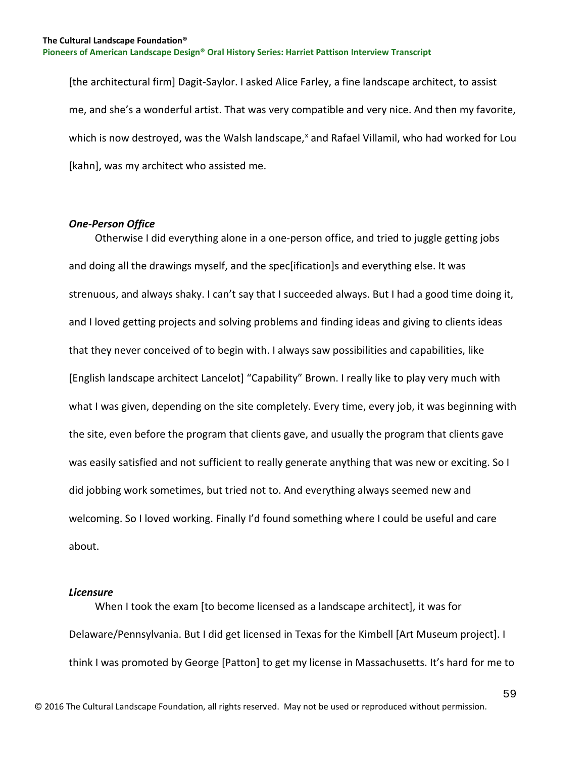[the architectural firm] Dagit-Saylor. I asked Alice Farley, a fine landscape architect, to assist me, and she's a wonderful artist. That was very compatible and very nice. And then my favorite, which is now destroyed, was the Walsh landscape,[x] and Rafael Villamil, who had worked for Lou [kahn], was my architect who assisted me.

### *One-Person Office*

Otherwise I did everything alone in a one-person office, and tried to juggle getting jobs and doing all the drawings myself, and the spec[ification]s and everything else. It was strenuous, and always shaky. I can't say that I succeeded always. But I had a good time doing it, and I loved getting projects and solving problems and finding ideas and giving to clients ideas that they never conceived of to begin with. I always saw possibilities and capabilities, like [English landscape architect Lancelot] "Capability" Brown. I really like to play very much with what I was given, depending on the site completely. Every time, every job, it was beginning with the site, even before the program that clients gave, and usually the program that clients gave was easily satisfied and not sufficient to really generate anything that was new or exciting. So I did jobbing work sometimes, but tried not to. And everything always seemed new and welcoming. So I loved working. Finally I'd found something where I could be useful and care about.

### *Licensure*

When I took the exam [to become licensed as a landscape architect], it was for Delaware/Pennsylvania. But I did get licensed in Texas for the Kimbell [Art Museum project]. I think I was promoted by George [Patton] to get my license in Massachusetts. It's hard for me to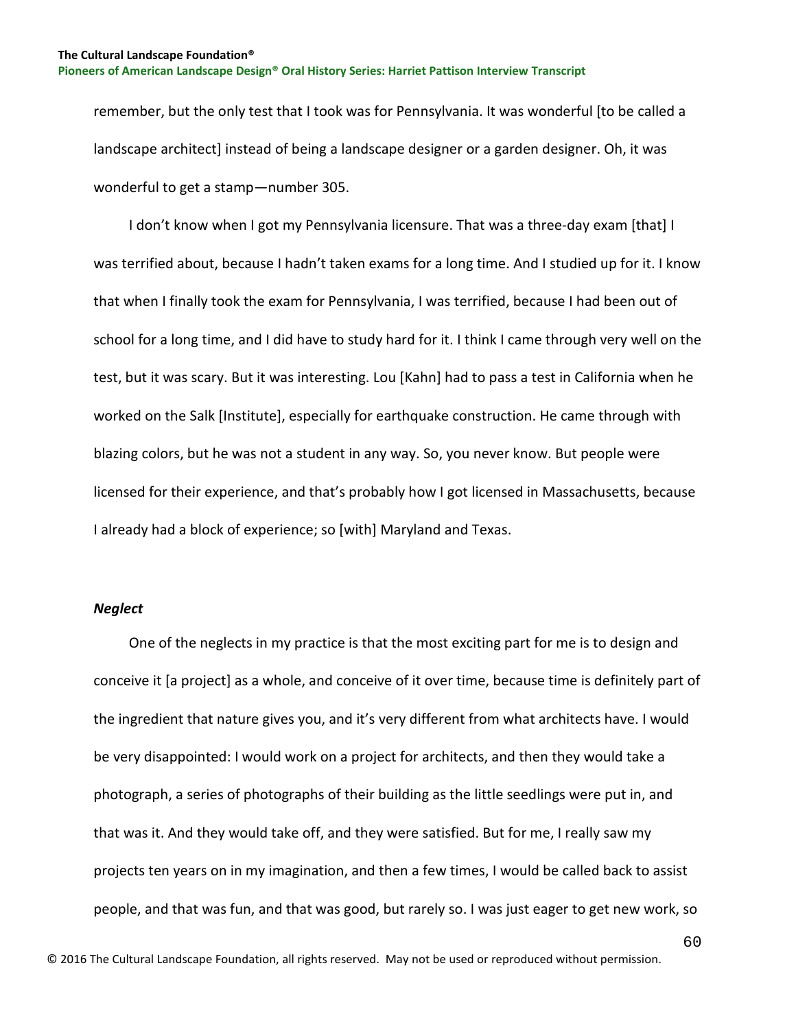remember, but the only test that I took was for Pennsylvania. It was wonderful [to be called a landscape architect] instead of being a landscape designer or a garden designer. Oh, it was wonderful to get a stamp—number 305.

I don't know when I got my Pennsylvania licensure. That was a three-day exam [that] I was terrified about, because I hadn't taken exams for a long time. And I studied up for it. I know that when I finally took the exam for Pennsylvania, I was terrified, because I had been out of school for a long time, and I did have to study hard for it. I think I came through very well on the test, but it was scary. But it was interesting. Lou [Kahn] had to pass a test in California when he worked on the Salk [Institute], especially for earthquake construction. He came through with blazing colors, but he was not a student in any way. So, you never know. But people were licensed for their experience, and that's probably how I got licensed in Massachusetts, because I already had a block of experience; so [with] Maryland and Texas.

### *Neglect*

One of the neglects in my practice is that the most exciting part for me is to design and conceive it [a project] as a whole, and conceive of it over time, because time is definitely part of the ingredient that nature gives you, and it's very different from what architects have. I would be very disappointed: I would work on a project for architects, and then they would take a photograph, a series of photographs of their building as the little seedlings were put in, and that was it. And they would take off, and they were satisfied. But for me, I really saw my projects ten years on in my imagination, and then a few times, I would be called back to assist people, and that was fun, and that was good, but rarely so. I was just eager to get new work, so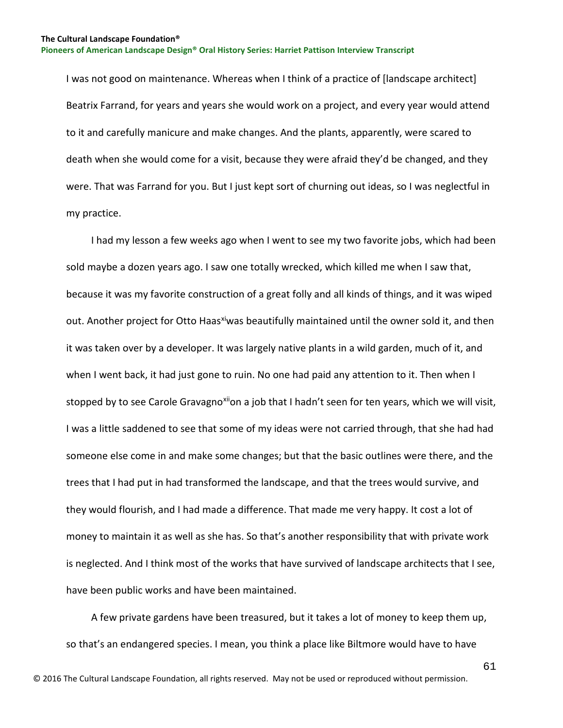I was not good on maintenance. Whereas when I think of a practice of [landscape architect] Beatrix Farrand, for years and years she would work on a project, and every year would attend to it and carefully manicure and make changes. And the plants, apparently, were scared to death when she would come for a visit, because they were afraid they'd be changed, and they were. That was Farrand for you. But I just kept sort of churning out ideas, so I was neglectful in my practice.

I had my lesson a few weeks ago when I went to see my two favorite jobs, which had been sold maybe a dozen years ago. I saw one totally wrecked, which killed me when I saw that, because it was my favorite construction of a great folly and all kinds of things, and it was wiped out. Another project for Otto Haas[xi] was beautifully maintained until the owner sold it, and then it was taken over by a developer. It was largely native plants in a wild garden, much of it, and when I went back, it had just gone to ruin. No one had paid any attention to it. Then when I stopped by to see Carole Gravagno[xii] on a job that I hadn't seen for ten years, which we will visit, I was a little saddened to see that some of my ideas were not carried through, that she had had someone else come in and make some changes; but that the basic outlines were there, and the trees that I had put in had transformed the landscape, and that the trees would survive, and they would flourish, and I had made a difference. That made me very happy. It cost a lot of money to maintain it as well as she has. So that's another responsibility that with private work is neglected. And I think most of the works that have survived of landscape architects that I see, have been public works and have been maintained.

A few private gardens have been treasured, but it takes a lot of money to keep them up, so that's an endangered species. I mean, you think a place like Biltmore would have to have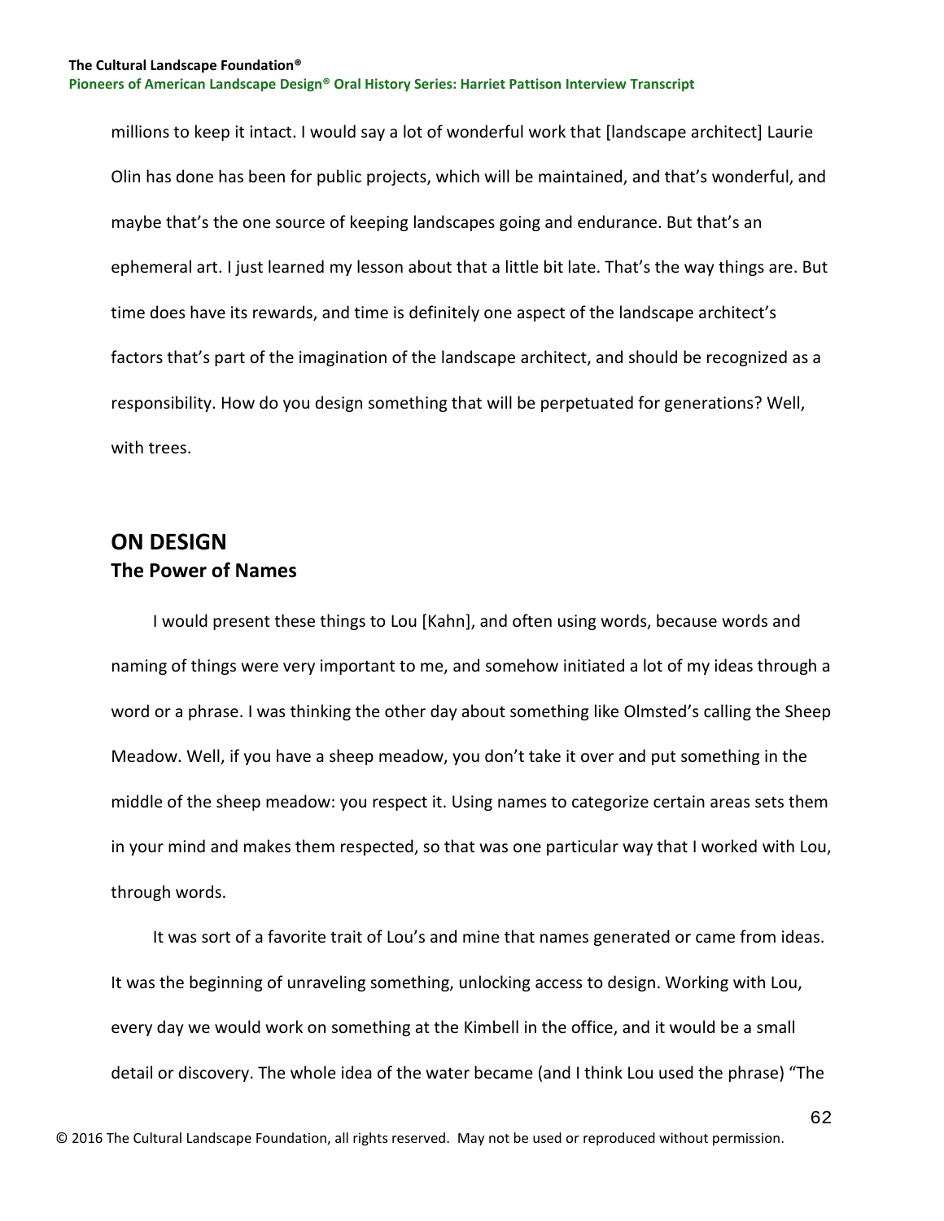millions to keep it intact. I would say a lot of wonderful work that [landscape architect] Laurie Olin has done has been for public projects, which will be maintained, and that's wonderful, and maybe that's the one source of keeping landscapes going and endurance. But that's an ephemeral art. I just learned my lesson about that a little bit late. That's the way things are. But time does have its rewards, and time is definitely one aspect of the landscape architect's factors that's part of the imagination of the landscape architect, and should be recognized as a responsibility. How do you design something that will be perpetuated for generations? Well, with trees.

## ON DESIGN

### The Power of Names

I would present these things to Lou [Kahn], and often using words, because words and naming of things were very important to me, and somehow initiated a lot of my ideas through a word or a phrase. I was thinking the other day about something like Olmsted's calling the Sheep Meadow. Well, if you have a sheep meadow, you don't take it over and put something in the middle of the sheep meadow: you respect it. Using names to categorize certain areas sets them in your mind and makes them respected, so that was one particular way that I worked with Lou, through words.

It was sort of a favorite trait of Lou's and mine that names generated or came from ideas. It was the beginning of unraveling something, unlocking access to design. Working with Lou, every day we would work on something at the Kimbell in the office, and it would be a small detail or discovery. The whole idea of the water became (and I think Lou used the phrase) "The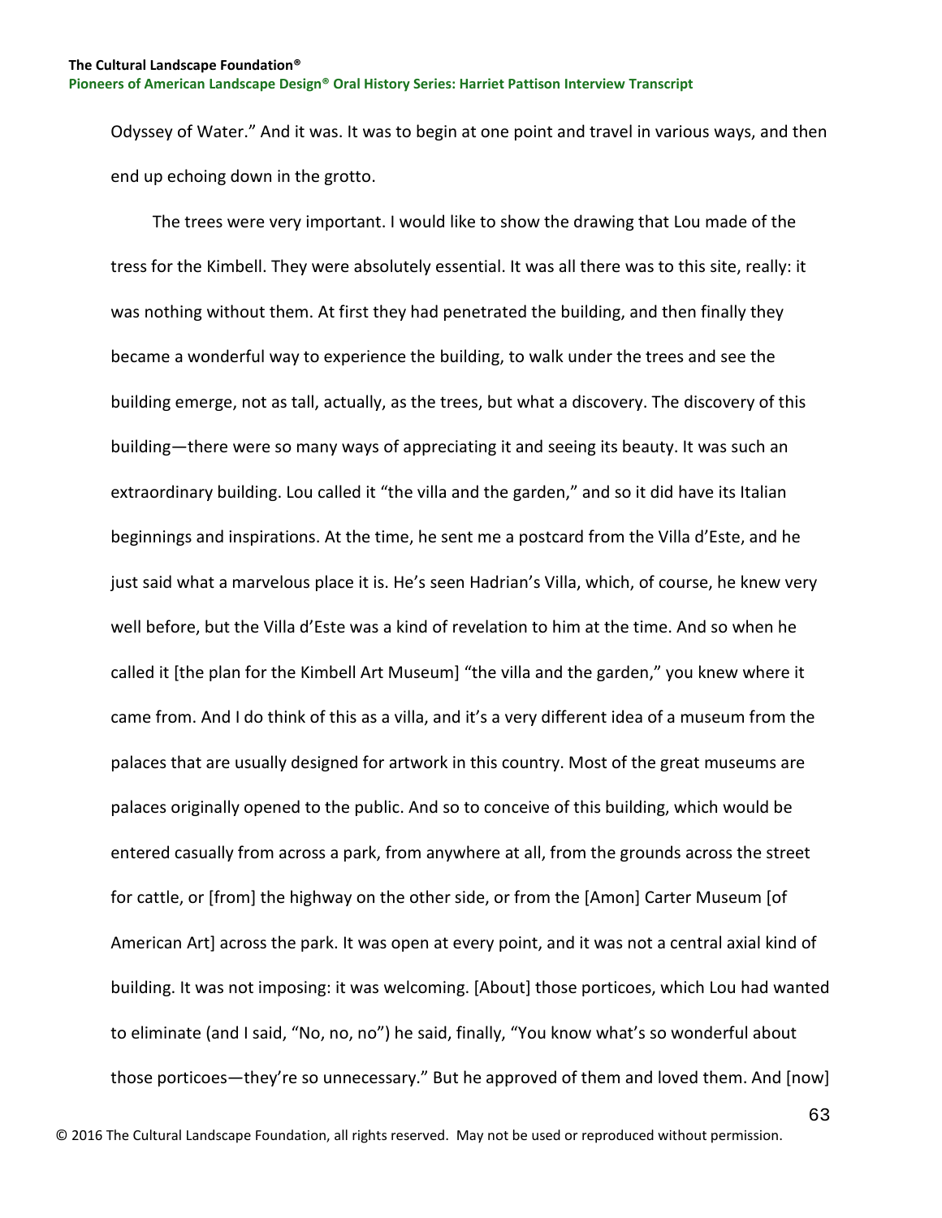Odyssey of Water." And it was. It was to begin at one point and travel in various ways, and then end up echoing down in the grotto.

The trees were very important. I would like to show the drawing that Lou made of the tress for the Kimbell. They were absolutely essential. It was all there was to this site, really: it was nothing without them. At first they had penetrated the building, and then finally they became a wonderful way to experience the building, to walk under the trees and see the building emerge, not as tall, actually, as the trees, but what a discovery. The discovery of this building—there were so many ways of appreciating it and seeing its beauty. It was such an extraordinary building. Lou called it "the villa and the garden," and so it did have its Italian beginnings and inspirations. At the time, he sent me a postcard from the Villa d'Este, and he just said what a marvelous place it is. He's seen Hadrian's Villa, which, of course, he knew very well before, but the Villa d'Este was a kind of revelation to him at the time. And so when he called it [the plan for the Kimbell Art Museum] "the villa and the garden," you knew where it came from. And I do think of this as a villa, and it's a very different idea of a museum from the palaces that are usually designed for artwork in this country. Most of the great museums are palaces originally opened to the public. And so to conceive of this building, which would be entered casually from across a park, from anywhere at all, from the grounds across the street for cattle, or [from] the highway on the other side, or from the [Amon] Carter Museum [of American Art] across the park. It was open at every point, and it was not a central axial kind of building. It was not imposing: it was welcoming. [About] those porticoes, which Lou had wanted to eliminate (and I said, "No, no, no") he said, finally, "You know what's so wonderful about those porticoes—they're so unnecessary." But he approved of them and loved them. And [now]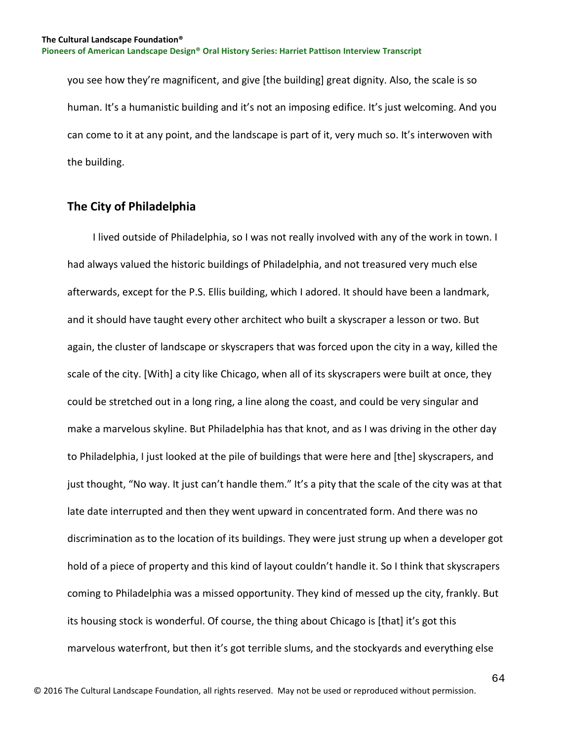you see how they're magnificent, and give [the building] great dignity. Also, the scale is so human. It's a humanistic building and it's not an imposing edifice. It's just welcoming. And you can come to it at any point, and the landscape is part of it, very much so. It's interwoven with the building.

## The City of Philadelphia

I lived outside of Philadelphia, so I was not really involved with any of the work in town. I had always valued the historic buildings of Philadelphia, and not treasured very much else afterwards, except for the P.S. Ellis building, which I adored. It should have been a landmark, and it should have taught every other architect who built a skyscraper a lesson or two. But again, the cluster of landscape or skyscrapers that was forced upon the city in a way, killed the scale of the city. [With] a city like Chicago, when all of its skyscrapers were built at once, they could be stretched out in a long ring, a line along the coast, and could be very singular and make a marvelous skyline. But Philadelphia has that knot, and as I was driving in the other day to Philadelphia, I just looked at the pile of buildings that were here and [the] skyscrapers, and just thought, "No way. It just can't handle them." It's a pity that the scale of the city was at that late date interrupted and then they went upward in concentrated form. And there was no discrimination as to the location of its buildings. They were just strung up when a developer got hold of a piece of property and this kind of layout couldn't handle it. So I think that skyscrapers coming to Philadelphia was a missed opportunity. They kind of messed up the city, frankly. But its housing stock is wonderful. Of course, the thing about Chicago is [that] it's got this marvelous waterfront, but then it's got terrible slums, and the stockyards and everything else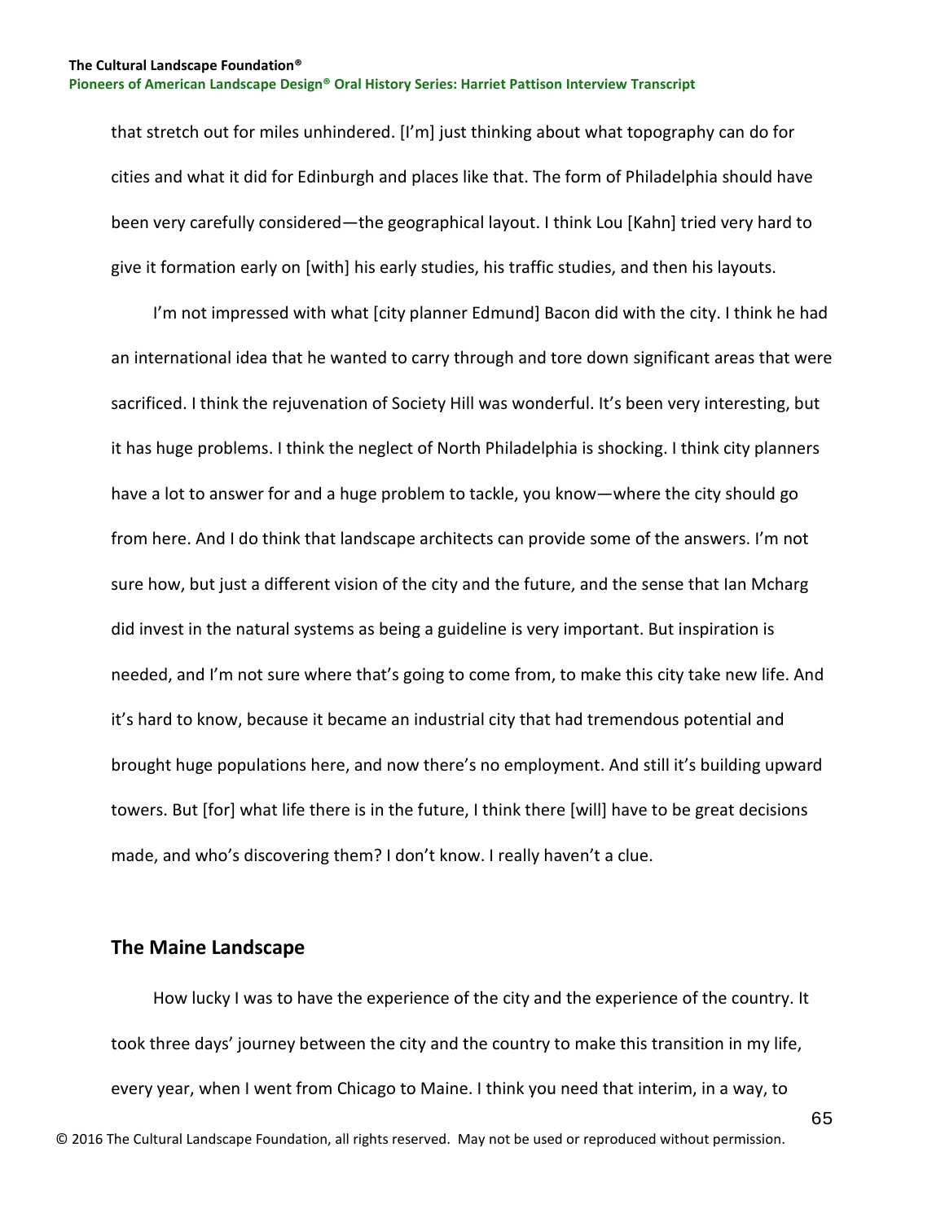that stretch out for miles unhindered. [I'm] just thinking about what topography can do for cities and what it did for Edinburgh and places like that. The form of Philadelphia should have been very carefully considered—the geographical layout. I think Lou [Kahn] tried very hard to give it formation early on [with] his early studies, his traffic studies, and then his layouts.

I'm not impressed with what [city planner Edmund] Bacon did with the city. I think he had an international idea that he wanted to carry through and tore down significant areas that were sacrificed. I think the rejuvenation of Society Hill was wonderful. It's been very interesting, but it has huge problems. I think the neglect of North Philadelphia is shocking. I think city planners have a lot to answer for and a huge problem to tackle, you know—where the city should go from here. And I do think that landscape architects can provide some of the answers. I'm not sure how, but just a different vision of the city and the future, and the sense that Ian Mcharg did invest in the natural systems as being a guideline is very important. But inspiration is needed, and I'm not sure where that's going to come from, to make this city take new life. And it's hard to know, because it became an industrial city that had tremendous potential and brought huge populations here, and now there's no employment. And still it's building upward towers. But [for] what life there is in the future, I think there [will] have to be great decisions made, and who's discovering them? I don't know. I really haven't a clue.

## The Maine Landscape

How lucky I was to have the experience of the city and the experience of the country. It took three days' journey between the city and the country to make this transition in my life, every year, when I went from Chicago to Maine. I think you need that interim, in a way, to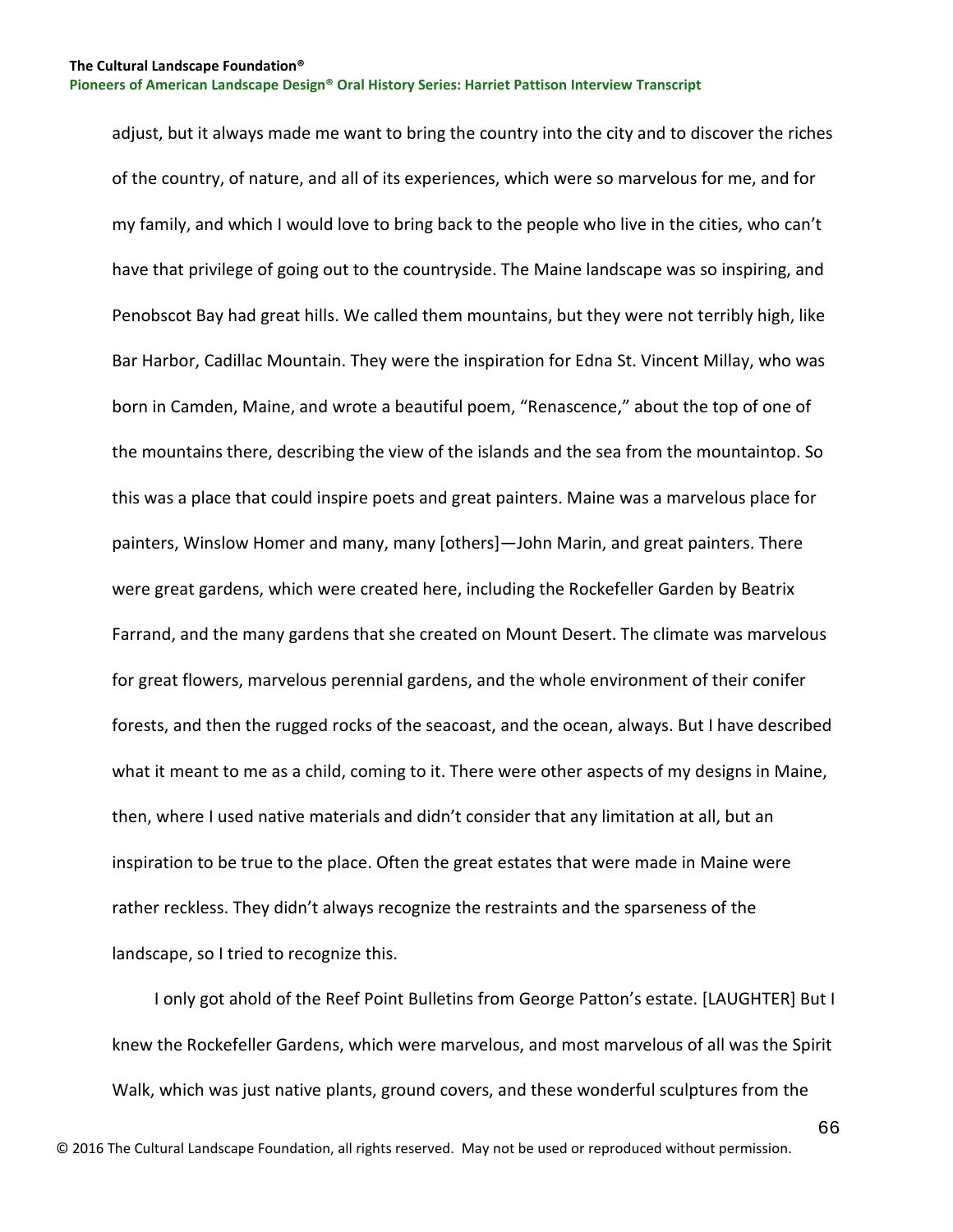adjust, but it always made me want to bring the country into the city and to discover the riches of the country, of nature, and all of its experiences, which were so marvelous for me, and for my family, and which I would love to bring back to the people who live in the cities, who can't have that privilege of going out to the countryside. The Maine landscape was so inspiring, and Penobscot Bay had great hills. We called them mountains, but they were not terribly high, like Bar Harbor, Cadillac Mountain. They were the inspiration for Edna St. Vincent Millay, who was born in Camden, Maine, and wrote a beautiful poem, "Renascence," about the top of one of the mountains there, describing the view of the islands and the sea from the mountaintop. So this was a place that could inspire poets and great painters. Maine was a marvelous place for painters, Winslow Homer and many, many [others]—John Marin, and great painters. There were great gardens, which were created here, including the Rockefeller Garden by Beatrix Farrand, and the many gardens that she created on Mount Desert. The climate was marvelous for great flowers, marvelous perennial gardens, and the whole environment of their conifer forests, and then the rugged rocks of the seacoast, and the ocean, always. But I have described what it meant to me as a child, coming to it. There were other aspects of my designs in Maine, then, where I used native materials and didn't consider that any limitation at all, but an inspiration to be true to the place. Often the great estates that were made in Maine were rather reckless. They didn't always recognize the restraints and the sparseness of the landscape, so I tried to recognize this.

I only got ahold of the Reef Point Bulletins from George Patton's estate. [LAUGHTER] But I knew the Rockefeller Gardens, which were marvelous, and most marvelous of all was the Spirit Walk, which was just native plants, ground covers, and these wonderful sculptures from the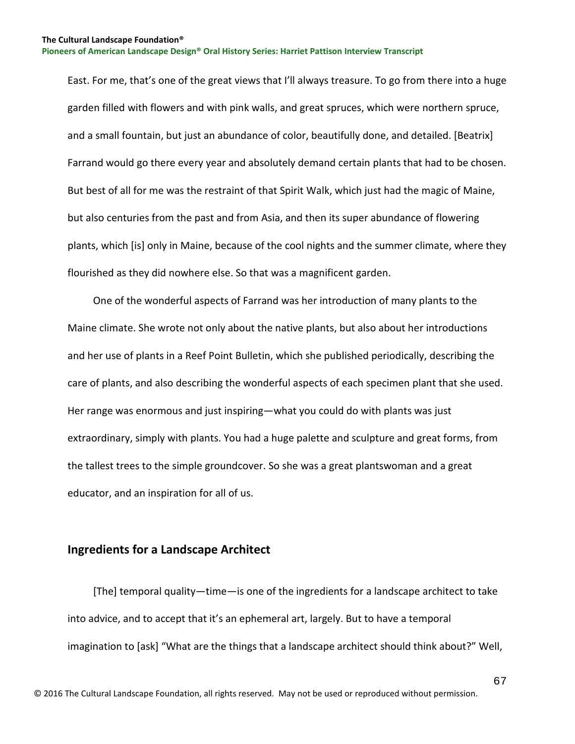East. For me, that's one of the great views that I'll always treasure. To go from there into a huge garden filled with flowers and with pink walls, and great spruces, which were northern spruce, and a small fountain, but just an abundance of color, beautifully done, and detailed. [Beatrix] Farrand would go there every year and absolutely demand certain plants that had to be chosen. But best of all for me was the restraint of that Spirit Walk, which just had the magic of Maine, but also centuries from the past and from Asia, and then its super abundance of flowering plants, which [is] only in Maine, because of the cool nights and the summer climate, where they flourished as they did nowhere else. So that was a magnificent garden.

One of the wonderful aspects of Farrand was her introduction of many plants to the Maine climate. She wrote not only about the native plants, but also about her introductions and her use of plants in a Reef Point Bulletin, which she published periodically, describing the care of plants, and also describing the wonderful aspects of each specimen plant that she used. Her range was enormous and just inspiring—what you could do with plants was just extraordinary, simply with plants. You had a huge palette and sculpture and great forms, from the tallest trees to the simple groundcover. So she was a great plantswoman and a great educator, and an inspiration for all of us.

## Ingredients for a Landscape Architect

[The] temporal quality—time—is one of the ingredients for a landscape architect to take into advice, and to accept that it's an ephemeral art, largely. But to have a temporal imagination to [ask] "What are the things that a landscape architect should think about?" Well,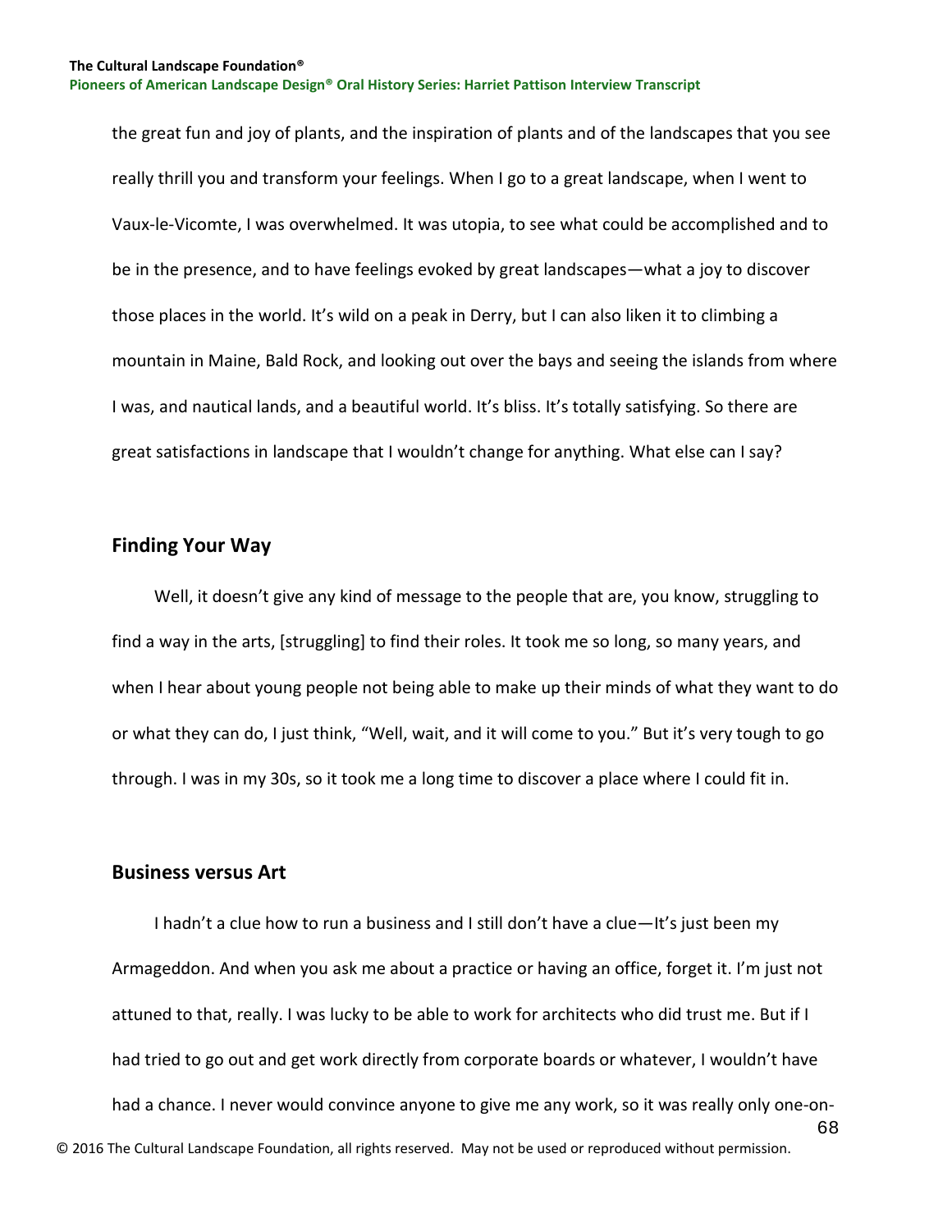the great fun and joy of plants, and the inspiration of plants and of the landscapes that you see really thrill you and transform your feelings. When I go to a great landscape, when I went to Vaux-le-Vicomte, I was overwhelmed. It was utopia, to see what could be accomplished and to be in the presence, and to have feelings evoked by great landscapes—what a joy to discover those places in the world. It's wild on a peak in Derry, but I can also liken it to climbing a mountain in Maine, Bald Rock, and looking out over the bays and seeing the islands from where I was, and nautical lands, and a beautiful world. It's bliss. It's totally satisfying. So there are great satisfactions in landscape that I wouldn't change for anything. What else can I say?

## Finding Your Way

Well, it doesn't give any kind of message to the people that are, you know, struggling to find a way in the arts, [struggling] to find their roles. It took me so long, so many years, and when I hear about young people not being able to make up their minds of what they want to do or what they can do, I just think, "Well, wait, and it will come to you." But it's very tough to go through. I was in my 30s, so it took me a long time to discover a place where I could fit in.

## Business versus Art

I hadn't a clue how to run a business and I still don't have a clue—It's just been my Armageddon. And when you ask me about a practice or having an office, forget it. I'm just not attuned to that, really. I was lucky to be able to work for architects who did trust me. But if I had tried to go out and get work directly from corporate boards or whatever, I wouldn't have had a chance. I never would convince anyone to give me any work, so it was really only one-on-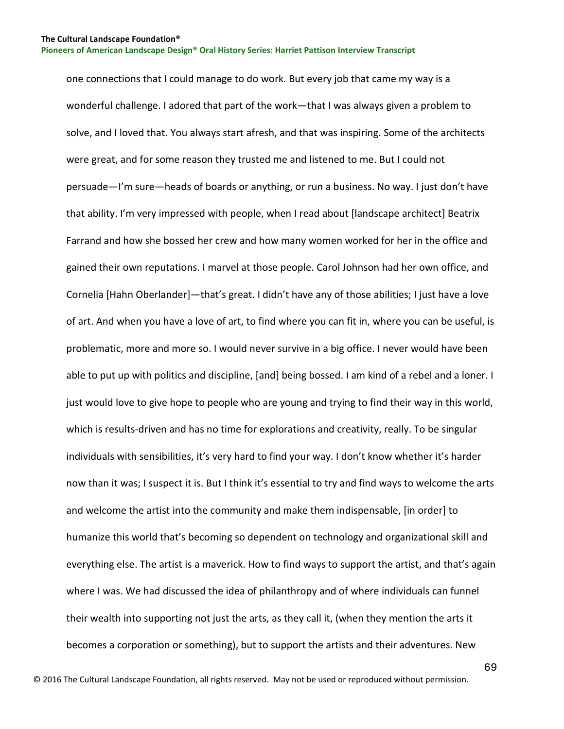one connections that I could manage to do work. But every job that came my way is a wonderful challenge. I adored that part of the work—that I was always given a problem to solve, and I loved that. You always start afresh, and that was inspiring. Some of the architects were great, and for some reason they trusted me and listened to me. But I could not persuade—I'm sure—heads of boards or anything, or run a business. No way. I just don't have that ability. I'm very impressed with people, when I read about [landscape architect] Beatrix Farrand and how she bossed her crew and how many women worked for her in the office and gained their own reputations. I marvel at those people. Carol Johnson had her own office, and Cornelia [Hahn Oberlander]—that's great. I didn't have any of those abilities; I just have a love of art. And when you have a love of art, to find where you can fit in, where you can be useful, is problematic, more and more so. I would never survive in a big office. I never would have been able to put up with politics and discipline, [and] being bossed. I am kind of a rebel and a loner. I just would love to give hope to people who are young and trying to find their way in this world, which is results-driven and has no time for explorations and creativity, really. To be singular individuals with sensibilities, it's very hard to find your way. I don't know whether it's harder now than it was; I suspect it is. But I think it's essential to try and find ways to welcome the arts and welcome the artist into the community and make them indispensable, [in order] to humanize this world that's becoming so dependent on technology and organizational skill and everything else. The artist is a maverick. How to find ways to support the artist, and that's again where I was. We had discussed the idea of philanthropy and of where individuals can funnel their wealth into supporting not just the arts, as they call it, (when they mention the arts it becomes a corporation or something), but to support the artists and their adventures. New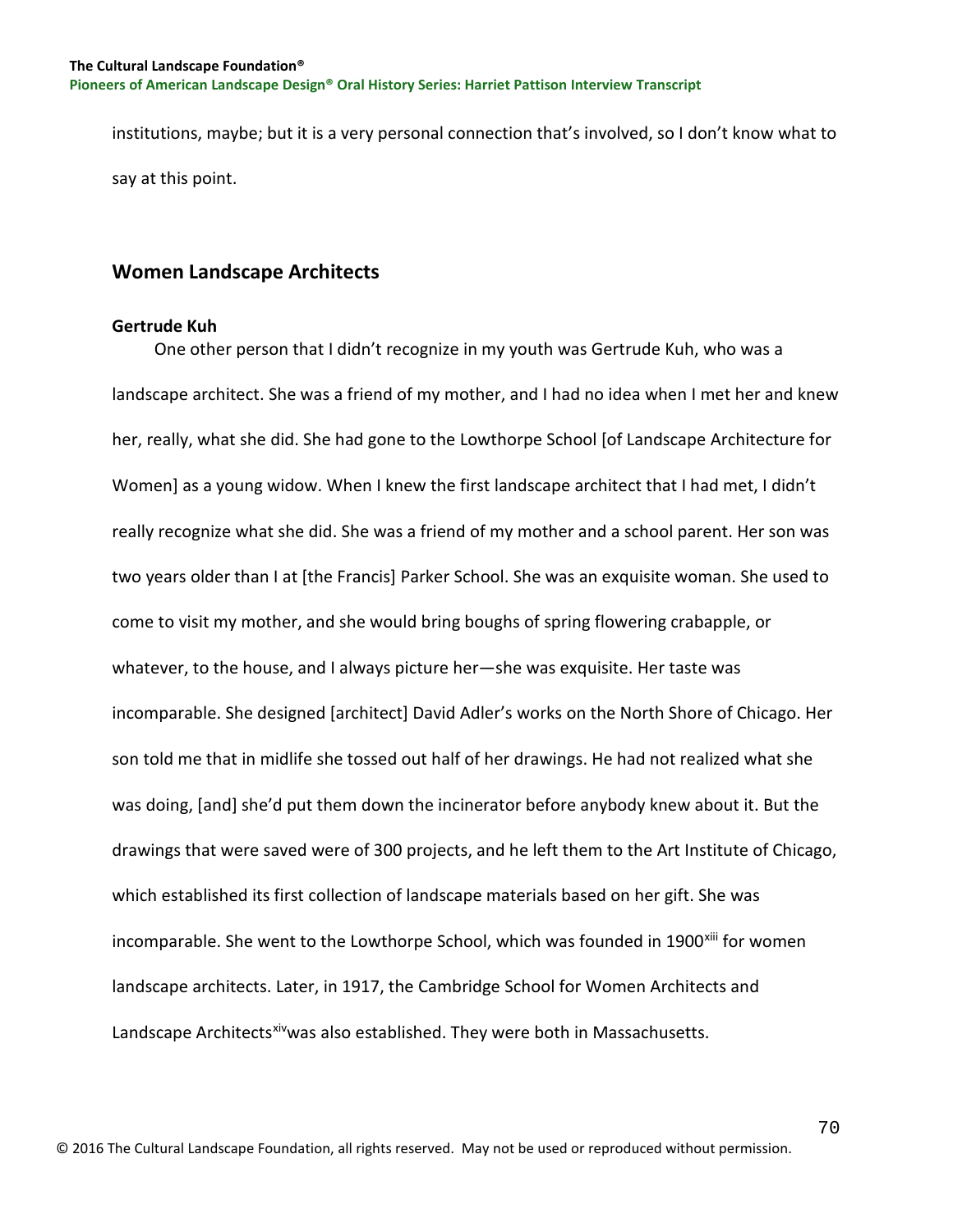institutions, maybe; but it is a very personal connection that's involved, so I don't know what to say at this point.

## Women Landscape Architects

### Gertrude Kuh

One other person that I didn't recognize in my youth was Gertrude Kuh, who was a landscape architect. She was a friend of my mother, and I had no idea when I met her and knew her, really, what she did. She had gone to the Lowthorpe School [of Landscape Architecture for Women] as a young widow. When I knew the first landscape architect that I had met, I didn't really recognize what she did. She was a friend of my mother and a school parent. Her son was two years older than I at [the Francis] Parker School. She was an exquisite woman. She used to come to visit my mother, and she would bring boughs of spring flowering crabapple, or whatever, to the house, and I always picture her—she was exquisite. Her taste was incomparable. She designed [architect] David Adler's works on the North Shore of Chicago. Her son told me that in midlife she tossed out half of her drawings. He had not realized what she was doing, [and] she'd put them down the incinerator before anybody knew about it. But the drawings that were saved were of 300 projects, and he left them to the Art Institute of Chicago, which established its first collection of landscape materials based on her gift. She was incomparable. She went to the Lowthorpe School, which was founded in 1900[xiii] for women landscape architects. Later, in 1917, the Cambridge School for Women Architects and Landscape Architects[xiv] was also established. They were both in Massachusetts.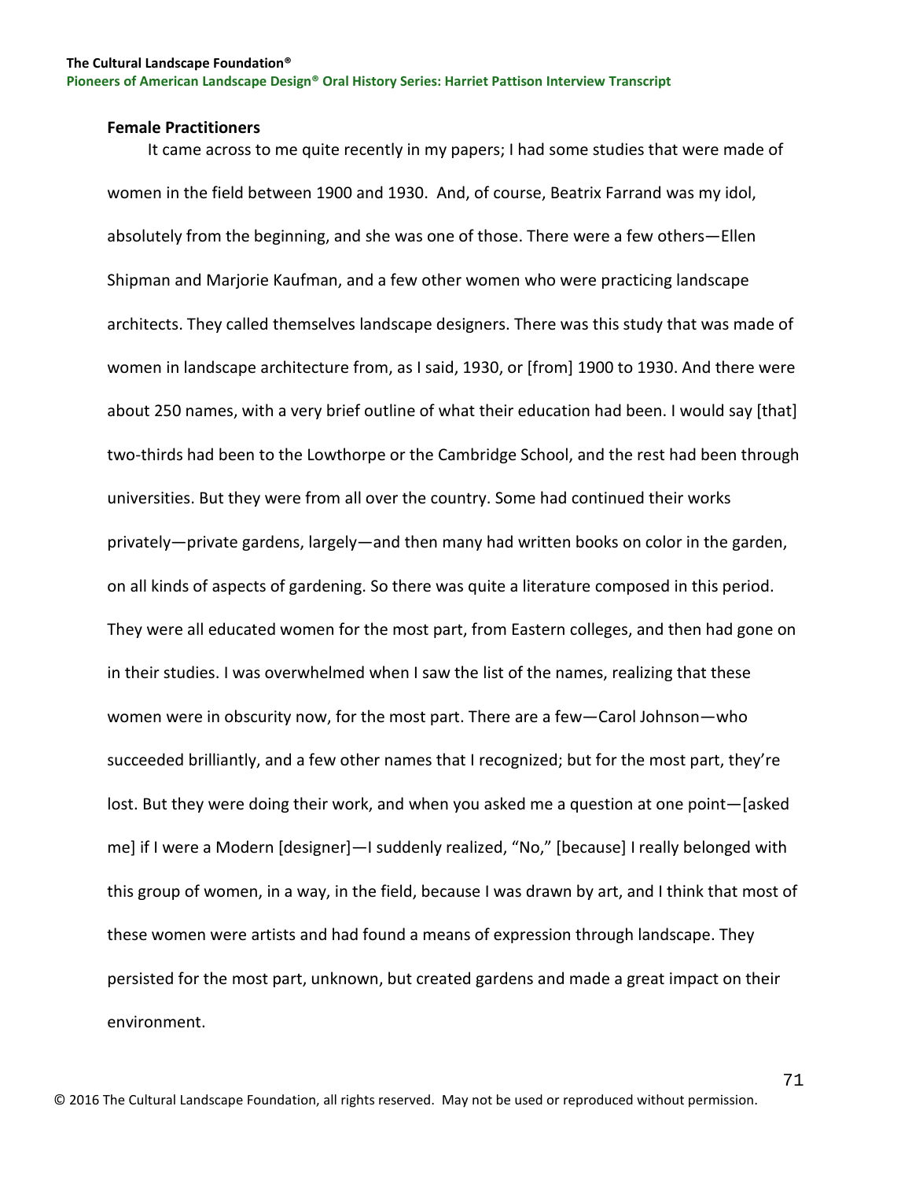### Female Practitioners

It came across to me quite recently in my papers; I had some studies that were made of women in the field between 1900 and 1930. And, of course, Beatrix Farrand was my idol, absolutely from the beginning, and she was one of those. There were a few others—Ellen Shipman and Marjorie Kaufman, and a few other women who were practicing landscape architects. They called themselves landscape designers. There was this study that was made of women in landscape architecture from, as I said, 1930, or [from] 1900 to 1930. And there were about 250 names, with a very brief outline of what their education had been. I would say [that] two-thirds had been to the Lowthorpe or the Cambridge School, and the rest had been through universities. But they were from all over the country. Some had continued their works privately—private gardens, largely—and then many had written books on color in the garden, on all kinds of aspects of gardening. So there was quite a literature composed in this period. They were all educated women for the most part, from Eastern colleges, and then had gone on in their studies. I was overwhelmed when I saw the list of the names, realizing that these women were in obscurity now, for the most part. There are a few—Carol Johnson—who succeeded brilliantly, and a few other names that I recognized; but for the most part, they're lost. But they were doing their work, and when you asked me a question at one point—[asked me] if I were a Modern [designer]—I suddenly realized, "No," [because] I really belonged with this group of women, in a way, in the field, because I was drawn by art, and I think that most of these women were artists and had found a means of expression through landscape. They persisted for the most part, unknown, but created gardens and made a great impact on their environment.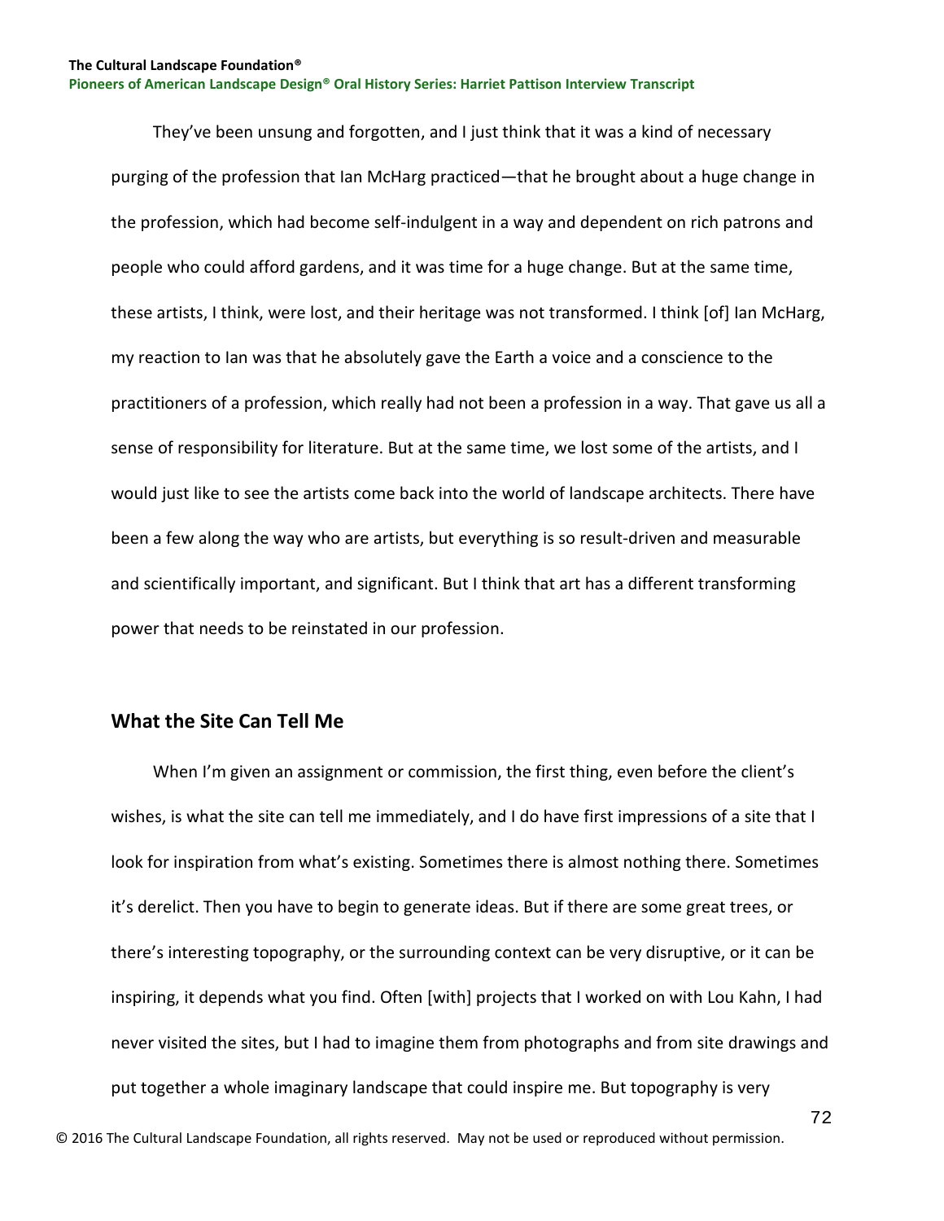They've been unsung and forgotten, and I just think that it was a kind of necessary purging of the profession that Ian McHarg practiced—that he brought about a huge change in the profession, which had become self-indulgent in a way and dependent on rich patrons and people who could afford gardens, and it was time for a huge change. But at the same time, these artists, I think, were lost, and their heritage was not transformed. I think [of] Ian McHarg, my reaction to Ian was that he absolutely gave the Earth a voice and a conscience to the practitioners of a profession, which really had not been a profession in a way. That gave us all a sense of responsibility for literature. But at the same time, we lost some of the artists, and I would just like to see the artists come back into the world of landscape architects. There have been a few along the way who are artists, but everything is so result-driven and measurable and scientifically important, and significant. But I think that art has a different transforming power that needs to be reinstated in our profession.

## What the Site Can Tell Me

When I'm given an assignment or commission, the first thing, even before the client's wishes, is what the site can tell me immediately, and I do have first impressions of a site that I look for inspiration from what's existing. Sometimes there is almost nothing there. Sometimes it's derelict. Then you have to begin to generate ideas. But if there are some great trees, or there's interesting topography, or the surrounding context can be very disruptive, or it can be inspiring, it depends what you find. Often [with] projects that I worked on with Lou Kahn, I had never visited the sites, but I had to imagine them from photographs and from site drawings and put together a whole imaginary landscape that could inspire me. But topography is very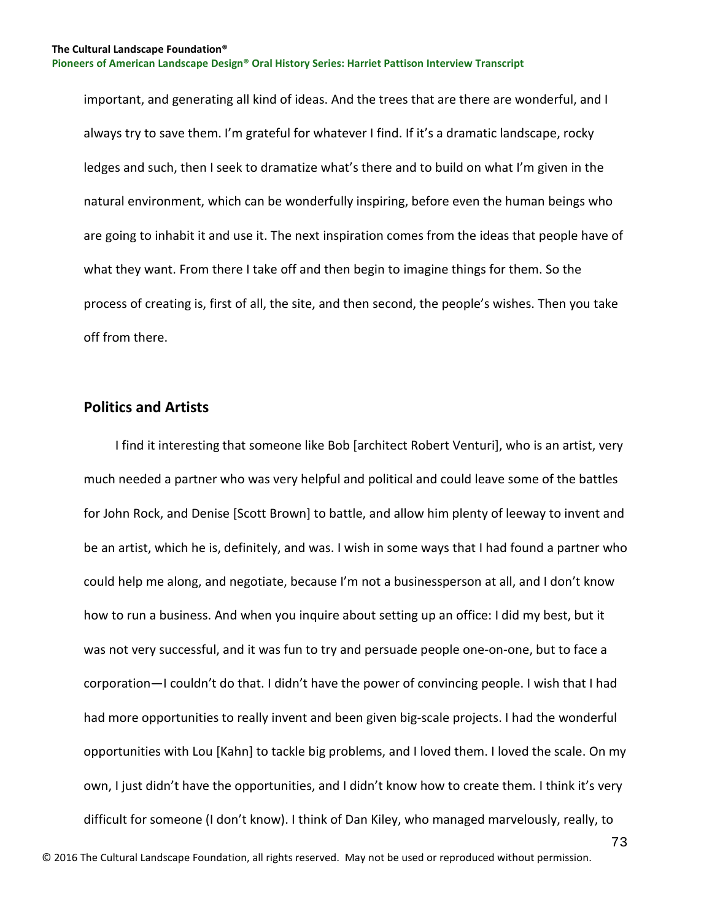important, and generating all kind of ideas. And the trees that are there are wonderful, and I always try to save them. I'm grateful for whatever I find. If it's a dramatic landscape, rocky ledges and such, then I seek to dramatize what's there and to build on what I'm given in the natural environment, which can be wonderfully inspiring, before even the human beings who are going to inhabit it and use it. The next inspiration comes from the ideas that people have of what they want. From there I take off and then begin to imagine things for them. So the process of creating is, first of all, the site, and then second, the people's wishes. Then you take off from there.

## Politics and Artists

I find it interesting that someone like Bob [architect Robert Venturi], who is an artist, very much needed a partner who was very helpful and political and could leave some of the battles for John Rock, and Denise [Scott Brown] to battle, and allow him plenty of leeway to invent and be an artist, which he is, definitely, and was. I wish in some ways that I had found a partner who could help me along, and negotiate, because I'm not a businessperson at all, and I don't know how to run a business. And when you inquire about setting up an office: I did my best, but it was not very successful, and it was fun to try and persuade people one-on-one, but to face a corporation—I couldn't do that. I didn't have the power of convincing people. I wish that I had had more opportunities to really invent and been given big-scale projects. I had the wonderful opportunities with Lou [Kahn] to tackle big problems, and I loved them. I loved the scale. On my own, I just didn't have the opportunities, and I didn't know how to create them. I think it's very difficult for someone (I don't know). I think of Dan Kiley, who managed marvelously, really, to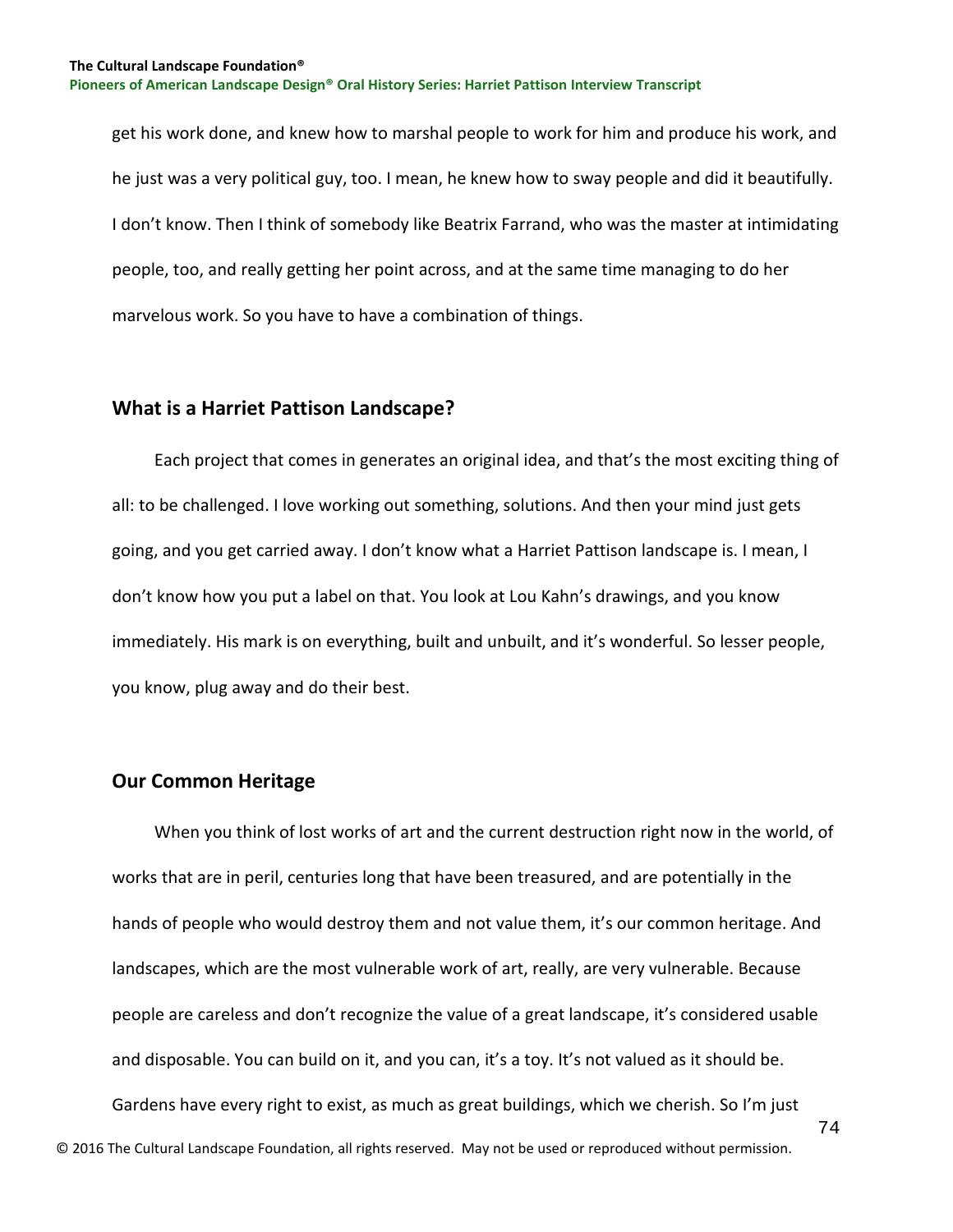get his work done, and knew how to marshal people to work for him and produce his work, and he just was a very political guy, too. I mean, he knew how to sway people and did it beautifully. I don't know. Then I think of somebody like Beatrix Farrand, who was the master at intimidating people, too, and really getting her point across, and at the same time managing to do her marvelous work. So you have to have a combination of things.

## What is a Harriet Pattison Landscape?

Each project that comes in generates an original idea, and that's the most exciting thing of all: to be challenged. I love working out something, solutions. And then your mind just gets going, and you get carried away. I don't know what a Harriet Pattison landscape is. I mean, I don't know how you put a label on that. You look at Lou Kahn's drawings, and you know immediately. His mark is on everything, built and unbuilt, and it's wonderful. So lesser people, you know, plug away and do their best.

## Our Common Heritage

When you think of lost works of art and the current destruction right now in the world, of works that are in peril, centuries long that have been treasured, and are potentially in the hands of people who would destroy them and not value them, it's our common heritage. And landscapes, which are the most vulnerable work of art, really, are very vulnerable. Because people are careless and don't recognize the value of a great landscape, it's considered usable and disposable. You can build on it, and you can, it's a toy. It's not valued as it should be. Gardens have every right to exist, as much as great buildings, which we cherish. So I'm just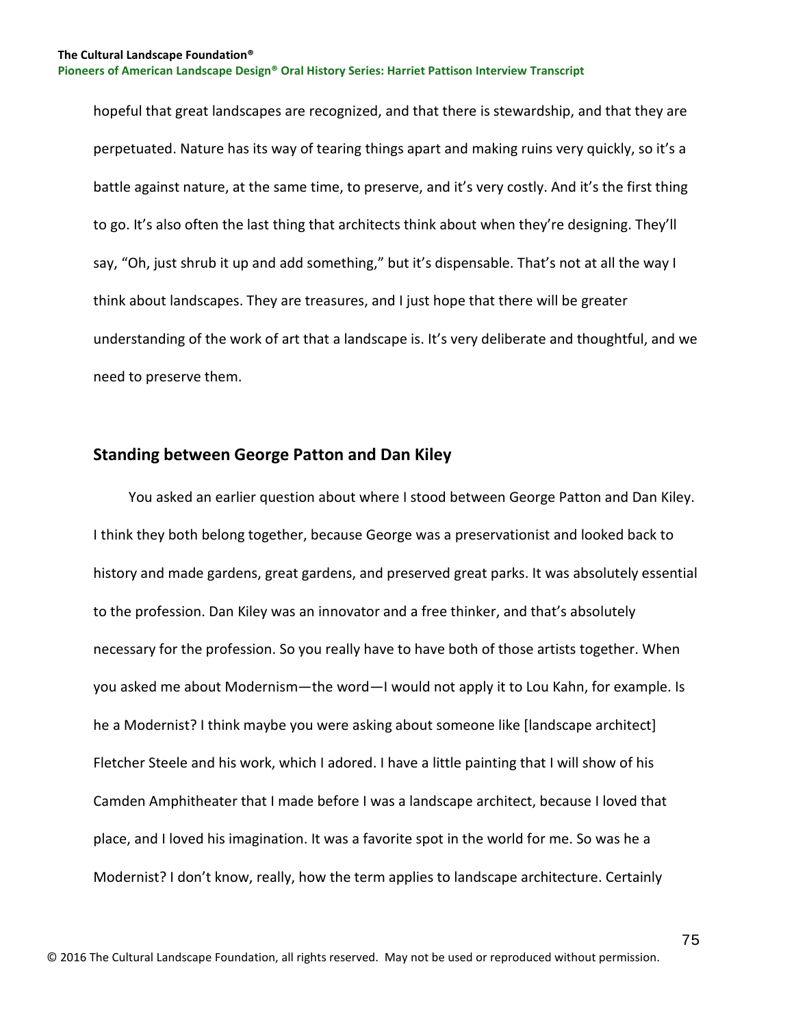hopeful that great landscapes are recognized, and that there is stewardship, and that they are perpetuated. Nature has its way of tearing things apart and making ruins very quickly, so it's a battle against nature, at the same time, to preserve, and it's very costly. And it's the first thing to go. It's also often the last thing that architects think about when they're designing. They'll say, "Oh, just shrub it up and add something," but it's dispensable. That's not at all the way I think about landscapes. They are treasures, and I just hope that there will be greater understanding of the work of art that a landscape is. It's very deliberate and thoughtful, and we need to preserve them.

## Standing between George Patton and Dan Kiley

You asked an earlier question about where I stood between George Patton and Dan Kiley. I think they both belong together, because George was a preservationist and looked back to history and made gardens, great gardens, and preserved great parks. It was absolutely essential to the profession. Dan Kiley was an innovator and a free thinker, and that's absolutely necessary for the profession. So you really have to have both of those artists together. When you asked me about Modernism—the word—I would not apply it to Lou Kahn, for example. Is he a Modernist? I think maybe you were asking about someone like [landscape architect] Fletcher Steele and his work, which I adored. I have a little painting that I will show of his Camden Amphitheater that I made before I was a landscape architect, because I loved that place, and I loved his imagination. It was a favorite spot in the world for me. So was he a Modernist? I don't know, really, how the term applies to landscape architecture. Certainly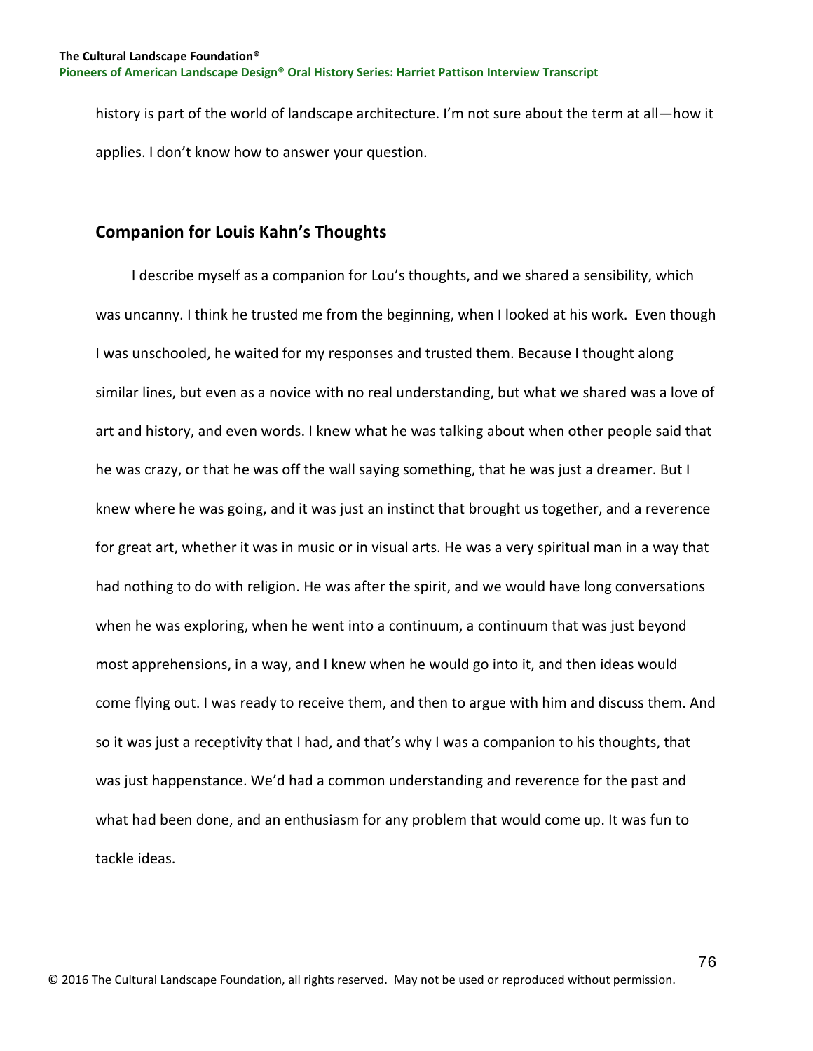history is part of the world of landscape architecture. I'm not sure about the term at all—how it applies. I don't know how to answer your question.

## Companion for Louis Kahn's Thoughts

I describe myself as a companion for Lou's thoughts, and we shared a sensibility, which was uncanny. I think he trusted me from the beginning, when I looked at his work. Even though I was unschooled, he waited for my responses and trusted them. Because I thought along similar lines, but even as a novice with no real understanding, but what we shared was a love of art and history, and even words. I knew what he was talking about when other people said that he was crazy, or that he was off the wall saying something, that he was just a dreamer. But I knew where he was going, and it was just an instinct that brought us together, and a reverence for great art, whether it was in music or in visual arts. He was a very spiritual man in a way that had nothing to do with religion. He was after the spirit, and we would have long conversations when he was exploring, when he went into a continuum, a continuum that was just beyond most apprehensions, in a way, and I knew when he would go into it, and then ideas would come flying out. I was ready to receive them, and then to argue with him and discuss them. And so it was just a receptivity that I had, and that's why I was a companion to his thoughts, that was just happenstance. We'd had a common understanding and reverence for the past and what had been done, and an enthusiasm for any problem that would come up. It was fun to tackle ideas.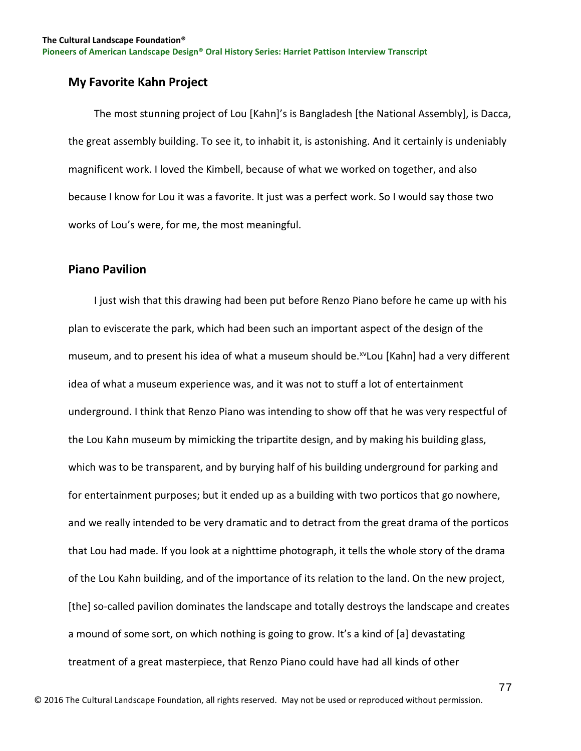## My Favorite Kahn Project

The most stunning project of Lou [Kahn]'s is Bangladesh [the National Assembly], is Dacca, the great assembly building. To see it, to inhabit it, is astonishing. And it certainly is undeniably magnificent work. I loved the Kimbell, because of what we worked on together, and also because I know for Lou it was a favorite. It just was a perfect work. So I would say those two works of Lou's were, for me, the most meaningful.

## Piano Pavilion

I just wish that this drawing had been put before Renzo Piano before he came up with his plan to eviscerate the park, which had been such an important aspect of the design of the museum, and to present his idea of what a museum should be.[xv] Lou [Kahn] had a very different idea of what a museum experience was, and it was not to stuff a lot of entertainment underground. I think that Renzo Piano was intending to show off that he was very respectful of the Lou Kahn museum by mimicking the tripartite design, and by making his building glass, which was to be transparent, and by burying half of his building underground for parking and for entertainment purposes; but it ended up as a building with two porticos that go nowhere, and we really intended to be very dramatic and to detract from the great drama of the porticos that Lou had made. If you look at a nighttime photograph, it tells the whole story of the drama of the Lou Kahn building, and of the importance of its relation to the land. On the new project, [the] so-called pavilion dominates the landscape and totally destroys the landscape and creates a mound of some sort, on which nothing is going to grow. It's a kind of [a] devastating treatment of a great masterpiece, that Renzo Piano could have had all kinds of other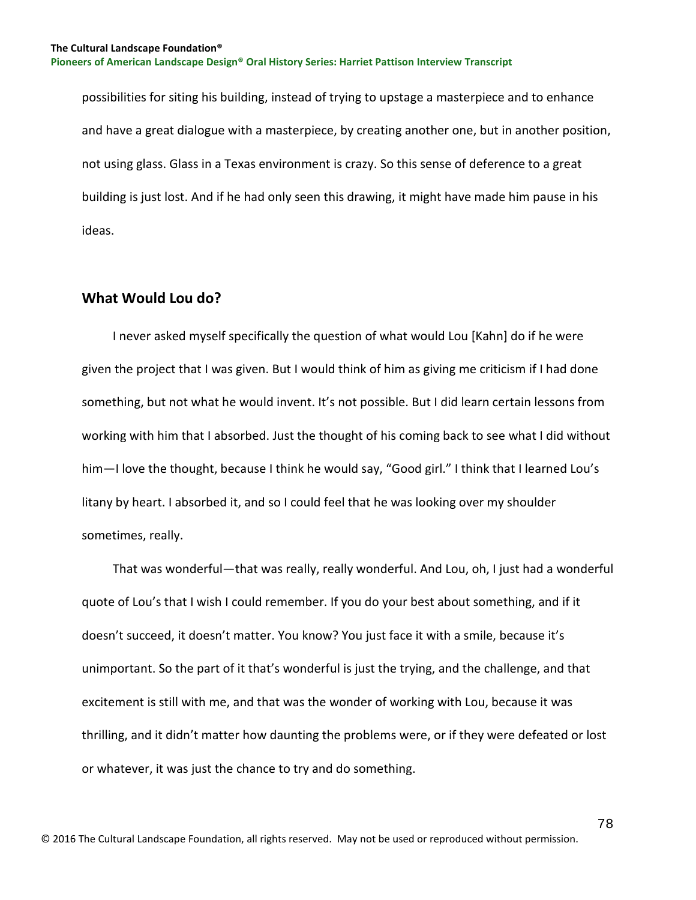possibilities for siting his building, instead of trying to upstage a masterpiece and to enhance and have a great dialogue with a masterpiece, by creating another one, but in another position, not using glass. Glass in a Texas environment is crazy. So this sense of deference to a great building is just lost. And if he had only seen this drawing, it might have made him pause in his ideas.

## What Would Lou do?

I never asked myself specifically the question of what would Lou [Kahn] do if he were given the project that I was given. But I would think of him as giving me criticism if I had done something, but not what he would invent. It's not possible. But I did learn certain lessons from working with him that I absorbed. Just the thought of his coming back to see what I did without him—I love the thought, because I think he would say, "Good girl." I think that I learned Lou's litany by heart. I absorbed it, and so I could feel that he was looking over my shoulder sometimes, really.

That was wonderful—that was really, really wonderful. And Lou, oh, I just had a wonderful quote of Lou's that I wish I could remember. If you do your best about something, and if it doesn't succeed, it doesn't matter. You know? You just face it with a smile, because it's unimportant. So the part of it that's wonderful is just the trying, and the challenge, and that excitement is still with me, and that was the wonder of working with Lou, because it was thrilling, and it didn't matter how daunting the problems were, or if they were defeated or lost or whatever, it was just the chance to try and do something.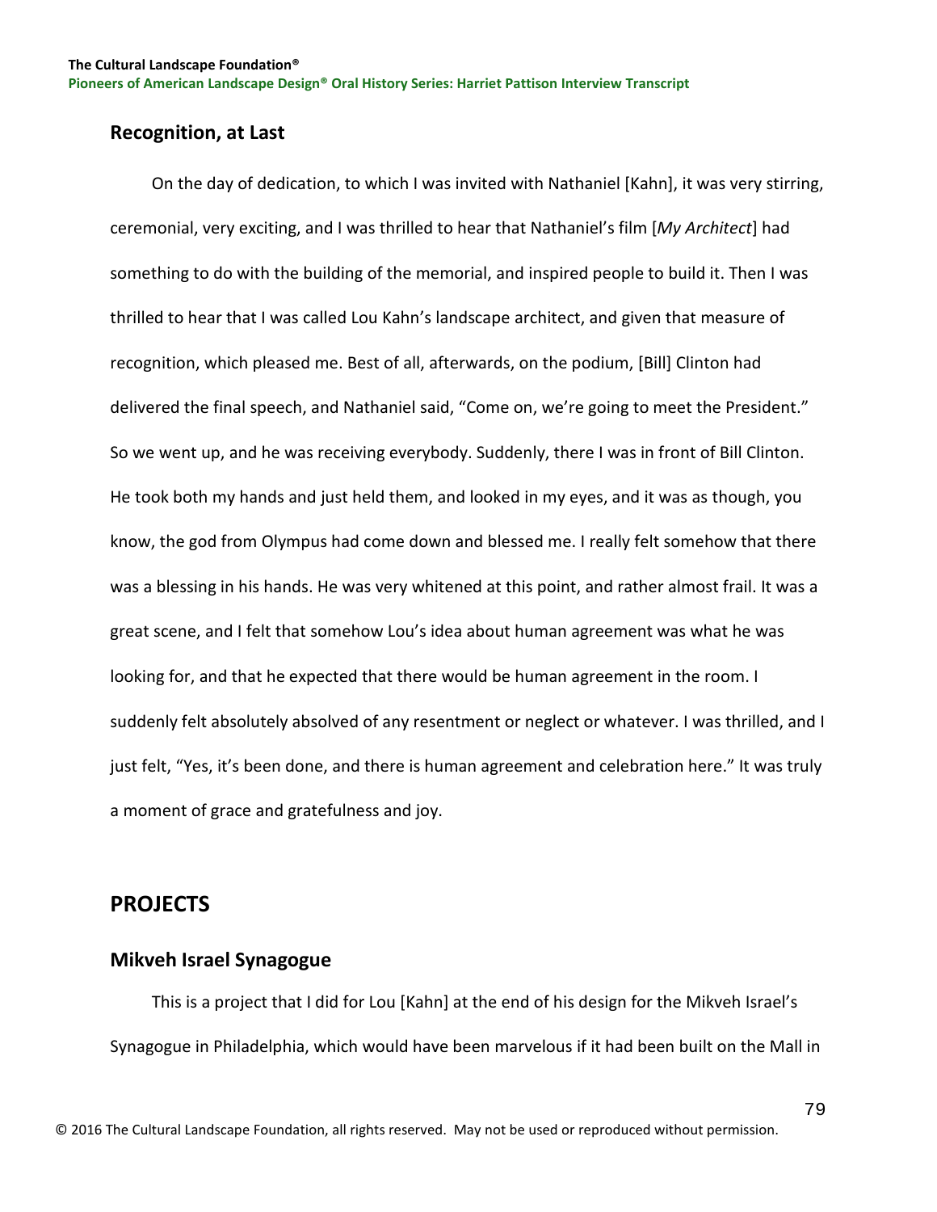## Recognition, at Last

On the day of dedication, to which I was invited with Nathaniel [Kahn], it was very stirring, ceremonial, very exciting, and I was thrilled to hear that Nathaniel's film [*My Architect*] had something to do with the building of the memorial, and inspired people to build it. Then I was thrilled to hear that I was called Lou Kahn's landscape architect, and given that measure of recognition, which pleased me. Best of all, afterwards, on the podium, [Bill] Clinton had delivered the final speech, and Nathaniel said, "Come on, we're going to meet the President." So we went up, and he was receiving everybody. Suddenly, there I was in front of Bill Clinton. He took both my hands and just held them, and looked in my eyes, and it was as though, you know, the god from Olympus had come down and blessed me. I really felt somehow that there was a blessing in his hands. He was very whitened at this point, and rather almost frail. It was a great scene, and I felt that somehow Lou's idea about human agreement was what he was looking for, and that he expected that there would be human agreement in the room. I suddenly felt absolutely absolved of any resentment or neglect or whatever. I was thrilled, and I just felt, "Yes, it's been done, and there is human agreement and celebration here." It was truly a moment of grace and gratefulness and joy.

# PROJECTS

## Mikveh Israel Synagogue

This is a project that I did for Lou [Kahn] at the end of his design for the Mikveh Israel's Synagogue in Philadelphia, which would have been marvelous if it had been built on the Mall in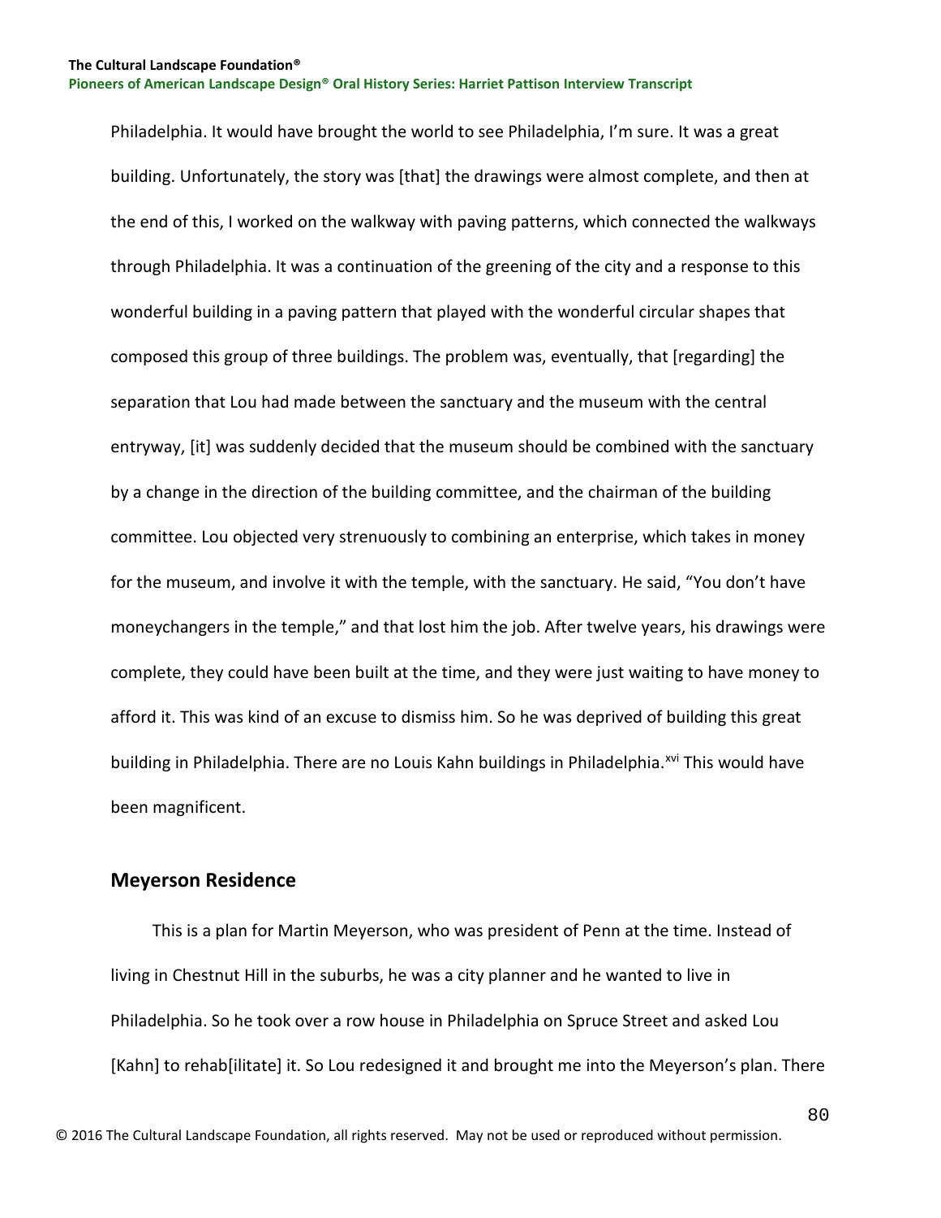Philadelphia. It would have brought the world to see Philadelphia, I'm sure. It was a great building. Unfortunately, the story was [that] the drawings were almost complete, and then at the end of this, I worked on the walkway with paving patterns, which connected the walkways through Philadelphia. It was a continuation of the greening of the city and a response to this wonderful building in a paving pattern that played with the wonderful circular shapes that composed this group of three buildings. The problem was, eventually, that [regarding] the separation that Lou had made between the sanctuary and the museum with the central entryway, [it] was suddenly decided that the museum should be combined with the sanctuary by a change in the direction of the building committee, and the chairman of the building committee. Lou objected very strenuously to combining an enterprise, which takes in money for the museum, and involve it with the temple, with the sanctuary. He said, "You don't have moneychangers in the temple," and that lost him the job. After twelve years, his drawings were complete, they could have been built at the time, and they were just waiting to have money to afford it. This was kind of an excuse to dismiss him. So he was deprived of building this great building in Philadelphia. There are no Louis Kahn buildings in Philadelphia.[xvi] This would have been magnificent.

## Meyerson Residence

This is a plan for Martin Meyerson, who was president of Penn at the time. Instead of living in Chestnut Hill in the suburbs, he was a city planner and he wanted to live in Philadelphia. So he took over a row house in Philadelphia on Spruce Street and asked Lou [Kahn] to rehab[ilitate] it. So Lou redesigned it and brought me into the Meyerson's plan. There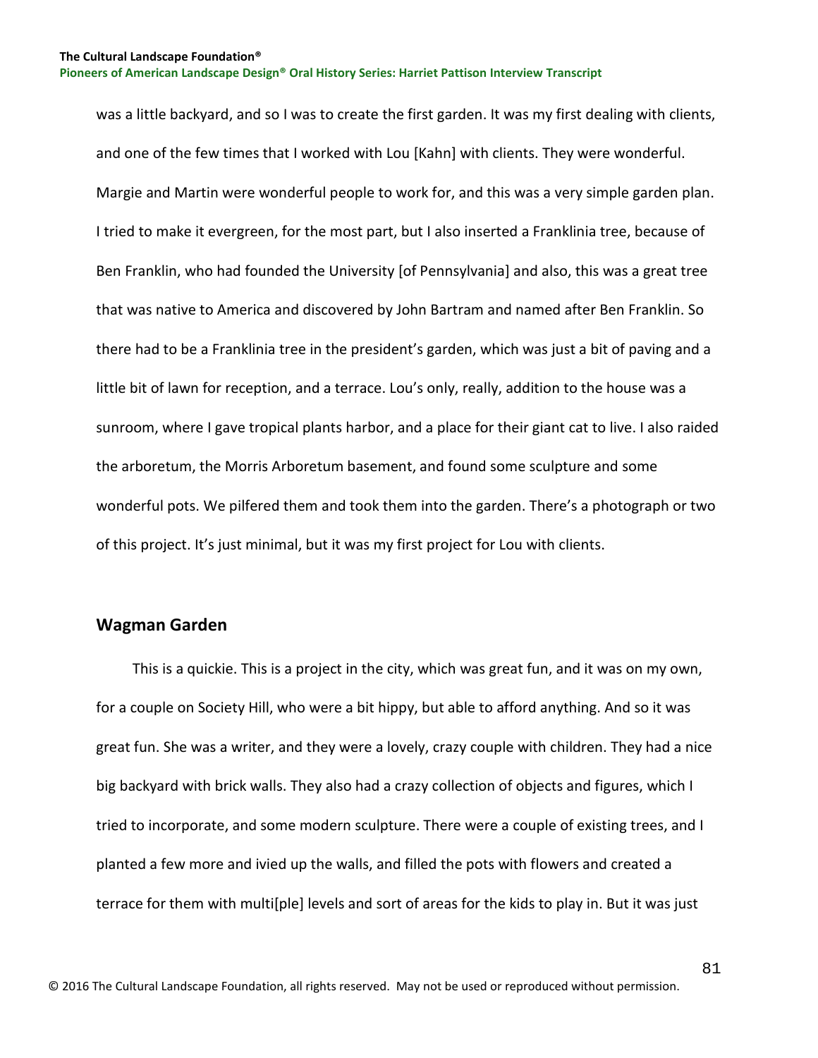was a little backyard, and so I was to create the first garden. It was my first dealing with clients, and one of the few times that I worked with Lou [Kahn] with clients. They were wonderful. Margie and Martin were wonderful people to work for, and this was a very simple garden plan. I tried to make it evergreen, for the most part, but I also inserted a Franklinia tree, because of Ben Franklin, who had founded the University [of Pennsylvania] and also, this was a great tree that was native to America and discovered by John Bartram and named after Ben Franklin. So there had to be a Franklinia tree in the president's garden, which was just a bit of paving and a little bit of lawn for reception, and a terrace. Lou's only, really, addition to the house was a sunroom, where I gave tropical plants harbor, and a place for their giant cat to live. I also raided the arboretum, the Morris Arboretum basement, and found some sculpture and some wonderful pots. We pilfered them and took them into the garden. There's a photograph or two of this project. It's just minimal, but it was my first project for Lou with clients.

## Wagman Garden

This is a quickie. This is a project in the city, which was great fun, and it was on my own, for a couple on Society Hill, who were a bit hippy, but able to afford anything. And so it was great fun. She was a writer, and they were a lovely, crazy couple with children. They had a nice big backyard with brick walls. They also had a crazy collection of objects and figures, which I tried to incorporate, and some modern sculpture. There were a couple of existing trees, and I planted a few more and ivied up the walls, and filled the pots with flowers and created a terrace for them with multi[ple] levels and sort of areas for the kids to play in. But it was just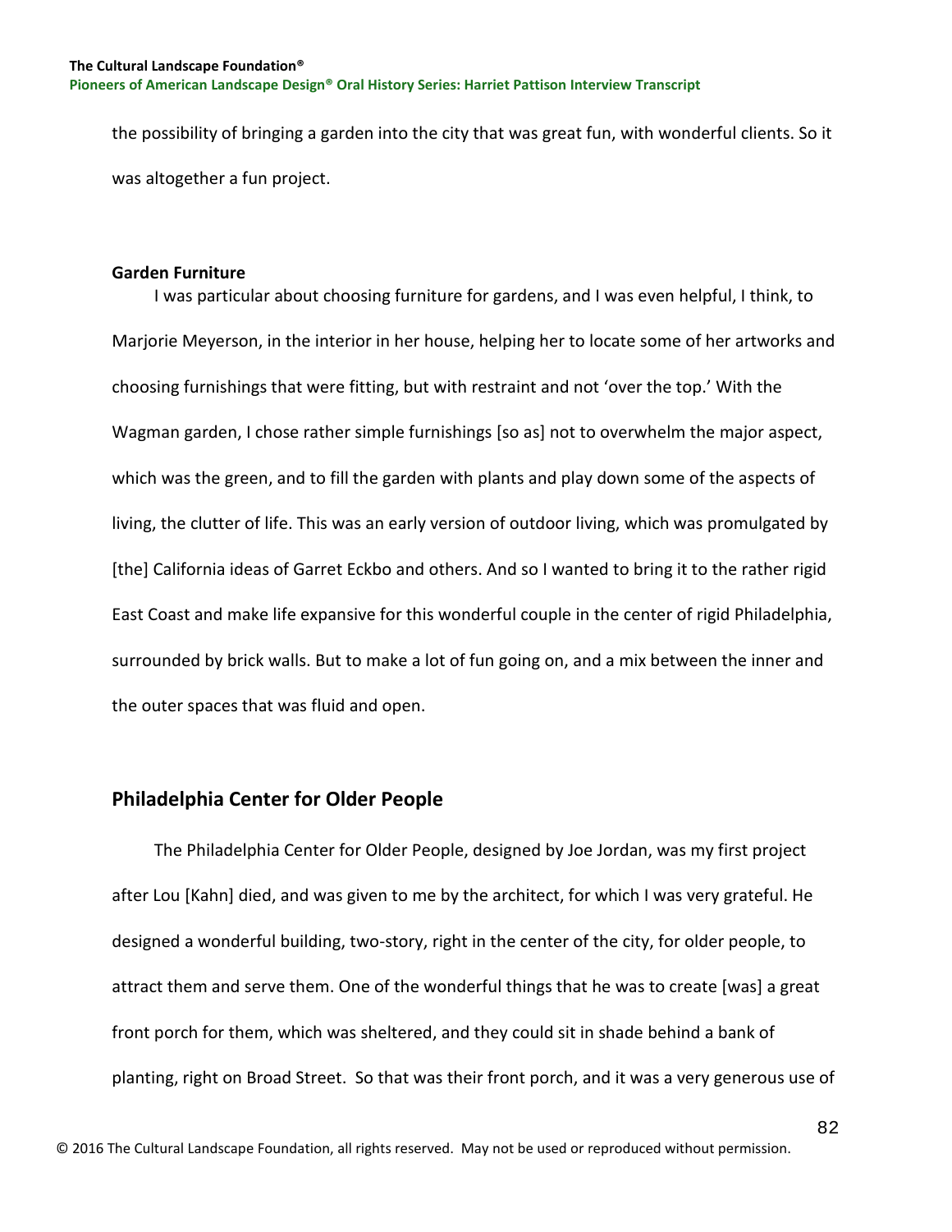the possibility of bringing a garden into the city that was great fun, with wonderful clients. So it was altogether a fun project.

**Garden Furniture**

I was particular about choosing furniture for gardens, and I was even helpful, I think, to Marjorie Meyerson, in the interior in her house, helping her to locate some of her artworks and choosing furnishings that were fitting, but with restraint and not 'over the top.' With the Wagman garden, I chose rather simple furnishings [so as] not to overwhelm the major aspect, which was the green, and to fill the garden with plants and play down some of the aspects of living, the clutter of life. This was an early version of outdoor living, which was promulgated by [the] California ideas of Garret Eckbo and others. And so I wanted to bring it to the rather rigid East Coast and make life expansive for this wonderful couple in the center of rigid Philadelphia, surrounded by brick walls. But to make a lot of fun going on, and a mix between the inner and the outer spaces that was fluid and open.

## Philadelphia Center for Older People

The Philadelphia Center for Older People, designed by Joe Jordan, was my first project after Lou [Kahn] died, and was given to me by the architect, for which I was very grateful. He designed a wonderful building, two-story, right in the center of the city, for older people, to attract them and serve them. One of the wonderful things that he was to create [was] a great front porch for them, which was sheltered, and they could sit in shade behind a bank of planting, right on Broad Street. So that was their front porch, and it was a very generous use of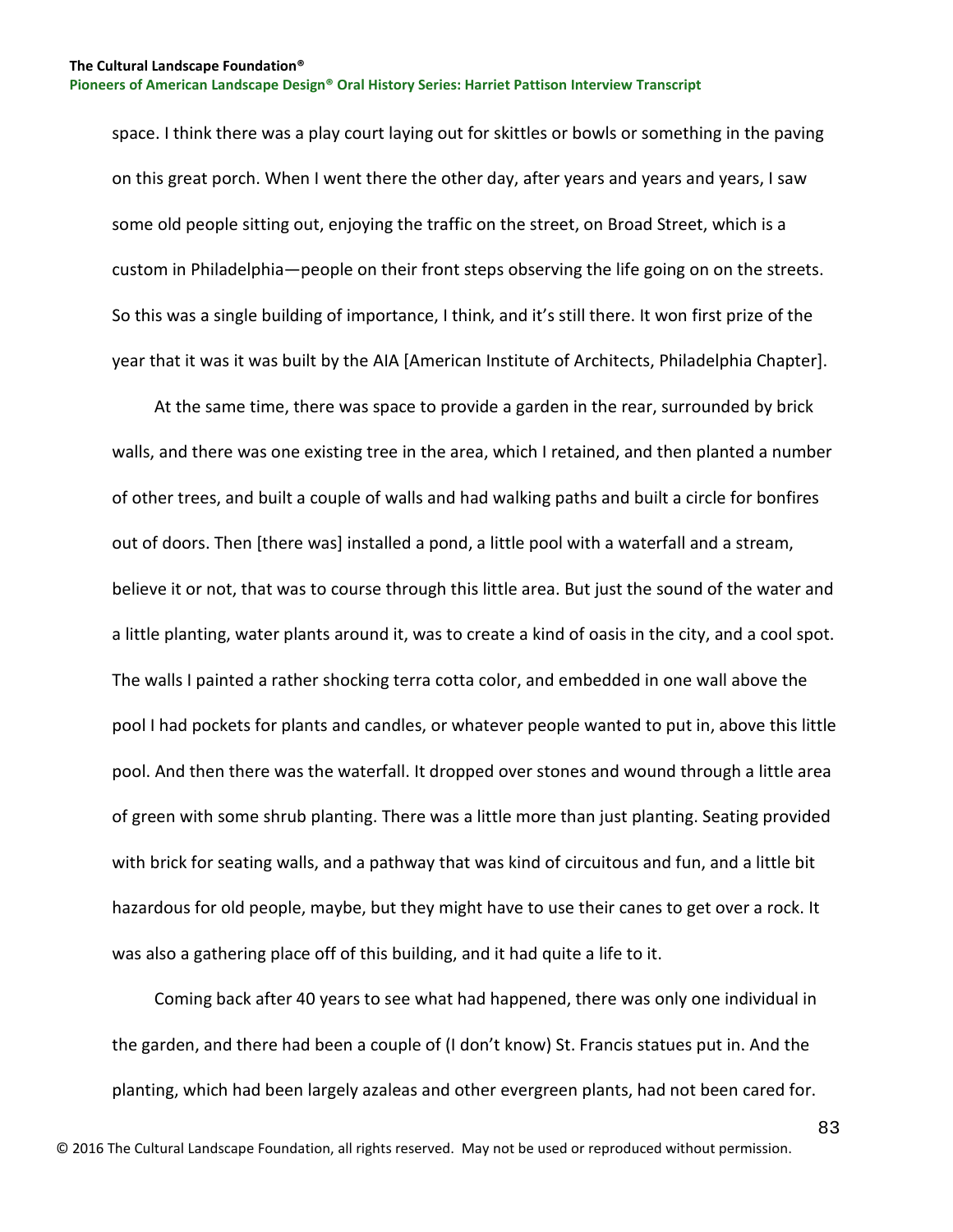space. I think there was a play court laying out for skittles or bowls or something in the paving on this great porch. When I went there the other day, after years and years and years, I saw some old people sitting out, enjoying the traffic on the street, on Broad Street, which is a custom in Philadelphia—people on their front steps observing the life going on on the streets. So this was a single building of importance, I think, and it's still there. It won first prize of the year that it was it was built by the AIA [American Institute of Architects, Philadelphia Chapter].

At the same time, there was space to provide a garden in the rear, surrounded by brick walls, and there was one existing tree in the area, which I retained, and then planted a number of other trees, and built a couple of walls and had walking paths and built a circle for bonfires out of doors. Then [there was] installed a pond, a little pool with a waterfall and a stream, believe it or not, that was to course through this little area. But just the sound of the water and a little planting, water plants around it, was to create a kind of oasis in the city, and a cool spot. The walls I painted a rather shocking terra cotta color, and embedded in one wall above the pool I had pockets for plants and candles, or whatever people wanted to put in, above this little pool. And then there was the waterfall. It dropped over stones and wound through a little area of green with some shrub planting. There was a little more than just planting. Seating provided with brick for seating walls, and a pathway that was kind of circuitous and fun, and a little bit hazardous for old people, maybe, but they might have to use their canes to get over a rock. It was also a gathering place off of this building, and it had quite a life to it.

Coming back after 40 years to see what had happened, there was only one individual in the garden, and there had been a couple of (I don't know) St. Francis statues put in. And the planting, which had been largely azaleas and other evergreen plants, had not been cared for.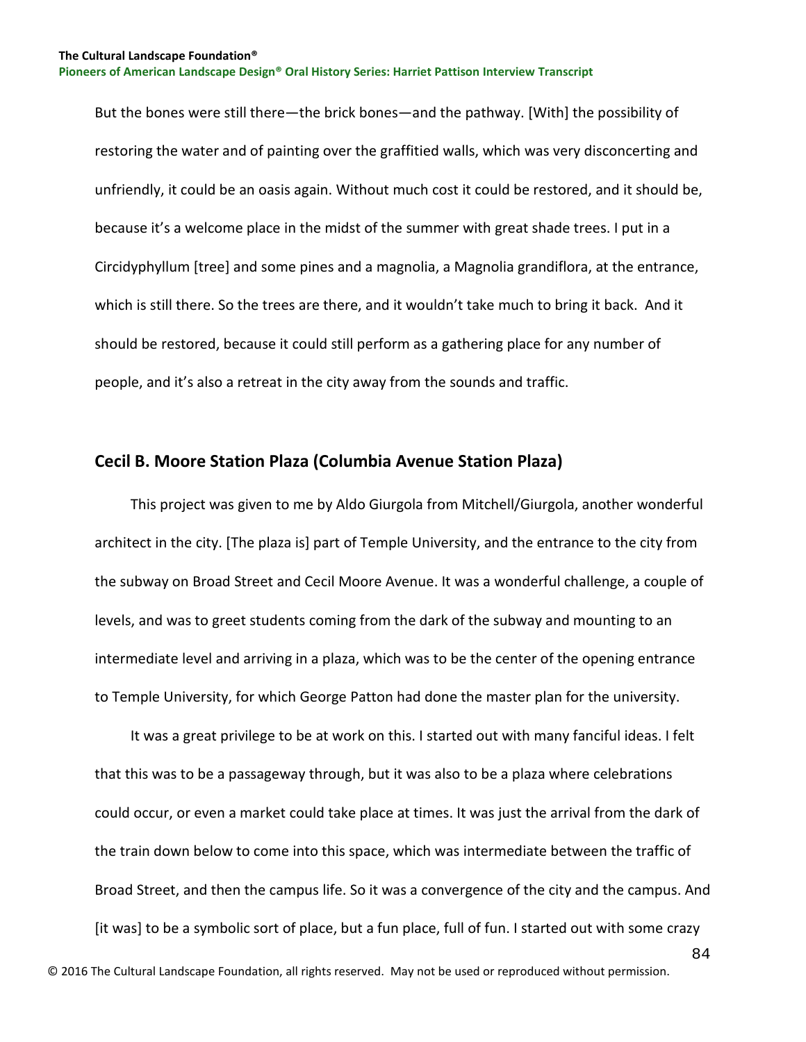But the bones were still there—the brick bones—and the pathway. [With] the possibility of restoring the water and of painting over the graffitied walls, which was very disconcerting and unfriendly, it could be an oasis again. Without much cost it could be restored, and it should be, because it's a welcome place in the midst of the summer with great shade trees. I put in a Circidyphyllum [tree] and some pines and a magnolia, a Magnolia grandiflora, at the entrance, which is still there. So the trees are there, and it wouldn't take much to bring it back. And it should be restored, because it could still perform as a gathering place for any number of people, and it's also a retreat in the city away from the sounds and traffic.

## Cecil B. Moore Station Plaza (Columbia Avenue Station Plaza)

This project was given to me by Aldo Giurgola from Mitchell/Giurgola, another wonderful architect in the city. [The plaza is] part of Temple University, and the entrance to the city from the subway on Broad Street and Cecil Moore Avenue. It was a wonderful challenge, a couple of levels, and was to greet students coming from the dark of the subway and mounting to an intermediate level and arriving in a plaza, which was to be the center of the opening entrance to Temple University, for which George Patton had done the master plan for the university.

It was a great privilege to be at work on this. I started out with many fanciful ideas. I felt that this was to be a passageway through, but it was also to be a plaza where celebrations could occur, or even a market could take place at times. It was just the arrival from the dark of the train down below to come into this space, which was intermediate between the traffic of Broad Street, and then the campus life. So it was a convergence of the city and the campus. And [it was] to be a symbolic sort of place, but a fun place, full of fun. I started out with some crazy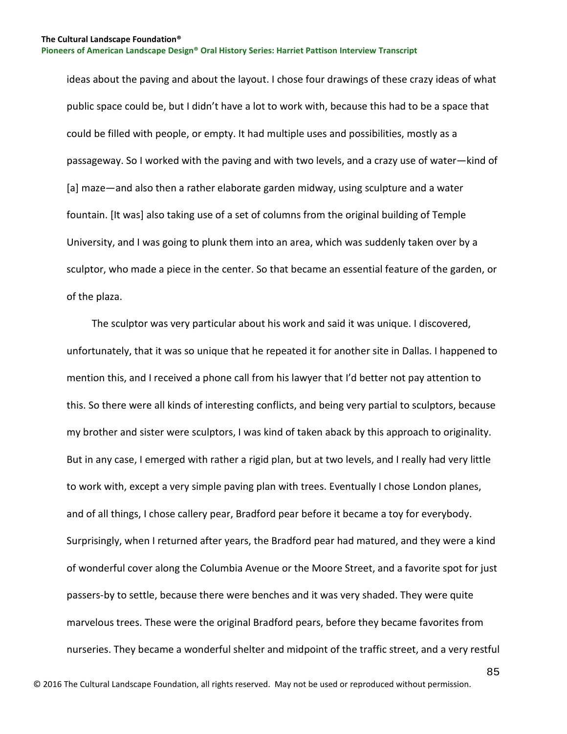ideas about the paving and about the layout. I chose four drawings of these crazy ideas of what public space could be, but I didn't have a lot to work with, because this had to be a space that could be filled with people, or empty. It had multiple uses and possibilities, mostly as a passageway. So I worked with the paving and with two levels, and a crazy use of water—kind of [a] maze—and also then a rather elaborate garden midway, using sculpture and a water fountain. [It was] also taking use of a set of columns from the original building of Temple University, and I was going to plunk them into an area, which was suddenly taken over by a sculptor, who made a piece in the center. So that became an essential feature of the garden, or of the plaza.

The sculptor was very particular about his work and said it was unique. I discovered, unfortunately, that it was so unique that he repeated it for another site in Dallas. I happened to mention this, and I received a phone call from his lawyer that I'd better not pay attention to this. So there were all kinds of interesting conflicts, and being very partial to sculptors, because my brother and sister were sculptors, I was kind of taken aback by this approach to originality. But in any case, I emerged with rather a rigid plan, but at two levels, and I really had very little to work with, except a very simple paving plan with trees. Eventually I chose London planes, and of all things, I chose callery pear, Bradford pear before it became a toy for everybody. Surprisingly, when I returned after years, the Bradford pear had matured, and they were a kind of wonderful cover along the Columbia Avenue or the Moore Street, and a favorite spot for just passers-by to settle, because there were benches and it was very shaded. They were quite marvelous trees. These were the original Bradford pears, before they became favorites from nurseries. They became a wonderful shelter and midpoint of the traffic street, and a very restful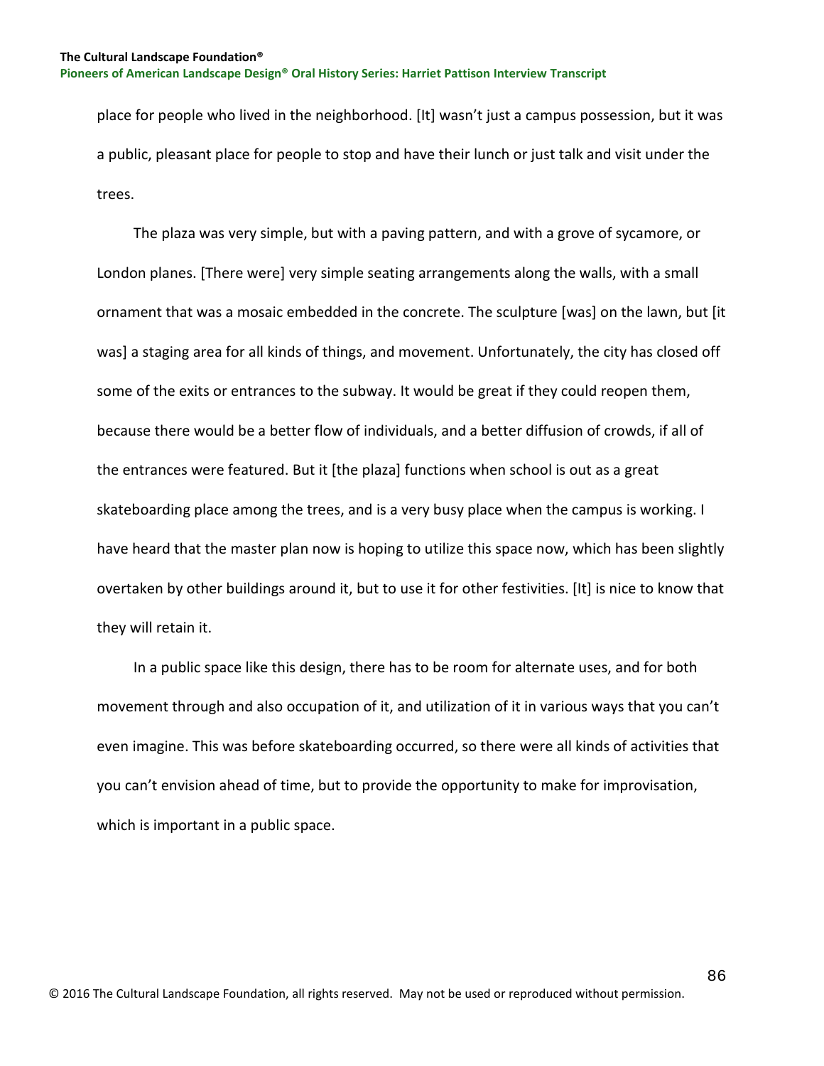place for people who lived in the neighborhood. [It] wasn't just a campus possession, but it was a public, pleasant place for people to stop and have their lunch or just talk and visit under the trees.

The plaza was very simple, but with a paving pattern, and with a grove of sycamore, or London planes. [There were] very simple seating arrangements along the walls, with a small ornament that was a mosaic embedded in the concrete. The sculpture [was] on the lawn, but [it was] a staging area for all kinds of things, and movement. Unfortunately, the city has closed off some of the exits or entrances to the subway. It would be great if they could reopen them, because there would be a better flow of individuals, and a better diffusion of crowds, if all of the entrances were featured. But it [the plaza] functions when school is out as a great skateboarding place among the trees, and is a very busy place when the campus is working. I have heard that the master plan now is hoping to utilize this space now, which has been slightly overtaken by other buildings around it, but to use it for other festivities. [It] is nice to know that they will retain it.

In a public space like this design, there has to be room for alternate uses, and for both movement through and also occupation of it, and utilization of it in various ways that you can't even imagine. This was before skateboarding occurred, so there were all kinds of activities that you can't envision ahead of time, but to provide the opportunity to make for improvisation, which is important in a public space.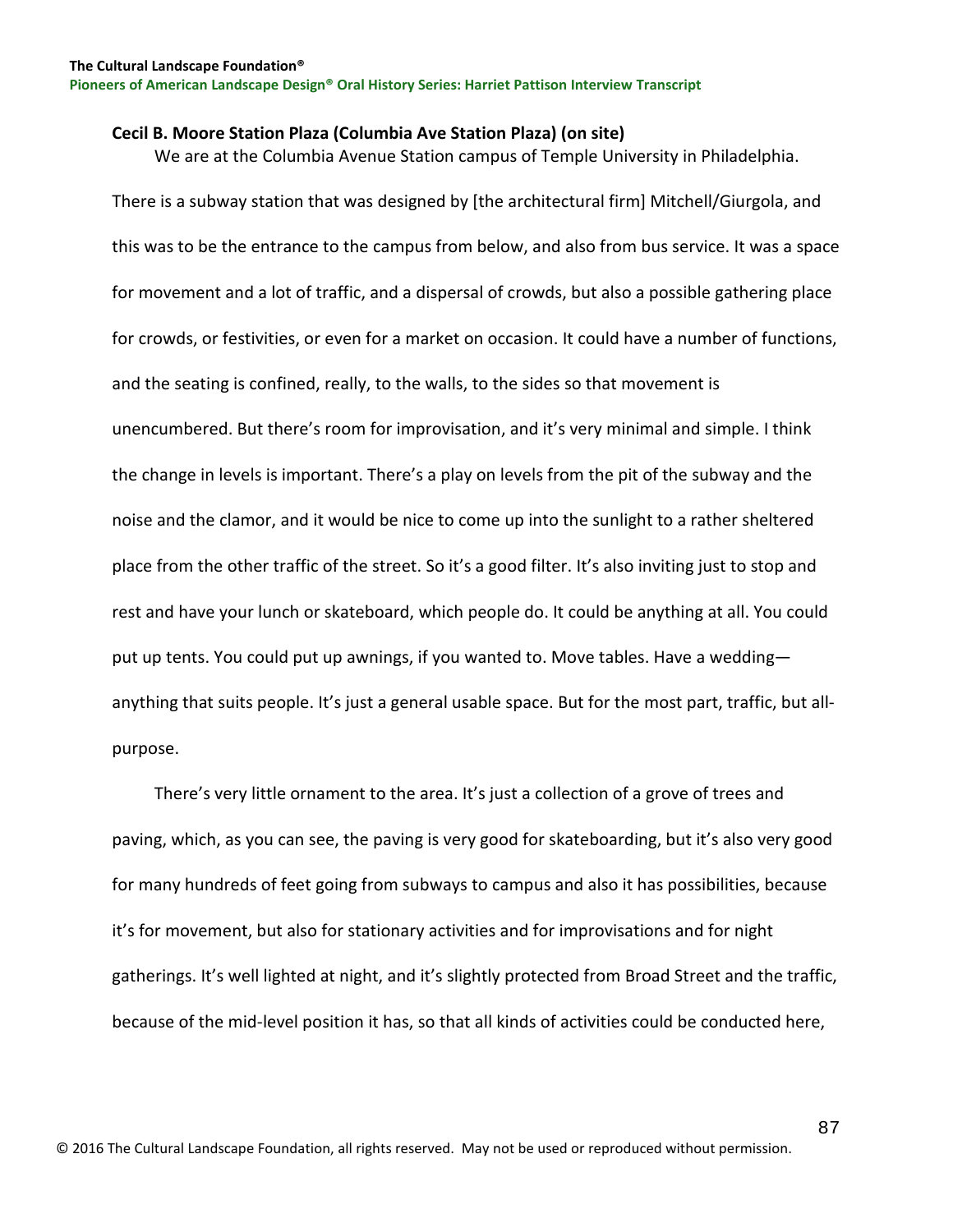**Cecil B. Moore Station Plaza (Columbia Ave Station Plaza) (on site)**

We are at the Columbia Avenue Station campus of Temple University in Philadelphia. There is a subway station that was designed by [the architectural firm] Mitchell/Giurgola, and this was to be the entrance to the campus from below, and also from bus service. It was a space for movement and a lot of traffic, and a dispersal of crowds, but also a possible gathering place for crowds, or festivities, or even for a market on occasion. It could have a number of functions, and the seating is confined, really, to the walls, to the sides so that movement is unencumbered. But there's room for improvisation, and it's very minimal and simple. I think the change in levels is important. There's a play on levels from the pit of the subway and the noise and the clamor, and it would be nice to come up into the sunlight to a rather sheltered place from the other traffic of the street. So it's a good filter. It's also inviting just to stop and rest and have your lunch or skateboard, which people do. It could be anything at all. You could put up tents. You could put up awnings, if you wanted to. Move tables. Have a wedding—anything that suits people. It's just a general usable space. But for the most part, traffic, but all-purpose.

There's very little ornament to the area. It's just a collection of a grove of trees and paving, which, as you can see, the paving is very good for skateboarding, but it's also very good for many hundreds of feet going from subways to campus and also it has possibilities, because it's for movement, but also for stationary activities and for improvisations and for night gatherings. It's well lighted at night, and it's slightly protected from Broad Street and the traffic, because of the mid-level position it has, so that all kinds of activities could be conducted here,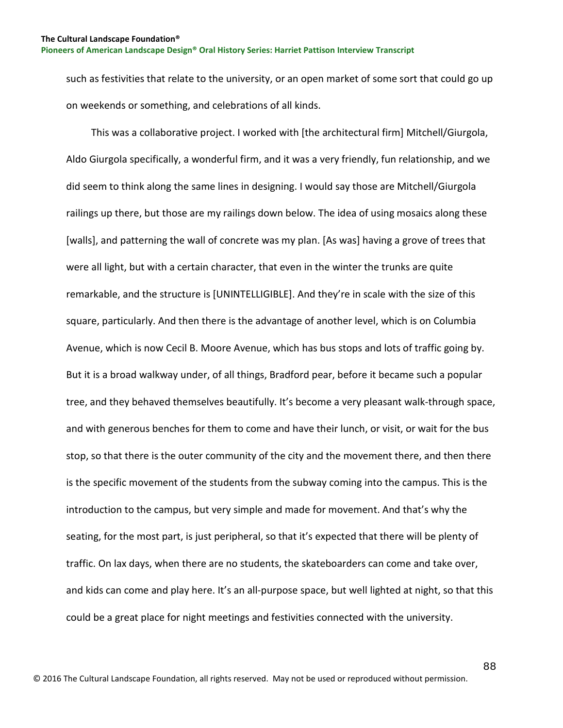such as festivities that relate to the university, or an open market of some sort that could go up on weekends or something, and celebrations of all kinds.

This was a collaborative project. I worked with [the architectural firm] Mitchell/Giurgola, Aldo Giurgola specifically, a wonderful firm, and it was a very friendly, fun relationship, and we did seem to think along the same lines in designing. I would say those are Mitchell/Giurgola railings up there, but those are my railings down below. The idea of using mosaics along these [walls], and patterning the wall of concrete was my plan. [As was] having a grove of trees that were all light, but with a certain character, that even in the winter the trunks are quite remarkable, and the structure is [UNINTELLIGIBLE]. And they're in scale with the size of this square, particularly. And then there is the advantage of another level, which is on Columbia Avenue, which is now Cecil B. Moore Avenue, which has bus stops and lots of traffic going by. But it is a broad walkway under, of all things, Bradford pear, before it became such a popular tree, and they behaved themselves beautifully. It's become a very pleasant walk-through space, and with generous benches for them to come and have their lunch, or visit, or wait for the bus stop, so that there is the outer community of the city and the movement there, and then there is the specific movement of the students from the subway coming into the campus. This is the introduction to the campus, but very simple and made for movement. And that's why the seating, for the most part, is just peripheral, so that it's expected that there will be plenty of traffic. On lax days, when there are no students, the skateboarders can come and take over, and kids can come and play here. It's an all-purpose space, but well lighted at night, so that this could be a great place for night meetings and festivities connected with the university.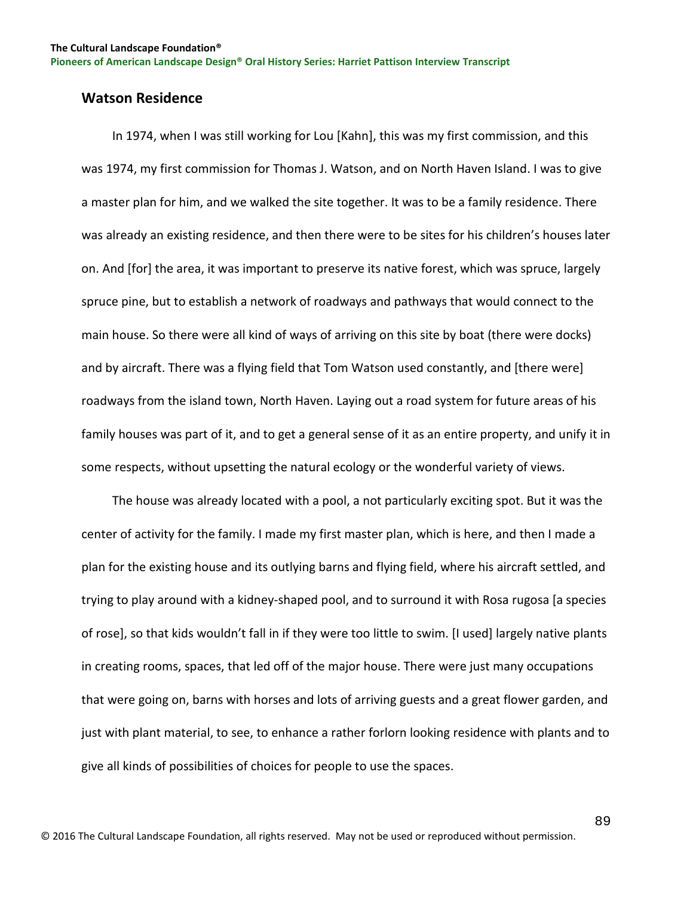## Watson Residence

In 1974, when I was still working for Lou [Kahn], this was my first commission, and this was 1974, my first commission for Thomas J. Watson, and on North Haven Island. I was to give a master plan for him, and we walked the site together. It was to be a family residence. There was already an existing residence, and then there were to be sites for his children's houses later on. And [for] the area, it was important to preserve its native forest, which was spruce, largely spruce pine, but to establish a network of roadways and pathways that would connect to the main house. So there were all kind of ways of arriving on this site by boat (there were docks) and by aircraft. There was a flying field that Tom Watson used constantly, and [there were] roadways from the island town, North Haven. Laying out a road system for future areas of his family houses was part of it, and to get a general sense of it as an entire property, and unify it in some respects, without upsetting the natural ecology or the wonderful variety of views.

The house was already located with a pool, a not particularly exciting spot. But it was the center of activity for the family. I made my first master plan, which is here, and then I made a plan for the existing house and its outlying barns and flying field, where his aircraft settled, and trying to play around with a kidney-shaped pool, and to surround it with Rosa rugosa [a species of rose], so that kids wouldn't fall in if they were too little to swim. [I used] largely native plants in creating rooms, spaces, that led off of the major house. There were just many occupations that were going on, barns with horses and lots of arriving guests and a great flower garden, and just with plant material, to see, to enhance a rather forlorn looking residence with plants and to give all kinds of possibilities of choices for people to use the spaces.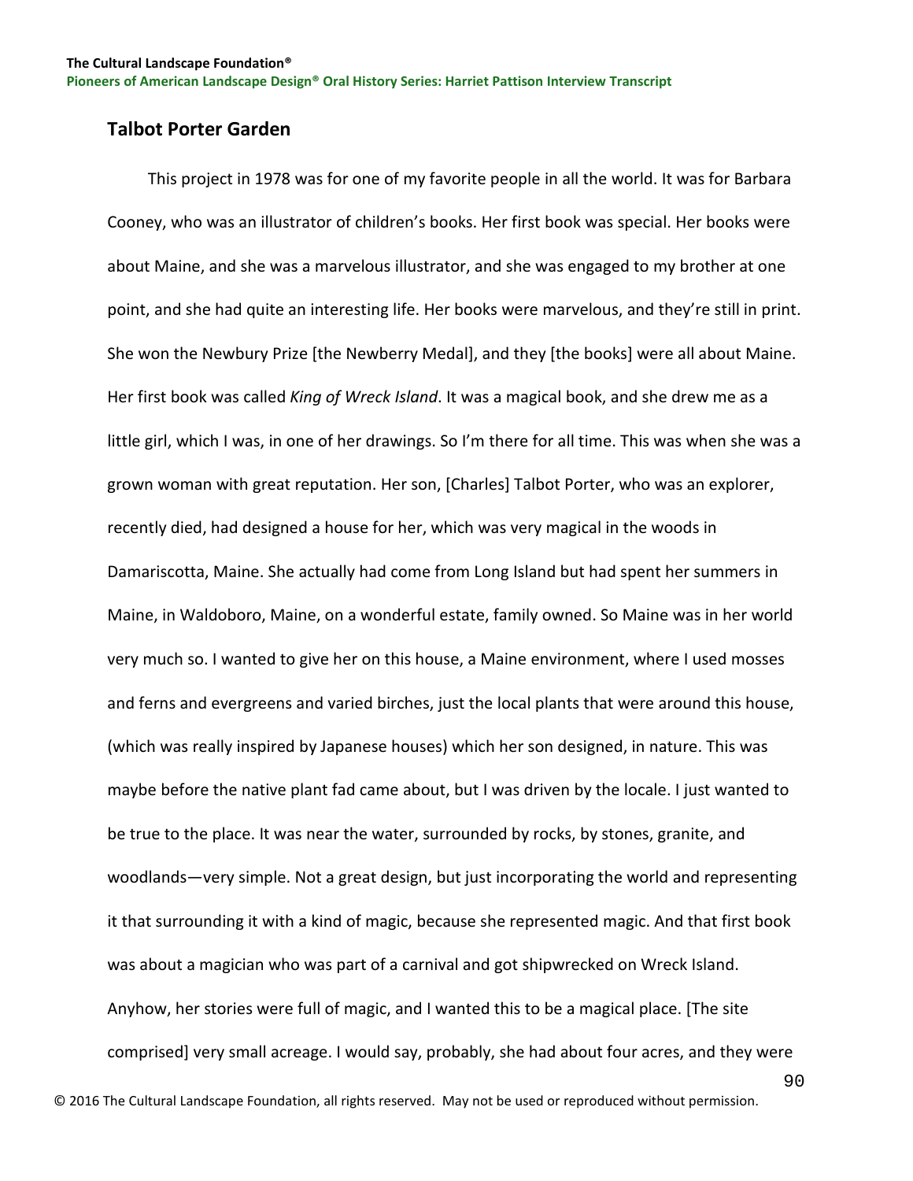## Talbot Porter Garden

This project in 1978 was for one of my favorite people in all the world. It was for Barbara Cooney, who was an illustrator of children's books. Her first book was special. Her books were about Maine, and she was a marvelous illustrator, and she was engaged to my brother at one point, and she had quite an interesting life. Her books were marvelous, and they're still in print. She won the Newbury Prize [the Newberry Medal], and they [the books] were all about Maine. Her first book was called *King of Wreck Island*. It was a magical book, and she drew me as a little girl, which I was, in one of her drawings. So I'm there for all time. This was when she was a grown woman with great reputation. Her son, [Charles] Talbot Porter, who was an explorer, recently died, had designed a house for her, which was very magical in the woods in Damariscotta, Maine. She actually had come from Long Island but had spent her summers in Maine, in Waldoboro, Maine, on a wonderful estate, family owned. So Maine was in her world very much so. I wanted to give her on this house, a Maine environment, where I used mosses and ferns and evergreens and varied birches, just the local plants that were around this house, (which was really inspired by Japanese houses) which her son designed, in nature. This was maybe before the native plant fad came about, but I was driven by the locale. I just wanted to be true to the place. It was near the water, surrounded by rocks, by stones, granite, and woodlands—very simple. Not a great design, but just incorporating the world and representing it that surrounding it with a kind of magic, because she represented magic. And that first book was about a magician who was part of a carnival and got shipwrecked on Wreck Island. Anyhow, her stories were full of magic, and I wanted this to be a magical place. [The site comprised] very small acreage. I would say, probably, she had about four acres, and they were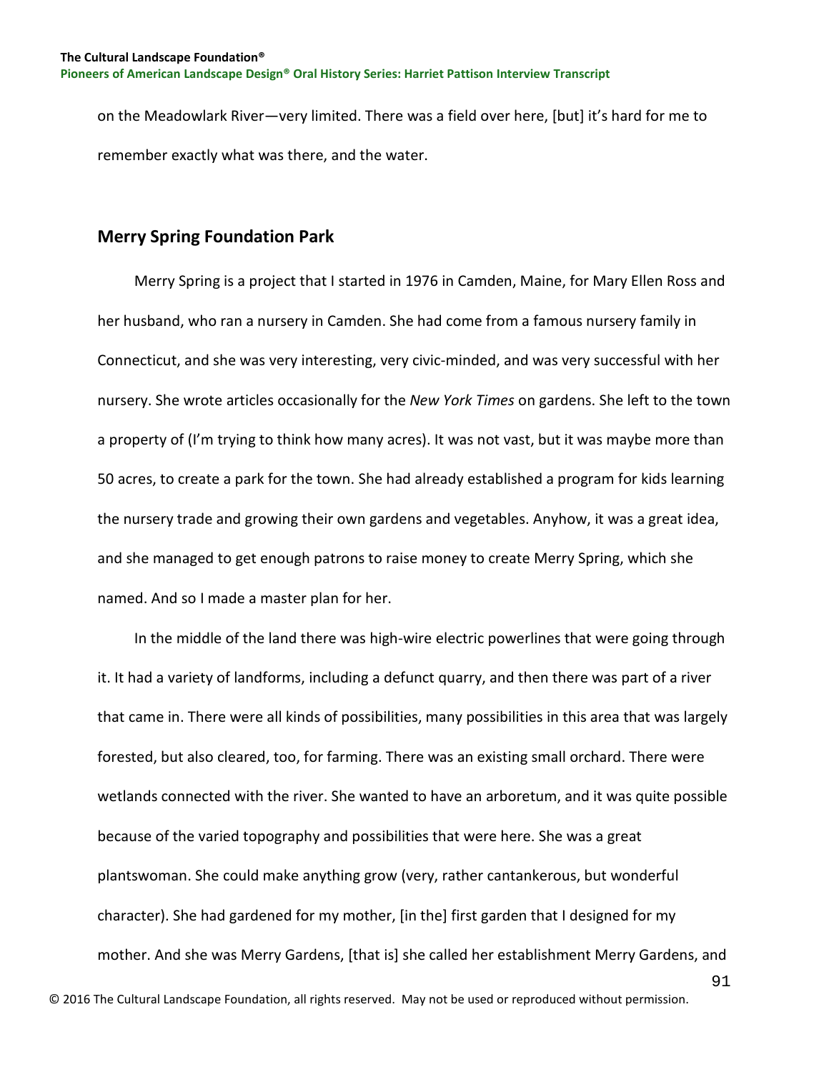on the Meadowlark River—very limited. There was a field over here, [but] it's hard for me to remember exactly what was there, and the water.

## Merry Spring Foundation Park

Merry Spring is a project that I started in 1976 in Camden, Maine, for Mary Ellen Ross and her husband, who ran a nursery in Camden. She had come from a famous nursery family in Connecticut, and she was very interesting, very civic-minded, and was very successful with her nursery. She wrote articles occasionally for the *New York Times* on gardens. She left to the town a property of (I'm trying to think how many acres). It was not vast, but it was maybe more than 50 acres, to create a park for the town. She had already established a program for kids learning the nursery trade and growing their own gardens and vegetables. Anyhow, it was a great idea, and she managed to get enough patrons to raise money to create Merry Spring, which she named. And so I made a master plan for her.

In the middle of the land there was high-wire electric powerlines that were going through it. It had a variety of landforms, including a defunct quarry, and then there was part of a river that came in. There were all kinds of possibilities, many possibilities in this area that was largely forested, but also cleared, too, for farming. There was an existing small orchard. There were wetlands connected with the river. She wanted to have an arboretum, and it was quite possible because of the varied topography and possibilities that were here. She was a great plantswoman. She could make anything grow (very, rather cantankerous, but wonderful character). She had gardened for my mother, [in the] first garden that I designed for my mother. And she was Merry Gardens, [that is] she called her establishment Merry Gardens, and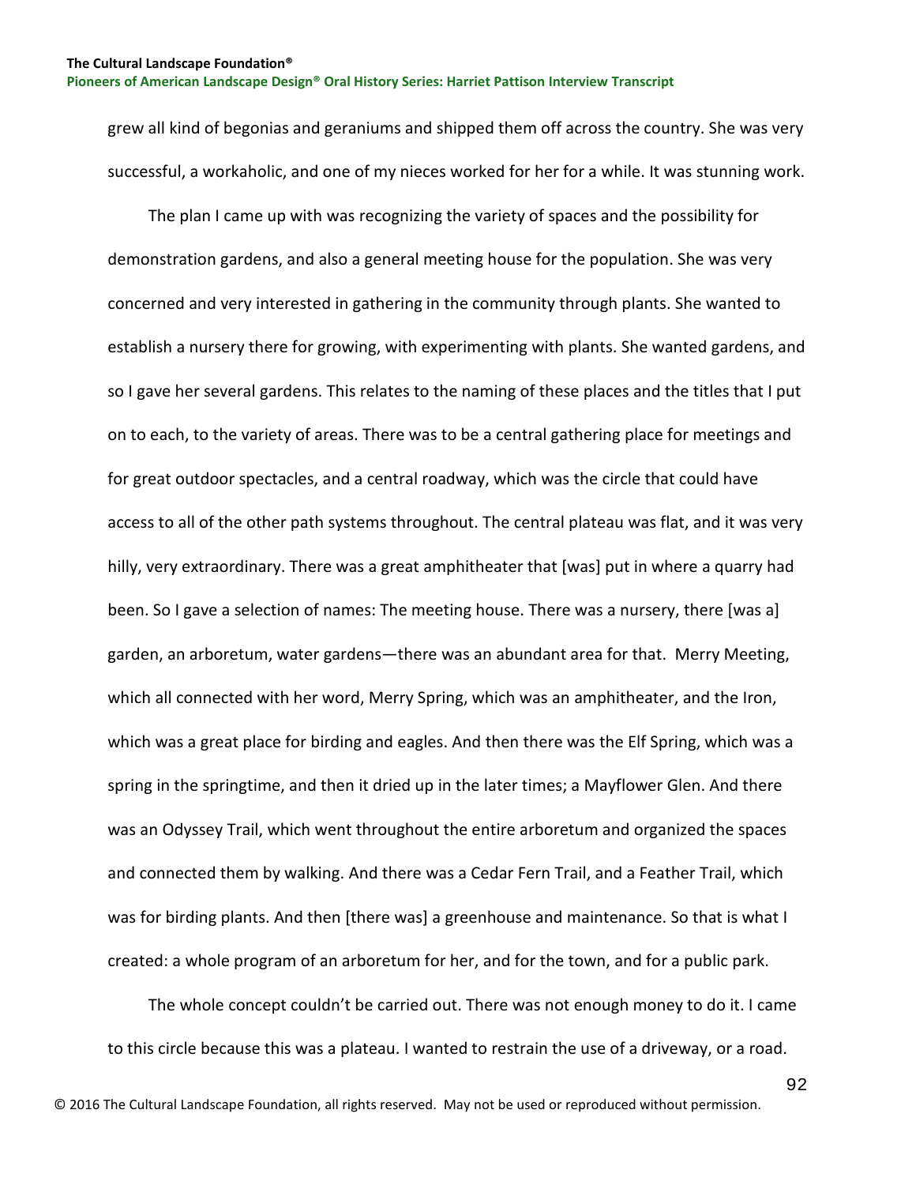grew all kind of begonias and geraniums and shipped them off across the country. She was very successful, a workaholic, and one of my nieces worked for her for a while. It was stunning work.

The plan I came up with was recognizing the variety of spaces and the possibility for demonstration gardens, and also a general meeting house for the population. She was very concerned and very interested in gathering in the community through plants. She wanted to establish a nursery there for growing, with experimenting with plants. She wanted gardens, and so I gave her several gardens. This relates to the naming of these places and the titles that I put on to each, to the variety of areas. There was to be a central gathering place for meetings and for great outdoor spectacles, and a central roadway, which was the circle that could have access to all of the other path systems throughout. The central plateau was flat, and it was very hilly, very extraordinary. There was a great amphitheater that [was] put in where a quarry had been. So I gave a selection of names: The meeting house. There was a nursery, there [was a] garden, an arboretum, water gardens—there was an abundant area for that. Merry Meeting, which all connected with her word, Merry Spring, which was an amphitheater, and the Iron, which was a great place for birding and eagles. And then there was the Elf Spring, which was a spring in the springtime, and then it dried up in the later times; a Mayflower Glen. And there was an Odyssey Trail, which went throughout the entire arboretum and organized the spaces and connected them by walking. And there was a Cedar Fern Trail, and a Feather Trail, which was for birding plants. And then [there was] a greenhouse and maintenance. So that is what I created: a whole program of an arboretum for her, and for the town, and for a public park.

The whole concept couldn't be carried out. There was not enough money to do it. I came to this circle because this was a plateau. I wanted to restrain the use of a driveway, or a road.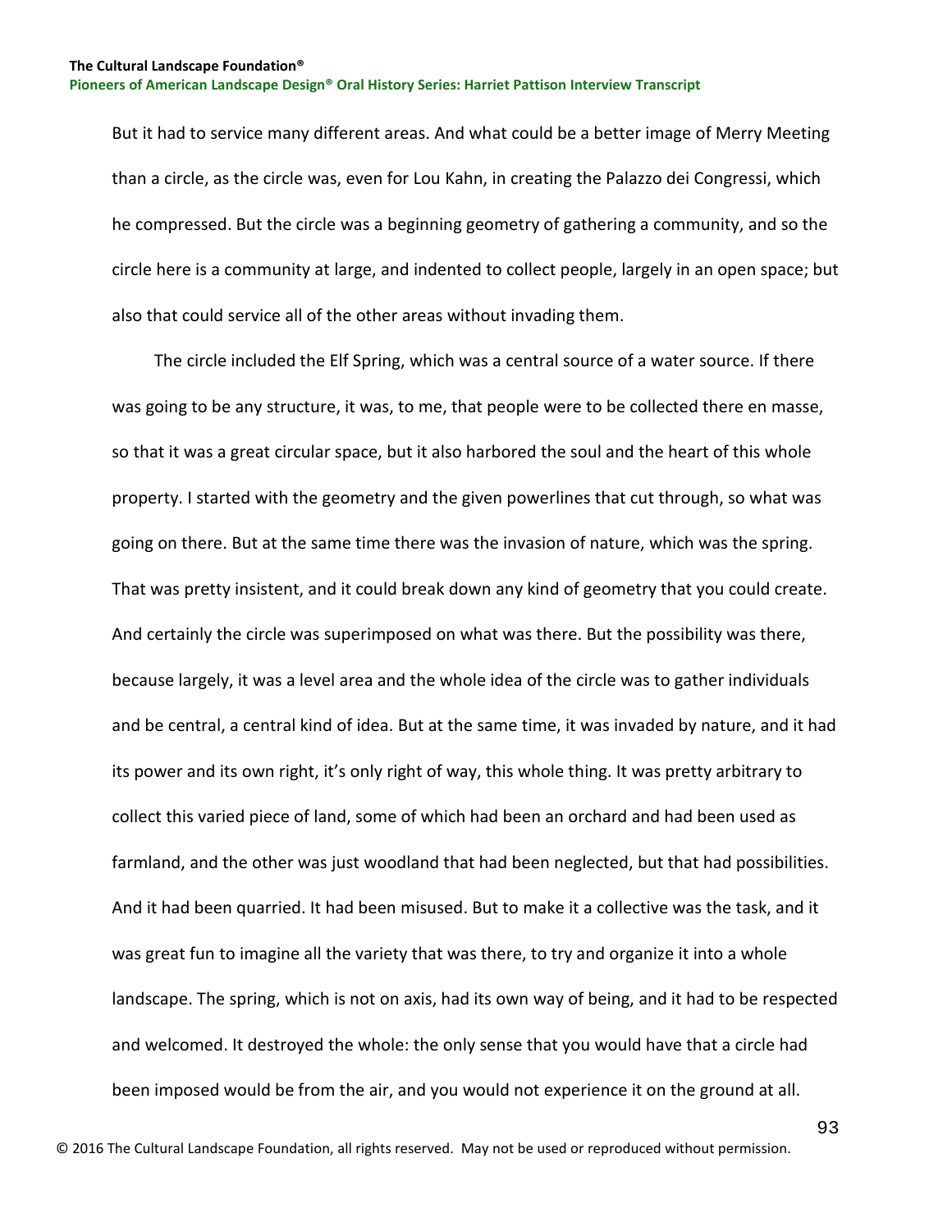But it had to service many different areas. And what could be a better image of Merry Meeting than a circle, as the circle was, even for Lou Kahn, in creating the Palazzo dei Congressi, which he compressed. But the circle was a beginning geometry of gathering a community, and so the circle here is a community at large, and indented to collect people, largely in an open space; but also that could service all of the other areas without invading them.

The circle included the Elf Spring, which was a central source of a water source. If there was going to be any structure, it was, to me, that people were to be collected there en masse, so that it was a great circular space, but it also harbored the soul and the heart of this whole property. I started with the geometry and the given powerlines that cut through, so what was going on there. But at the same time there was the invasion of nature, which was the spring. That was pretty insistent, and it could break down any kind of geometry that you could create. And certainly the circle was superimposed on what was there. But the possibility was there, because largely, it was a level area and the whole idea of the circle was to gather individuals and be central, a central kind of idea. But at the same time, it was invaded by nature, and it had its power and its own right, it's only right of way, this whole thing. It was pretty arbitrary to collect this varied piece of land, some of which had been an orchard and had been used as farmland, and the other was just woodland that had been neglected, but that had possibilities. And it had been quarried. It had been misused. But to make it a collective was the task, and it was great fun to imagine all the variety that was there, to try and organize it into a whole landscape. The spring, which is not on axis, had its own way of being, and it had to be respected and welcomed. It destroyed the whole: the only sense that you would have that a circle had been imposed would be from the air, and you would not experience it on the ground at all.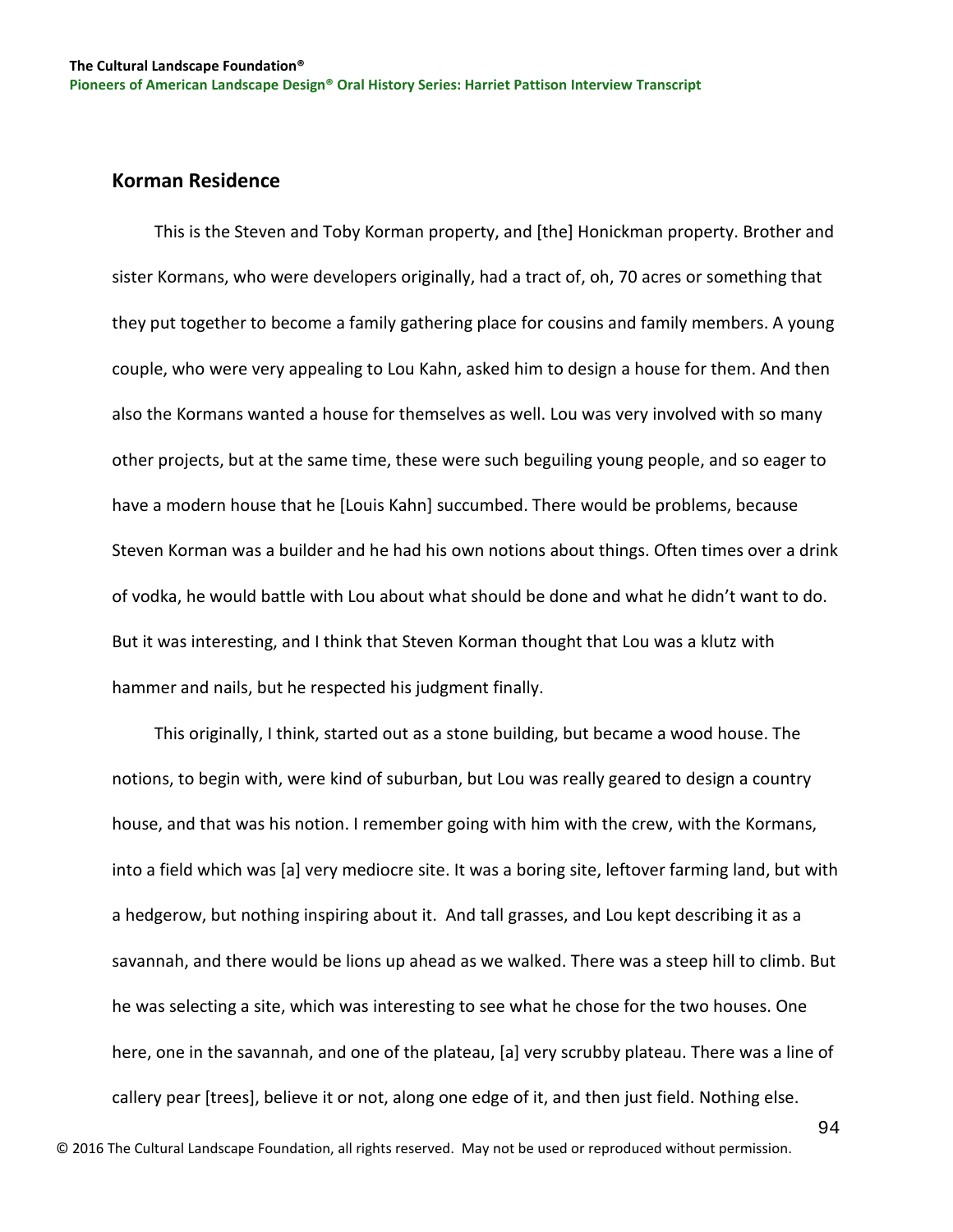## Korman Residence

This is the Steven and Toby Korman property, and [the] Honickman property. Brother and sister Kormans, who were developers originally, had a tract of, oh, 70 acres or something that they put together to become a family gathering place for cousins and family members. A young couple, who were very appealing to Lou Kahn, asked him to design a house for them. And then also the Kormans wanted a house for themselves as well. Lou was very involved with so many other projects, but at the same time, these were such beguiling young people, and so eager to have a modern house that he [Louis Kahn] succumbed. There would be problems, because Steven Korman was a builder and he had his own notions about things. Often times over a drink of vodka, he would battle with Lou about what should be done and what he didn't want to do. But it was interesting, and I think that Steven Korman thought that Lou was a klutz with hammer and nails, but he respected his judgment finally.

This originally, I think, started out as a stone building, but became a wood house. The notions, to begin with, were kind of suburban, but Lou was really geared to design a country house, and that was his notion. I remember going with him with the crew, with the Kormans, into a field which was [a] very mediocre site. It was a boring site, leftover farming land, but with a hedgerow, but nothing inspiring about it. And tall grasses, and Lou kept describing it as a savannah, and there would be lions up ahead as we walked. There was a steep hill to climb. But he was selecting a site, which was interesting to see what he chose for the two houses. One here, one in the savannah, and one of the plateau, [a] very scrubby plateau. There was a line of callery pear [trees], believe it or not, along one edge of it, and then just field. Nothing else.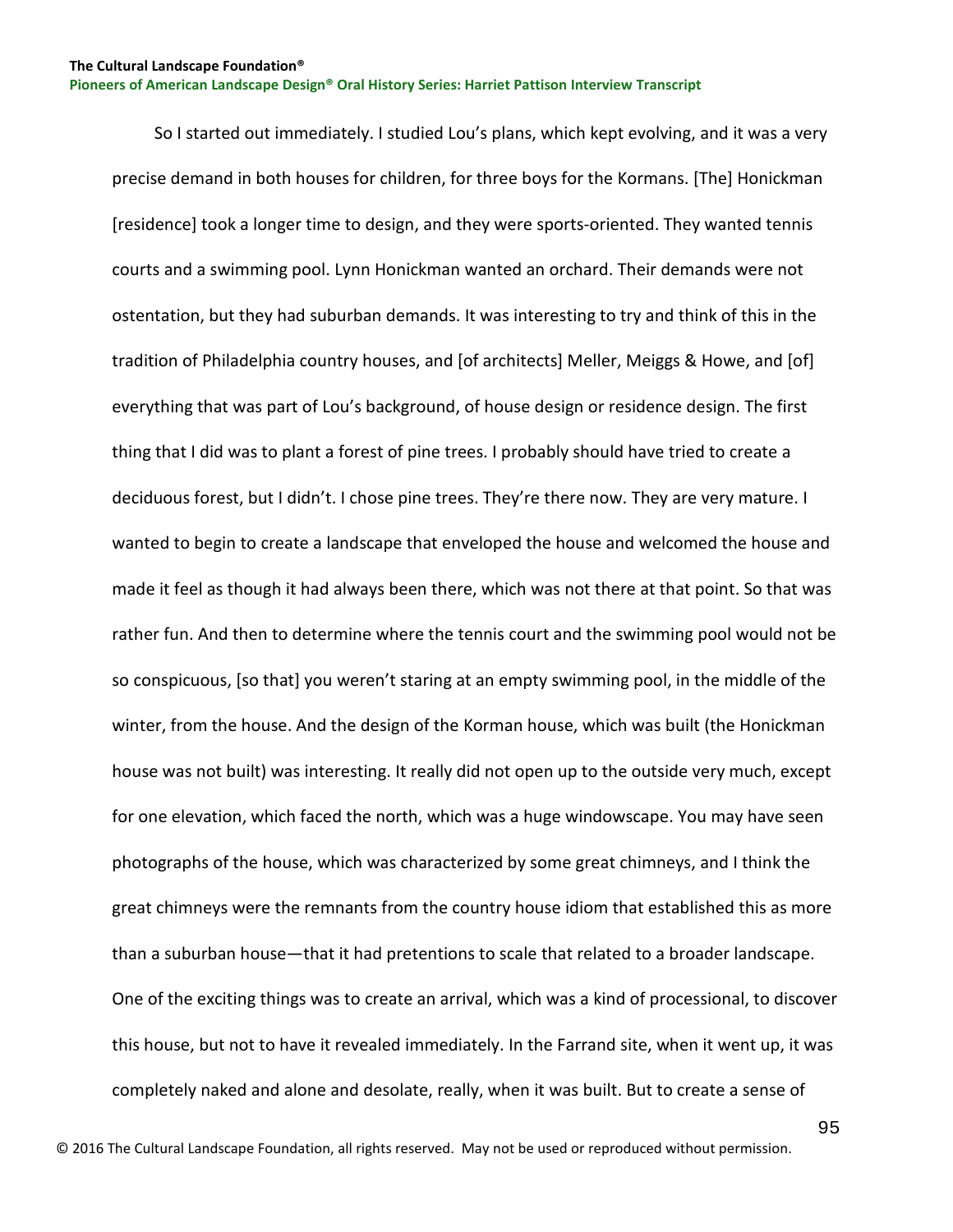So I started out immediately. I studied Lou's plans, which kept evolving, and it was a very precise demand in both houses for children, for three boys for the Kormans. [The] Honickman [residence] took a longer time to design, and they were sports-oriented. They wanted tennis courts and a swimming pool. Lynn Honickman wanted an orchard. Their demands were not ostentation, but they had suburban demands. It was interesting to try and think of this in the tradition of Philadelphia country houses, and [of architects] Meller, Meiggs & Howe, and [of] everything that was part of Lou's background, of house design or residence design. The first thing that I did was to plant a forest of pine trees. I probably should have tried to create a deciduous forest, but I didn't. I chose pine trees. They're there now. They are very mature. I wanted to begin to create a landscape that enveloped the house and welcomed the house and made it feel as though it had always been there, which was not there at that point. So that was rather fun. And then to determine where the tennis court and the swimming pool would not be so conspicuous, [so that] you weren't staring at an empty swimming pool, in the middle of the winter, from the house. And the design of the Korman house, which was built (the Honickman house was not built) was interesting. It really did not open up to the outside very much, except for one elevation, which faced the north, which was a huge windowscape. You may have seen photographs of the house, which was characterized by some great chimneys, and I think the great chimneys were the remnants from the country house idiom that established this as more than a suburban house—that it had pretentions to scale that related to a broader landscape. One of the exciting things was to create an arrival, which was a kind of processional, to discover this house, but not to have it revealed immediately. In the Farrand site, when it went up, it was completely naked and alone and desolate, really, when it was built. But to create a sense of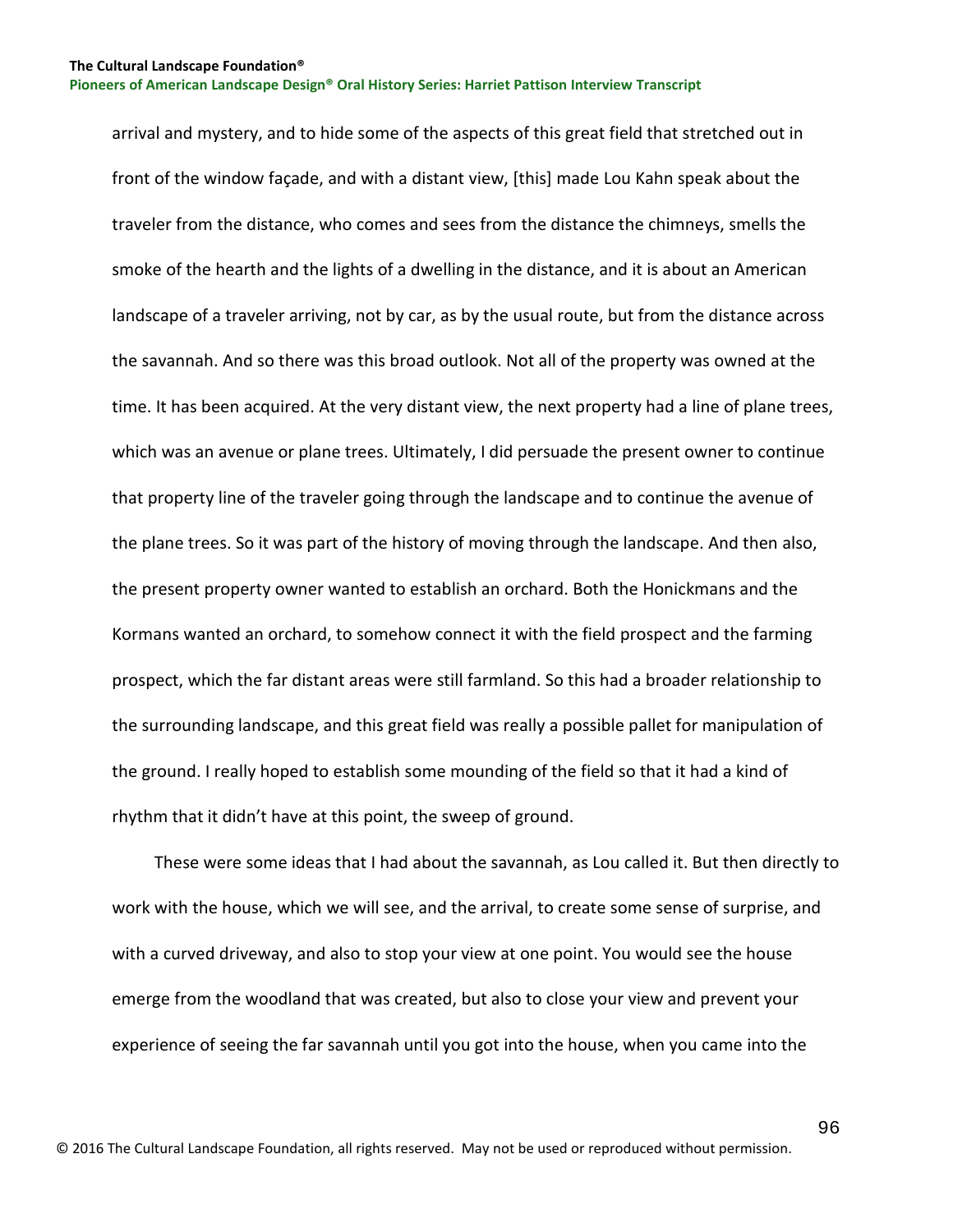arrival and mystery, and to hide some of the aspects of this great field that stretched out in front of the window façade, and with a distant view, [this] made Lou Kahn speak about the traveler from the distance, who comes and sees from the distance the chimneys, smells the smoke of the hearth and the lights of a dwelling in the distance, and it is about an American landscape of a traveler arriving, not by car, as by the usual route, but from the distance across the savannah. And so there was this broad outlook. Not all of the property was owned at the time. It has been acquired. At the very distant view, the next property had a line of plane trees, which was an avenue or plane trees. Ultimately, I did persuade the present owner to continue that property line of the traveler going through the landscape and to continue the avenue of the plane trees. So it was part of the history of moving through the landscape. And then also, the present property owner wanted to establish an orchard. Both the Honickmans and the Kormans wanted an orchard, to somehow connect it with the field prospect and the farming prospect, which the far distant areas were still farmland. So this had a broader relationship to the surrounding landscape, and this great field was really a possible pallet for manipulation of the ground. I really hoped to establish some mounding of the field so that it had a kind of rhythm that it didn't have at this point, the sweep of ground.

These were some ideas that I had about the savannah, as Lou called it. But then directly to work with the house, which we will see, and the arrival, to create some sense of surprise, and with a curved driveway, and also to stop your view at one point. You would see the house emerge from the woodland that was created, but also to close your view and prevent your experience of seeing the far savannah until you got into the house, when you came into the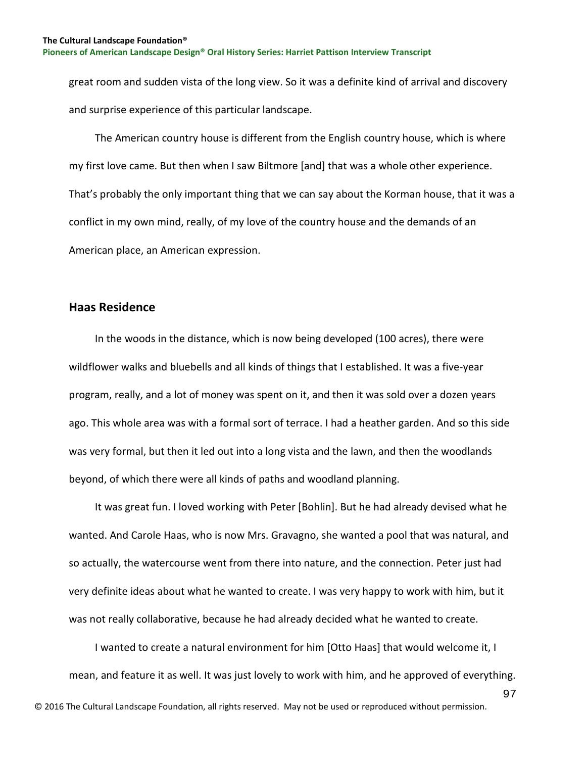great room and sudden vista of the long view. So it was a definite kind of arrival and discovery and surprise experience of this particular landscape.

The American country house is different from the English country house, which is where my first love came. But then when I saw Biltmore [and] that was a whole other experience. That's probably the only important thing that we can say about the Korman house, that it was a conflict in my own mind, really, of my love of the country house and the demands of an American place, an American expression.

## Haas Residence

In the woods in the distance, which is now being developed (100 acres), there were wildflower walks and bluebells and all kinds of things that I established. It was a five-year program, really, and a lot of money was spent on it, and then it was sold over a dozen years ago. This whole area was with a formal sort of terrace. I had a heather garden. And so this side was very formal, but then it led out into a long vista and the lawn, and then the woodlands beyond, of which there were all kinds of paths and woodland planning.

It was great fun. I loved working with Peter [Bohlin]. But he had already devised what he wanted. And Carole Haas, who is now Mrs. Gravagno, she wanted a pool that was natural, and so actually, the watercourse went from there into nature, and the connection. Peter just had very definite ideas about what he wanted to create. I was very happy to work with him, but it was not really collaborative, because he had already decided what he wanted to create.

I wanted to create a natural environment for him [Otto Haas] that would welcome it, I mean, and feature it as well. It was just lovely to work with him, and he approved of everything.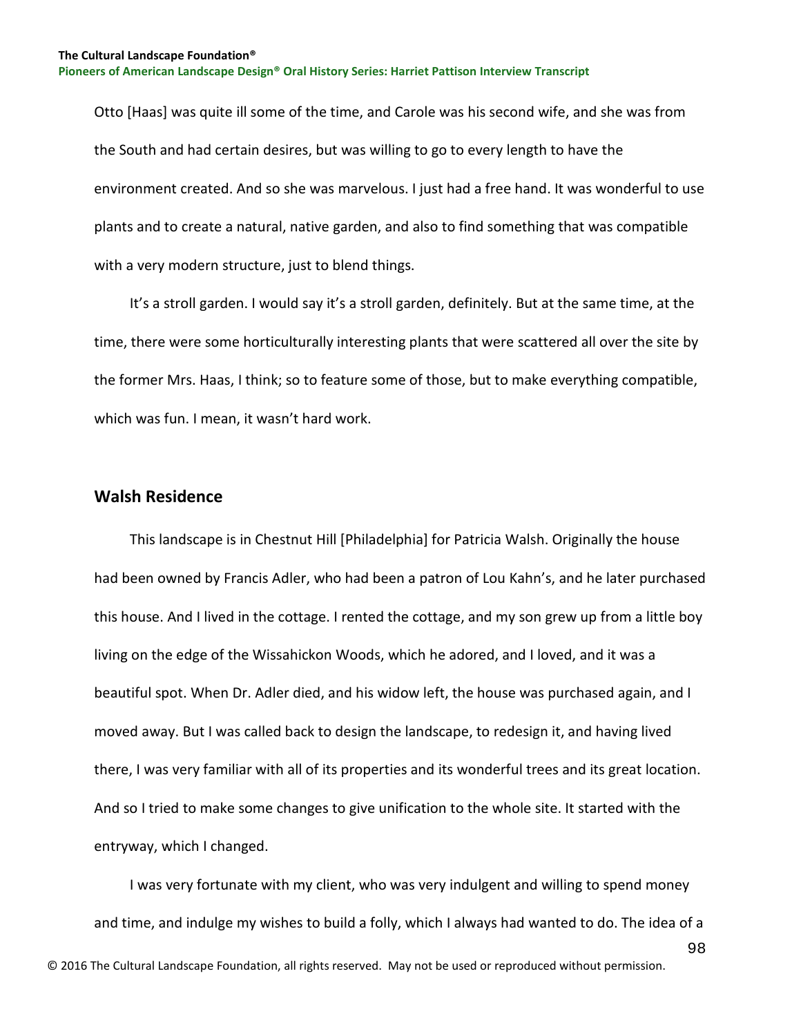Otto [Haas] was quite ill some of the time, and Carole was his second wife, and she was from the South and had certain desires, but was willing to go to every length to have the environment created. And so she was marvelous. I just had a free hand. It was wonderful to use plants and to create a natural, native garden, and also to find something that was compatible with a very modern structure, just to blend things.

It's a stroll garden. I would say it's a stroll garden, definitely. But at the same time, at the time, there were some horticulturally interesting plants that were scattered all over the site by the former Mrs. Haas, I think; so to feature some of those, but to make everything compatible, which was fun. I mean, it wasn't hard work.

## Walsh Residence

This landscape is in Chestnut Hill [Philadelphia] for Patricia Walsh. Originally the house had been owned by Francis Adler, who had been a patron of Lou Kahn's, and he later purchased this house. And I lived in the cottage. I rented the cottage, and my son grew up from a little boy living on the edge of the Wissahickon Woods, which he adored, and I loved, and it was a beautiful spot. When Dr. Adler died, and his widow left, the house was purchased again, and I moved away. But I was called back to design the landscape, to redesign it, and having lived there, I was very familiar with all of its properties and its wonderful trees and its great location. And so I tried to make some changes to give unification to the whole site. It started with the entryway, which I changed.

I was very fortunate with my client, who was very indulgent and willing to spend money and time, and indulge my wishes to build a folly, which I always had wanted to do. The idea of a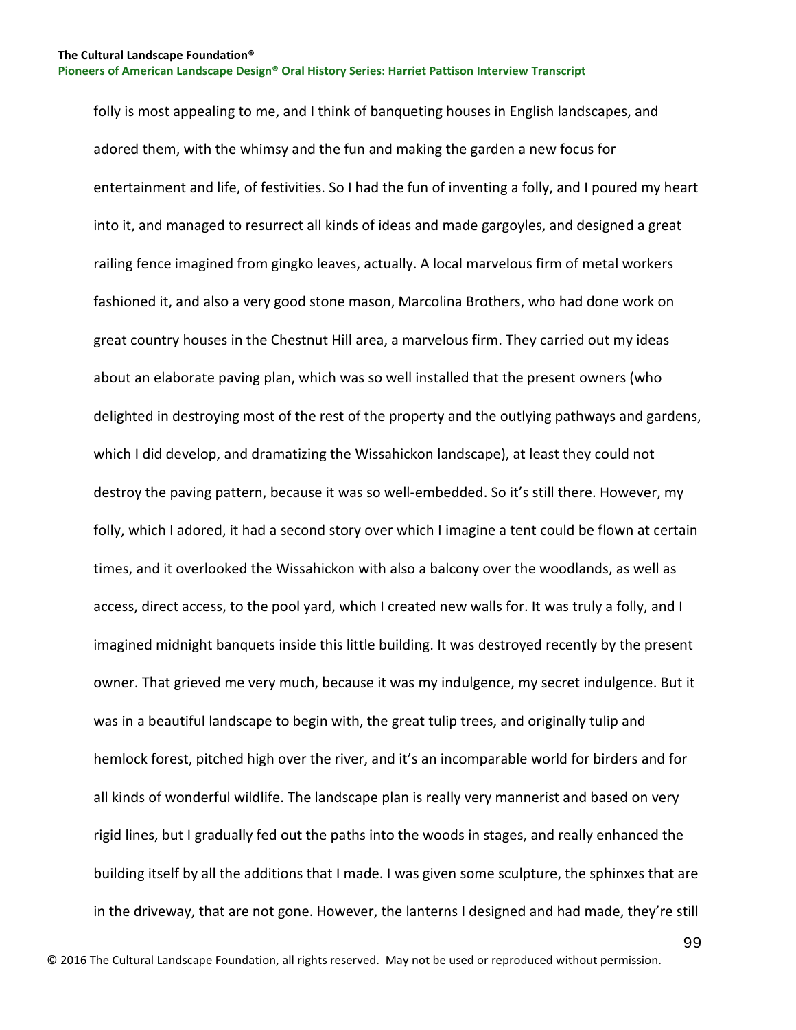folly is most appealing to me, and I think of banqueting houses in English landscapes, and adored them, with the whimsy and the fun and making the garden a new focus for entertainment and life, of festivities. So I had the fun of inventing a folly, and I poured my heart into it, and managed to resurrect all kinds of ideas and made gargoyles, and designed a great railing fence imagined from gingko leaves, actually. A local marvelous firm of metal workers fashioned it, and also a very good stone mason, Marcolina Brothers, who had done work on great country houses in the Chestnut Hill area, a marvelous firm. They carried out my ideas about an elaborate paving plan, which was so well installed that the present owners (who delighted in destroying most of the rest of the property and the outlying pathways and gardens, which I did develop, and dramatizing the Wissahickon landscape), at least they could not destroy the paving pattern, because it was so well-embedded. So it's still there. However, my folly, which I adored, it had a second story over which I imagine a tent could be flown at certain times, and it overlooked the Wissahickon with also a balcony over the woodlands, as well as access, direct access, to the pool yard, which I created new walls for. It was truly a folly, and I imagined midnight banquets inside this little building. It was destroyed recently by the present owner. That grieved me very much, because it was my indulgence, my secret indulgence. But it was in a beautiful landscape to begin with, the great tulip trees, and originally tulip and hemlock forest, pitched high over the river, and it's an incomparable world for birders and for all kinds of wonderful wildlife. The landscape plan is really very mannerist and based on very rigid lines, but I gradually fed out the paths into the woods in stages, and really enhanced the building itself by all the additions that I made. I was given some sculpture, the sphinxes that are in the driveway, that are not gone. However, the lanterns I designed and had made, they're still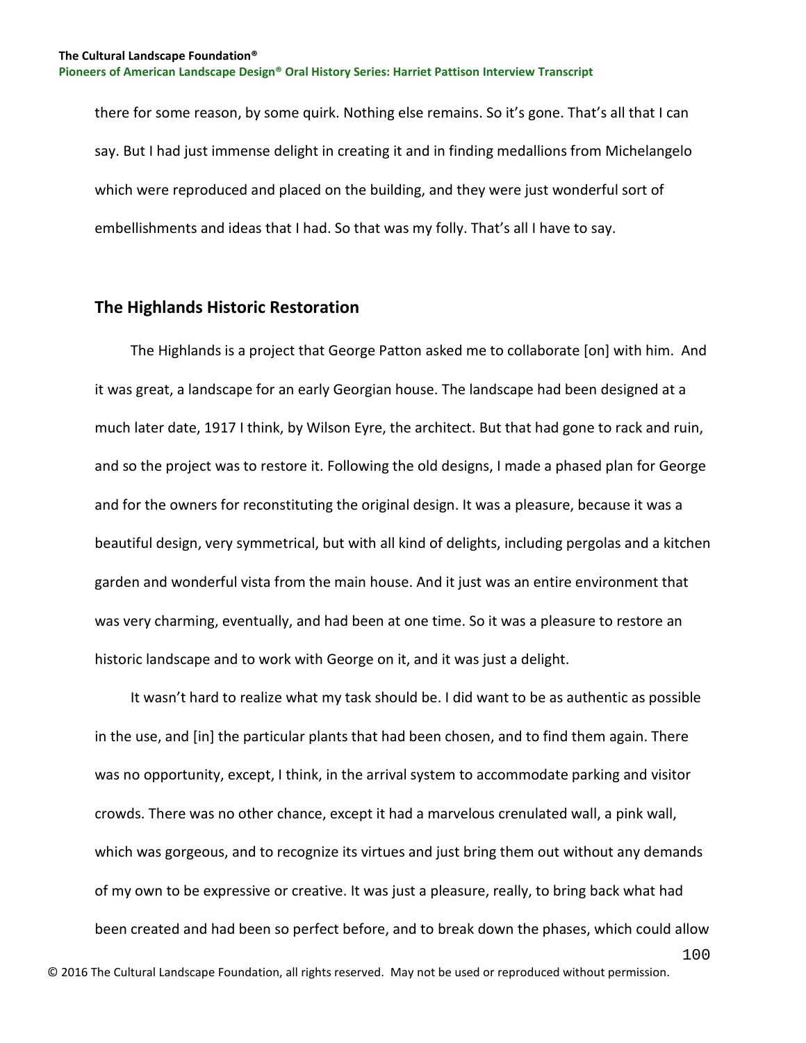there for some reason, by some quirk. Nothing else remains. So it's gone. That's all that I can say. But I had just immense delight in creating it and in finding medallions from Michelangelo which were reproduced and placed on the building, and they were just wonderful sort of embellishments and ideas that I had. So that was my folly. That's all I have to say.

## The Highlands Historic Restoration

The Highlands is a project that George Patton asked me to collaborate [on] with him. And it was great, a landscape for an early Georgian house. The landscape had been designed at a much later date, 1917 I think, by Wilson Eyre, the architect. But that had gone to rack and ruin, and so the project was to restore it. Following the old designs, I made a phased plan for George and for the owners for reconstituting the original design. It was a pleasure, because it was a beautiful design, very symmetrical, but with all kind of delights, including pergolas and a kitchen garden and wonderful vista from the main house. And it just was an entire environment that was very charming, eventually, and had been at one time. So it was a pleasure to restore an historic landscape and to work with George on it, and it was just a delight.

It wasn't hard to realize what my task should be. I did want to be as authentic as possible in the use, and [in] the particular plants that had been chosen, and to find them again. There was no opportunity, except, I think, in the arrival system to accommodate parking and visitor crowds. There was no other chance, except it had a marvelous crenulated wall, a pink wall, which was gorgeous, and to recognize its virtues and just bring them out without any demands of my own to be expressive or creative. It was just a pleasure, really, to bring back what had been created and had been so perfect before, and to break down the phases, which could allow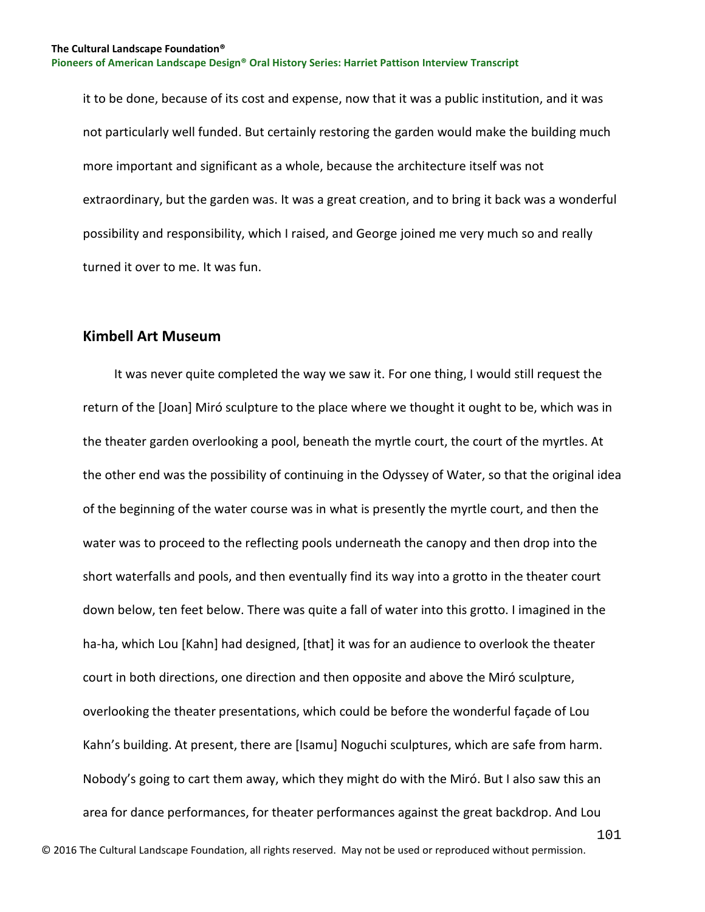it to be done, because of its cost and expense, now that it was a public institution, and it was not particularly well funded. But certainly restoring the garden would make the building much more important and significant as a whole, because the architecture itself was not extraordinary, but the garden was. It was a great creation, and to bring it back was a wonderful possibility and responsibility, which I raised, and George joined me very much so and really turned it over to me. It was fun.

## Kimbell Art Museum

It was never quite completed the way we saw it. For one thing, I would still request the return of the [Joan] Miró sculpture to the place where we thought it ought to be, which was in the theater garden overlooking a pool, beneath the myrtle court, the court of the myrtles. At the other end was the possibility of continuing in the Odyssey of Water, so that the original idea of the beginning of the water course was in what is presently the myrtle court, and then the water was to proceed to the reflecting pools underneath the canopy and then drop into the short waterfalls and pools, and then eventually find its way into a grotto in the theater court down below, ten feet below. There was quite a fall of water into this grotto. I imagined in the ha-ha, which Lou [Kahn] had designed, [that] it was for an audience to overlook the theater court in both directions, one direction and then opposite and above the Miró sculpture, overlooking the theater presentations, which could be before the wonderful façade of Lou Kahn's building. At present, there are [Isamu] Noguchi sculptures, which are safe from harm. Nobody's going to cart them away, which they might do with the Miró. But I also saw this an area for dance performances, for theater performances against the great backdrop. And Lou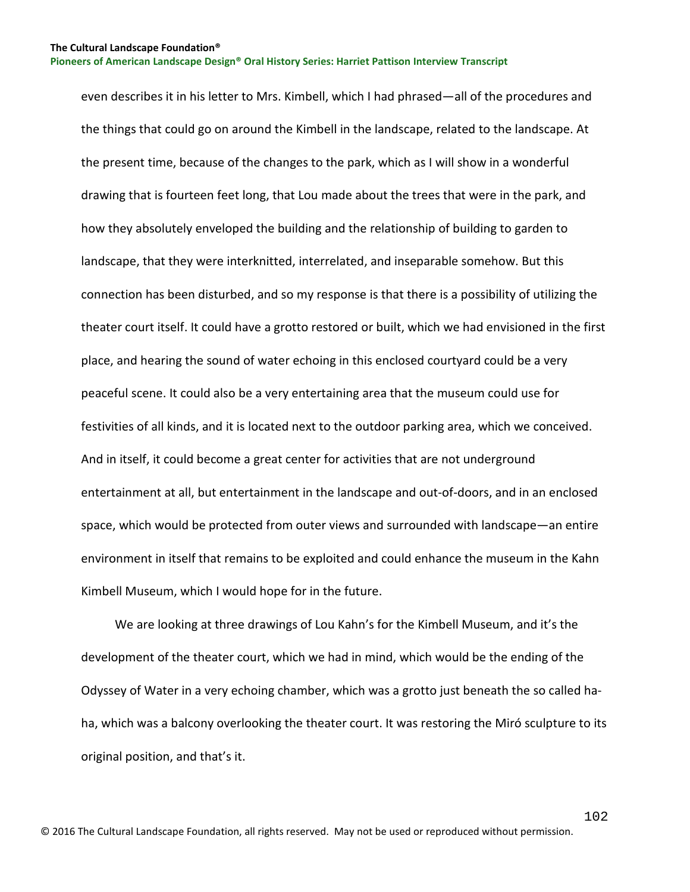even describes it in his letter to Mrs. Kimbell, which I had phrased—all of the procedures and the things that could go on around the Kimbell in the landscape, related to the landscape. At the present time, because of the changes to the park, which as I will show in a wonderful drawing that is fourteen feet long, that Lou made about the trees that were in the park, and how they absolutely enveloped the building and the relationship of building to garden to landscape, that they were interknitted, interrelated, and inseparable somehow. But this connection has been disturbed, and so my response is that there is a possibility of utilizing the theater court itself. It could have a grotto restored or built, which we had envisioned in the first place, and hearing the sound of water echoing in this enclosed courtyard could be a very peaceful scene. It could also be a very entertaining area that the museum could use for festivities of all kinds, and it is located next to the outdoor parking area, which we conceived. And in itself, it could become a great center for activities that are not underground entertainment at all, but entertainment in the landscape and out-of-doors, and in an enclosed space, which would be protected from outer views and surrounded with landscape—an entire environment in itself that remains to be exploited and could enhance the museum in the Kahn Kimbell Museum, which I would hope for in the future.

We are looking at three drawings of Lou Kahn's for the Kimbell Museum, and it's the development of the theater court, which we had in mind, which would be the ending of the Odyssey of Water in a very echoing chamber, which was a grotto just beneath the so called ha-ha, which was a balcony overlooking the theater court. It was restoring the Miró sculpture to its original position, and that's it.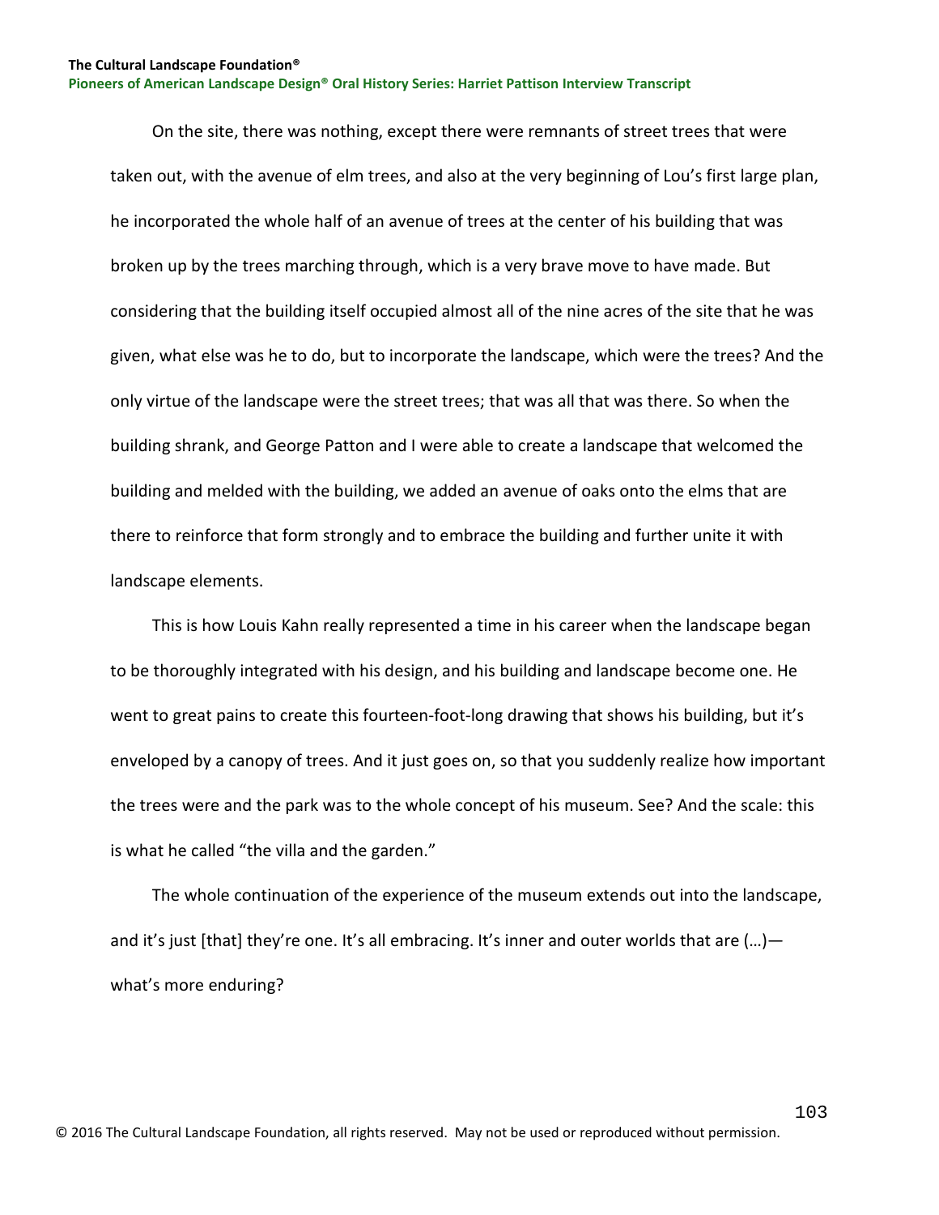On the site, there was nothing, except there were remnants of street trees that were taken out, with the avenue of elm trees, and also at the very beginning of Lou's first large plan, he incorporated the whole half of an avenue of trees at the center of his building that was broken up by the trees marching through, which is a very brave move to have made. But considering that the building itself occupied almost all of the nine acres of the site that he was given, what else was he to do, but to incorporate the landscape, which were the trees? And the only virtue of the landscape were the street trees; that was all that was there. So when the building shrank, and George Patton and I were able to create a landscape that welcomed the building and melded with the building, we added an avenue of oaks onto the elms that are there to reinforce that form strongly and to embrace the building and further unite it with landscape elements.

This is how Louis Kahn really represented a time in his career when the landscape began to be thoroughly integrated with his design, and his building and landscape become one. He went to great pains to create this fourteen-foot-long drawing that shows his building, but it's enveloped by a canopy of trees. And it just goes on, so that you suddenly realize how important the trees were and the park was to the whole concept of his museum. See? And the scale: this is what he called "the villa and the garden."

The whole continuation of the experience of the museum extends out into the landscape, and it's just [that] they're one. It's all embracing. It's inner and outer worlds that are (…)—what's more enduring?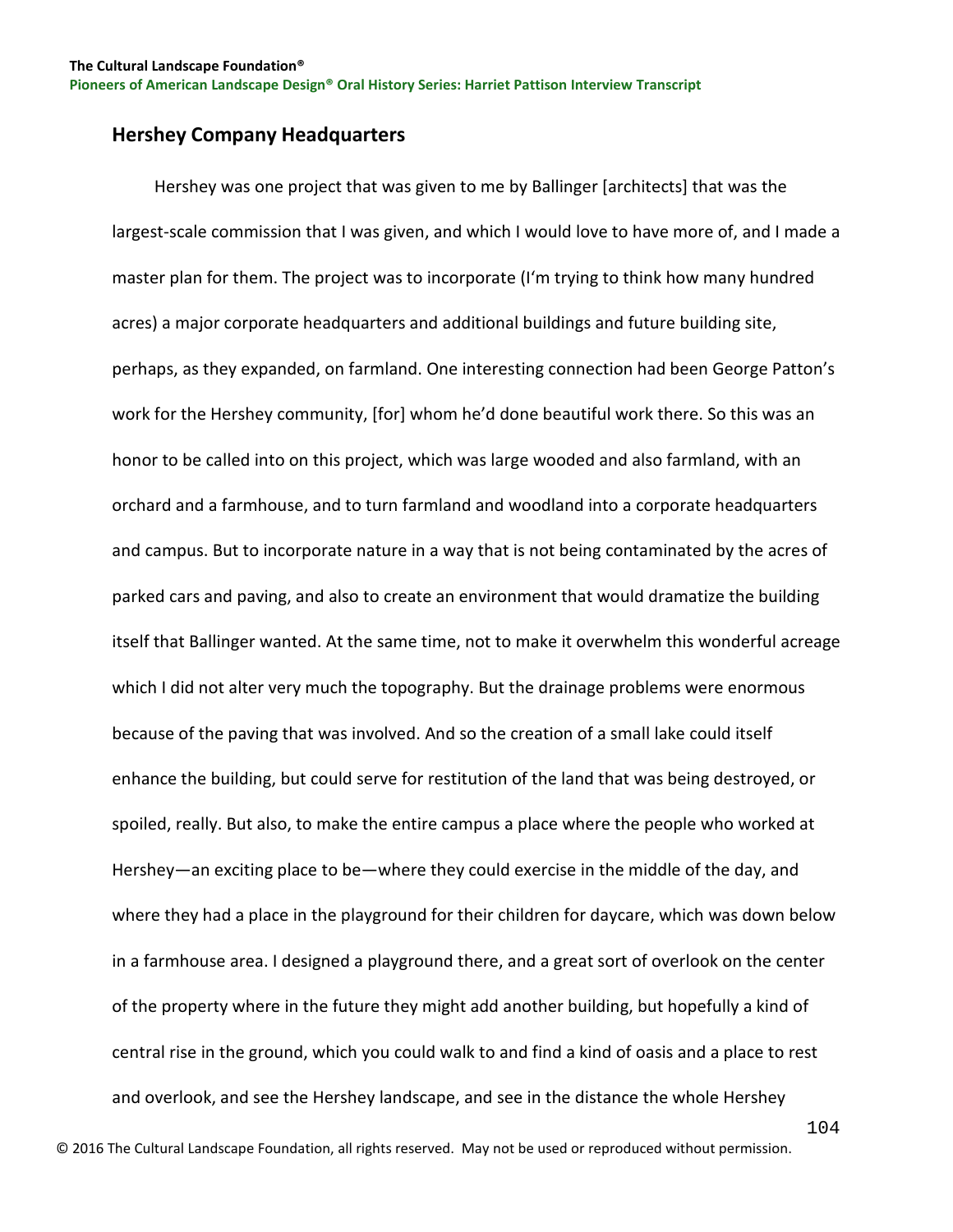## Hershey Company Headquarters

Hershey was one project that was given to me by Ballinger [architects] that was the largest-scale commission that I was given, and which I would love to have more of, and I made a master plan for them. The project was to incorporate (I'm trying to think how many hundred acres) a major corporate headquarters and additional buildings and future building site, perhaps, as they expanded, on farmland. One interesting connection had been George Patton's work for the Hershey community, [for] whom he'd done beautiful work there. So this was an honor to be called into on this project, which was large wooded and also farmland, with an orchard and a farmhouse, and to turn farmland and woodland into a corporate headquarters and campus. But to incorporate nature in a way that is not being contaminated by the acres of parked cars and paving, and also to create an environment that would dramatize the building itself that Ballinger wanted. At the same time, not to make it overwhelm this wonderful acreage which I did not alter very much the topography. But the drainage problems were enormous because of the paving that was involved. And so the creation of a small lake could itself enhance the building, but could serve for restitution of the land that was being destroyed, or spoiled, really. But also, to make the entire campus a place where the people who worked at Hershey—an exciting place to be—where they could exercise in the middle of the day, and where they had a place in the playground for their children for daycare, which was down below in a farmhouse area. I designed a playground there, and a great sort of overlook on the center of the property where in the future they might add another building, but hopefully a kind of central rise in the ground, which you could walk to and find a kind of oasis and a place to rest and overlook, and see the Hershey landscape, and see in the distance the whole Hershey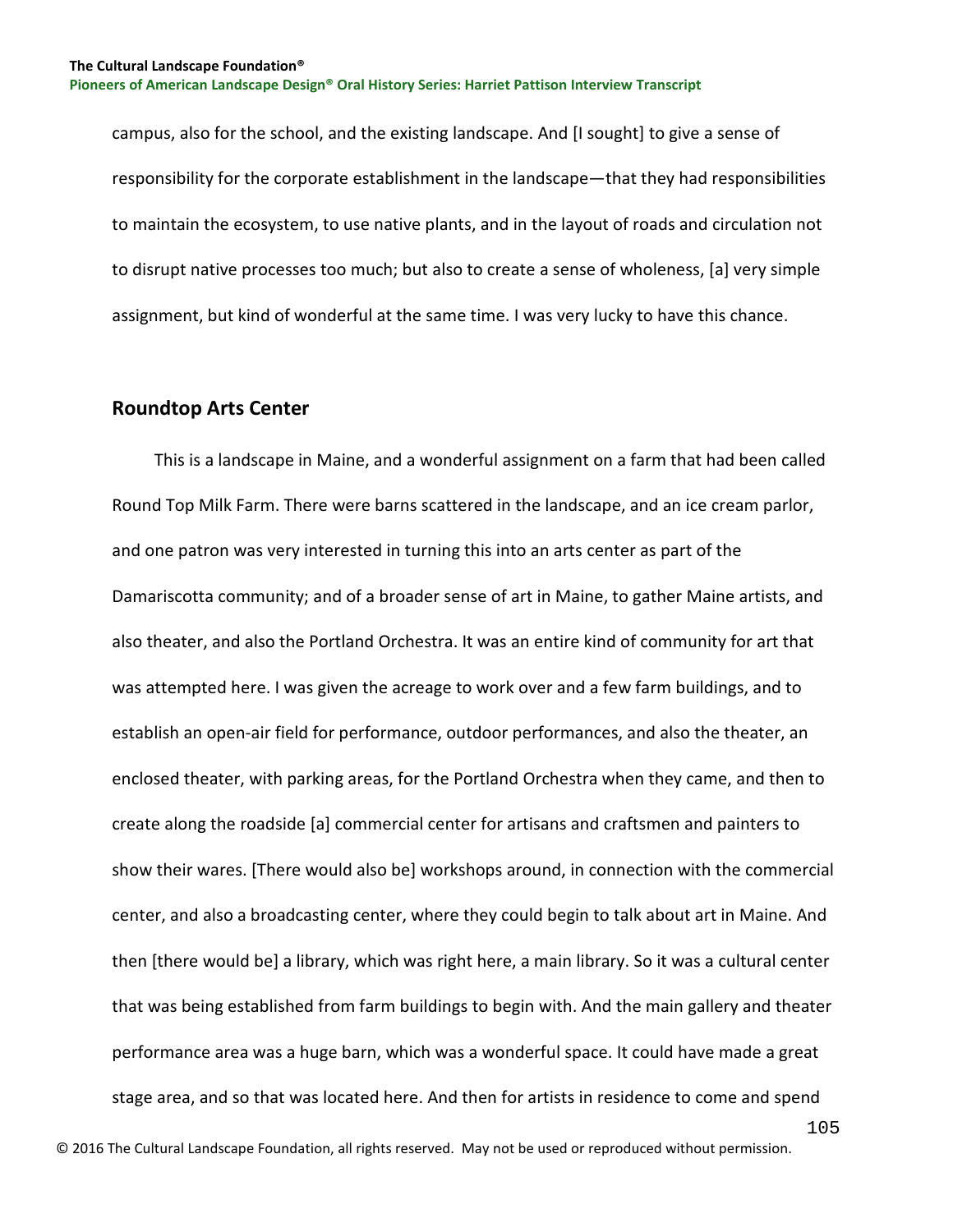campus, also for the school, and the existing landscape. And [I sought] to give a sense of responsibility for the corporate establishment in the landscape—that they had responsibilities to maintain the ecosystem, to use native plants, and in the layout of roads and circulation not to disrupt native processes too much; but also to create a sense of wholeness, [a] very simple assignment, but kind of wonderful at the same time. I was very lucky to have this chance.

## Roundtop Arts Center

This is a landscape in Maine, and a wonderful assignment on a farm that had been called Round Top Milk Farm. There were barns scattered in the landscape, and an ice cream parlor, and one patron was very interested in turning this into an arts center as part of the Damariscotta community; and of a broader sense of art in Maine, to gather Maine artists, and also theater, and also the Portland Orchestra. It was an entire kind of community for art that was attempted here. I was given the acreage to work over and a few farm buildings, and to establish an open-air field for performance, outdoor performances, and also the theater, an enclosed theater, with parking areas, for the Portland Orchestra when they came, and then to create along the roadside [a] commercial center for artisans and craftsmen and painters to show their wares. [There would also be] workshops around, in connection with the commercial center, and also a broadcasting center, where they could begin to talk about art in Maine. And then [there would be] a library, which was right here, a main library. So it was a cultural center that was being established from farm buildings to begin with. And the main gallery and theater performance area was a huge barn, which was a wonderful space. It could have made a great stage area, and so that was located here. And then for artists in residence to come and spend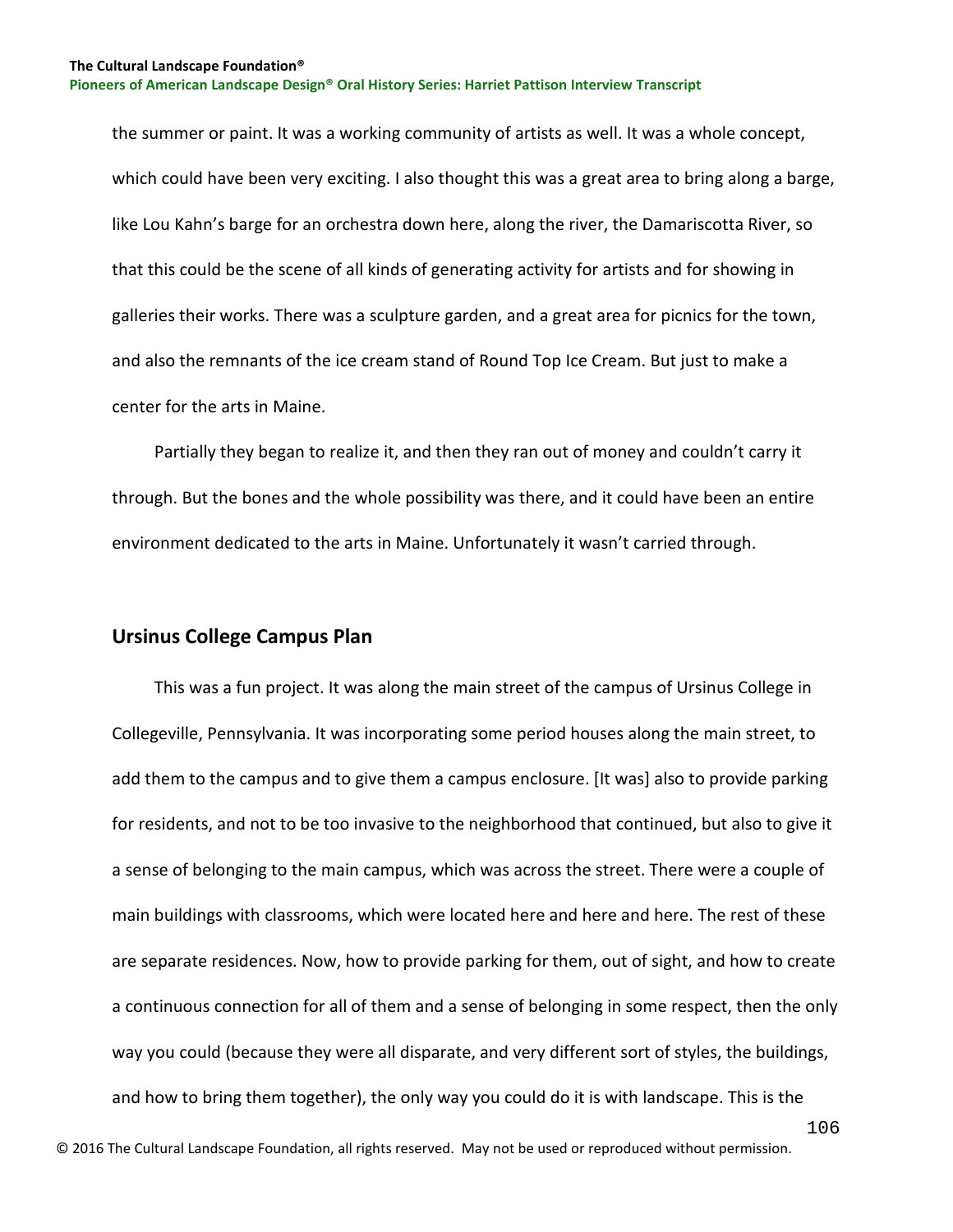the summer or paint. It was a working community of artists as well. It was a whole concept, which could have been very exciting. I also thought this was a great area to bring along a barge, like Lou Kahn's barge for an orchestra down here, along the river, the Damariscotta River, so that this could be the scene of all kinds of generating activity for artists and for showing in galleries their works. There was a sculpture garden, and a great area for picnics for the town, and also the remnants of the ice cream stand of Round Top Ice Cream. But just to make a center for the arts in Maine.

Partially they began to realize it, and then they ran out of money and couldn't carry it through. But the bones and the whole possibility was there, and it could have been an entire environment dedicated to the arts in Maine. Unfortunately it wasn't carried through.

## Ursinus College Campus Plan

This was a fun project. It was along the main street of the campus of Ursinus College in Collegeville, Pennsylvania. It was incorporating some period houses along the main street, to add them to the campus and to give them a campus enclosure. [It was] also to provide parking for residents, and not to be too invasive to the neighborhood that continued, but also to give it a sense of belonging to the main campus, which was across the street. There were a couple of main buildings with classrooms, which were located here and here and here. The rest of these are separate residences. Now, how to provide parking for them, out of sight, and how to create a continuous connection for all of them and a sense of belonging in some respect, then the only way you could (because they were all disparate, and very different sort of styles, the buildings, and how to bring them together), the only way you could do it is with landscape. This is the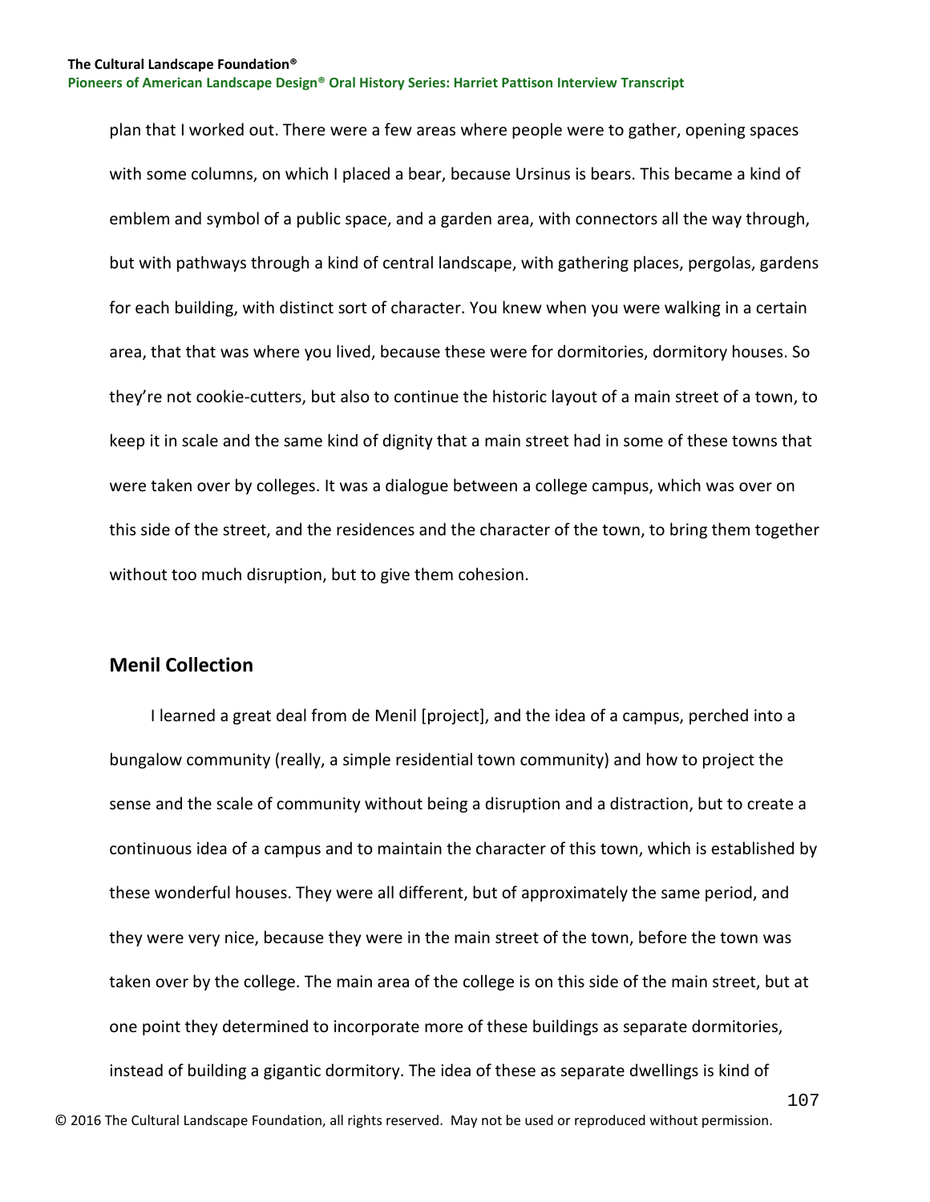plan that I worked out. There were a few areas where people were to gather, opening spaces with some columns, on which I placed a bear, because Ursinus is bears. This became a kind of emblem and symbol of a public space, and a garden area, with connectors all the way through, but with pathways through a kind of central landscape, with gathering places, pergolas, gardens for each building, with distinct sort of character. You knew when you were walking in a certain area, that that was where you lived, because these were for dormitories, dormitory houses. So they're not cookie-cutters, but also to continue the historic layout of a main street of a town, to keep it in scale and the same kind of dignity that a main street had in some of these towns that were taken over by colleges. It was a dialogue between a college campus, which was over on this side of the street, and the residences and the character of the town, to bring them together without too much disruption, but to give them cohesion.

## Menil Collection

I learned a great deal from de Menil [project], and the idea of a campus, perched into a bungalow community (really, a simple residential town community) and how to project the sense and the scale of community without being a disruption and a distraction, but to create a continuous idea of a campus and to maintain the character of this town, which is established by these wonderful houses. They were all different, but of approximately the same period, and they were very nice, because they were in the main street of the town, before the town was taken over by the college. The main area of the college is on this side of the main street, but at one point they determined to incorporate more of these buildings as separate dormitories, instead of building a gigantic dormitory. The idea of these as separate dwellings is kind of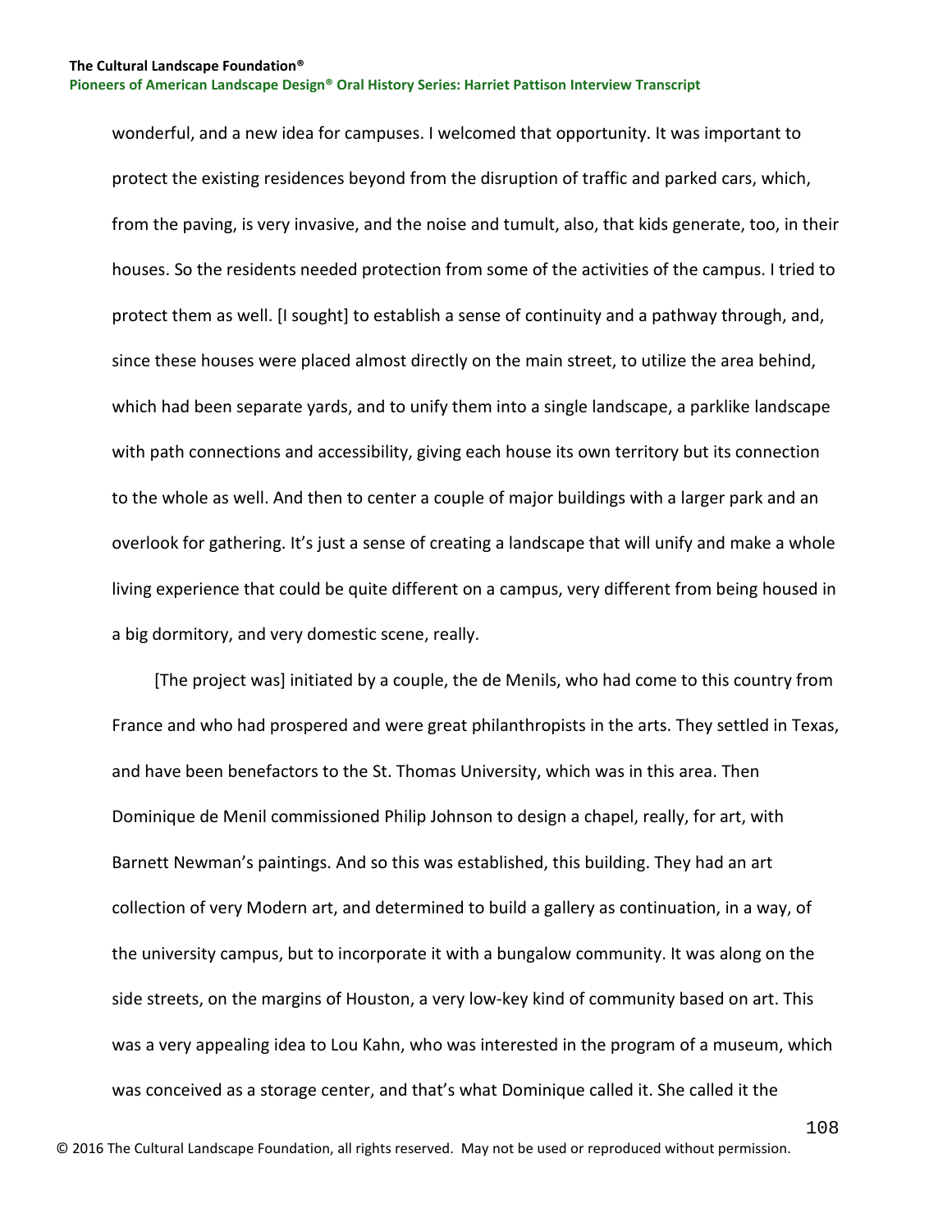wonderful, and a new idea for campuses. I welcomed that opportunity. It was important to protect the existing residences beyond from the disruption of traffic and parked cars, which, from the paving, is very invasive, and the noise and tumult, also, that kids generate, too, in their houses. So the residents needed protection from some of the activities of the campus. I tried to protect them as well. [I sought] to establish a sense of continuity and a pathway through, and, since these houses were placed almost directly on the main street, to utilize the area behind, which had been separate yards, and to unify them into a single landscape, a parklike landscape with path connections and accessibility, giving each house its own territory but its connection to the whole as well. And then to center a couple of major buildings with a larger park and an overlook for gathering. It's just a sense of creating a landscape that will unify and make a whole living experience that could be quite different on a campus, very different from being housed in a big dormitory, and very domestic scene, really.

[The project was] initiated by a couple, the de Menils, who had come to this country from France and who had prospered and were great philanthropists in the arts. They settled in Texas, and have been benefactors to the St. Thomas University, which was in this area. Then Dominique de Menil commissioned Philip Johnson to design a chapel, really, for art, with Barnett Newman's paintings. And so this was established, this building. They had an art collection of very Modern art, and determined to build a gallery as continuation, in a way, of the university campus, but to incorporate it with a bungalow community. It was along on the side streets, on the margins of Houston, a very low-key kind of community based on art. This was a very appealing idea to Lou Kahn, who was interested in the program of a museum, which was conceived as a storage center, and that's what Dominique called it. She called it the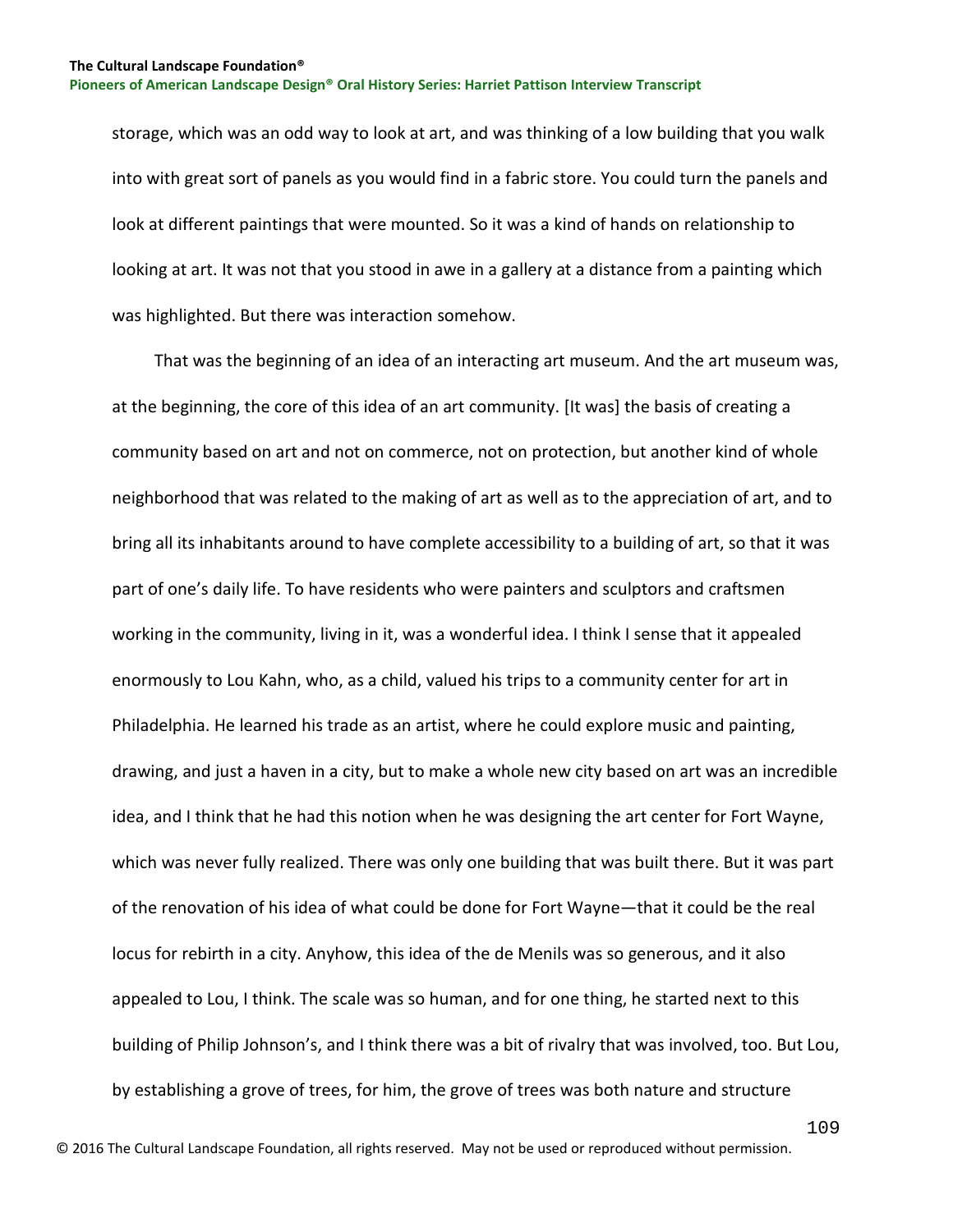storage, which was an odd way to look at art, and was thinking of a low building that you walk into with great sort of panels as you would find in a fabric store. You could turn the panels and look at different paintings that were mounted. So it was a kind of hands on relationship to looking at art. It was not that you stood in awe in a gallery at a distance from a painting which was highlighted. But there was interaction somehow.

That was the beginning of an idea of an interacting art museum. And the art museum was, at the beginning, the core of this idea of an art community. [It was] the basis of creating a community based on art and not on commerce, not on protection, but another kind of whole neighborhood that was related to the making of art as well as to the appreciation of art, and to bring all its inhabitants around to have complete accessibility to a building of art, so that it was part of one's daily life. To have residents who were painters and sculptors and craftsmen working in the community, living in it, was a wonderful idea. I think I sense that it appealed enormously to Lou Kahn, who, as a child, valued his trips to a community center for art in Philadelphia. He learned his trade as an artist, where he could explore music and painting, drawing, and just a haven in a city, but to make a whole new city based on art was an incredible idea, and I think that he had this notion when he was designing the art center for Fort Wayne, which was never fully realized. There was only one building that was built there. But it was part of the renovation of his idea of what could be done for Fort Wayne—that it could be the real locus for rebirth in a city. Anyhow, this idea of the de Menils was so generous, and it also appealed to Lou, I think. The scale was so human, and for one thing, he started next to this building of Philip Johnson's, and I think there was a bit of rivalry that was involved, too. But Lou, by establishing a grove of trees, for him, the grove of trees was both nature and structure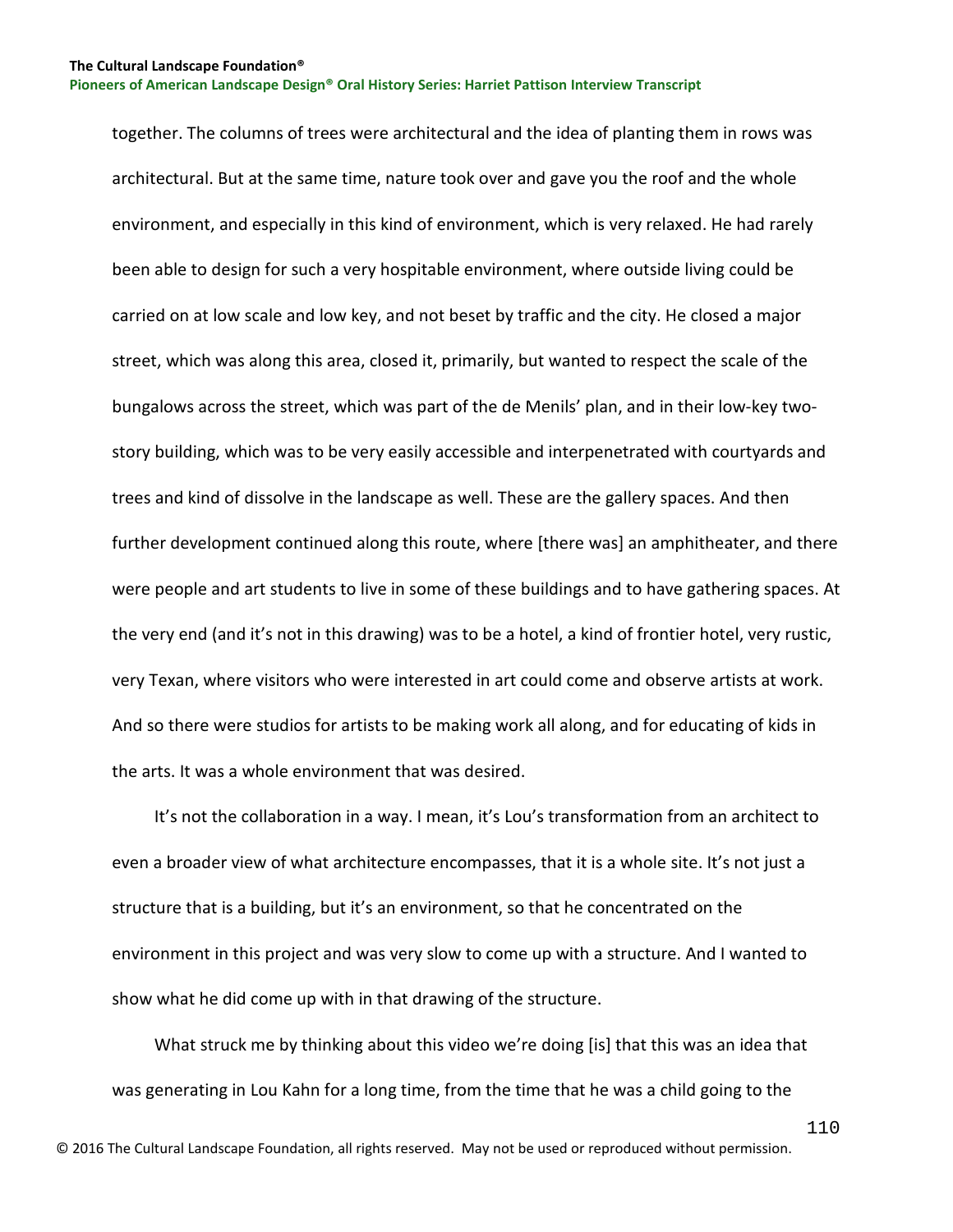together. The columns of trees were architectural and the idea of planting them in rows was architectural. But at the same time, nature took over and gave you the roof and the whole environment, and especially in this kind of environment, which is very relaxed. He had rarely been able to design for such a very hospitable environment, where outside living could be carried on at low scale and low key, and not beset by traffic and the city. He closed a major street, which was along this area, closed it, primarily, but wanted to respect the scale of the bungalows across the street, which was part of the de Menils' plan, and in their low-key two-story building, which was to be very easily accessible and interpenetrated with courtyards and trees and kind of dissolve in the landscape as well. These are the gallery spaces. And then further development continued along this route, where [there was] an amphitheater, and there were people and art students to live in some of these buildings and to have gathering spaces. At the very end (and it's not in this drawing) was to be a hotel, a kind of frontier hotel, very rustic, very Texan, where visitors who were interested in art could come and observe artists at work. And so there were studios for artists to be making work all along, and for educating of kids in the arts. It was a whole environment that was desired.

It's not the collaboration in a way. I mean, it's Lou's transformation from an architect to even a broader view of what architecture encompasses, that it is a whole site. It's not just a structure that is a building, but it's an environment, so that he concentrated on the environment in this project and was very slow to come up with a structure. And I wanted to show what he did come up with in that drawing of the structure.

What struck me by thinking about this video we're doing [is] that this was an idea that was generating in Lou Kahn for a long time, from the time that he was a child going to the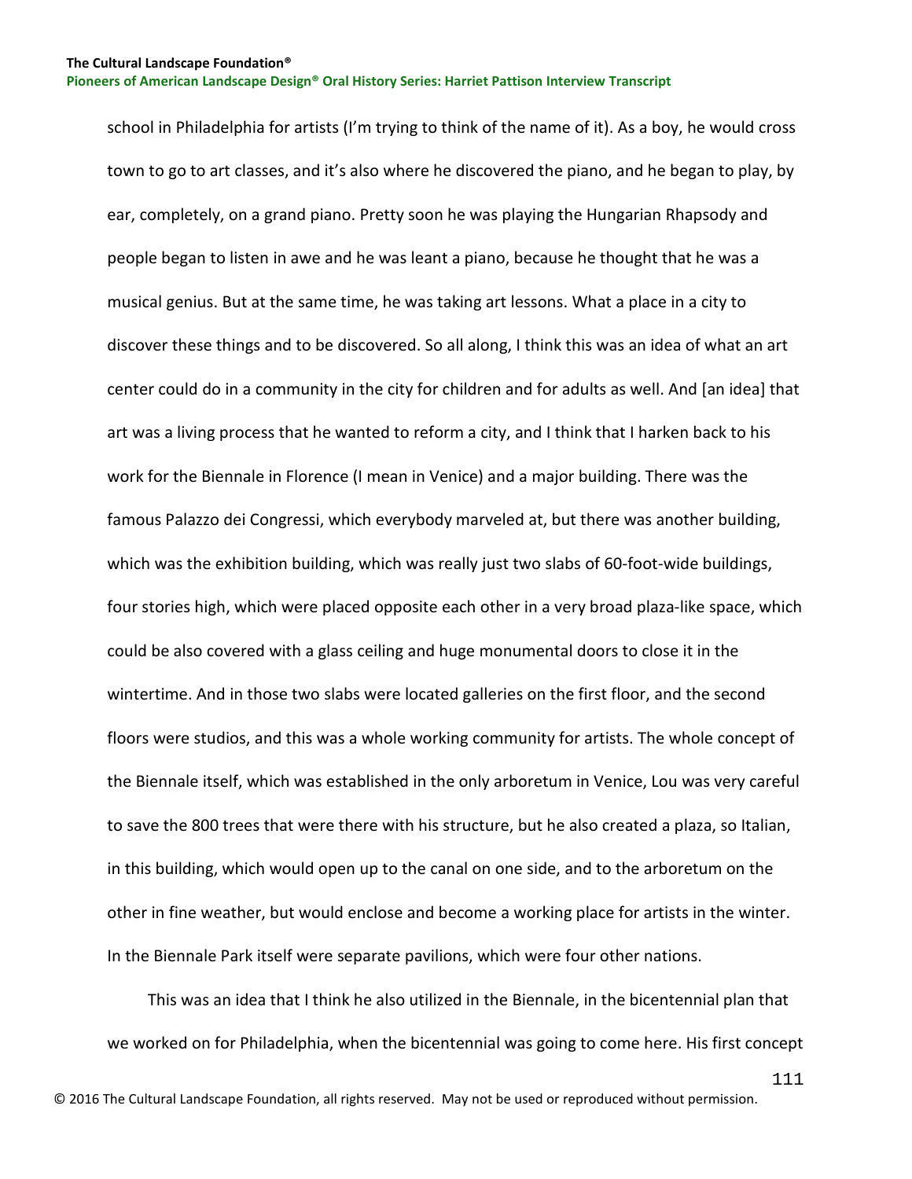school in Philadelphia for artists (I'm trying to think of the name of it). As a boy, he would cross town to go to art classes, and it's also where he discovered the piano, and he began to play, by ear, completely, on a grand piano. Pretty soon he was playing the Hungarian Rhapsody and people began to listen in awe and he was leant a piano, because he thought that he was a musical genius. But at the same time, he was taking art lessons. What a place in a city to discover these things and to be discovered. So all along, I think this was an idea of what an art center could do in a community in the city for children and for adults as well. And [an idea] that art was a living process that he wanted to reform a city, and I think that I harken back to his work for the Biennale in Florence (I mean in Venice) and a major building. There was the famous Palazzo dei Congressi, which everybody marveled at, but there was another building, which was the exhibition building, which was really just two slabs of 60-foot-wide buildings, four stories high, which were placed opposite each other in a very broad plaza-like space, which could be also covered with a glass ceiling and huge monumental doors to close it in the wintertime. And in those two slabs were located galleries on the first floor, and the second floors were studios, and this was a whole working community for artists. The whole concept of the Biennale itself, which was established in the only arboretum in Venice, Lou was very careful to save the 800 trees that were there with his structure, but he also created a plaza, so Italian, in this building, which would open up to the canal on one side, and to the arboretum on the other in fine weather, but would enclose and become a working place for artists in the winter. In the Biennale Park itself were separate pavilions, which were four other nations.

This was an idea that I think he also utilized in the Biennale, in the bicentennial plan that we worked on for Philadelphia, when the bicentennial was going to come here. His first concept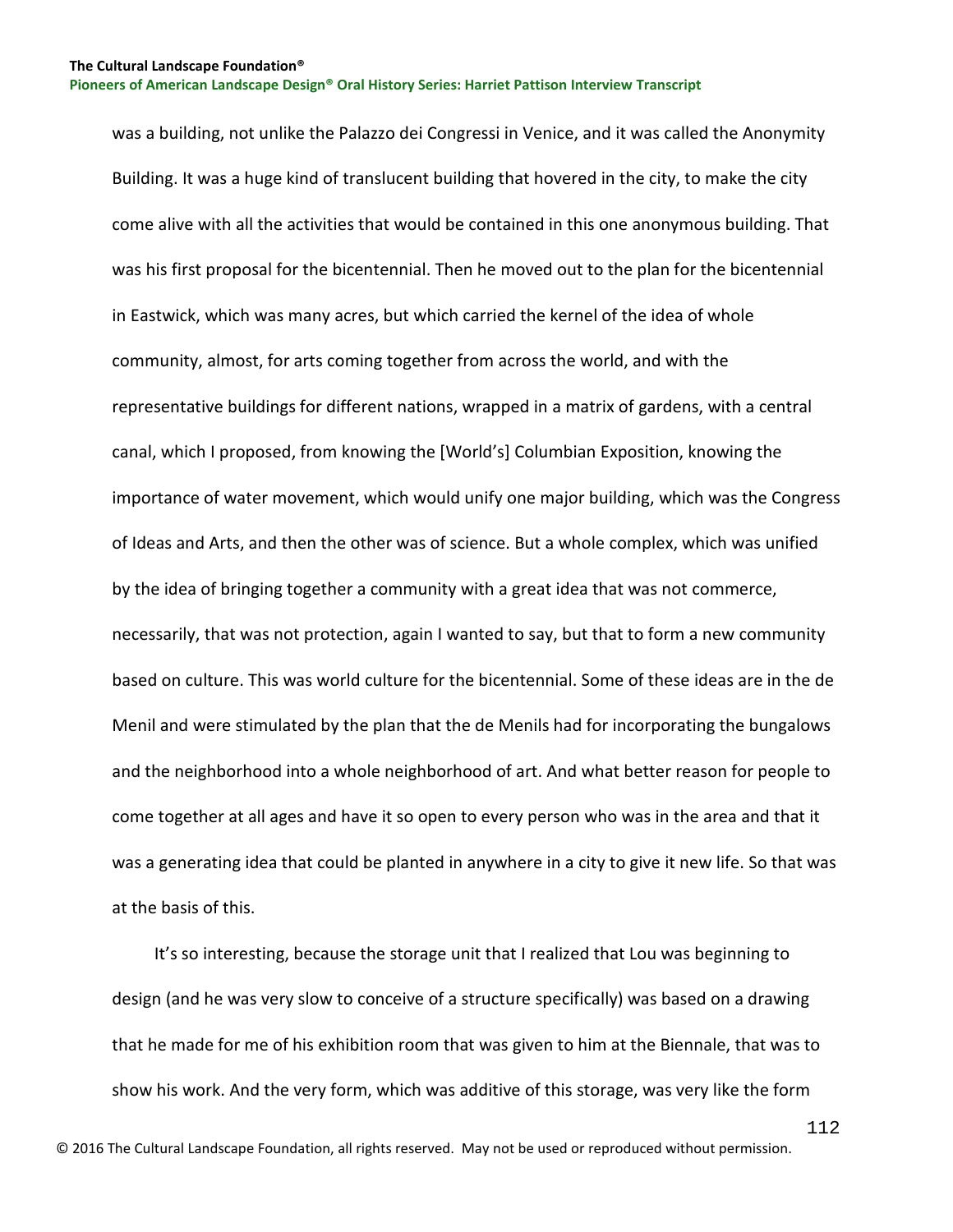was a building, not unlike the Palazzo dei Congressi in Venice, and it was called the Anonymity Building. It was a huge kind of translucent building that hovered in the city, to make the city come alive with all the activities that would be contained in this one anonymous building. That was his first proposal for the bicentennial. Then he moved out to the plan for the bicentennial in Eastwick, which was many acres, but which carried the kernel of the idea of whole community, almost, for arts coming together from across the world, and with the representative buildings for different nations, wrapped in a matrix of gardens, with a central canal, which I proposed, from knowing the [World's] Columbian Exposition, knowing the importance of water movement, which would unify one major building, which was the Congress of Ideas and Arts, and then the other was of science. But a whole complex, which was unified by the idea of bringing together a community with a great idea that was not commerce, necessarily, that was not protection, again I wanted to say, but that to form a new community based on culture. This was world culture for the bicentennial. Some of these ideas are in the de Menil and were stimulated by the plan that the de Menils had for incorporating the bungalows and the neighborhood into a whole neighborhood of art. And what better reason for people to come together at all ages and have it so open to every person who was in the area and that it was a generating idea that could be planted in anywhere in a city to give it new life. So that was at the basis of this.

It's so interesting, because the storage unit that I realized that Lou was beginning to design (and he was very slow to conceive of a structure specifically) was based on a drawing that he made for me of his exhibition room that was given to him at the Biennale, that was to show his work. And the very form, which was additive of this storage, was very like the form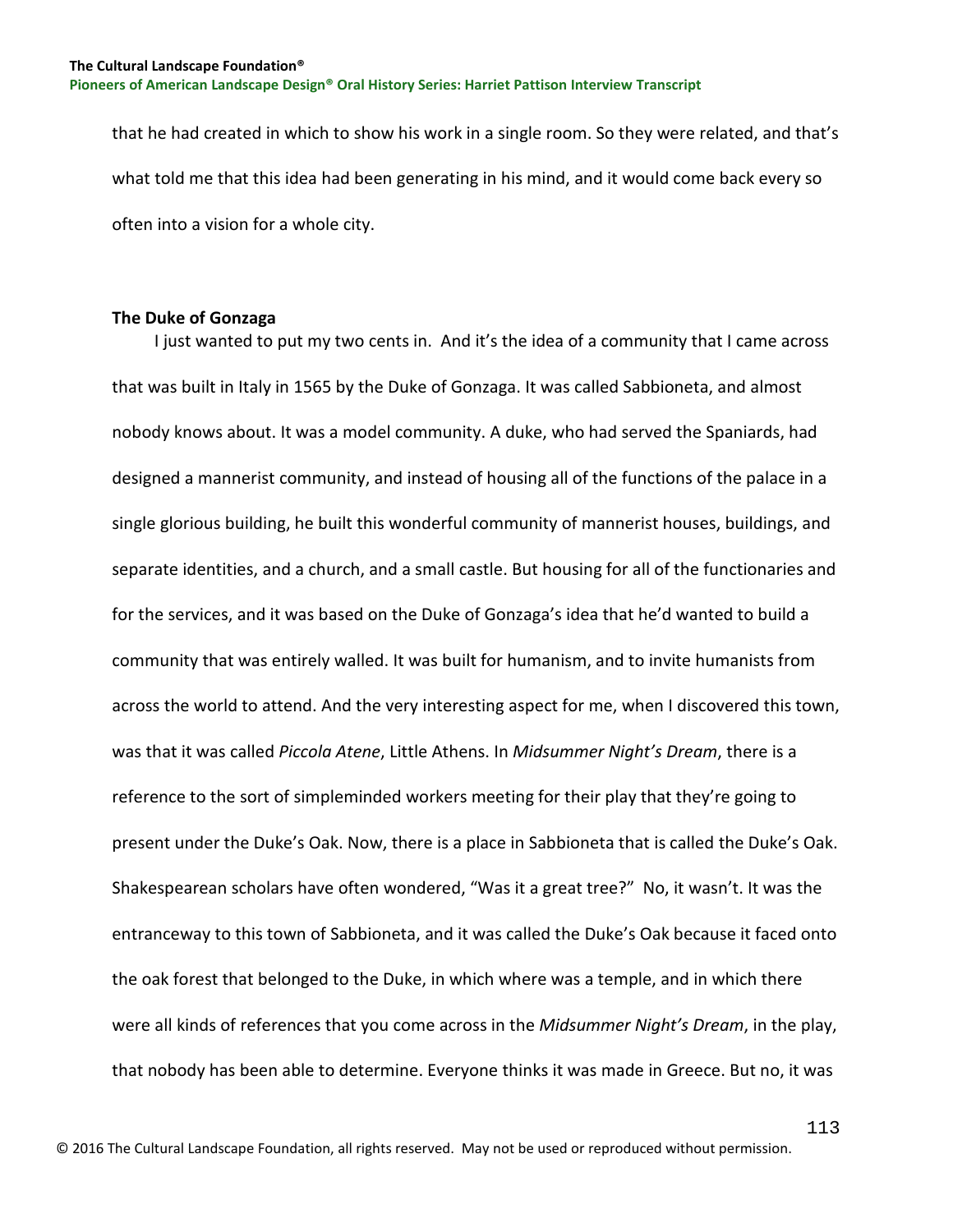that he had created in which to show his work in a single room. So they were related, and that's what told me that this idea had been generating in his mind, and it would come back every so often into a vision for a whole city.

### The Duke of Gonzaga

I just wanted to put my two cents in. And it's the idea of a community that I came across that was built in Italy in 1565 by the Duke of Gonzaga. It was called Sabbioneta, and almost nobody knows about. It was a model community. A duke, who had served the Spaniards, had designed a mannerist community, and instead of housing all of the functions of the palace in a single glorious building, he built this wonderful community of mannerist houses, buildings, and separate identities, and a church, and a small castle. But housing for all of the functionaries and for the services, and it was based on the Duke of Gonzaga's idea that he'd wanted to build a community that was entirely walled. It was built for humanism, and to invite humanists from across the world to attend. And the very interesting aspect for me, when I discovered this town, was that it was called *Piccola Atene*, Little Athens. In *Midsummer Night's Dream*, there is a reference to the sort of simpleminded workers meeting for their play that they're going to present under the Duke's Oak. Now, there is a place in Sabbioneta that is called the Duke's Oak. Shakespearean scholars have often wondered, "Was it a great tree?" No, it wasn't. It was the entranceway to this town of Sabbioneta, and it was called the Duke's Oak because it faced onto the oak forest that belonged to the Duke, in which where was a temple, and in which there were all kinds of references that you come across in the *Midsummer Night's Dream*, in the play, that nobody has been able to determine. Everyone thinks it was made in Greece. But no, it was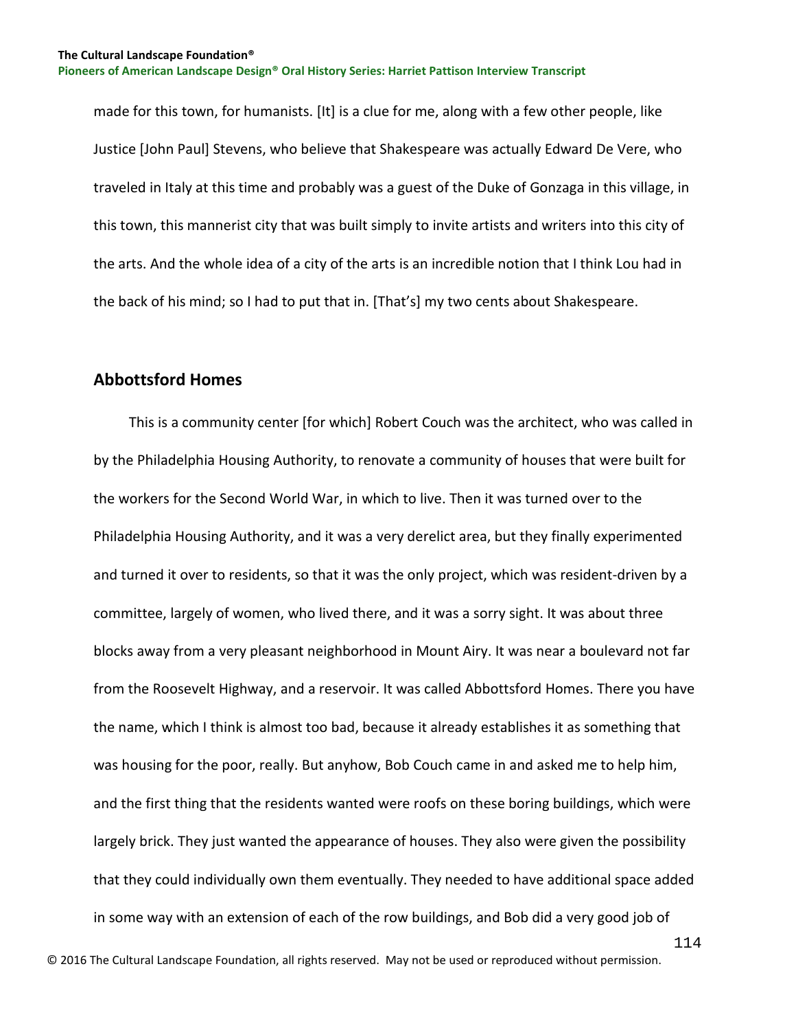made for this town, for humanists. [It] is a clue for me, along with a few other people, like Justice [John Paul] Stevens, who believe that Shakespeare was actually Edward De Vere, who traveled in Italy at this time and probably was a guest of the Duke of Gonzaga in this village, in this town, this mannerist city that was built simply to invite artists and writers into this city of the arts. And the whole idea of a city of the arts is an incredible notion that I think Lou had in the back of his mind; so I had to put that in. [That's] my two cents about Shakespeare.

## Abbottsford Homes

This is a community center [for which] Robert Couch was the architect, who was called in by the Philadelphia Housing Authority, to renovate a community of houses that were built for the workers for the Second World War, in which to live. Then it was turned over to the Philadelphia Housing Authority, and it was a very derelict area, but they finally experimented and turned it over to residents, so that it was the only project, which was resident-driven by a committee, largely of women, who lived there, and it was a sorry sight. It was about three blocks away from a very pleasant neighborhood in Mount Airy. It was near a boulevard not far from the Roosevelt Highway, and a reservoir. It was called Abbottsford Homes. There you have the name, which I think is almost too bad, because it already establishes it as something that was housing for the poor, really. But anyhow, Bob Couch came in and asked me to help him, and the first thing that the residents wanted were roofs on these boring buildings, which were largely brick. They just wanted the appearance of houses. They also were given the possibility that they could individually own them eventually. They needed to have additional space added in some way with an extension of each of the row buildings, and Bob did a very good job of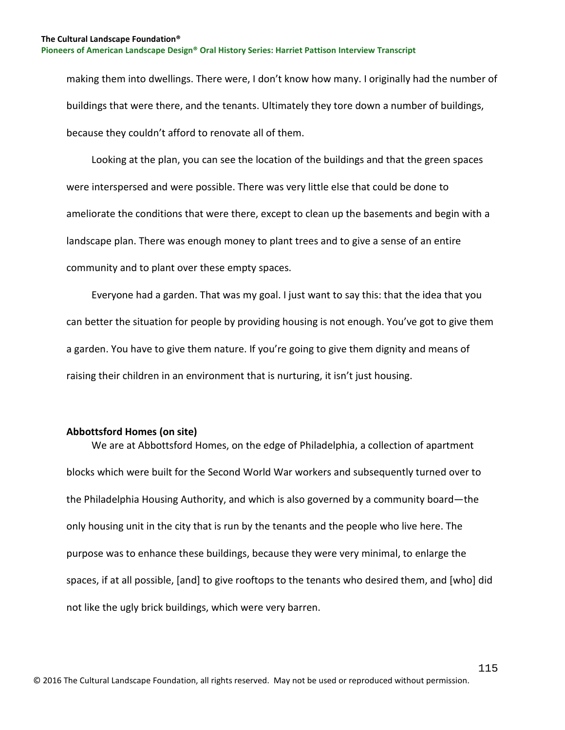making them into dwellings. There were, I don't know how many. I originally had the number of buildings that were there, and the tenants. Ultimately they tore down a number of buildings, because they couldn't afford to renovate all of them.

Looking at the plan, you can see the location of the buildings and that the green spaces were interspersed and were possible. There was very little else that could be done to ameliorate the conditions that were there, except to clean up the basements and begin with a landscape plan. There was enough money to plant trees and to give a sense of an entire community and to plant over these empty spaces.

Everyone had a garden. That was my goal. I just want to say this: that the idea that you can better the situation for people by providing housing is not enough. You've got to give them a garden. You have to give them nature. If you're going to give them dignity and means of raising their children in an environment that is nurturing, it isn't just housing.

**Abbottsford Homes (on site)**

We are at Abbottsford Homes, on the edge of Philadelphia, a collection of apartment blocks which were built for the Second World War workers and subsequently turned over to the Philadelphia Housing Authority, and which is also governed by a community board—the only housing unit in the city that is run by the tenants and the people who live here. The purpose was to enhance these buildings, because they were very minimal, to enlarge the spaces, if at all possible, [and] to give rooftops to the tenants who desired them, and [who] did not like the ugly brick buildings, which were very barren.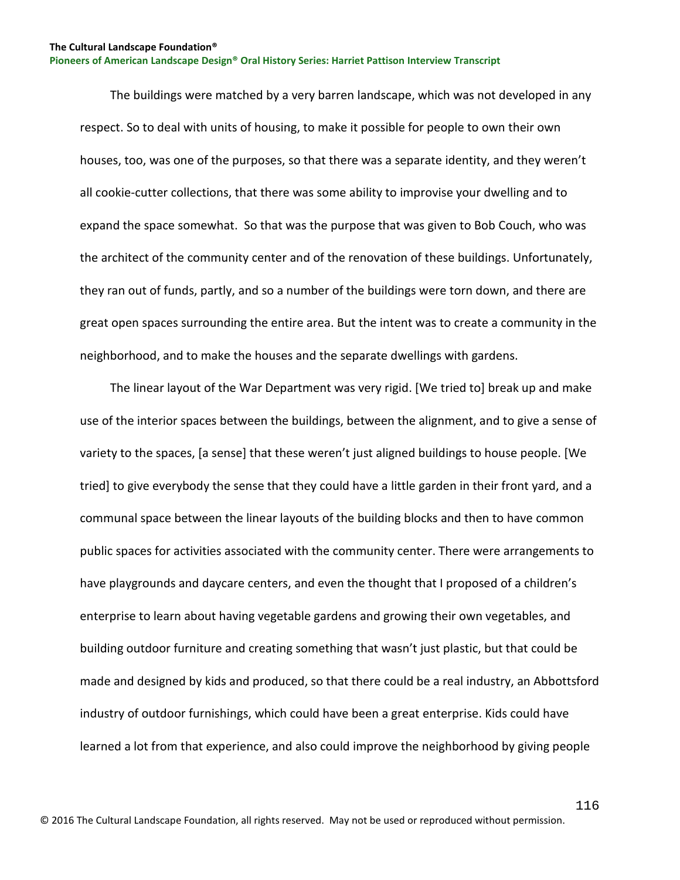The buildings were matched by a very barren landscape, which was not developed in any respect. So to deal with units of housing, to make it possible for people to own their own houses, too, was one of the purposes, so that there was a separate identity, and they weren't all cookie-cutter collections, that there was some ability to improvise your dwelling and to expand the space somewhat. So that was the purpose that was given to Bob Couch, who was the architect of the community center and of the renovation of these buildings. Unfortunately, they ran out of funds, partly, and so a number of the buildings were torn down, and there are great open spaces surrounding the entire area. But the intent was to create a community in the neighborhood, and to make the houses and the separate dwellings with gardens.

The linear layout of the War Department was very rigid. [We tried to] break up and make use of the interior spaces between the buildings, between the alignment, and to give a sense of variety to the spaces, [a sense] that these weren't just aligned buildings to house people. [We tried] to give everybody the sense that they could have a little garden in their front yard, and a communal space between the linear layouts of the building blocks and then to have common public spaces for activities associated with the community center. There were arrangements to have playgrounds and daycare centers, and even the thought that I proposed of a children's enterprise to learn about having vegetable gardens and growing their own vegetables, and building outdoor furniture and creating something that wasn't just plastic, but that could be made and designed by kids and produced, so that there could be a real industry, an Abbottsford industry of outdoor furnishings, which could have been a great enterprise. Kids could have learned a lot from that experience, and also could improve the neighborhood by giving people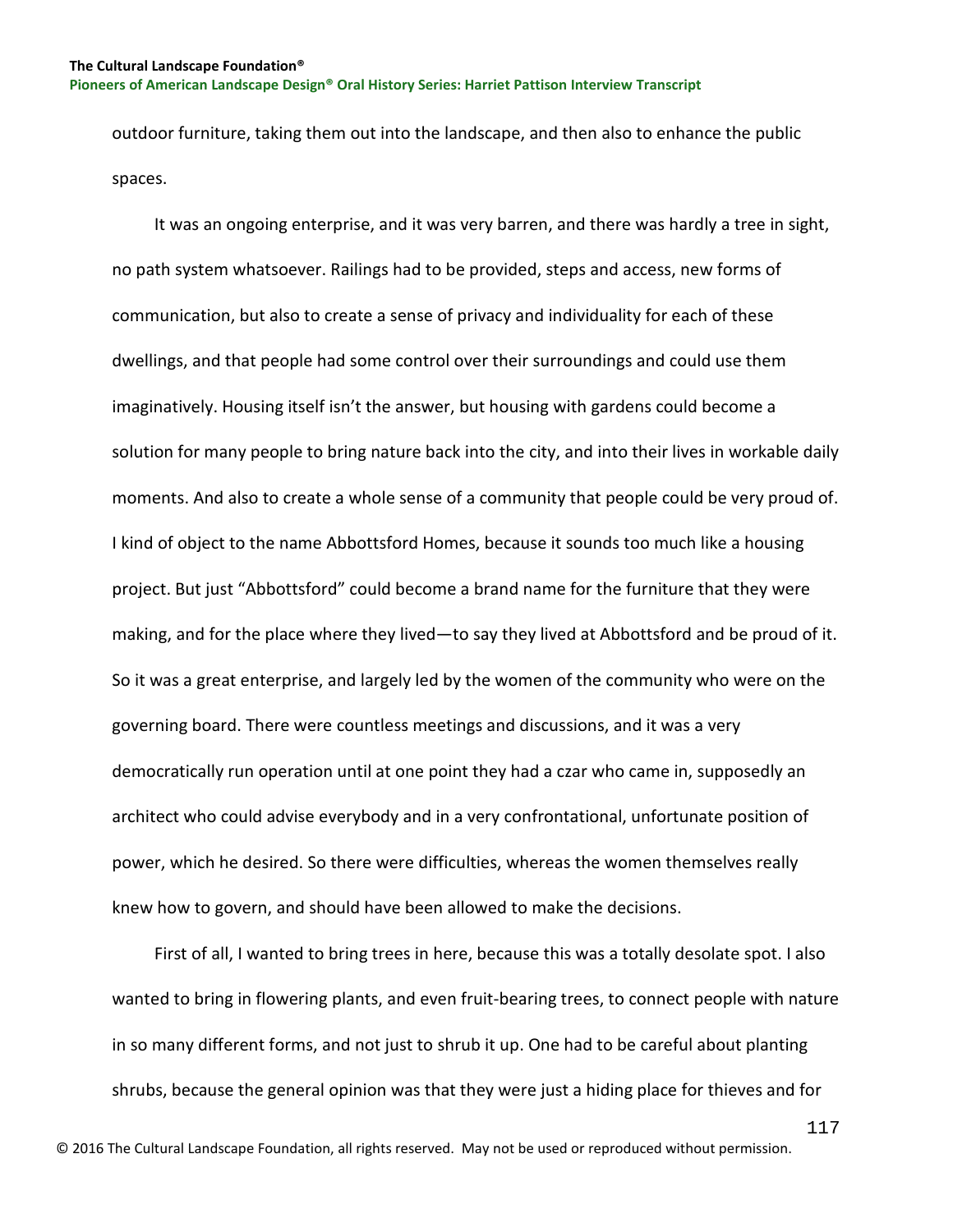outdoor furniture, taking them out into the landscape, and then also to enhance the public spaces.

It was an ongoing enterprise, and it was very barren, and there was hardly a tree in sight, no path system whatsoever. Railings had to be provided, steps and access, new forms of communication, but also to create a sense of privacy and individuality for each of these dwellings, and that people had some control over their surroundings and could use them imaginatively. Housing itself isn't the answer, but housing with gardens could become a solution for many people to bring nature back into the city, and into their lives in workable daily moments. And also to create a whole sense of a community that people could be very proud of. I kind of object to the name Abbottsford Homes, because it sounds too much like a housing project. But just "Abbottsford" could become a brand name for the furniture that they were making, and for the place where they lived—to say they lived at Abbottsford and be proud of it. So it was a great enterprise, and largely led by the women of the community who were on the governing board. There were countless meetings and discussions, and it was a very democratically run operation until at one point they had a czar who came in, supposedly an architect who could advise everybody and in a very confrontational, unfortunate position of power, which he desired. So there were difficulties, whereas the women themselves really knew how to govern, and should have been allowed to make the decisions.

First of all, I wanted to bring trees in here, because this was a totally desolate spot. I also wanted to bring in flowering plants, and even fruit-bearing trees, to connect people with nature in so many different forms, and not just to shrub it up. One had to be careful about planting shrubs, because the general opinion was that they were just a hiding place for thieves and for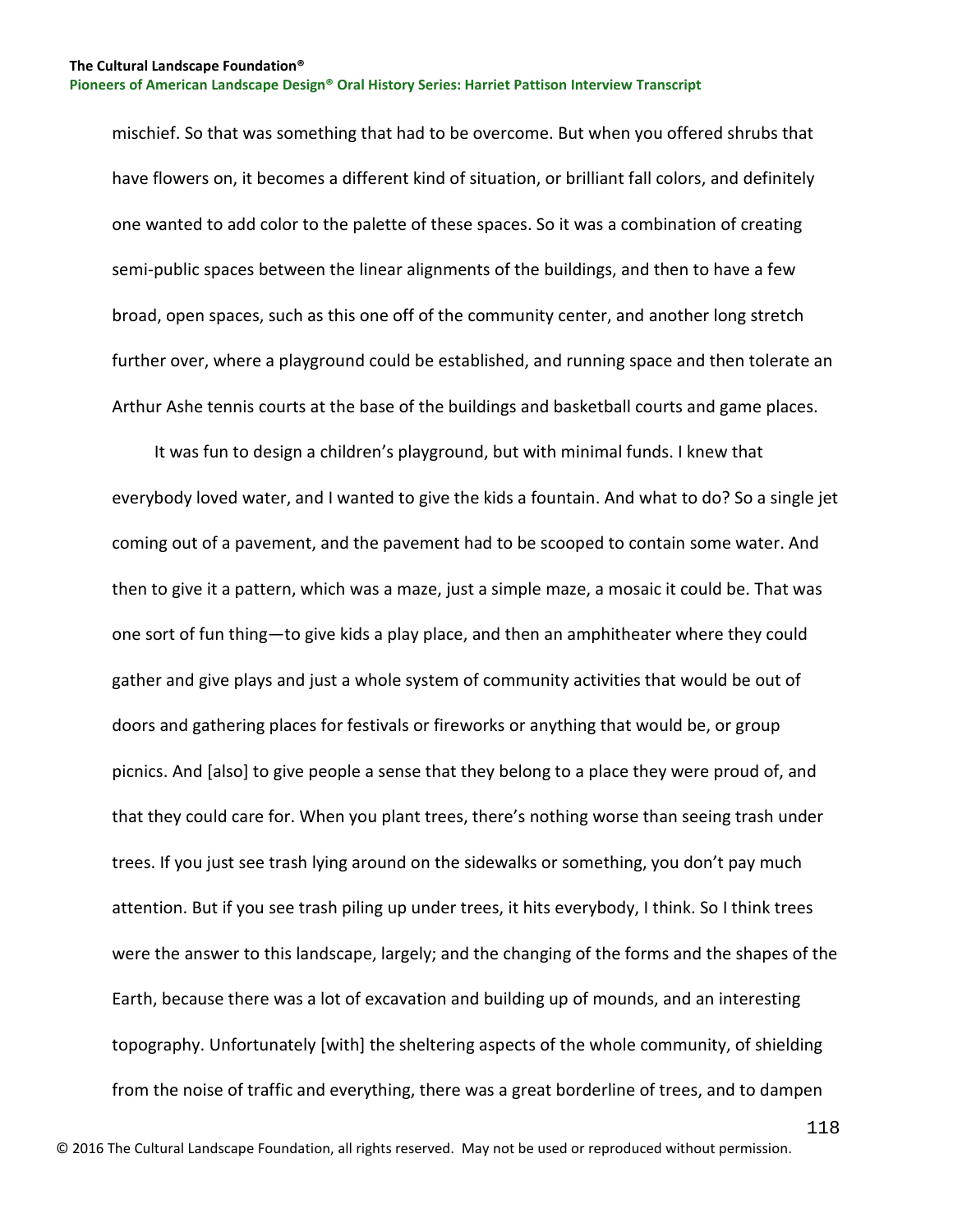mischief. So that was something that had to be overcome. But when you offered shrubs that have flowers on, it becomes a different kind of situation, or brilliant fall colors, and definitely one wanted to add color to the palette of these spaces. So it was a combination of creating semi-public spaces between the linear alignments of the buildings, and then to have a few broad, open spaces, such as this one off of the community center, and another long stretch further over, where a playground could be established, and running space and then tolerate an Arthur Ashe tennis courts at the base of the buildings and basketball courts and game places.

It was fun to design a children's playground, but with minimal funds. I knew that everybody loved water, and I wanted to give the kids a fountain. And what to do? So a single jet coming out of a pavement, and the pavement had to be scooped to contain some water. And then to give it a pattern, which was a maze, just a simple maze, a mosaic it could be. That was one sort of fun thing—to give kids a play place, and then an amphitheater where they could gather and give plays and just a whole system of community activities that would be out of doors and gathering places for festivals or fireworks or anything that would be, or group picnics. And [also] to give people a sense that they belong to a place they were proud of, and that they could care for. When you plant trees, there's nothing worse than seeing trash under trees. If you just see trash lying around on the sidewalks or something, you don't pay much attention. But if you see trash piling up under trees, it hits everybody, I think. So I think trees were the answer to this landscape, largely; and the changing of the forms and the shapes of the Earth, because there was a lot of excavation and building up of mounds, and an interesting topography. Unfortunately [with] the sheltering aspects of the whole community, of shielding from the noise of traffic and everything, there was a great borderline of trees, and to dampen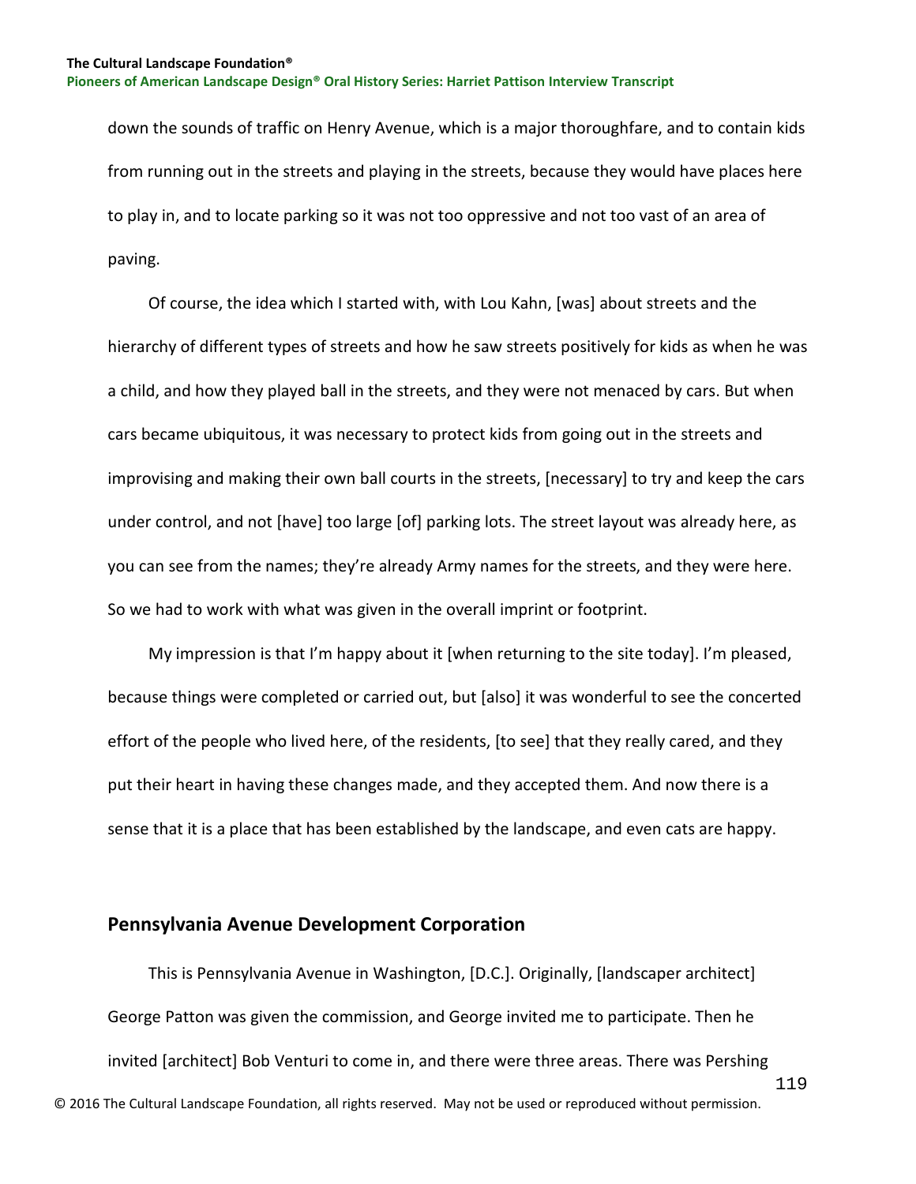down the sounds of traffic on Henry Avenue, which is a major thoroughfare, and to contain kids from running out in the streets and playing in the streets, because they would have places here to play in, and to locate parking so it was not too oppressive and not too vast of an area of paving.

Of course, the idea which I started with, with Lou Kahn, [was] about streets and the hierarchy of different types of streets and how he saw streets positively for kids as when he was a child, and how they played ball in the streets, and they were not menaced by cars. But when cars became ubiquitous, it was necessary to protect kids from going out in the streets and improvising and making their own ball courts in the streets, [necessary] to try and keep the cars under control, and not [have] too large [of] parking lots. The street layout was already here, as you can see from the names; they're already Army names for the streets, and they were here. So we had to work with what was given in the overall imprint or footprint.

My impression is that I'm happy about it [when returning to the site today]. I'm pleased, because things were completed or carried out, but [also] it was wonderful to see the concerted effort of the people who lived here, of the residents, [to see] that they really cared, and they put their heart in having these changes made, and they accepted them. And now there is a sense that it is a place that has been established by the landscape, and even cats are happy.

## Pennsylvania Avenue Development Corporation

This is Pennsylvania Avenue in Washington, [D.C.]. Originally, [landscaper architect] George Patton was given the commission, and George invited me to participate. Then he invited [architect] Bob Venturi to come in, and there were three areas. There was Pershing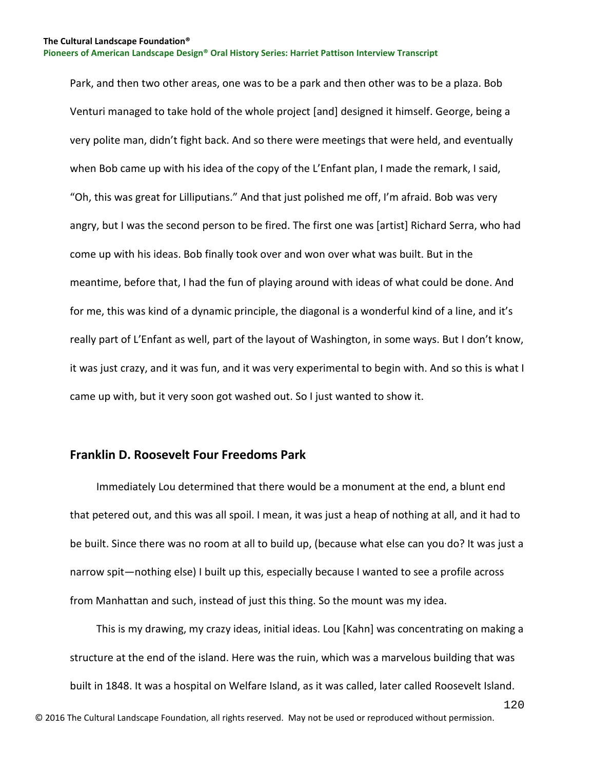Park, and then two other areas, one was to be a park and then other was to be a plaza. Bob Venturi managed to take hold of the whole project [and] designed it himself. George, being a very polite man, didn't fight back. And so there were meetings that were held, and eventually when Bob came up with his idea of the copy of the L'Enfant plan, I made the remark, I said, "Oh, this was great for Lilliputians." And that just polished me off, I'm afraid. Bob was very angry, but I was the second person to be fired. The first one was [artist] Richard Serra, who had come up with his ideas. Bob finally took over and won over what was built. But in the meantime, before that, I had the fun of playing around with ideas of what could be done. And for me, this was kind of a dynamic principle, the diagonal is a wonderful kind of a line, and it's really part of L'Enfant as well, part of the layout of Washington, in some ways. But I don't know, it was just crazy, and it was fun, and it was very experimental to begin with. And so this is what I came up with, but it very soon got washed out. So I just wanted to show it.

## Franklin D. Roosevelt Four Freedoms Park

Immediately Lou determined that there would be a monument at the end, a blunt end that petered out, and this was all spoil. I mean, it was just a heap of nothing at all, and it had to be built. Since there was no room at all to build up, (because what else can you do? It was just a narrow spit—nothing else) I built up this, especially because I wanted to see a profile across from Manhattan and such, instead of just this thing. So the mount was my idea.

This is my drawing, my crazy ideas, initial ideas. Lou [Kahn] was concentrating on making a structure at the end of the island. Here was the ruin, which was a marvelous building that was built in 1848. It was a hospital on Welfare Island, as it was called, later called Roosevelt Island.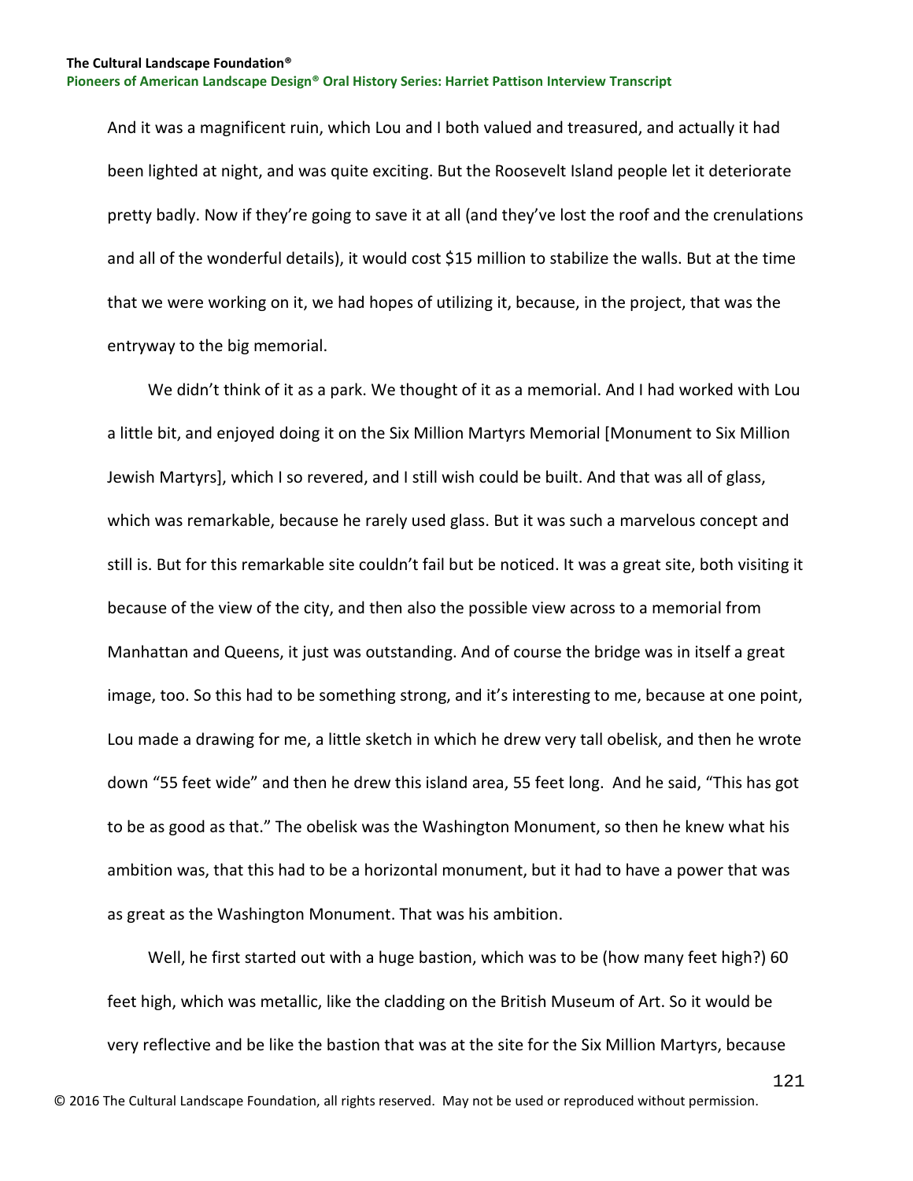And it was a magnificent ruin, which Lou and I both valued and treasured, and actually it had been lighted at night, and was quite exciting. But the Roosevelt Island people let it deteriorate pretty badly. Now if they're going to save it at all (and they've lost the roof and the crenulations and all of the wonderful details), it would cost $15 million to stabilize the walls. But at the time that we were working on it, we had hopes of utilizing it, because, in the project, that was the entryway to the big memorial.

We didn't think of it as a park. We thought of it as a memorial. And I had worked with Lou a little bit, and enjoyed doing it on the Six Million Martyrs Memorial [Monument to Six Million Jewish Martyrs], which I so revered, and I still wish could be built. And that was all of glass, which was remarkable, because he rarely used glass. But it was such a marvelous concept and still is. But for this remarkable site couldn't fail but be noticed. It was a great site, both visiting it because of the view of the city, and then also the possible view across to a memorial from Manhattan and Queens, it just was outstanding. And of course the bridge was in itself a great image, too. So this had to be something strong, and it's interesting to me, because at one point, Lou made a drawing for me, a little sketch in which he drew very tall obelisk, and then he wrote down "55 feet wide" and then he drew this island area, 55 feet long. And he said, "This has got to be as good as that." The obelisk was the Washington Monument, so then he knew what his ambition was, that this had to be a horizontal monument, but it had to have a power that was as great as the Washington Monument. That was his ambition.

Well, he first started out with a huge bastion, which was to be (how many feet high?) 60 feet high, which was metallic, like the cladding on the British Museum of Art. So it would be very reflective and be like the bastion that was at the site for the Six Million Martyrs, because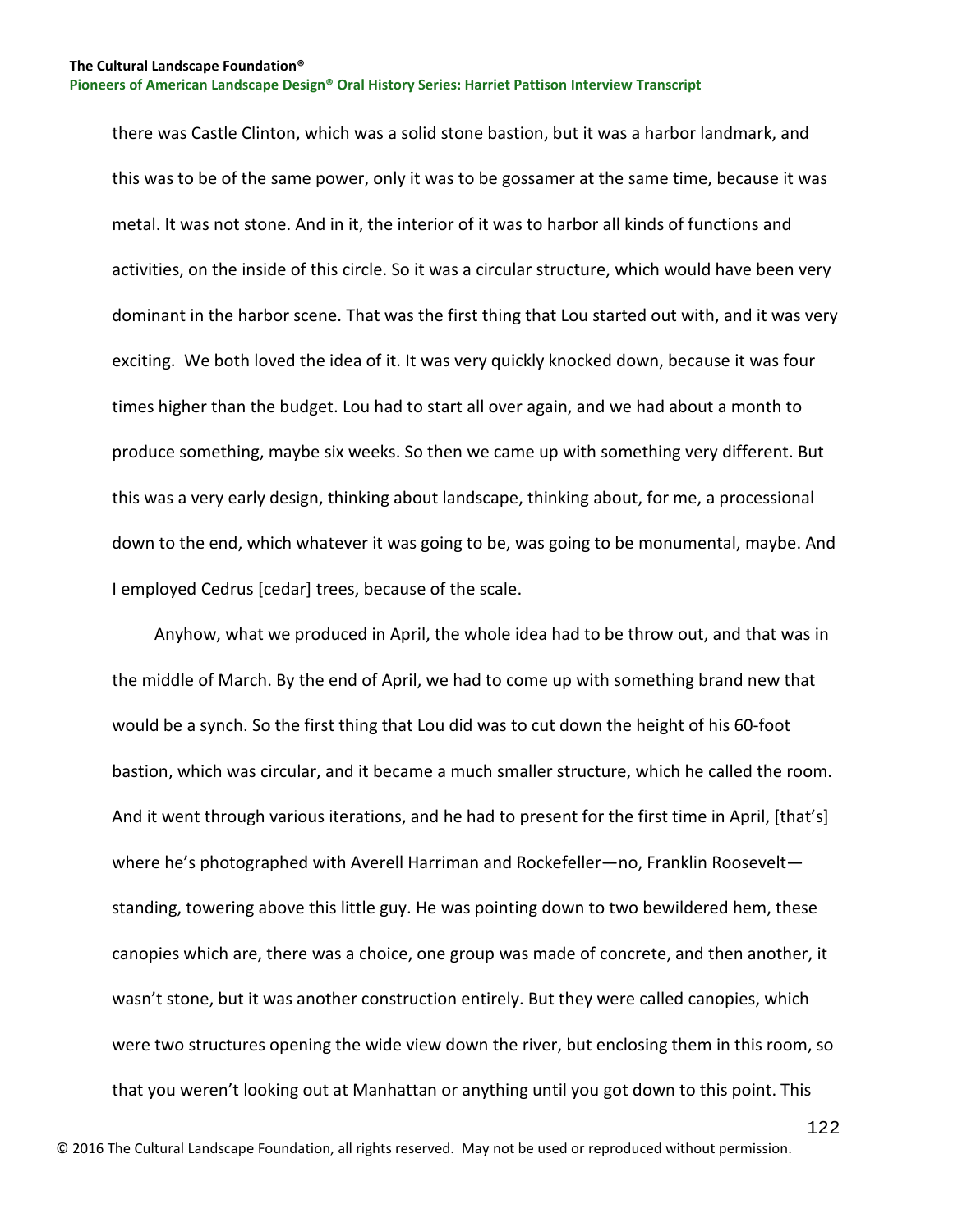there was Castle Clinton, which was a solid stone bastion, but it was a harbor landmark, and this was to be of the same power, only it was to be gossamer at the same time, because it was metal. It was not stone. And in it, the interior of it was to harbor all kinds of functions and activities, on the inside of this circle. So it was a circular structure, which would have been very dominant in the harbor scene. That was the first thing that Lou started out with, and it was very exciting. We both loved the idea of it. It was very quickly knocked down, because it was four times higher than the budget. Lou had to start all over again, and we had about a month to produce something, maybe six weeks. So then we came up with something very different. But this was a very early design, thinking about landscape, thinking about, for me, a processional down to the end, which whatever it was going to be, was going to be monumental, maybe. And I employed Cedrus [cedar] trees, because of the scale.

Anyhow, what we produced in April, the whole idea had to be throw out, and that was in the middle of March. By the end of April, we had to come up with something brand new that would be a synch. So the first thing that Lou did was to cut down the height of his 60-foot bastion, which was circular, and it became a much smaller structure, which he called the room. And it went through various iterations, and he had to present for the first time in April, [that's] where he's photographed with Averell Harriman and Rockefeller—no, Franklin Roosevelt—standing, towering above this little guy. He was pointing down to two bewildered hem, these canopies which are, there was a choice, one group was made of concrete, and then another, it wasn't stone, but it was another construction entirely. But they were called canopies, which were two structures opening the wide view down the river, but enclosing them in this room, so that you weren't looking out at Manhattan or anything until you got down to this point. This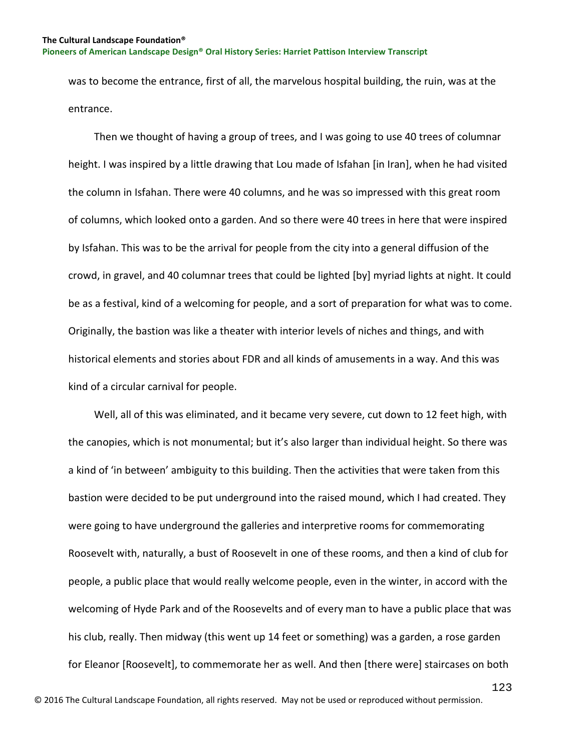was to become the entrance, first of all, the marvelous hospital building, the ruin, was at the entrance.

Then we thought of having a group of trees, and I was going to use 40 trees of columnar height. I was inspired by a little drawing that Lou made of Isfahan [in Iran], when he had visited the column in Isfahan. There were 40 columns, and he was so impressed with this great room of columns, which looked onto a garden. And so there were 40 trees in here that were inspired by Isfahan. This was to be the arrival for people from the city into a general diffusion of the crowd, in gravel, and 40 columnar trees that could be lighted [by] myriad lights at night. It could be as a festival, kind of a welcoming for people, and a sort of preparation for what was to come. Originally, the bastion was like a theater with interior levels of niches and things, and with historical elements and stories about FDR and all kinds of amusements in a way. And this was kind of a circular carnival for people.

Well, all of this was eliminated, and it became very severe, cut down to 12 feet high, with the canopies, which is not monumental; but it's also larger than individual height. So there was a kind of 'in between' ambiguity to this building. Then the activities that were taken from this bastion were decided to be put underground into the raised mound, which I had created. They were going to have underground the galleries and interpretive rooms for commemorating Roosevelt with, naturally, a bust of Roosevelt in one of these rooms, and then a kind of club for people, a public place that would really welcome people, even in the winter, in accord with the welcoming of Hyde Park and of the Roosevelts and of every man to have a public place that was his club, really. Then midway (this went up 14 feet or something) was a garden, a rose garden for Eleanor [Roosevelt], to commemorate her as well. And then [there were] staircases on both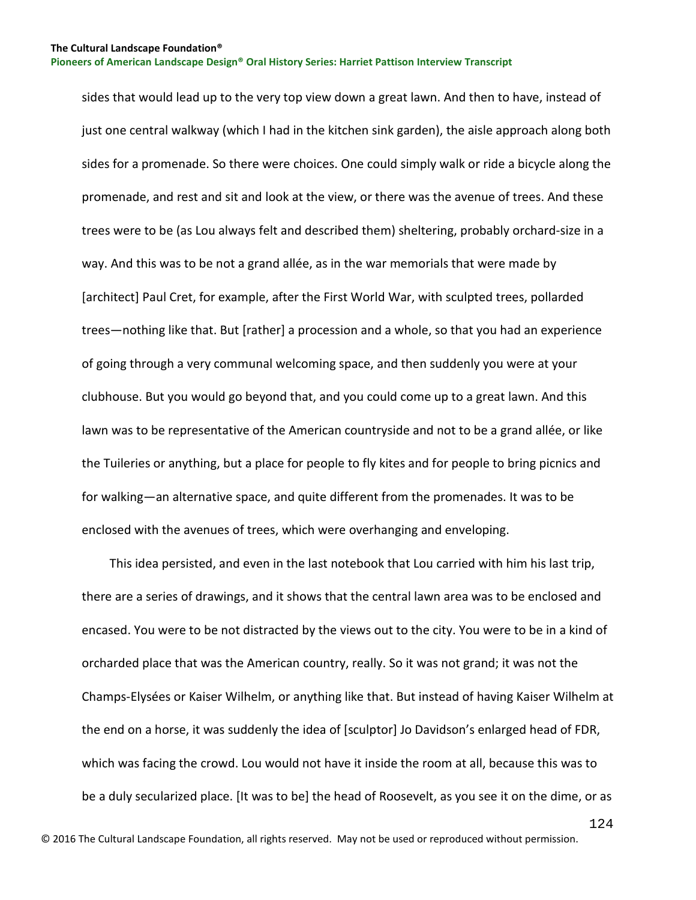sides that would lead up to the very top view down a great lawn. And then to have, instead of just one central walkway (which I had in the kitchen sink garden), the aisle approach along both sides for a promenade. So there were choices. One could simply walk or ride a bicycle along the promenade, and rest and sit and look at the view, or there was the avenue of trees. And these trees were to be (as Lou always felt and described them) sheltering, probably orchard-size in a way. And this was to be not a grand allée, as in the war memorials that were made by [architect] Paul Cret, for example, after the First World War, with sculpted trees, pollarded trees—nothing like that. But [rather] a procession and a whole, so that you had an experience of going through a very communal welcoming space, and then suddenly you were at your clubhouse. But you would go beyond that, and you could come up to a great lawn. And this lawn was to be representative of the American countryside and not to be a grand allée, or like the Tuileries or anything, but a place for people to fly kites and for people to bring picnics and for walking—an alternative space, and quite different from the promenades. It was to be enclosed with the avenues of trees, which were overhanging and enveloping.

This idea persisted, and even in the last notebook that Lou carried with him his last trip, there are a series of drawings, and it shows that the central lawn area was to be enclosed and encased. You were to be not distracted by the views out to the city. You were to be in a kind of orcharded place that was the American country, really. So it was not grand; it was not the Champs-Elysées or Kaiser Wilhelm, or anything like that. But instead of having Kaiser Wilhelm at the end on a horse, it was suddenly the idea of [sculptor] Jo Davidson's enlarged head of FDR, which was facing the crowd. Lou would not have it inside the room at all, because this was to be a duly secularized place. [It was to be] the head of Roosevelt, as you see it on the dime, or as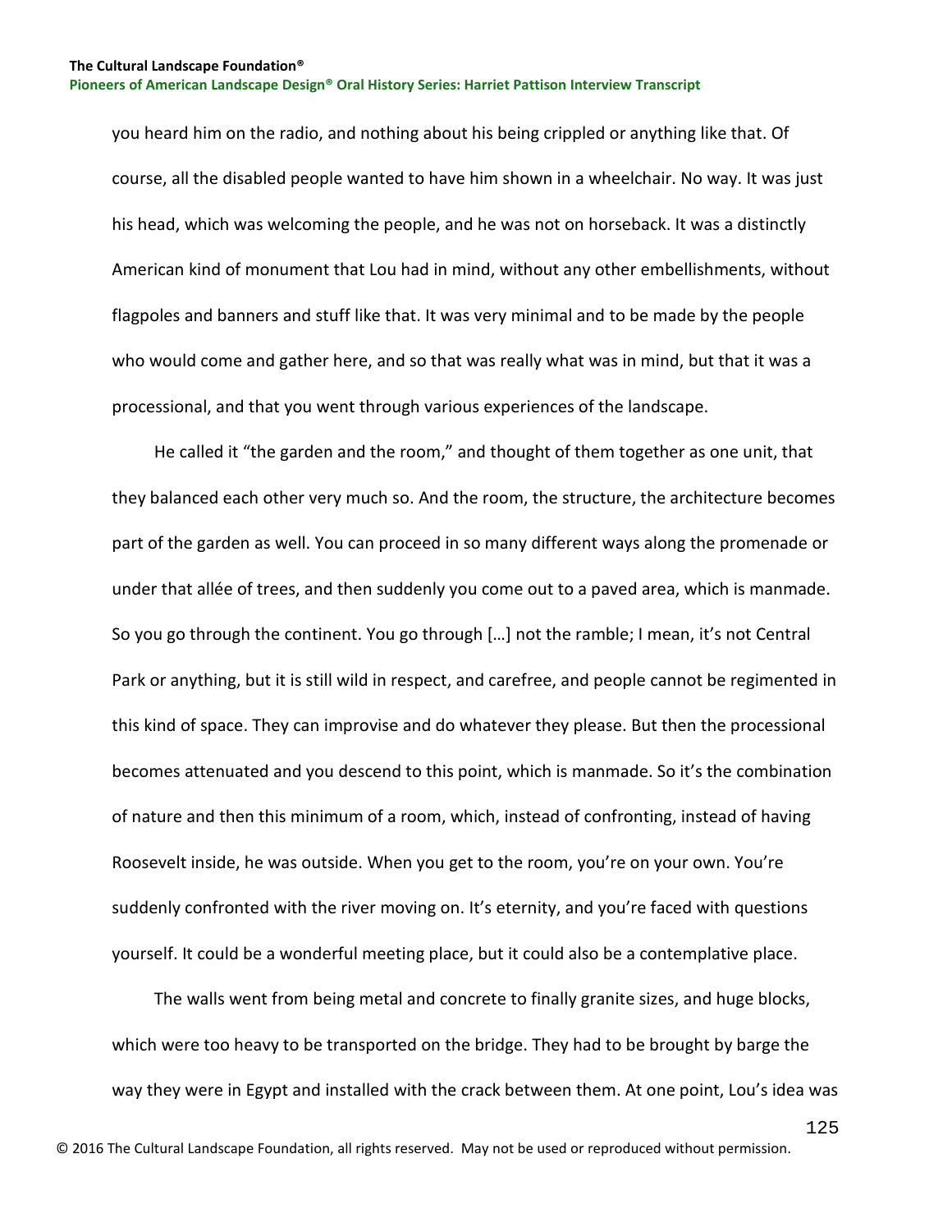you heard him on the radio, and nothing about his being crippled or anything like that. Of course, all the disabled people wanted to have him shown in a wheelchair. No way. It was just his head, which was welcoming the people, and he was not on horseback. It was a distinctly American kind of monument that Lou had in mind, without any other embellishments, without flagpoles and banners and stuff like that. It was very minimal and to be made by the people who would come and gather here, and so that was really what was in mind, but that it was a processional, and that you went through various experiences of the landscape.

He called it "the garden and the room," and thought of them together as one unit, that they balanced each other very much so. And the room, the structure, the architecture becomes part of the garden as well. You can proceed in so many different ways along the promenade or under that allée of trees, and then suddenly you come out to a paved area, which is manmade. So you go through the continent. You go through […] not the ramble; I mean, it's not Central Park or anything, but it is still wild in respect, and carefree, and people cannot be regimented in this kind of space. They can improvise and do whatever they please. But then the processional becomes attenuated and you descend to this point, which is manmade. So it's the combination of nature and then this minimum of a room, which, instead of confronting, instead of having Roosevelt inside, he was outside. When you get to the room, you're on your own. You're suddenly confronted with the river moving on. It's eternity, and you're faced with questions yourself. It could be a wonderful meeting place, but it could also be a contemplative place.

The walls went from being metal and concrete to finally granite sizes, and huge blocks, which were too heavy to be transported on the bridge. They had to be brought by barge the way they were in Egypt and installed with the crack between them. At one point, Lou's idea was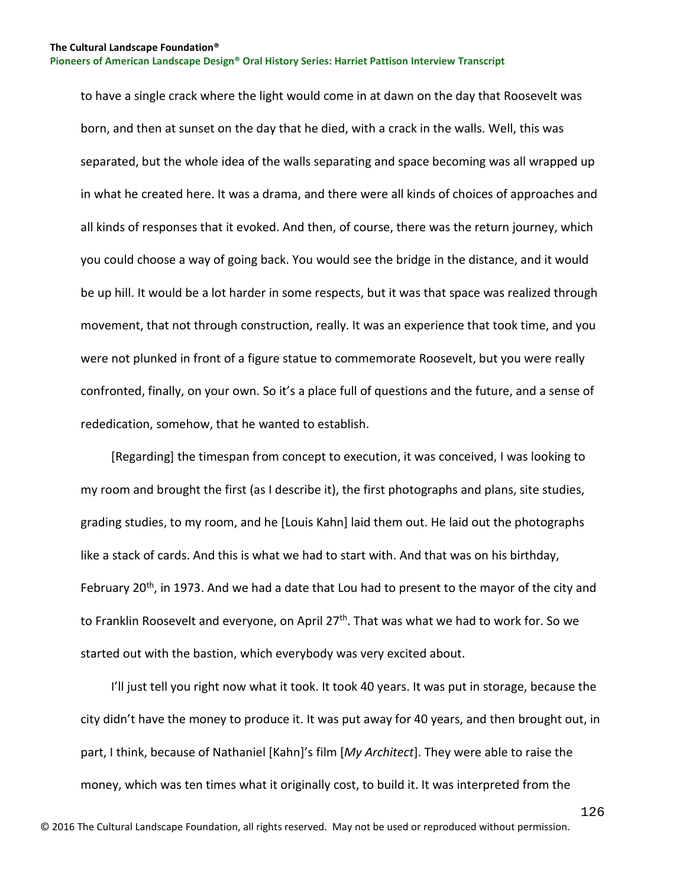to have a single crack where the light would come in at dawn on the day that Roosevelt was born, and then at sunset on the day that he died, with a crack in the walls. Well, this was separated, but the whole idea of the walls separating and space becoming was all wrapped up in what he created here. It was a drama, and there were all kinds of choices of approaches and all kinds of responses that it evoked. And then, of course, there was the return journey, which you could choose a way of going back. You would see the bridge in the distance, and it would be up hill. It would be a lot harder in some respects, but it was that space was realized through movement, that not through construction, really. It was an experience that took time, and you were not plunked in front of a figure statue to commemorate Roosevelt, but you were really confronted, finally, on your own. So it's a place full of questions and the future, and a sense of rededication, somehow, that he wanted to establish.

[Regarding] the timespan from concept to execution, it was conceived, I was looking to my room and brought the first (as I describe it), the first photographs and plans, site studies, grading studies, to my room, and he [Louis Kahn] laid them out. He laid out the photographs like a stack of cards. And this is what we had to start with. And that was on his birthday, February 20th, in 1973. And we had a date that Lou had to present to the mayor of the city and to Franklin Roosevelt and everyone, on April 27th. That was what we had to work for. So we started out with the bastion, which everybody was very excited about.

I'll just tell you right now what it took. It took 40 years. It was put in storage, because the city didn't have the money to produce it. It was put away for 40 years, and then brought out, in part, I think, because of Nathaniel [Kahn]'s film [*My Architect*]. They were able to raise the money, which was ten times what it originally cost, to build it. It was interpreted from the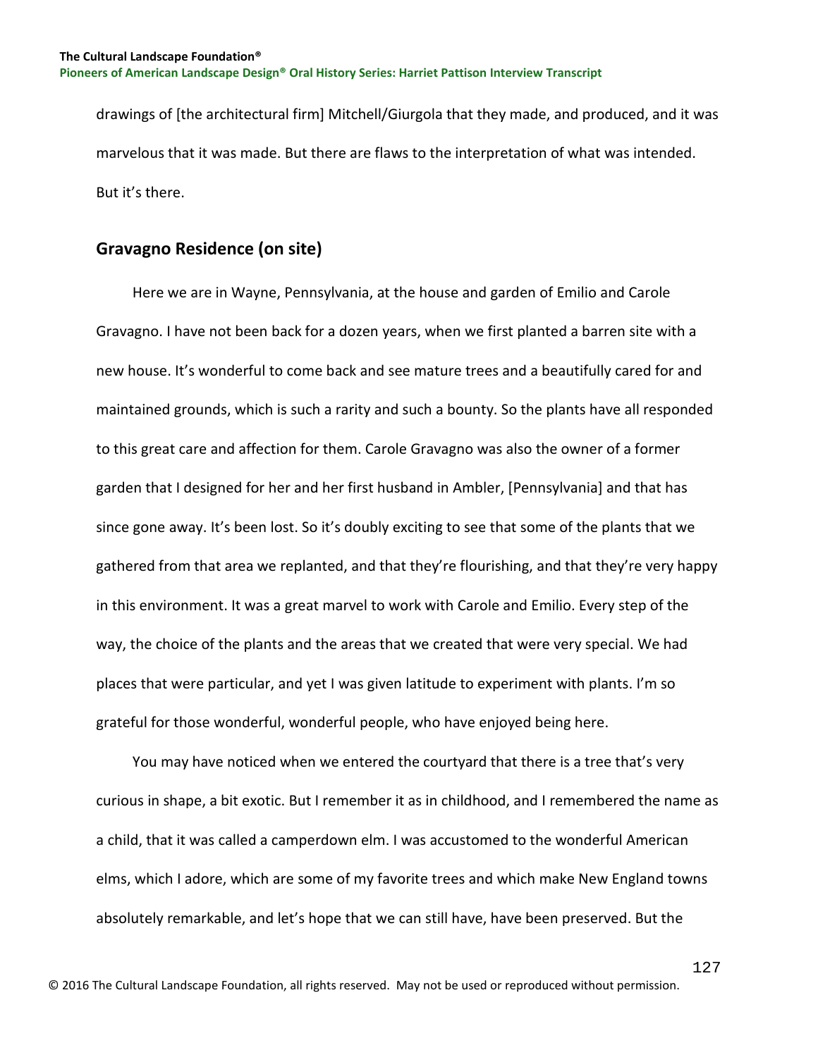drawings of [the architectural firm] Mitchell/Giurgola that they made, and produced, and it was marvelous that it was made. But there are flaws to the interpretation of what was intended. But it's there.

## Gravagno Residence (on site)

Here we are in Wayne, Pennsylvania, at the house and garden of Emilio and Carole Gravagno. I have not been back for a dozen years, when we first planted a barren site with a new house. It's wonderful to come back and see mature trees and a beautifully cared for and maintained grounds, which is such a rarity and such a bounty. So the plants have all responded to this great care and affection for them. Carole Gravagno was also the owner of a former garden that I designed for her and her first husband in Ambler, [Pennsylvania] and that has since gone away. It's been lost. So it's doubly exciting to see that some of the plants that we gathered from that area we replanted, and that they're flourishing, and that they're very happy in this environment. It was a great marvel to work with Carole and Emilio. Every step of the way, the choice of the plants and the areas that we created that were very special. We had places that were particular, and yet I was given latitude to experiment with plants. I'm so grateful for those wonderful, wonderful people, who have enjoyed being here.

You may have noticed when we entered the courtyard that there is a tree that's very curious in shape, a bit exotic. But I remember it as in childhood, and I remembered the name as a child, that it was called a camperdown elm. I was accustomed to the wonderful American elms, which I adore, which are some of my favorite trees and which make New England towns absolutely remarkable, and let's hope that we can still have, have been preserved. But the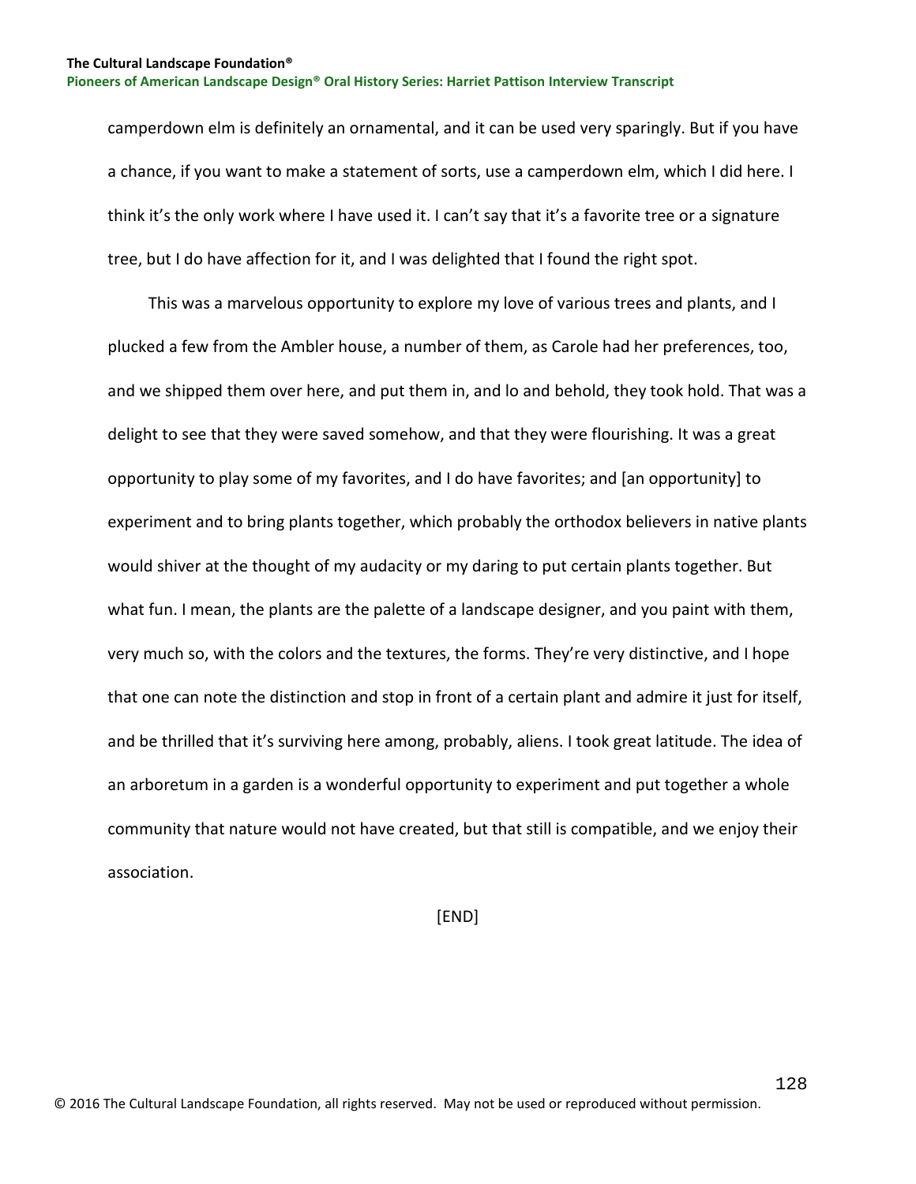camperdown elm is definitely an ornamental, and it can be used very sparingly. But if you have a chance, if you want to make a statement of sorts, use a camperdown elm, which I did here. I think it's the only work where I have used it. I can't say that it's a favorite tree or a signature tree, but I do have affection for it, and I was delighted that I found the right spot.

This was a marvelous opportunity to explore my love of various trees and plants, and I plucked a few from the Ambler house, a number of them, as Carole had her preferences, too, and we shipped them over here, and put them in, and lo and behold, they took hold. That was a delight to see that they were saved somehow, and that they were flourishing. It was a great opportunity to play some of my favorites, and I do have favorites; and [an opportunity] to experiment and to bring plants together, which probably the orthodox believers in native plants would shiver at the thought of my audacity or my daring to put certain plants together. But what fun. I mean, the plants are the palette of a landscape designer, and you paint with them, very much so, with the colors and the textures, the forms. They're very distinctive, and I hope that one can note the distinction and stop in front of a certain plant and admire it just for itself, and be thrilled that it's surviving here among, probably, aliens. I took great latitude. The idea of an arboretum in a garden is a wonderful opportunity to experiment and put together a whole community that nature would not have created, but that still is compatible, and we enjoy their association.

[END]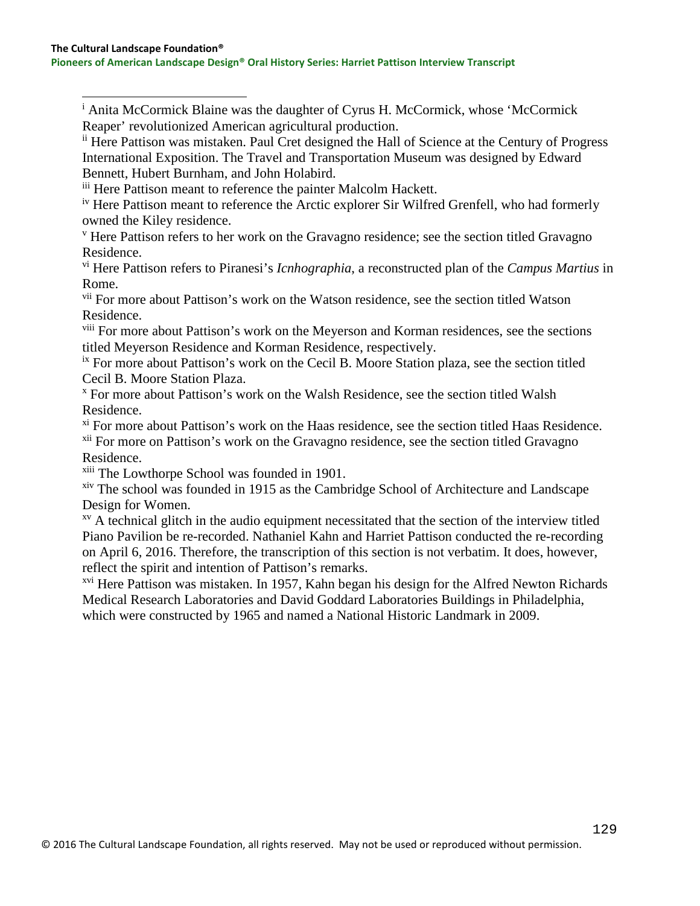[i] Anita McCormick Blaine was the daughter of Cyrus H. McCormick, whose 'McCormick Reaper' revolutionized American agricultural production.

[ii] Here Pattison was mistaken. Paul Cret designed the Hall of Science at the Century of Progress International Exposition. The Travel and Transportation Museum was designed by Edward Bennett, Hubert Burnham, and John Holabird.

[iii] Here Pattison meant to reference the painter Malcolm Hackett.

[iv] Here Pattison meant to reference the Arctic explorer Sir Wilfred Grenfell, who had formerly owned the Kiley residence.

[v] Here Pattison refers to her work on the Gravagno residence; see the section titled Gravagno Residence.

[vi] Here Pattison refers to Piranesi's *Icnhographia*, a reconstructed plan of the *Campus Martius* in Rome.

[vii] For more about Pattison's work on the Watson residence, see the section titled Watson Residence.

[viii] For more about Pattison's work on the Meyerson and Korman residences, see the sections titled Meyerson Residence and Korman Residence, respectively.

[ix] For more about Pattison's work on the Cecil B. Moore Station plaza, see the section titled Cecil B. Moore Station Plaza.

[x] For more about Pattison's work on the Walsh Residence, see the section titled Walsh Residence.

[xi] For more about Pattison's work on the Haas residence, see the section titled Haas Residence.

[xii] For more on Pattison's work on the Gravagno residence, see the section titled Gravagno Residence.

[xiii] The Lowthorpe School was founded in 1901.

[xiv] The school was founded in 1915 as the Cambridge School of Architecture and Landscape Design for Women.

[xv] A technical glitch in the audio equipment necessitated that the section of the interview titled Piano Pavilion be re-recorded. Nathaniel Kahn and Harriet Pattison conducted the re-recording on April 6, 2016. Therefore, the transcription of this section is not verbatim. It does, however, reflect the spirit and intention of Pattison's remarks.

[xvi] Here Pattison was mistaken. In 1957, Kahn began his design for the Alfred Newton Richards Medical Research Laboratories and David Goddard Laboratories Buildings in Philadelphia, which were constructed by 1965 and named a National Historic Landmark in 2009.